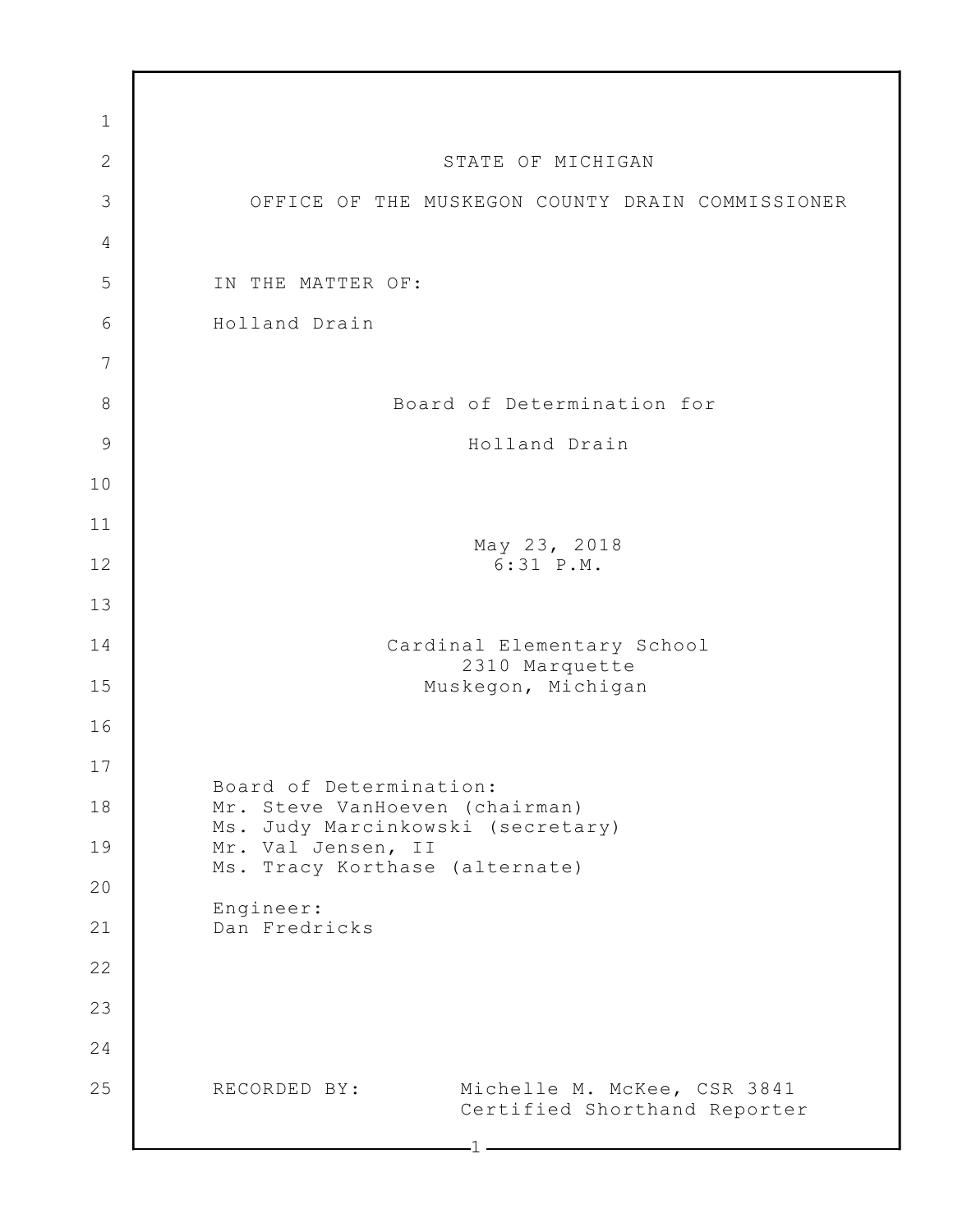STATE OF MICHIGAN

OFFICE OF THE MUSKEGON COUNTY DRAIN COMMISSIONER

IN THE MATTER OF:

Holland Drain

Board of Determination for

Holland Drain

May 23, 2018
6:31 P.M.

Cardinal Elementary School
2310 Marquette
Muskegon, Michigan

Board of Determination:
Mr. Steve VanHoeven (chairman)
Ms. Judy Marcinkowski (secretary)
Mr. Val Jensen, II
Ms. Tracy Korthase (alternate)

Engineer:
Dan Fredricks

RECORDED BY: Michelle M. McKee, CSR 3841
Certified Shorthand Reporter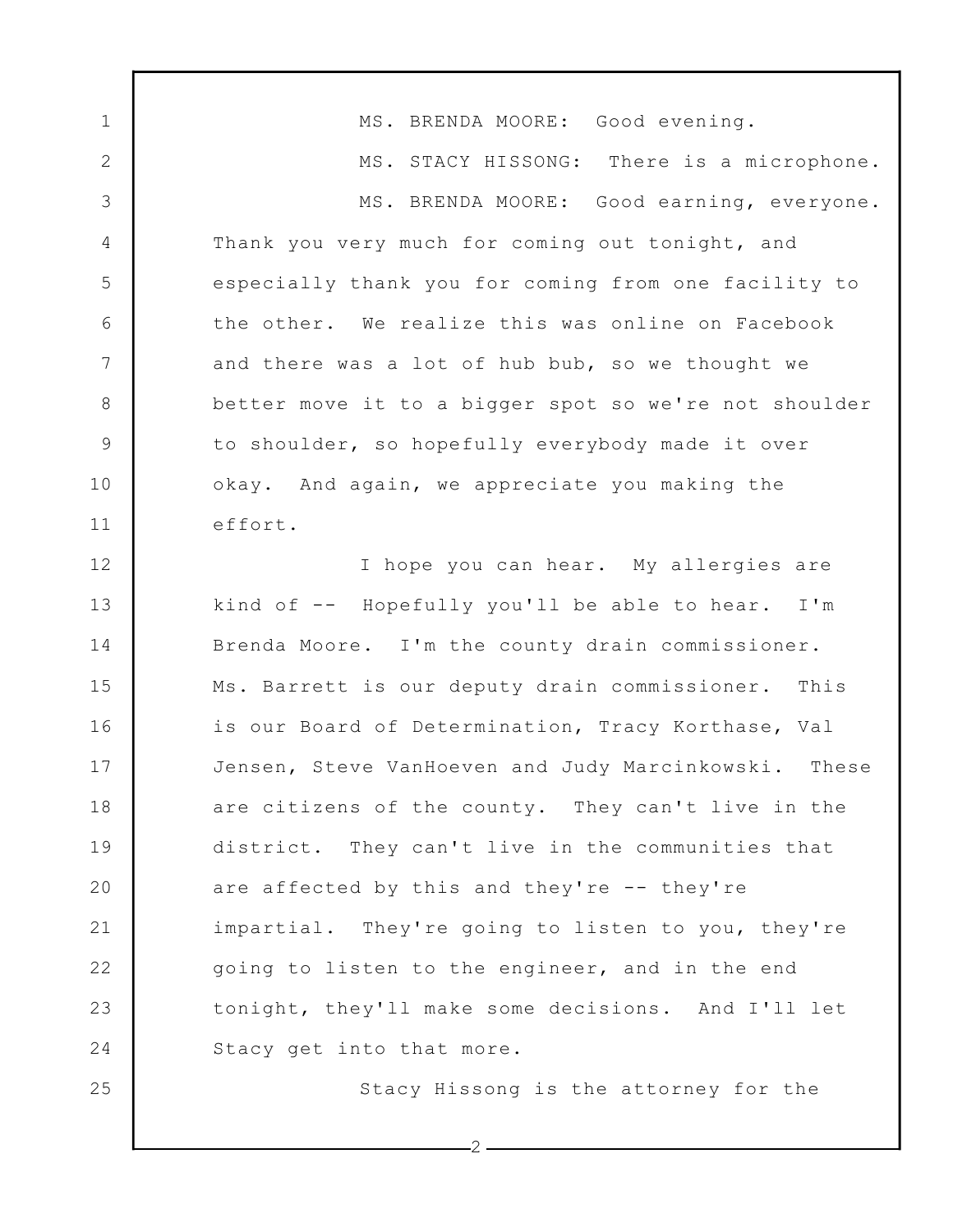MS. BRENDA MOORE: Good evening.

MS. STACY HISSONG: There is a microphone.

MS. BRENDA MOORE: Good earning, everyone. Thank you very much for coming out tonight, and especially thank you for coming from one facility to the other. We realize this was online on Facebook and there was a lot of hub bub, so we thought we better move it to a bigger spot so we're not shoulder to shoulder, so hopefully everybody made it over okay. And again, we appreciate you making the effort.

I hope you can hear. My allergies are kind of -- Hopefully you'll be able to hear. I'm Brenda Moore. I'm the county drain commissioner. Ms. Barrett is our deputy drain commissioner. This is our Board of Determination, Tracy Korthase, Val Jensen, Steve VanHoeven and Judy Marcinkowski. These are citizens of the county. They can't live in the district. They can't live in the communities that are affected by this and they're -- they're impartial. They're going to listen to you, they're going to listen to the engineer, and in the end tonight, they'll make some decisions. And I'll let Stacy get into that more.

Stacy Hissong is the attorney for the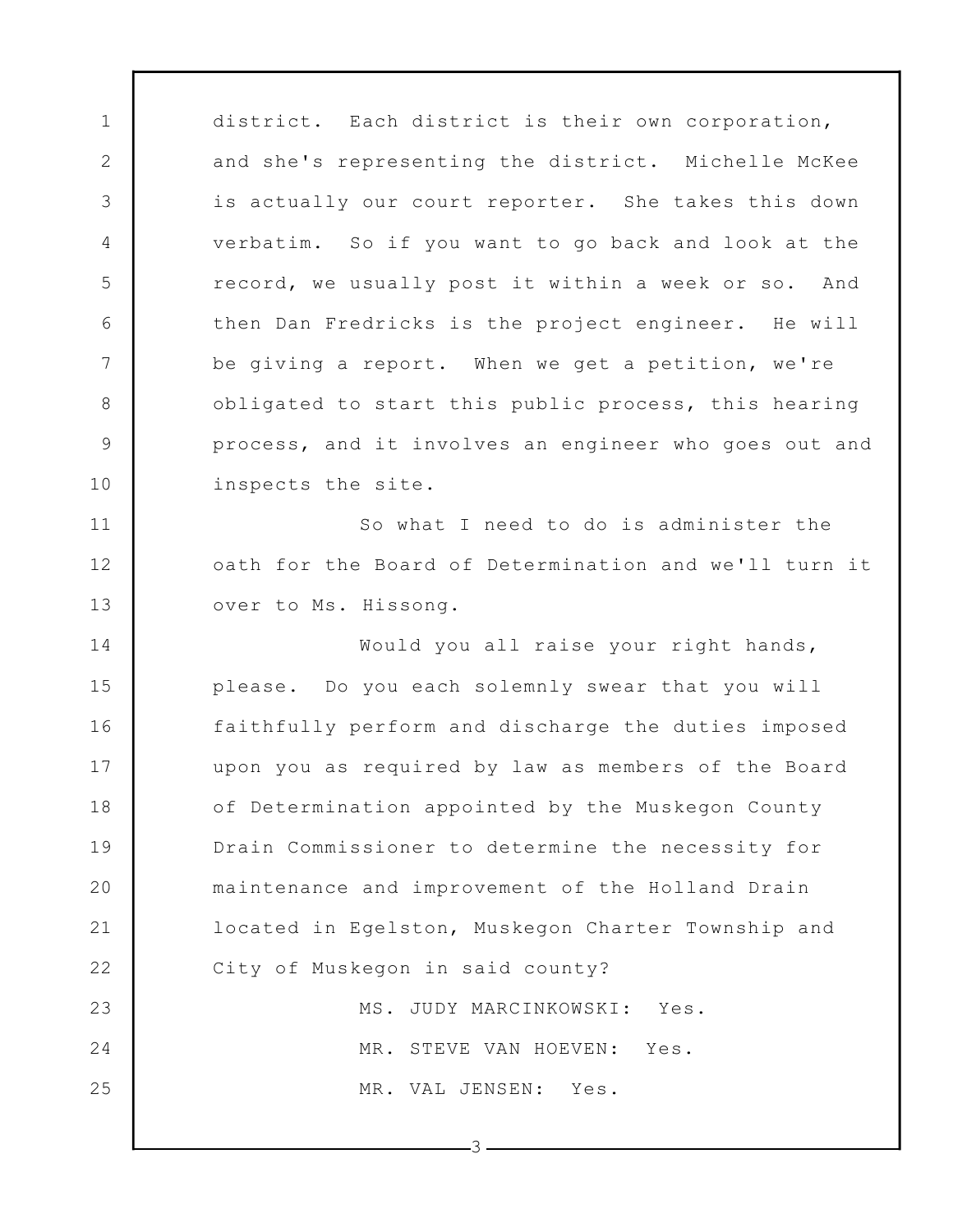district. Each district is their own corporation, and she's representing the district. Michelle McKee is actually our court reporter. She takes this down verbatim. So if you want to go back and look at the record, we usually post it within a week or so. And then Dan Fredricks is the project engineer. He will be giving a report. When we get a petition, we're obligated to start this public process, this hearing process, and it involves an engineer who goes out and inspects the site.

So what I need to do is administer the oath for the Board of Determination and we'll turn it over to Ms. Hissong.

Would you all raise your right hands, please. Do you each solemnly swear that you will faithfully perform and discharge the duties imposed upon you as required by law as members of the Board of Determination appointed by the Muskegon County Drain Commissioner to determine the necessity for maintenance and improvement of the Holland Drain located in Egelston, Muskegon Charter Township and City of Muskegon in said county?

MS. JUDY MARCINKOWSKI: Yes.

MR. STEVE VAN HOEVEN: Yes.

MR. VAL JENSEN: Yes.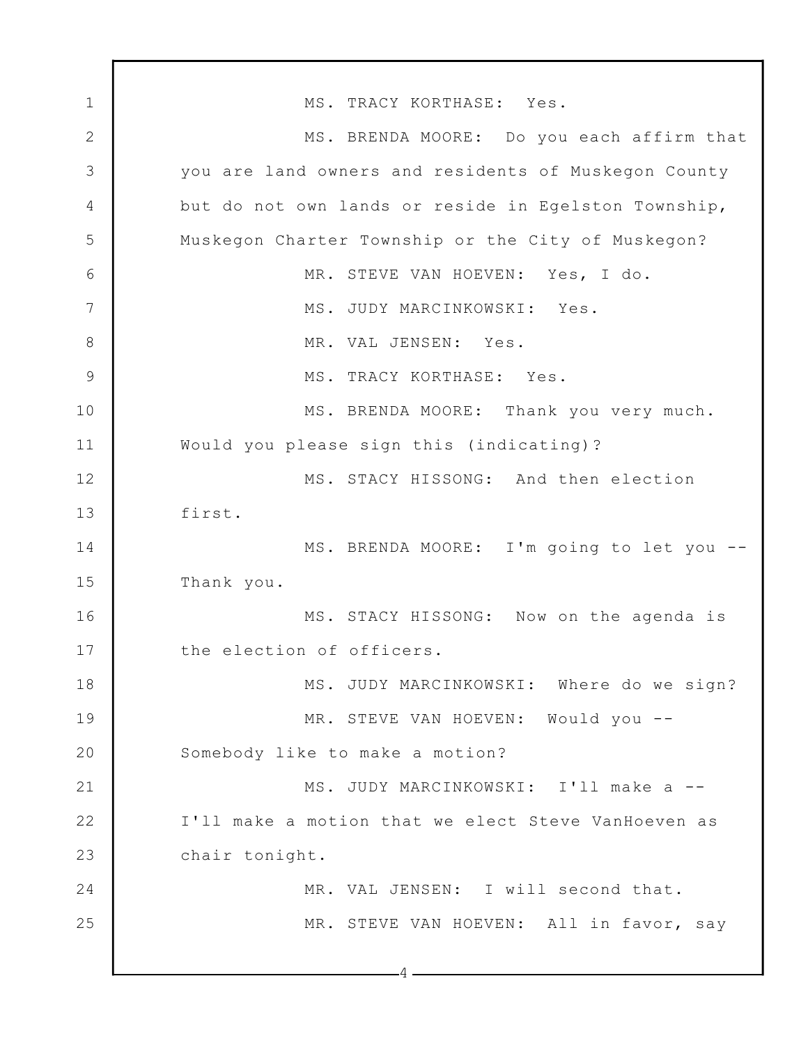MS. TRACY KORTHASE: Yes.

MS. BRENDA MOORE: Do you each affirm that you are land owners and residents of Muskegon County but do not own lands or reside in Egelston Township, Muskegon Charter Township or the City of Muskegon?

MR. STEVE VAN HOEVEN: Yes, I do.

MS. JUDY MARCINKOWSKI: Yes.

MR. VAL JENSEN: Yes.

MS. TRACY KORTHASE: Yes.

MS. BRENDA MOORE: Thank you very much. Would you please sign this (indicating)?

MS. STACY HISSONG: And then election first.

MS. BRENDA MOORE: I'm going to let you -- Thank you.

MS. STACY HISSONG: Now on the agenda is the election of officers.

MS. JUDY MARCINKOWSKI: Where do we sign?

MR. STEVE VAN HOEVEN: Would you -- Somebody like to make a motion?

MS. JUDY MARCINKOWSKI: I'll make a -- I'll make a motion that we elect Steve VanHoeven as chair tonight.

MR. VAL JENSEN: I will second that.

MR. STEVE VAN HOEVEN: All in favor, say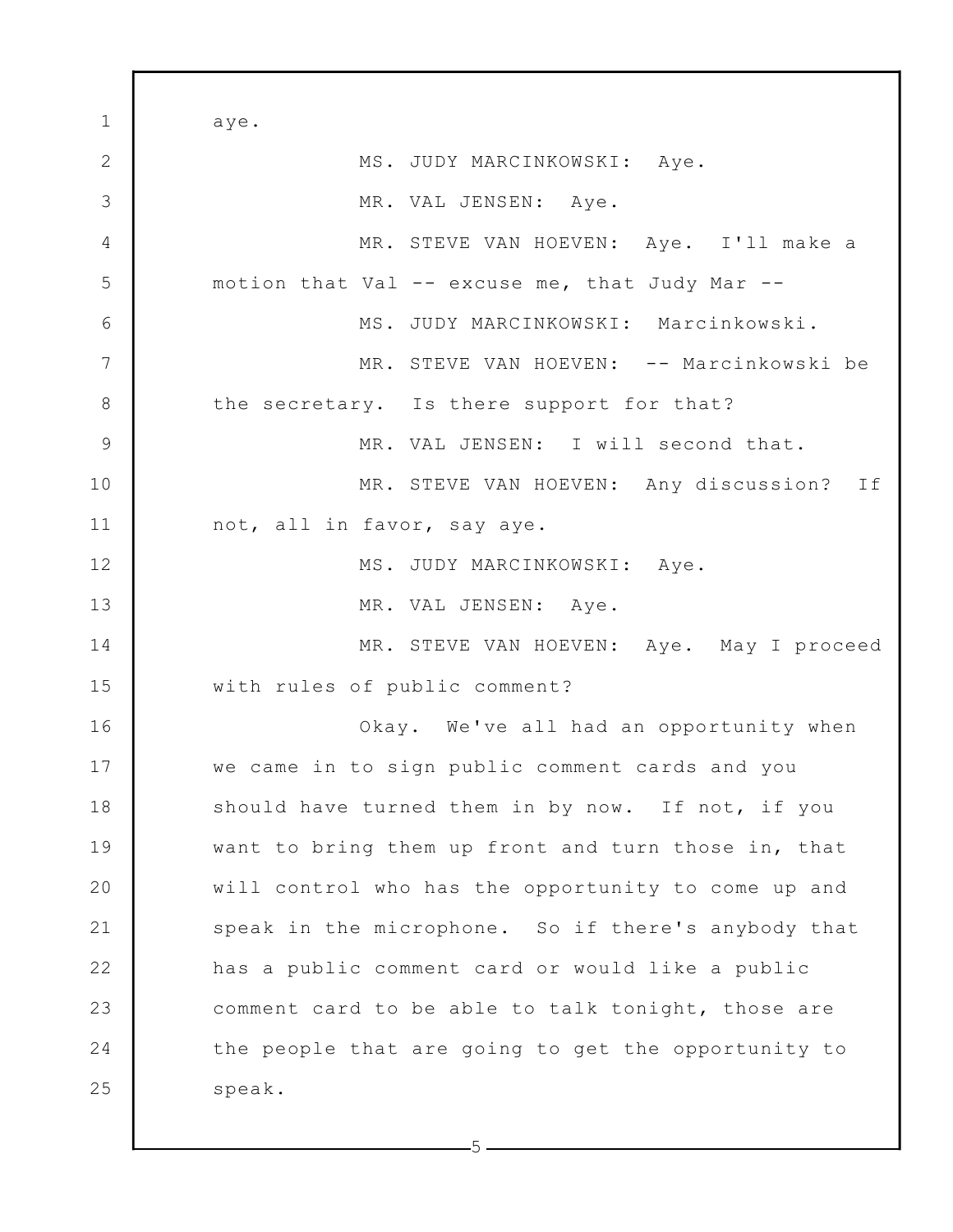aye.

MS. JUDY MARCINKOWSKI: Aye.

MR. VAL JENSEN: Aye.

MR. STEVE VAN HOEVEN: Aye. I'll make a motion that Val -- excuse me, that Judy Mar --

MS. JUDY MARCINKOWSKI: Marcinkowski.

MR. STEVE VAN HOEVEN: -- Marcinkowski be the secretary. Is there support for that?

MR. VAL JENSEN: I will second that.

MR. STEVE VAN HOEVEN: Any discussion? If not, all in favor, say aye.

MS. JUDY MARCINKOWSKI: Aye.

MR. VAL JENSEN: Aye.

MR. STEVE VAN HOEVEN: Aye. May I proceed with rules of public comment?

Okay. We've all had an opportunity when we came in to sign public comment cards and you should have turned them in by now. If not, if you want to bring them up front and turn those in, that will control who has the opportunity to come up and speak in the microphone. So if there's anybody that has a public comment card or would like a public comment card to be able to talk tonight, those are the people that are going to get the opportunity to speak.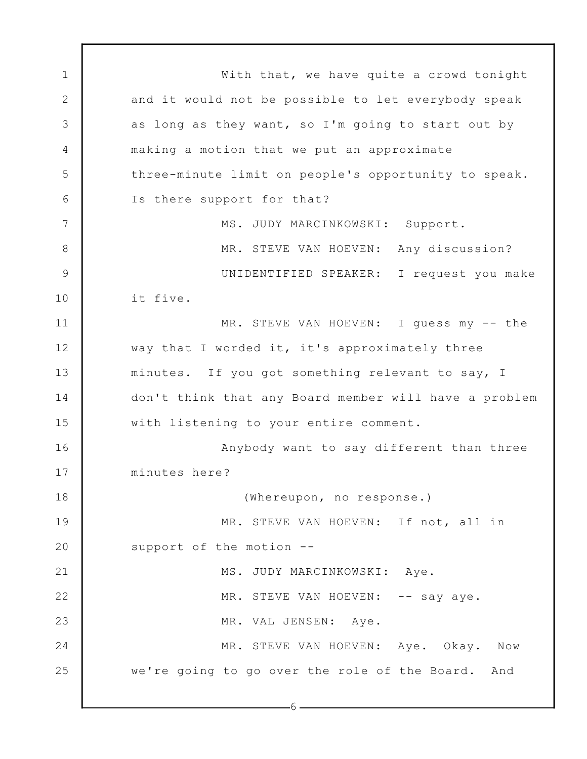With that, we have quite a crowd tonight and it would not be possible to let everybody speak as long as they want, so I'm going to start out by making a motion that we put an approximate three-minute limit on people's opportunity to speak. Is there support for that?

MS. JUDY MARCINKOWSKI: Support.

MR. STEVE VAN HOEVEN: Any discussion?

UNIDENTIFIED SPEAKER: I request you make it five.

MR. STEVE VAN HOEVEN: I guess my -- the way that I worded it, it's approximately three minutes. If you got something relevant to say, I don't think that any Board member will have a problem with listening to your entire comment.

Anybody want to say different than three minutes here?

(Whereupon, no response.)

MR. STEVE VAN HOEVEN: If not, all in support of the motion --

MS. JUDY MARCINKOWSKI: Aye.

MR. STEVE VAN HOEVEN: -- say aye.

MR. VAL JENSEN: Aye.

MR. STEVE VAN HOEVEN: Aye. Okay. Now we're going to go over the role of the Board. And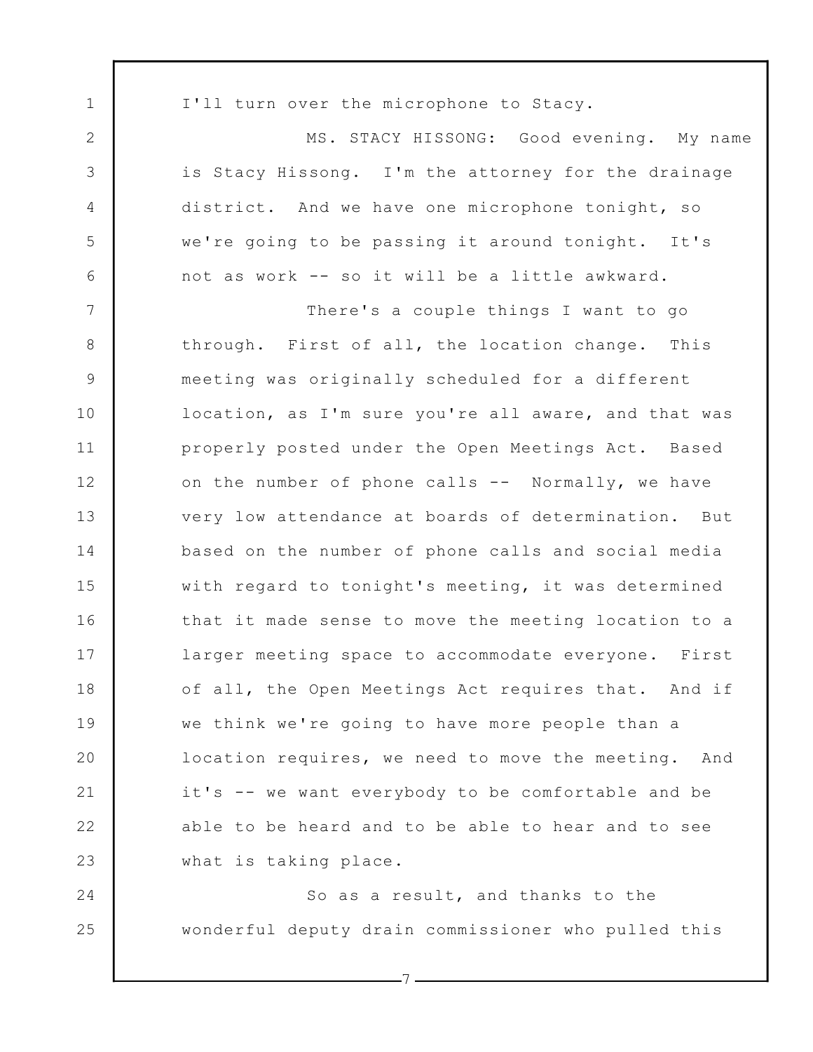I'll turn over the microphone to Stacy.

MS. STACY HISSONG: Good evening. My name is Stacy Hissong. I'm the attorney for the drainage district. And we have one microphone tonight, so we're going to be passing it around tonight. It's not as work -- so it will be a little awkward.

There's a couple things I want to go through. First of all, the location change. This meeting was originally scheduled for a different location, as I'm sure you're all aware, and that was properly posted under the Open Meetings Act. Based on the number of phone calls -- Normally, we have very low attendance at boards of determination. But based on the number of phone calls and social media with regard to tonight's meeting, it was determined that it made sense to move the meeting location to a larger meeting space to accommodate everyone. First of all, the Open Meetings Act requires that. And if we think we're going to have more people than a location requires, we need to move the meeting. And it's -- we want everybody to be comfortable and be able to be heard and to be able to hear and to see what is taking place.

So as a result, and thanks to the wonderful deputy drain commissioner who pulled this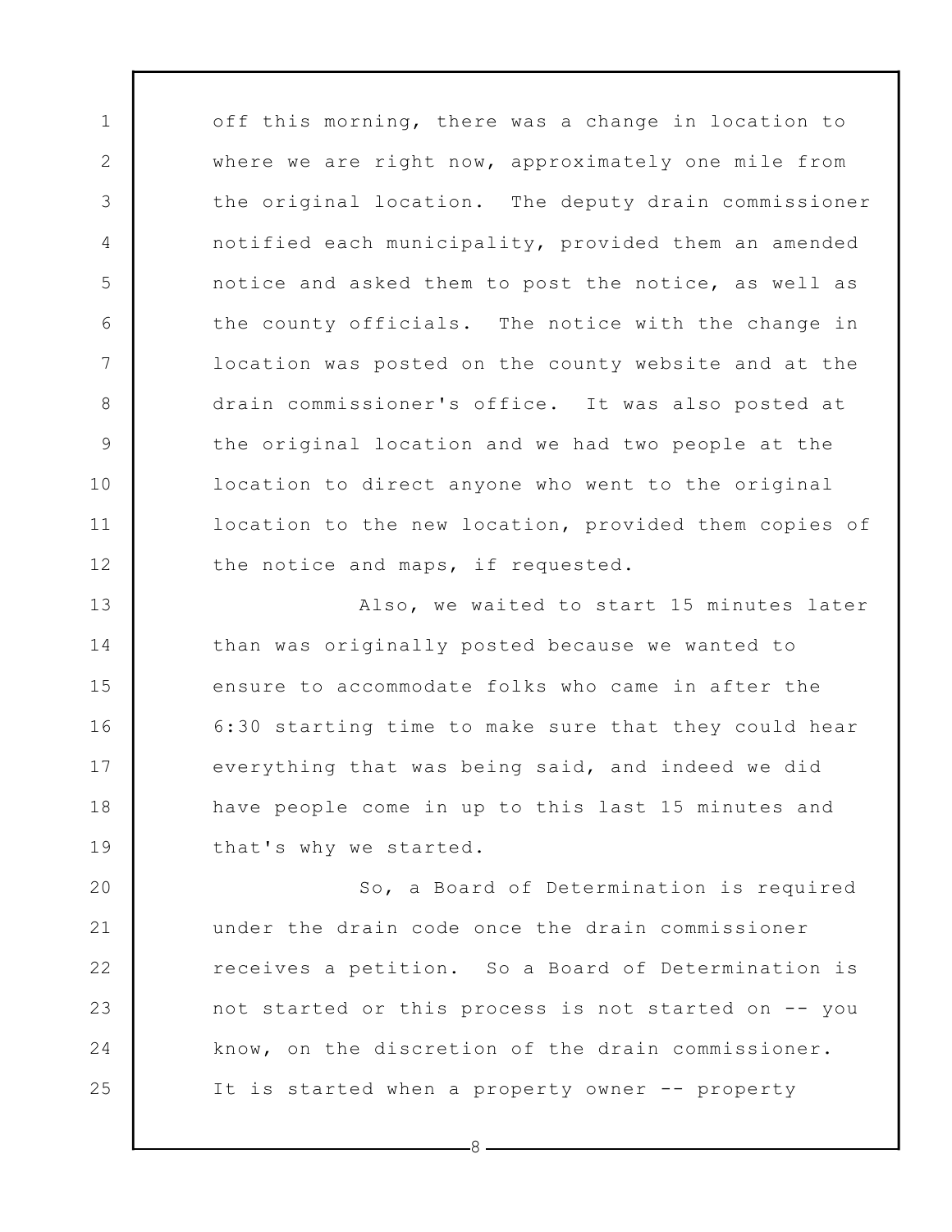off this morning, there was a change in location to where we are right now, approximately one mile from the original location. The deputy drain commissioner notified each municipality, provided them an amended notice and asked them to post the notice, as well as the county officials. The notice with the change in location was posted on the county website and at the drain commissioner's office. It was also posted at the original location and we had two people at the location to direct anyone who went to the original location to the new location, provided them copies of the notice and maps, if requested.

Also, we waited to start 15 minutes later than was originally posted because we wanted to ensure to accommodate folks who came in after the 6:30 starting time to make sure that they could hear everything that was being said, and indeed we did have people come in up to this last 15 minutes and that's why we started.

So, a Board of Determination is required under the drain code once the drain commissioner receives a petition. So a Board of Determination is not started or this process is not started on -- you know, on the discretion of the drain commissioner. It is started when a property owner -- property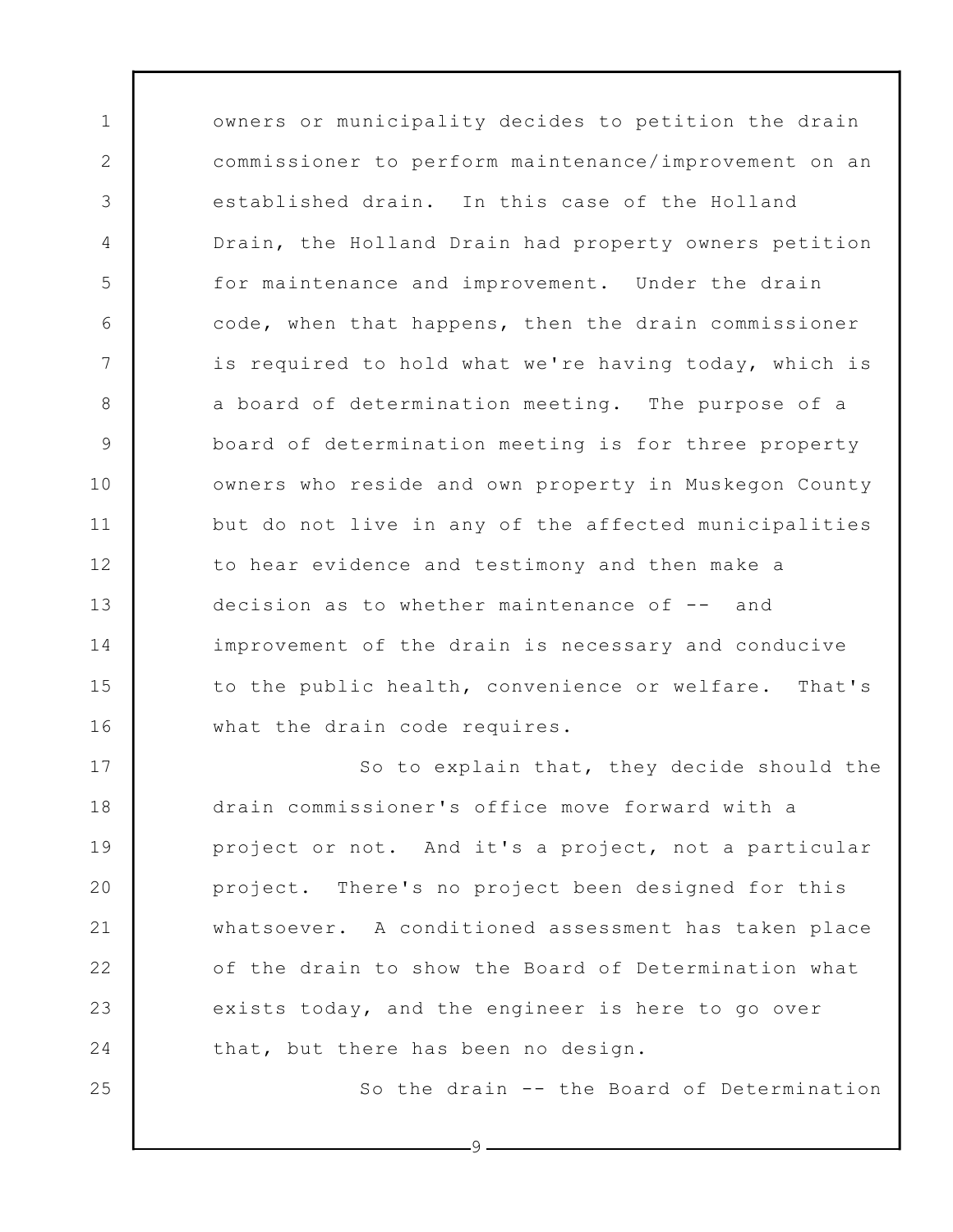owners or municipality decides to petition the drain commissioner to perform maintenance/improvement on an established drain. In this case of the Holland Drain, the Holland Drain had property owners petition for maintenance and improvement. Under the drain code, when that happens, then the drain commissioner is required to hold what we're having today, which is a board of determination meeting. The purpose of a board of determination meeting is for three property owners who reside and own property in Muskegon County but do not live in any of the affected municipalities to hear evidence and testimony and then make a decision as to whether maintenance of -- and improvement of the drain is necessary and conducive to the public health, convenience or welfare. That's what the drain code requires.

So to explain that, they decide should the drain commissioner's office move forward with a project or not. And it's a project, not a particular project. There's no project been designed for this whatsoever. A conditioned assessment has taken place of the drain to show the Board of Determination what exists today, and the engineer is here to go over that, but there has been no design.

So the drain -- the Board of Determination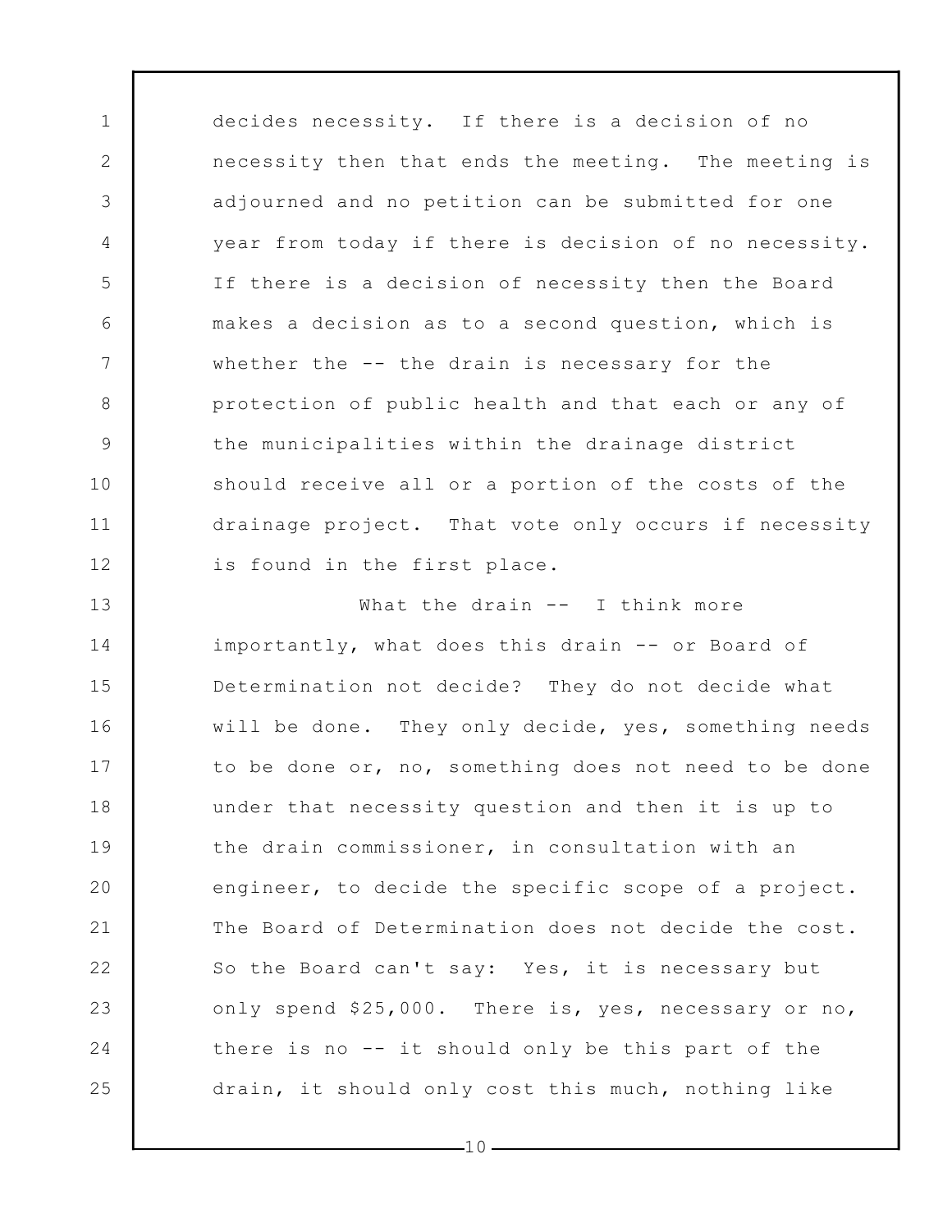decides necessity. If there is a decision of no necessity then that ends the meeting. The meeting is adjourned and no petition can be submitted for one year from today if there is decision of no necessity. If there is a decision of necessity then the Board makes a decision as to a second question, which is whether the -- the drain is necessary for the protection of public health and that each or any of the municipalities within the drainage district should receive all or a portion of the costs of the drainage project. That vote only occurs if necessity is found in the first place.

What the drain -- I think more importantly, what does this drain -- or Board of Determination not decide? They do not decide what will be done. They only decide, yes, something needs to be done or, no, something does not need to be done under that necessity question and then it is up to the drain commissioner, in consultation with an engineer, to decide the specific scope of a project. The Board of Determination does not decide the cost. So the Board can't say: Yes, it is necessary but only spend $25,000. There is, yes, necessary or no, there is no -- it should only be this part of the drain, it should only cost this much, nothing like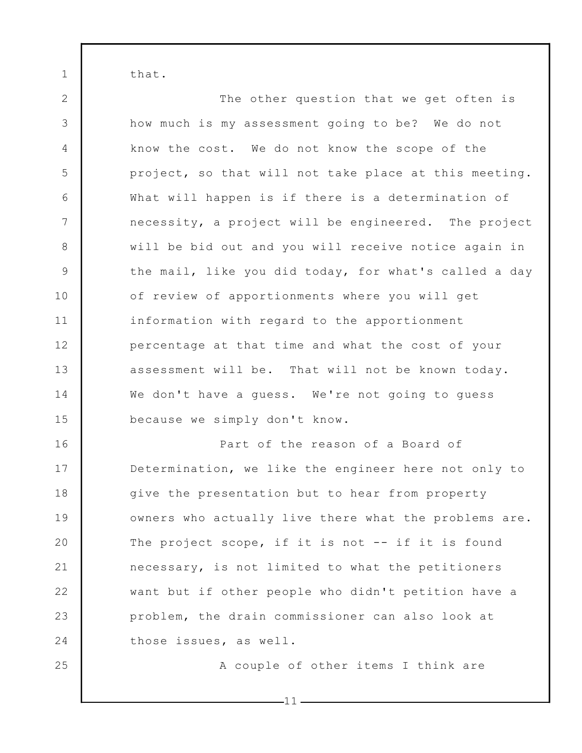that.

The other question that we get often is how much is my assessment going to be? We do not know the cost. We do not know the scope of the project, so that will not take place at this meeting. What will happen is if there is a determination of necessity, a project will be engineered. The project will be bid out and you will receive notice again in the mail, like you did today, for what's called a day of review of apportionments where you will get information with regard to the apportionment percentage at that time and what the cost of your assessment will be. That will not be known today. We don't have a guess. We're not going to guess because we simply don't know.

Part of the reason of a Board of Determination, we like the engineer here not only to give the presentation but to hear from property owners who actually live there what the problems are. The project scope, if it is not -- if it is found necessary, is not limited to what the petitioners want but if other people who didn't petition have a problem, the drain commissioner can also look at those issues, as well.

A couple of other items I think are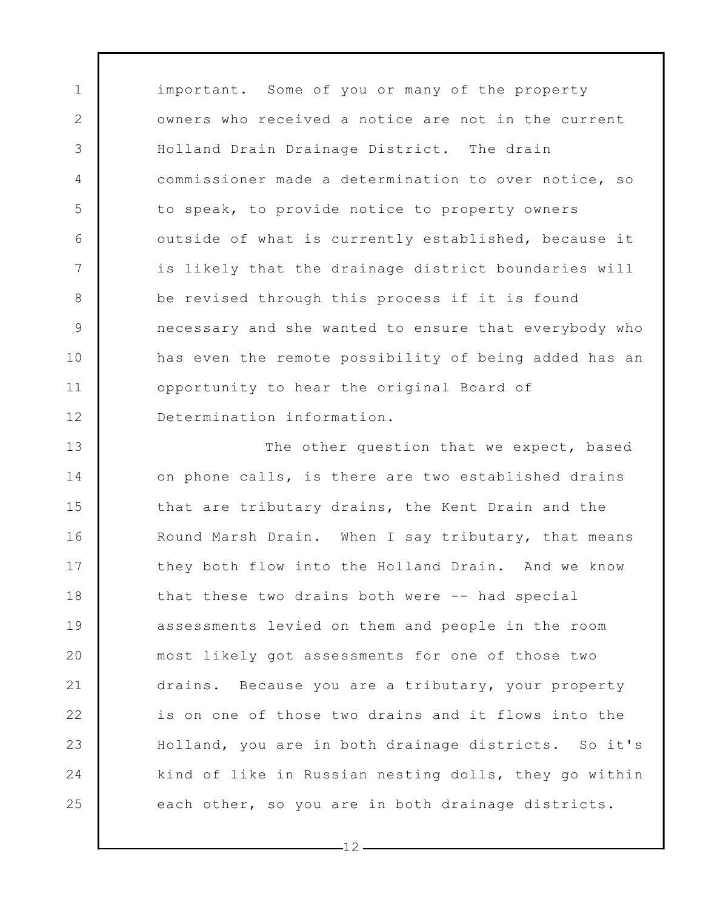important. Some of you or many of the property owners who received a notice are not in the current Holland Drain Drainage District. The drain commissioner made a determination to over notice, so to speak, to provide notice to property owners outside of what is currently established, because it is likely that the drainage district boundaries will be revised through this process if it is found necessary and she wanted to ensure that everybody who has even the remote possibility of being added has an opportunity to hear the original Board of Determination information.

The other question that we expect, based on phone calls, is there are two established drains that are tributary drains, the Kent Drain and the Round Marsh Drain. When I say tributary, that means they both flow into the Holland Drain. And we know that these two drains both were -- had special assessments levied on them and people in the room most likely got assessments for one of those two drains. Because you are a tributary, your property is on one of those two drains and it flows into the Holland, you are in both drainage districts. So it's kind of like in Russian nesting dolls, they go within each other, so you are in both drainage districts.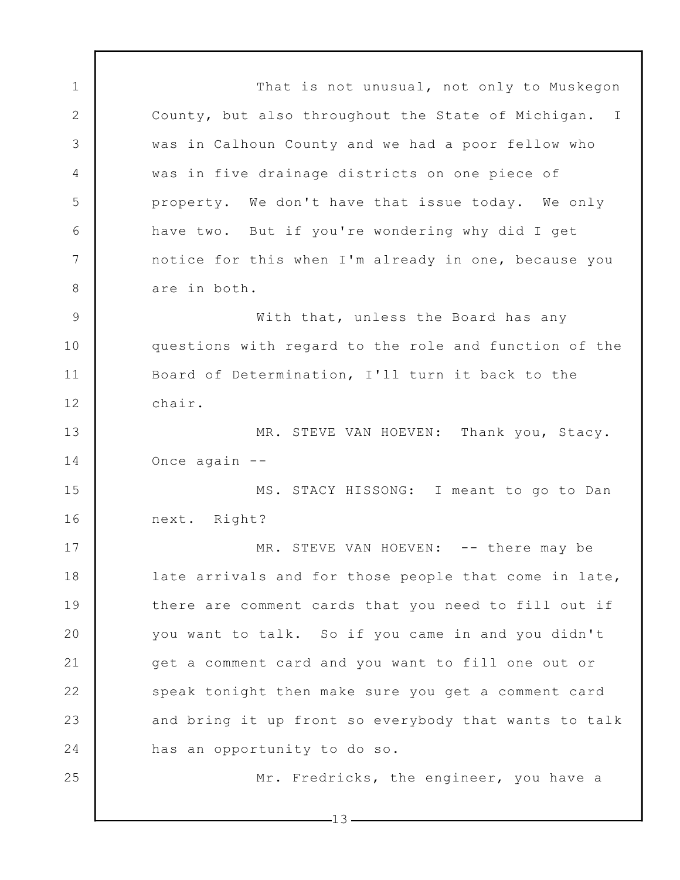That is not unusual, not only to Muskegon County, but also throughout the State of Michigan. I was in Calhoun County and we had a poor fellow who was in five drainage districts on one piece of property. We don't have that issue today. We only have two. But if you're wondering why did I get notice for this when I'm already in one, because you are in both.

With that, unless the Board has any questions with regard to the role and function of the Board of Determination, I'll turn it back to the chair.

MR. STEVE VAN HOEVEN: Thank you, Stacy. Once again --

MS. STACY HISSONG: I meant to go to Dan next. Right?

MR. STEVE VAN HOEVEN: -- there may be late arrivals and for those people that come in late, there are comment cards that you need to fill out if you want to talk. So if you came in and you didn't get a comment card and you want to fill one out or speak tonight then make sure you get a comment card and bring it up front so everybody that wants to talk has an opportunity to do so.

Mr. Fredricks, the engineer, you have a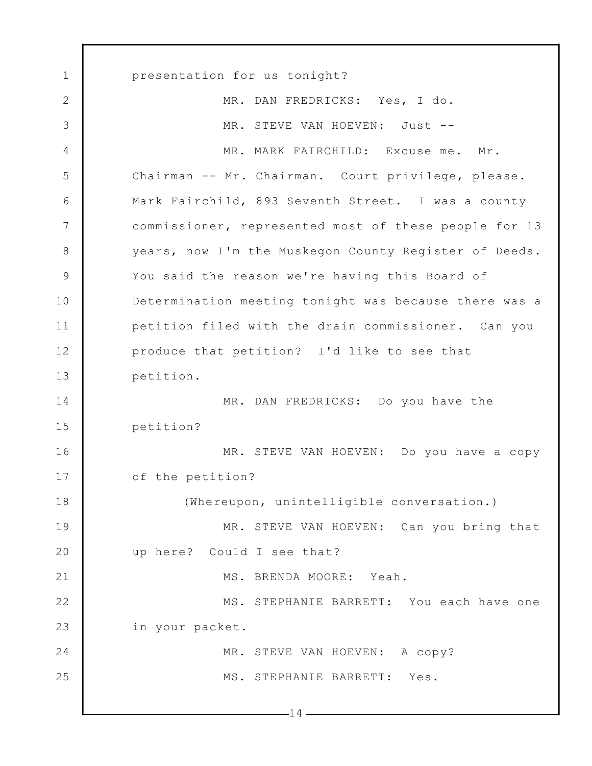presentation for us tonight?

MR. DAN FREDRICKS: Yes, I do.

MR. STEVE VAN HOEVEN: Just --

MR. MARK FAIRCHILD: Excuse me. Mr. Chairman -- Mr. Chairman. Court privilege, please. Mark Fairchild, 893 Seventh Street. I was a county commissioner, represented most of these people for 13 years, now I'm the Muskegon County Register of Deeds. You said the reason we're having this Board of Determination meeting tonight was because there was a petition filed with the drain commissioner. Can you produce that petition? I'd like to see that petition.

MR. DAN FREDRICKS: Do you have the petition?

MR. STEVE VAN HOEVEN: Do you have a copy of the petition?

(Whereupon, unintelligible conversation.)

MR. STEVE VAN HOEVEN: Can you bring that up here? Could I see that?

MS. BRENDA MOORE: Yeah.

MS. STEPHANIE BARRETT: You each have one in your packet.

MR. STEVE VAN HOEVEN: A copy?

MS. STEPHANIE BARRETT: Yes.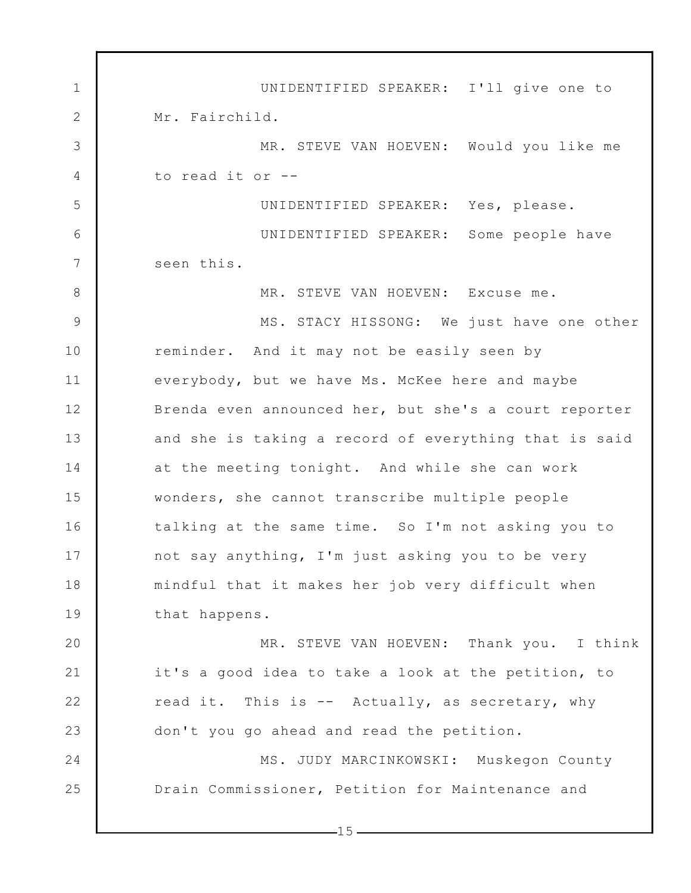UNIDENTIFIED SPEAKER: I'll give one to Mr. Fairchild.

MR. STEVE VAN HOEVEN: Would you like me to read it or --

UNIDENTIFIED SPEAKER: Yes, please.

UNIDENTIFIED SPEAKER: Some people have seen this.

MR. STEVE VAN HOEVEN: Excuse me.

MS. STACY HISSONG: We just have one other reminder. And it may not be easily seen by everybody, but we have Ms. McKee here and maybe Brenda even announced her, but she's a court reporter and she is taking a record of everything that is said at the meeting tonight. And while she can work wonders, she cannot transcribe multiple people talking at the same time. So I'm not asking you to not say anything, I'm just asking you to be very mindful that it makes her job very difficult when that happens.

MR. STEVE VAN HOEVEN: Thank you. I think it's a good idea to take a look at the petition, to read it. This is -- Actually, as secretary, why don't you go ahead and read the petition.

MS. JUDY MARCINKOWSKI: Muskegon County Drain Commissioner, Petition for Maintenance and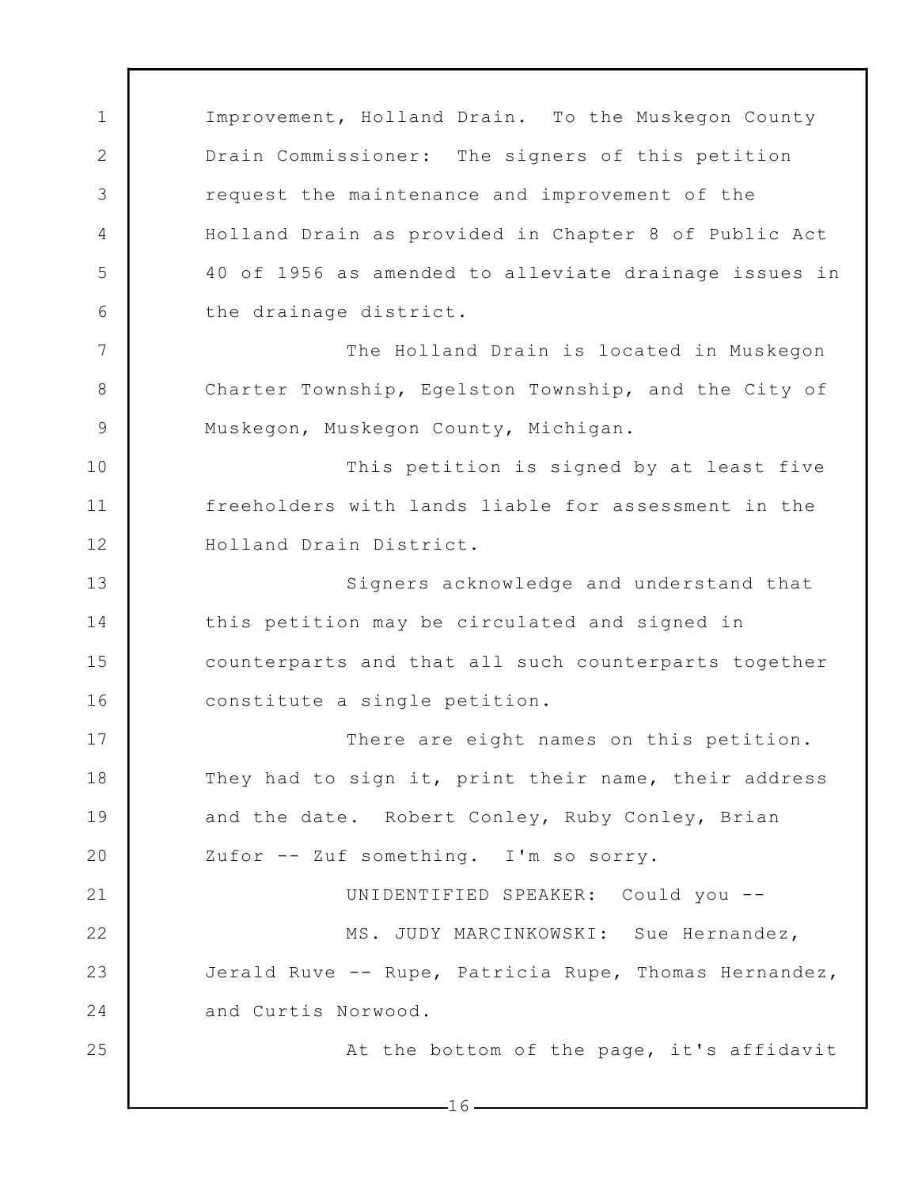Improvement, Holland Drain. To the Muskegon County Drain Commissioner: The signers of this petition request the maintenance and improvement of the Holland Drain as provided in Chapter 8 of Public Act 40 of 1956 as amended to alleviate drainage issues in the drainage district.

The Holland Drain is located in Muskegon Charter Township, Egelston Township, and the City of Muskegon, Muskegon County, Michigan.

This petition is signed by at least five freeholders with lands liable for assessment in the Holland Drain District.

Signers acknowledge and understand that this petition may be circulated and signed in counterparts and that all such counterparts together constitute a single petition.

There are eight names on this petition. They had to sign it, print their name, their address and the date. Robert Conley, Ruby Conley, Brian Zufor -- Zuf something. I'm so sorry.

UNIDENTIFIED SPEAKER: Could you --

MS. JUDY MARCINKOWSKI: Sue Hernandez, Jerald Ruve -- Rupe, Patricia Rupe, Thomas Hernandez, and Curtis Norwood.

At the bottom of the page, it's affidavit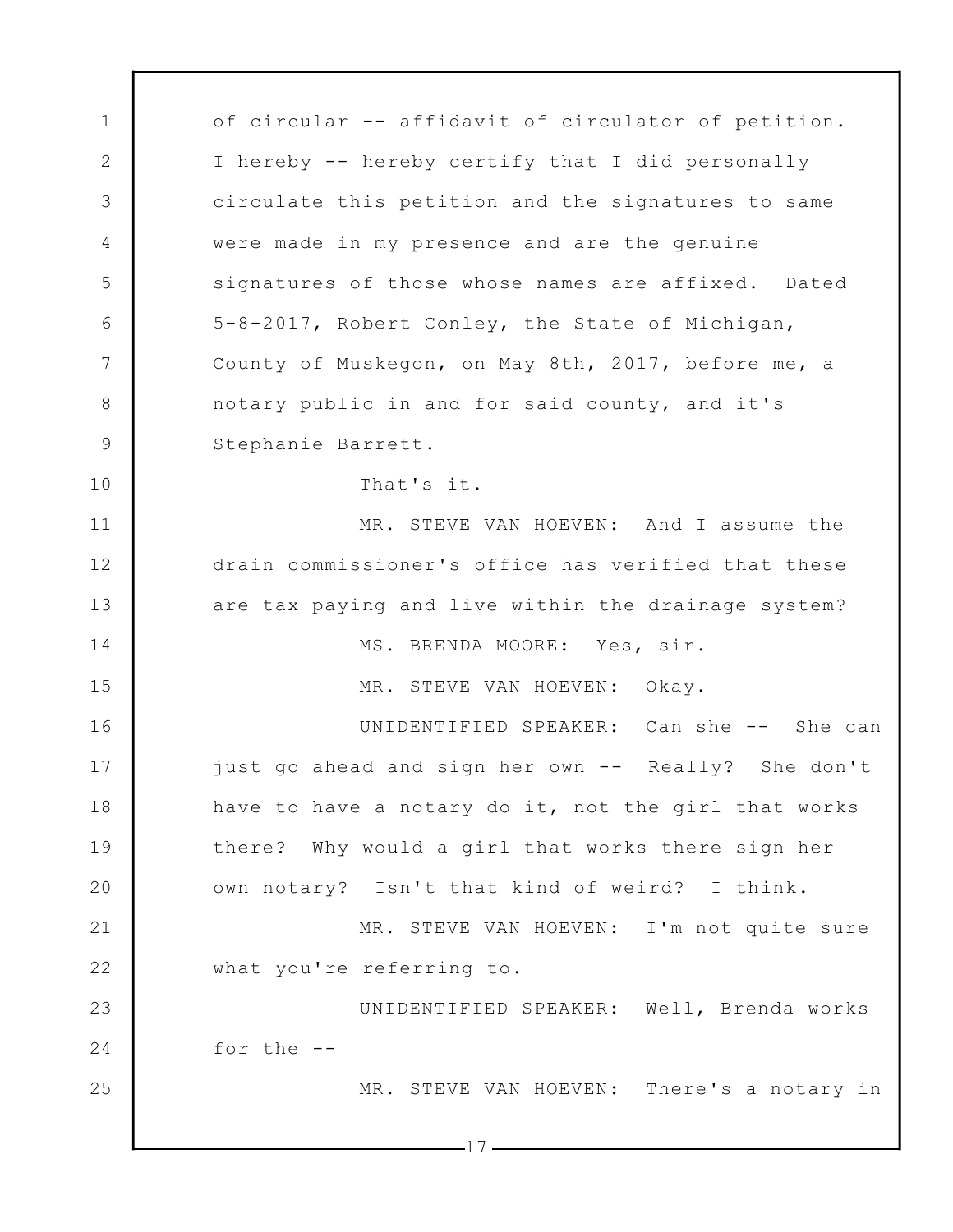of circular -- affidavit of circulator of petition. I hereby -- hereby certify that I did personally circulate this petition and the signatures to same were made in my presence and are the genuine signatures of those whose names are affixed. Dated 5-8-2017, Robert Conley, the State of Michigan, County of Muskegon, on May 8th, 2017, before me, a notary public in and for said county, and it's Stephanie Barrett.

That's it.

MR. STEVE VAN HOEVEN: And I assume the drain commissioner's office has verified that these are tax paying and live within the drainage system?

MS. BRENDA MOORE: Yes, sir.

MR. STEVE VAN HOEVEN: Okay.

UNIDENTIFIED SPEAKER: Can she -- She can just go ahead and sign her own -- Really? She don't have to have a notary do it, not the girl that works there? Why would a girl that works there sign her own notary? Isn't that kind of weird? I think.

MR. STEVE VAN HOEVEN: I'm not quite sure what you're referring to.

UNIDENTIFIED SPEAKER: Well, Brenda works for the --

MR. STEVE VAN HOEVEN: There's a notary in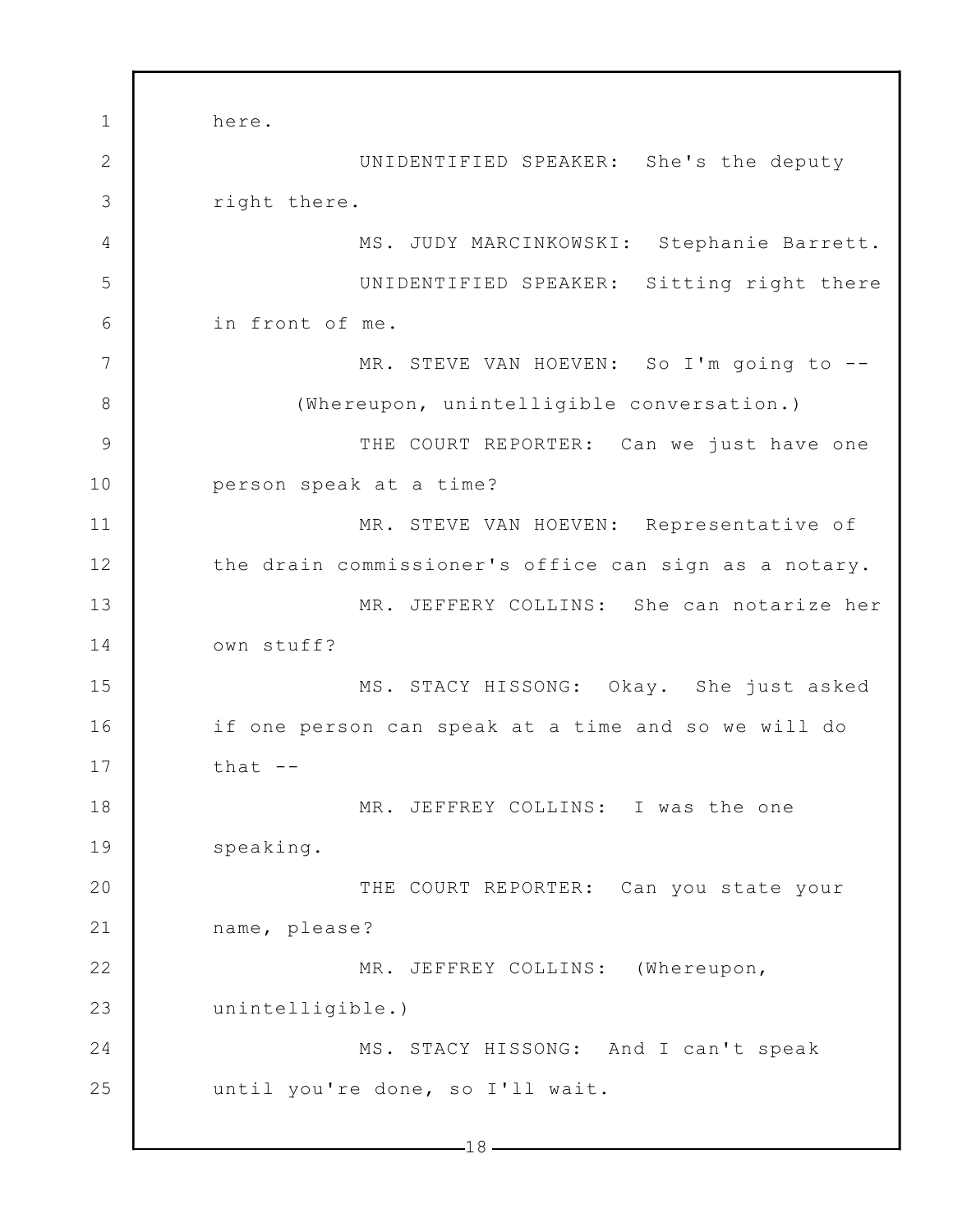here.

UNIDENTIFIED SPEAKER: She's the deputy right there.

MS. JUDY MARCINKOWSKI: Stephanie Barrett.

UNIDENTIFIED SPEAKER: Sitting right there in front of me.

MR. STEVE VAN HOEVEN: So I'm going to --

(Whereupon, unintelligible conversation.)

THE COURT REPORTER: Can we just have one person speak at a time?

MR. STEVE VAN HOEVEN: Representative of the drain commissioner's office can sign as a notary.

MR. JEFFERY COLLINS: She can notarize her own stuff?

MS. STACY HISSONG: Okay. She just asked if one person can speak at a time and so we will do that --

MR. JEFFREY COLLINS: I was the one speaking.

THE COURT REPORTER: Can you state your name, please?

MR. JEFFREY COLLINS: (Whereupon, unintelligible.)

MS. STACY HISSONG: And I can't speak until you're done, so I'll wait.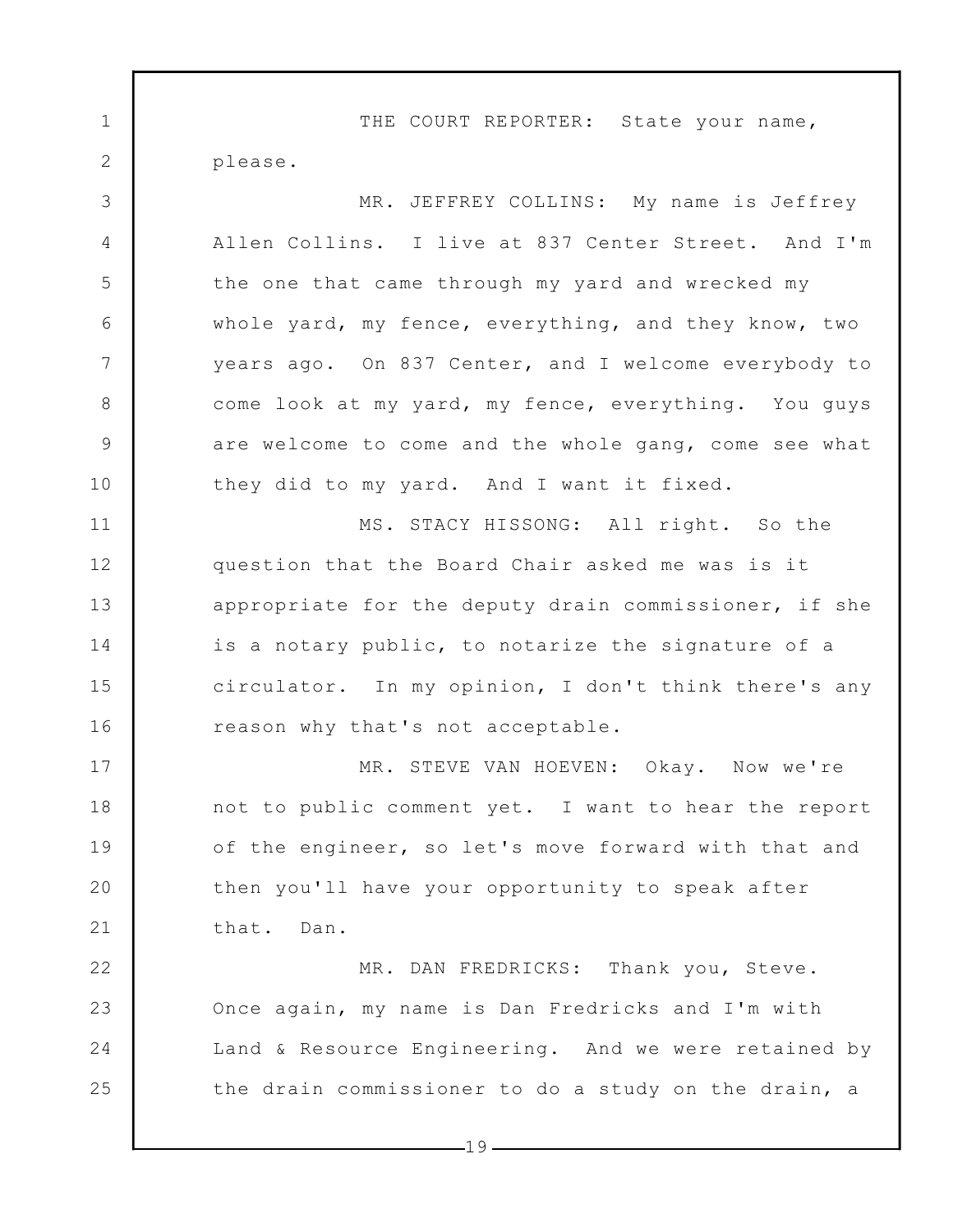THE COURT REPORTER: State your name, please.

MR. JEFFREY COLLINS: My name is Jeffrey Allen Collins. I live at 837 Center Street. And I'm the one that came through my yard and wrecked my whole yard, my fence, everything, and they know, two years ago. On 837 Center, and I welcome everybody to come look at my yard, my fence, everything. You guys are welcome to come and the whole gang, come see what they did to my yard. And I want it fixed.

MS. STACY HISSONG: All right. So the question that the Board Chair asked me was is it appropriate for the deputy drain commissioner, if she is a notary public, to notarize the signature of a circulator. In my opinion, I don't think there's any reason why that's not acceptable.

MR. STEVE VAN HOEVEN: Okay. Now we're not to public comment yet. I want to hear the report of the engineer, so let's move forward with that and then you'll have your opportunity to speak after that. Dan.

MR. DAN FREDRICKS: Thank you, Steve. Once again, my name is Dan Fredricks and I'm with Land & Resource Engineering. And we were retained by the drain commissioner to do a study on the drain, a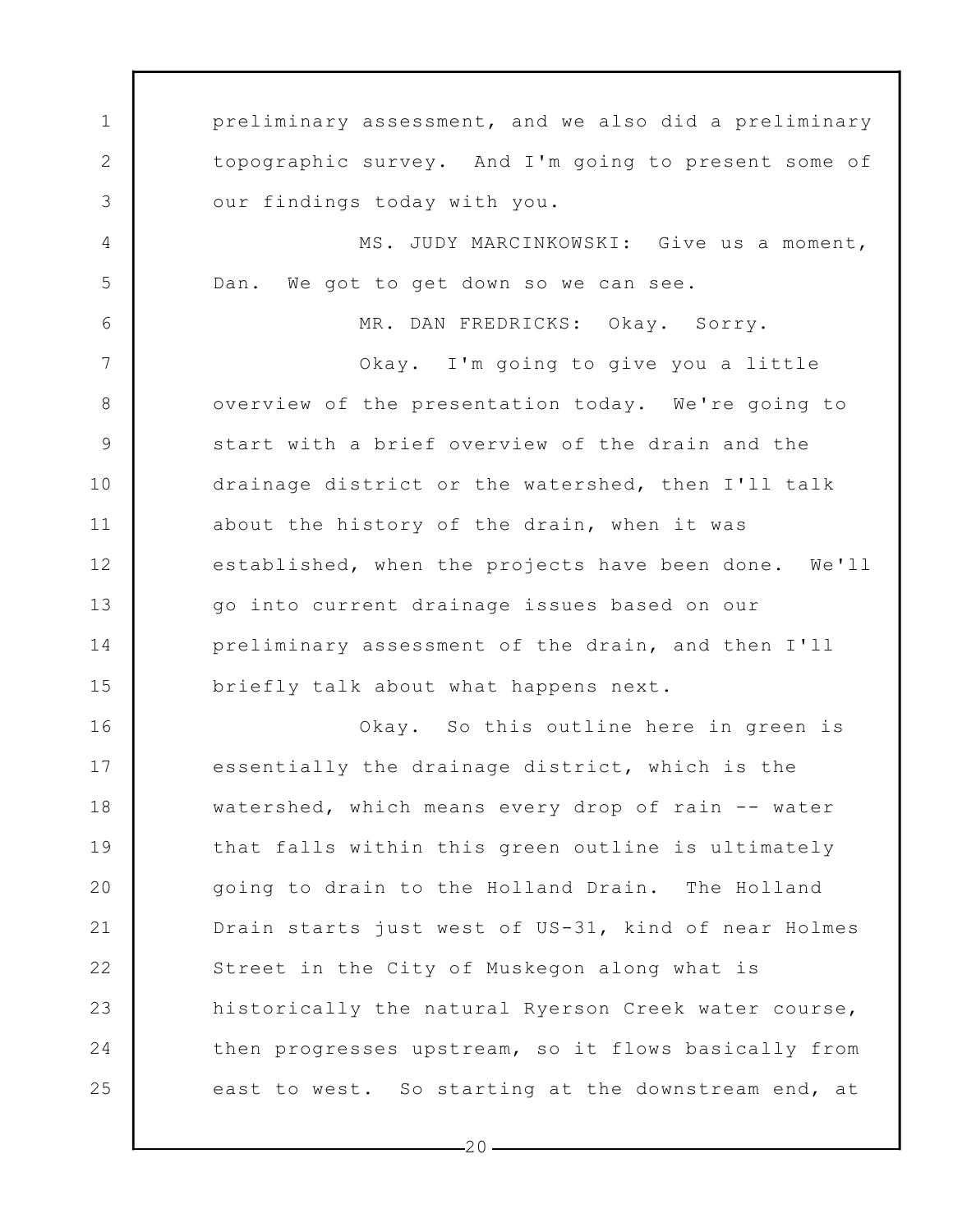preliminary assessment, and we also did a preliminary topographic survey. And I'm going to present some of our findings today with you.

MS. JUDY MARCINKOWSKI: Give us a moment, Dan. We got to get down so we can see.

MR. DAN FREDRICKS: Okay. Sorry.

Okay. I'm going to give you a little overview of the presentation today. We're going to start with a brief overview of the drain and the drainage district or the watershed, then I'll talk about the history of the drain, when it was established, when the projects have been done. We'll go into current drainage issues based on our preliminary assessment of the drain, and then I'll briefly talk about what happens next.

Okay. So this outline here in green is essentially the drainage district, which is the watershed, which means every drop of rain -- water that falls within this green outline is ultimately going to drain to the Holland Drain. The Holland Drain starts just west of US-31, kind of near Holmes Street in the City of Muskegon along what is historically the natural Ryerson Creek water course, then progresses upstream, so it flows basically from east to west. So starting at the downstream end, at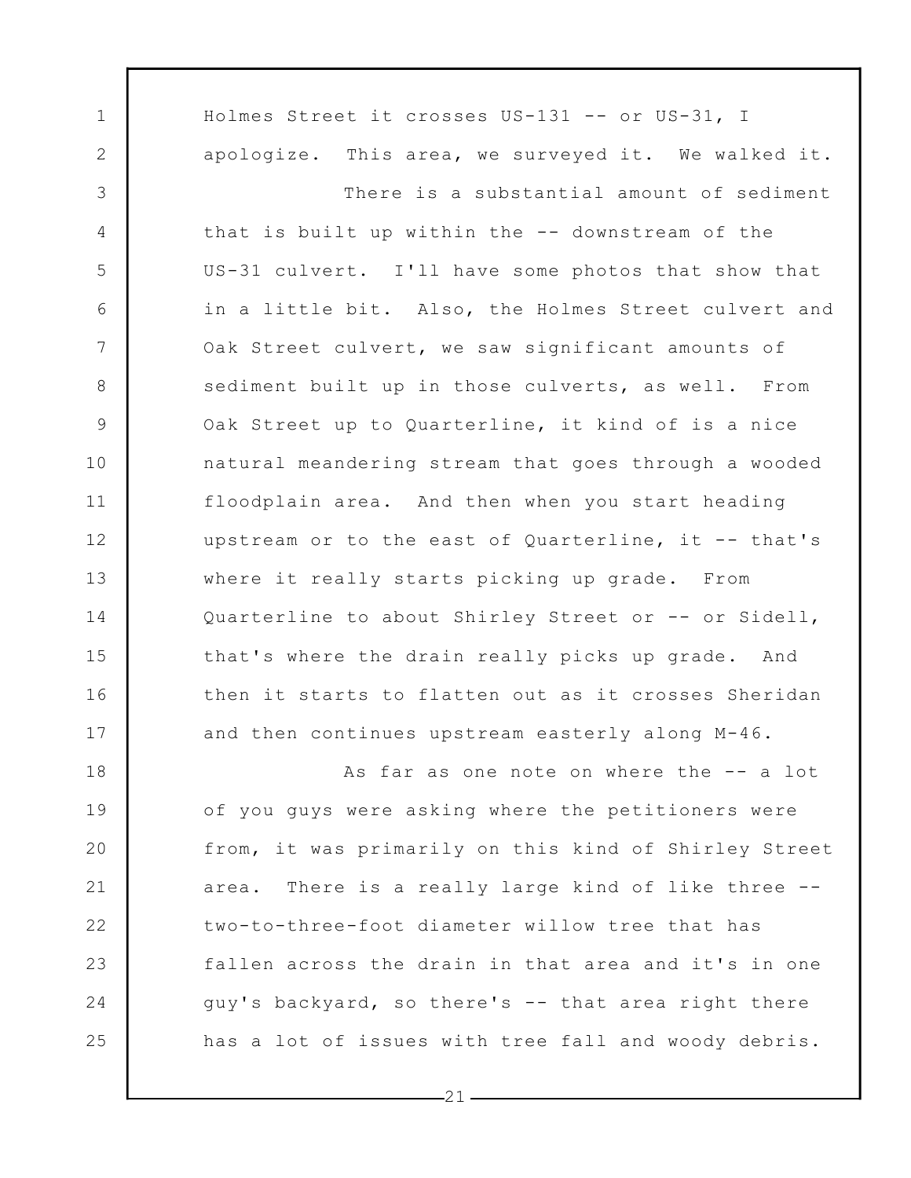Holmes Street it crosses US-131 -- or US-31, I apologize. This area, we surveyed it. We walked it.

There is a substantial amount of sediment that is built up within the -- downstream of the US-31 culvert. I'll have some photos that show that in a little bit. Also, the Holmes Street culvert and Oak Street culvert, we saw significant amounts of sediment built up in those culverts, as well. From Oak Street up to Quarterline, it kind of is a nice natural meandering stream that goes through a wooded floodplain area. And then when you start heading upstream or to the east of Quarterline, it -- that's where it really starts picking up grade. From Quarterline to about Shirley Street or -- or Sidell, that's where the drain really picks up grade. And then it starts to flatten out as it crosses Sheridan and then continues upstream easterly along M-46.

As far as one note on where the -- a lot of you guys were asking where the petitioners were from, it was primarily on this kind of Shirley Street area. There is a really large kind of like three -- two-to-three-foot diameter willow tree that has fallen across the drain in that area and it's in one guy's backyard, so there's -- that area right there has a lot of issues with tree fall and woody debris.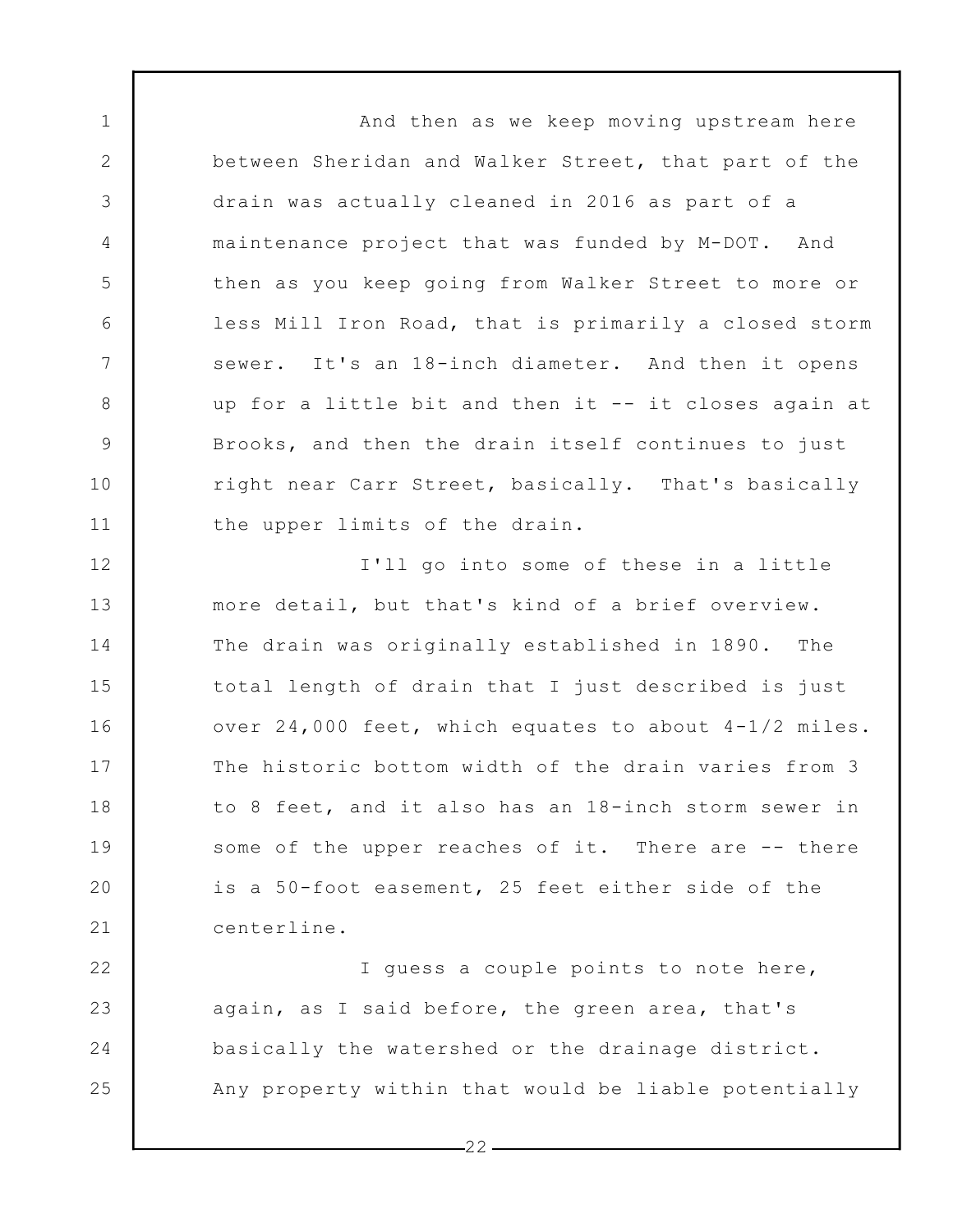And then as we keep moving upstream here between Sheridan and Walker Street, that part of the drain was actually cleaned in 2016 as part of a maintenance project that was funded by M-DOT. And then as you keep going from Walker Street to more or less Mill Iron Road, that is primarily a closed storm sewer. It's an 18-inch diameter. And then it opens up for a little bit and then it -- it closes again at Brooks, and then the drain itself continues to just right near Carr Street, basically. That's basically the upper limits of the drain.

I'll go into some of these in a little more detail, but that's kind of a brief overview. The drain was originally established in 1890. The total length of drain that I just described is just over 24,000 feet, which equates to about 4-1/2 miles. The historic bottom width of the drain varies from 3 to 8 feet, and it also has an 18-inch storm sewer in some of the upper reaches of it. There are -- there is a 50-foot easement, 25 feet either side of the centerline.

I guess a couple points to note here, again, as I said before, the green area, that's basically the watershed or the drainage district. Any property within that would be liable potentially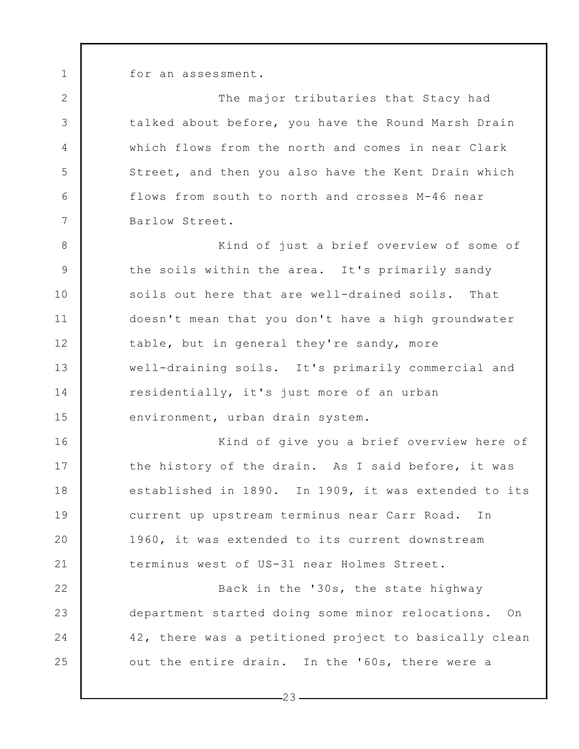for an assessment.

The major tributaries that Stacy had talked about before, you have the Round Marsh Drain which flows from the north and comes in near Clark Street, and then you also have the Kent Drain which flows from south to north and crosses M-46 near Barlow Street.

Kind of just a brief overview of some of the soils within the area. It's primarily sandy soils out here that are well-drained soils. That doesn't mean that you don't have a high groundwater table, but in general they're sandy, more well-draining soils. It's primarily commercial and residentially, it's just more of an urban environment, urban drain system.

Kind of give you a brief overview here of the history of the drain. As I said before, it was established in 1890. In 1909, it was extended to its current up upstream terminus near Carr Road. In 1960, it was extended to its current downstream terminus west of US-31 near Holmes Street.

Back in the '30s, the state highway department started doing some minor relocations. On 42, there was a petitioned project to basically clean out the entire drain. In the '60s, there were a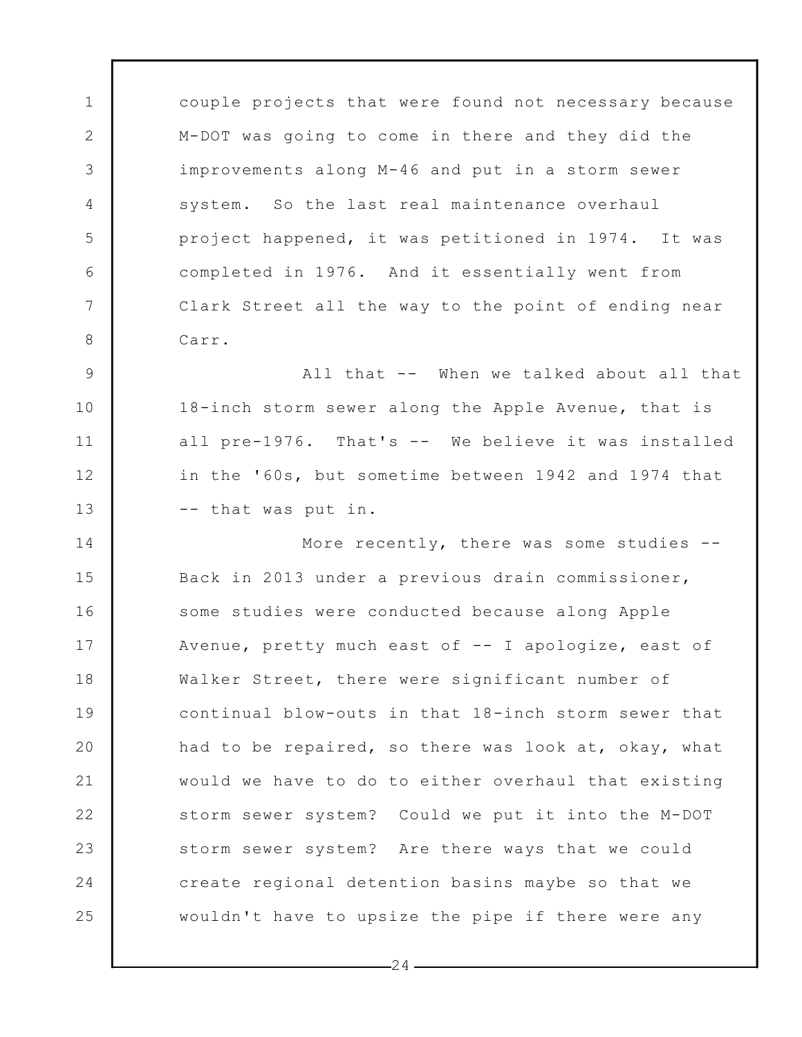couple projects that were found not necessary because M-DOT was going to come in there and they did the improvements along M-46 and put in a storm sewer system. So the last real maintenance overhaul project happened, it was petitioned in 1974. It was completed in 1976. And it essentially went from Clark Street all the way to the point of ending near Carr.

All that -- When we talked about all that 18-inch storm sewer along the Apple Avenue, that is all pre-1976. That's -- We believe it was installed in the '60s, but sometime between 1942 and 1974 that -- that was put in.

More recently, there was some studies -- Back in 2013 under a previous drain commissioner, some studies were conducted because along Apple Avenue, pretty much east of -- I apologize, east of Walker Street, there were significant number of continual blow-outs in that 18-inch storm sewer that had to be repaired, so there was look at, okay, what would we have to do to either overhaul that existing storm sewer system? Could we put it into the M-DOT storm sewer system? Are there ways that we could create regional detention basins maybe so that we wouldn't have to upsize the pipe if there were any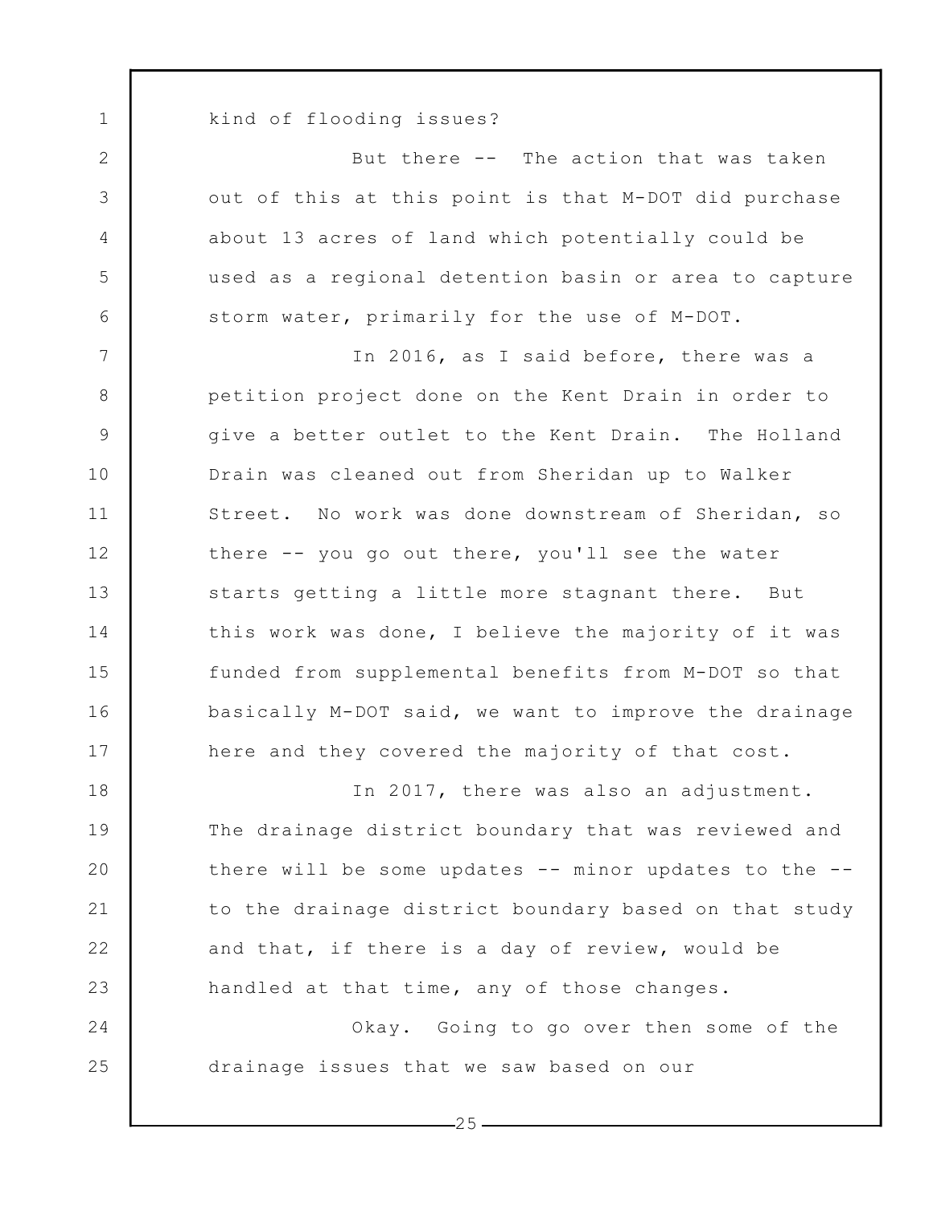kind of flooding issues?

But there -- The action that was taken out of this at this point is that M-DOT did purchase about 13 acres of land which potentially could be used as a regional detention basin or area to capture storm water, primarily for the use of M-DOT.

In 2016, as I said before, there was a petition project done on the Kent Drain in order to give a better outlet to the Kent Drain. The Holland Drain was cleaned out from Sheridan up to Walker Street. No work was done downstream of Sheridan, so there -- you go out there, you'll see the water starts getting a little more stagnant there. But this work was done, I believe the majority of it was funded from supplemental benefits from M-DOT so that basically M-DOT said, we want to improve the drainage here and they covered the majority of that cost.

In 2017, there was also an adjustment. The drainage district boundary that was reviewed and there will be some updates -- minor updates to the -- to the drainage district boundary based on that study and that, if there is a day of review, would be handled at that time, any of those changes.

Okay. Going to go over then some of the drainage issues that we saw based on our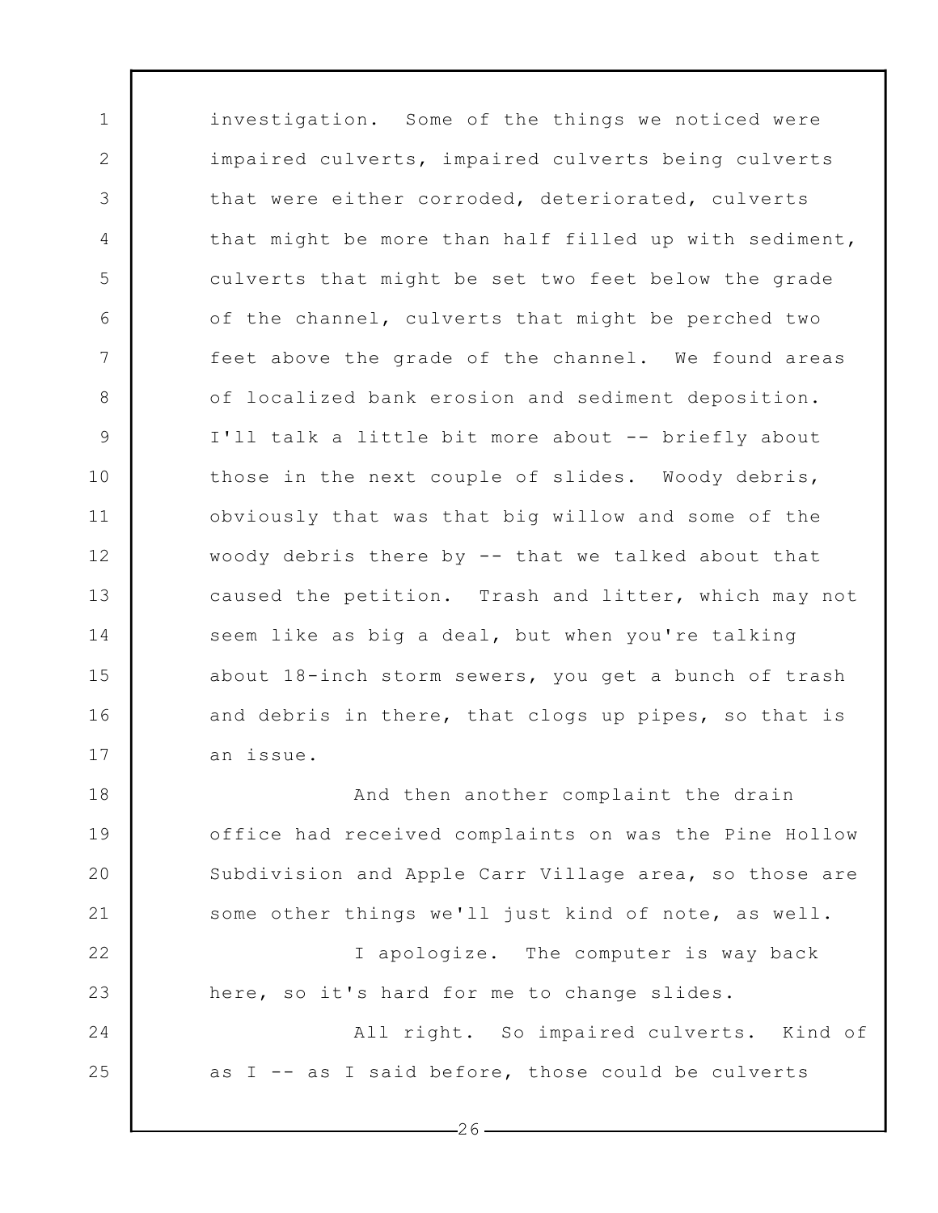investigation. Some of the things we noticed were impaired culverts, impaired culverts being culverts that were either corroded, deteriorated, culverts that might be more than half filled up with sediment, culverts that might be set two feet below the grade of the channel, culverts that might be perched two feet above the grade of the channel. We found areas of localized bank erosion and sediment deposition. I'll talk a little bit more about -- briefly about those in the next couple of slides. Woody debris, obviously that was that big willow and some of the woody debris there by -- that we talked about that caused the petition. Trash and litter, which may not seem like as big a deal, but when you're talking about 18-inch storm sewers, you get a bunch of trash and debris in there, that clogs up pipes, so that is an issue.

And then another complaint the drain office had received complaints on was the Pine Hollow Subdivision and Apple Carr Village area, so those are some other things we'll just kind of note, as well.

I apologize. The computer is way back here, so it's hard for me to change slides.

All right. So impaired culverts. Kind of as I -- as I said before, those could be culverts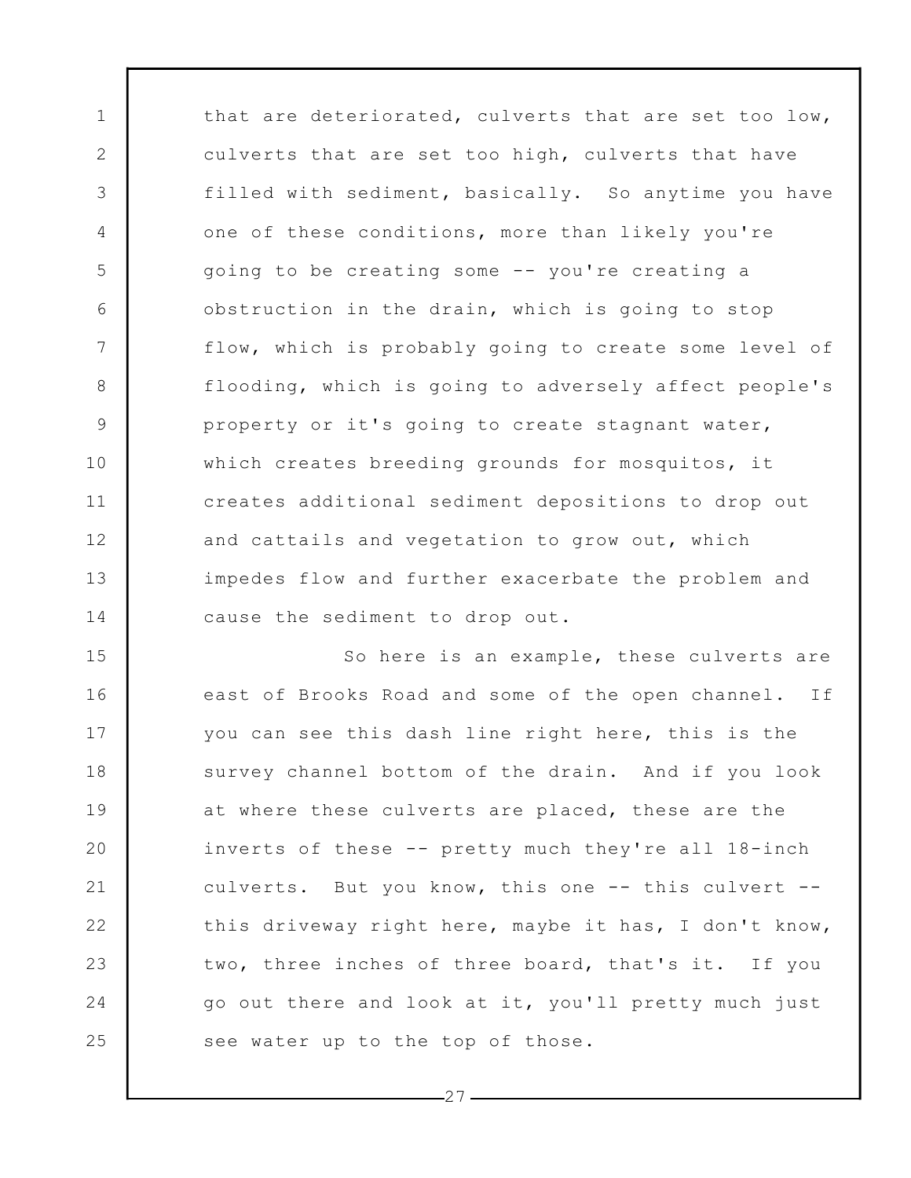that are deteriorated, culverts that are set too low, culverts that are set too high, culverts that have filled with sediment, basically. So anytime you have one of these conditions, more than likely you're going to be creating some -- you're creating a obstruction in the drain, which is going to stop flow, which is probably going to create some level of flooding, which is going to adversely affect people's property or it's going to create stagnant water, which creates breeding grounds for mosquitos, it creates additional sediment depositions to drop out and cattails and vegetation to grow out, which impedes flow and further exacerbate the problem and cause the sediment to drop out.

So here is an example, these culverts are east of Brooks Road and some of the open channel. If you can see this dash line right here, this is the survey channel bottom of the drain. And if you look at where these culverts are placed, these are the inverts of these -- pretty much they're all 18-inch culverts. But you know, this one -- this culvert -- this driveway right here, maybe it has, I don't know, two, three inches of three board, that's it. If you go out there and look at it, you'll pretty much just see water up to the top of those.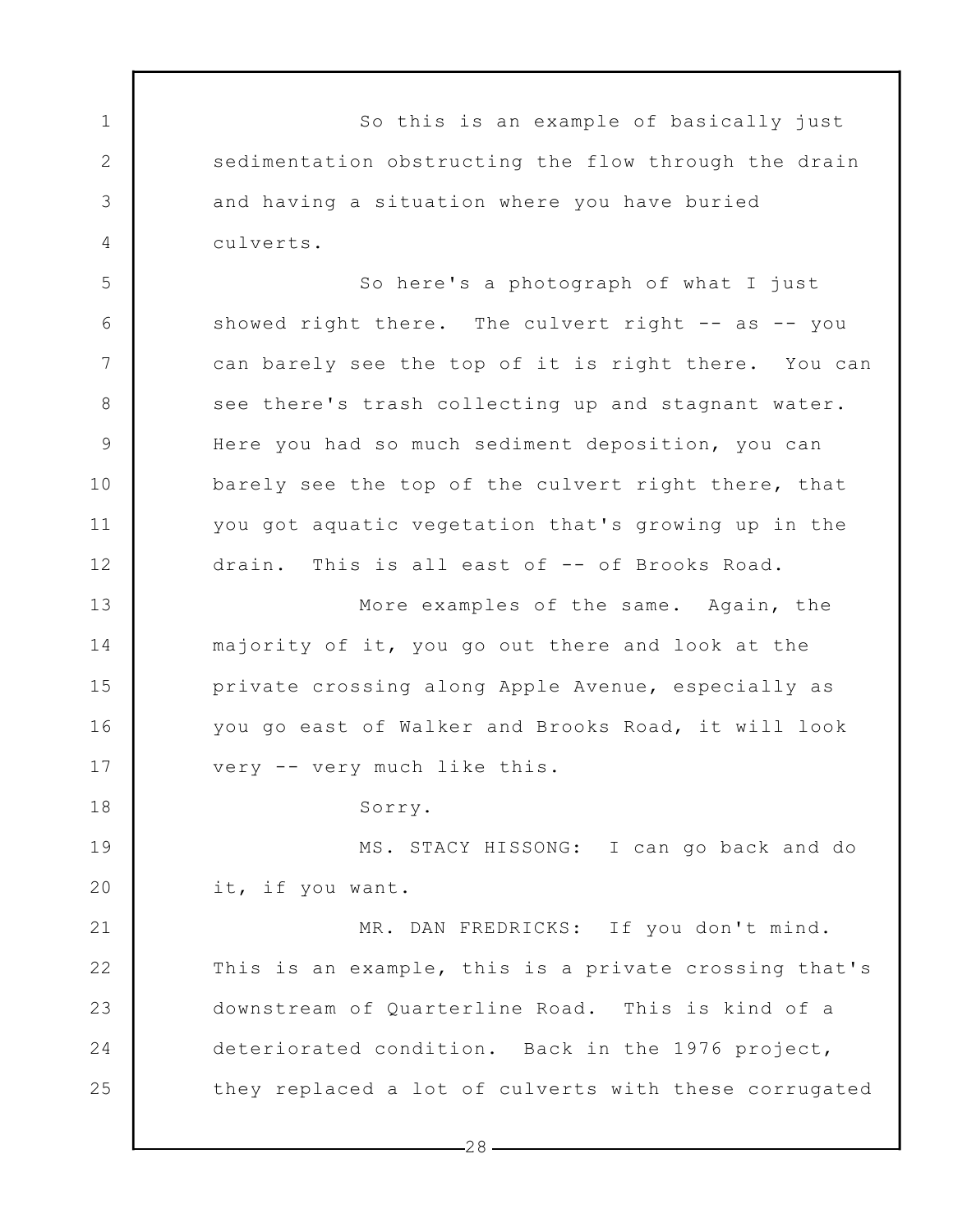So this is an example of basically just sedimentation obstructing the flow through the drain and having a situation where you have buried culverts.

So here's a photograph of what I just showed right there. The culvert right -- as -- you can barely see the top of it is right there. You can see there's trash collecting up and stagnant water. Here you had so much sediment deposition, you can barely see the top of the culvert right there, that you got aquatic vegetation that's growing up in the drain. This is all east of -- of Brooks Road.

More examples of the same. Again, the majority of it, you go out there and look at the private crossing along Apple Avenue, especially as you go east of Walker and Brooks Road, it will look very -- very much like this.

Sorry.

MS. STACY HISSONG: I can go back and do it, if you want.

MR. DAN FREDRICKS: If you don't mind. This is an example, this is a private crossing that's downstream of Quarterline Road. This is kind of a deteriorated condition. Back in the 1976 project, they replaced a lot of culverts with these corrugated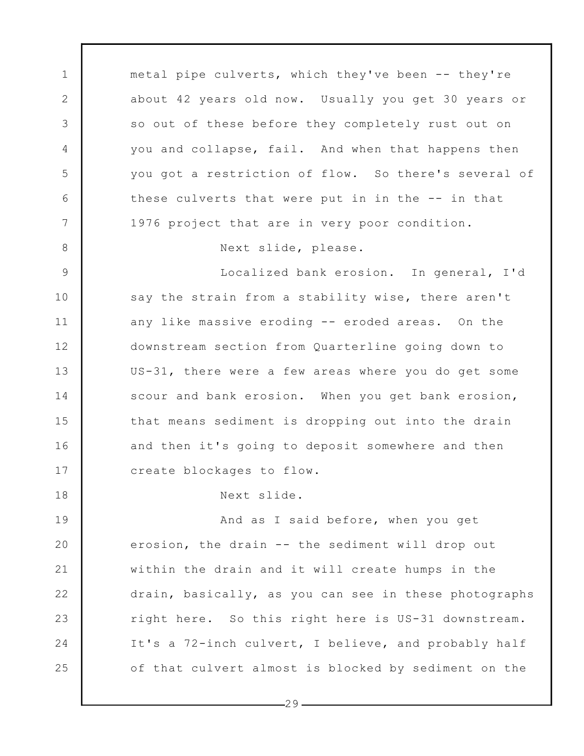metal pipe culverts, which they've been -- they're about 42 years old now. Usually you get 30 years or so out of these before they completely rust out on you and collapse, fail. And when that happens then you got a restriction of flow. So there's several of these culverts that were put in in the -- in that 1976 project that are in very poor condition.

Next slide, please.

Localized bank erosion. In general, I'd say the strain from a stability wise, there aren't any like massive eroding -- eroded areas. On the downstream section from Quarterline going down to US-31, there were a few areas where you do get some scour and bank erosion. When you get bank erosion, that means sediment is dropping out into the drain and then it's going to deposit somewhere and then create blockages to flow.

Next slide.

And as I said before, when you get erosion, the drain -- the sediment will drop out within the drain and it will create humps in the drain, basically, as you can see in these photographs right here. So this right here is US-31 downstream. It's a 72-inch culvert, I believe, and probably half of that culvert almost is blocked by sediment on the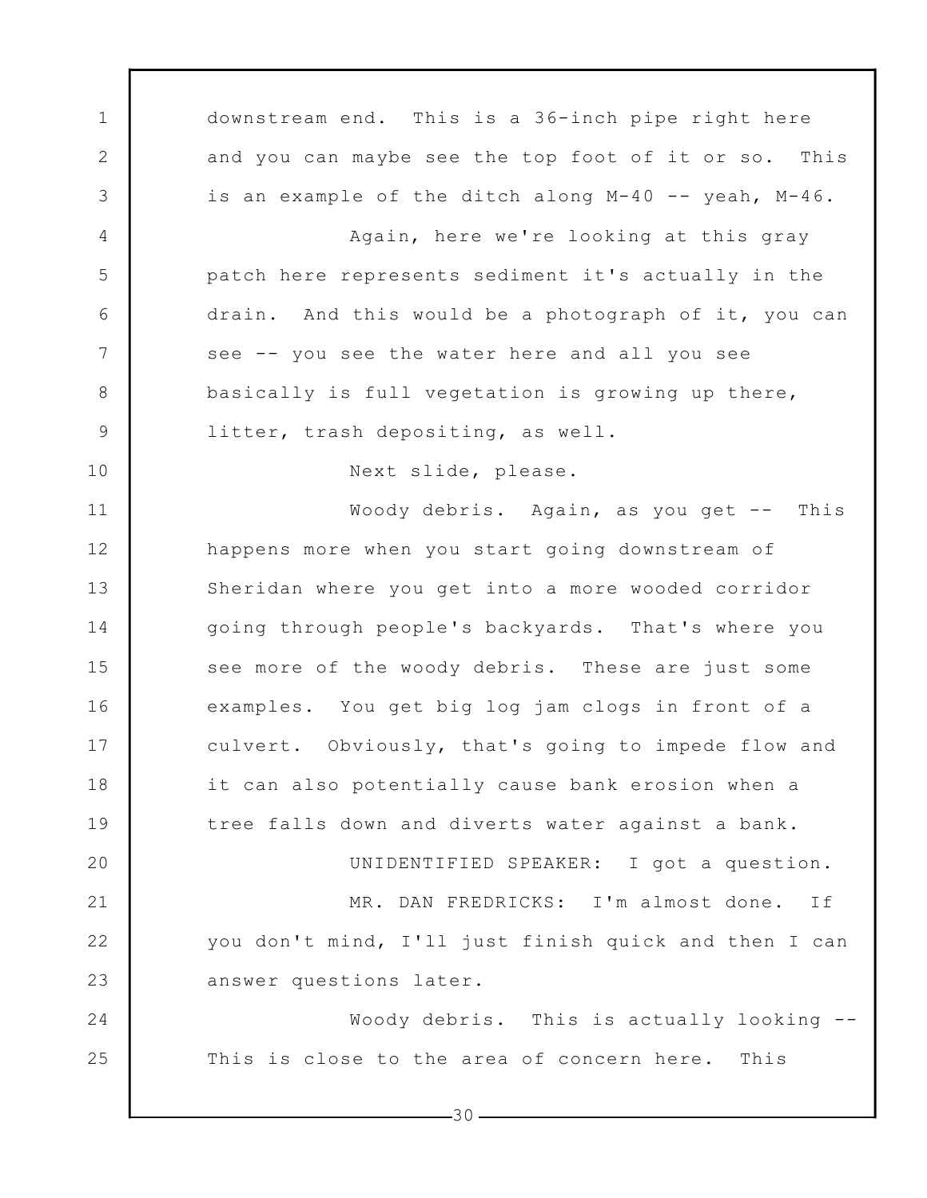downstream end. This is a 36-inch pipe right here and you can maybe see the top foot of it or so. This is an example of the ditch along M-40 -- yeah, M-46.

Again, here we're looking at this gray patch here represents sediment it's actually in the drain. And this would be a photograph of it, you can see -- you see the water here and all you see basically is full vegetation is growing up there, litter, trash depositing, as well.

Next slide, please.

Woody debris. Again, as you get -- This happens more when you start going downstream of Sheridan where you get into a more wooded corridor going through people's backyards. That's where you see more of the woody debris. These are just some examples. You get big log jam clogs in front of a culvert. Obviously, that's going to impede flow and it can also potentially cause bank erosion when a tree falls down and diverts water against a bank.

UNIDENTIFIED SPEAKER: I got a question.

MR. DAN FREDRICKS: I'm almost done. If you don't mind, I'll just finish quick and then I can answer questions later.

Woody debris. This is actually looking -- This is close to the area of concern here. This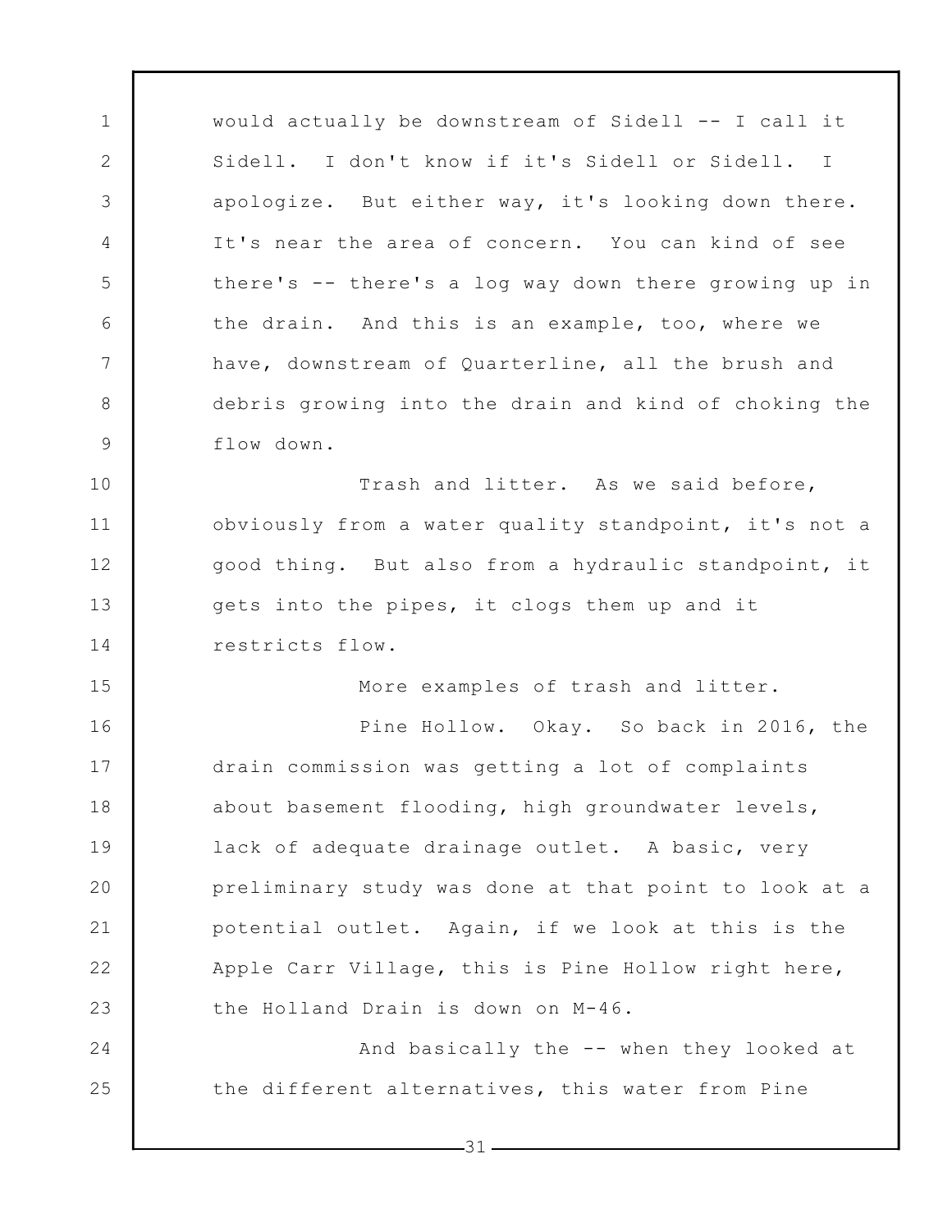would actually be downstream of Sidell -- I call it Sidell. I don't know if it's Sidell or Sidell. I apologize. But either way, it's looking down there. It's near the area of concern. You can kind of see there's -- there's a log way down there growing up in the drain. And this is an example, too, where we have, downstream of Quarterline, all the brush and debris growing into the drain and kind of choking the flow down.

Trash and litter. As we said before, obviously from a water quality standpoint, it's not a good thing. But also from a hydraulic standpoint, it gets into the pipes, it clogs them up and it restricts flow.

More examples of trash and litter.

Pine Hollow. Okay. So back in 2016, the drain commission was getting a lot of complaints about basement flooding, high groundwater levels, lack of adequate drainage outlet. A basic, very preliminary study was done at that point to look at a potential outlet. Again, if we look at this is the Apple Carr Village, this is Pine Hollow right here, the Holland Drain is down on M-46.

And basically the -- when they looked at the different alternatives, this water from Pine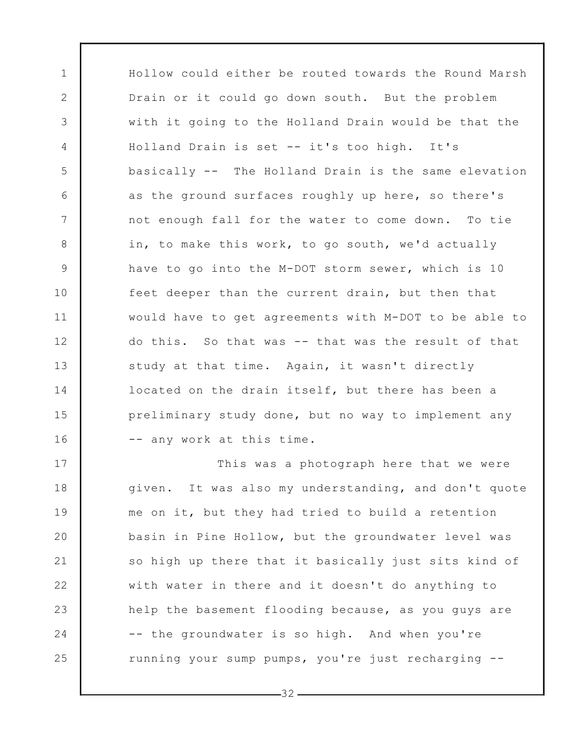Hollow could either be routed towards the Round Marsh Drain or it could go down south. But the problem with it going to the Holland Drain would be that the Holland Drain is set -- it's too high. It's basically -- The Holland Drain is the same elevation as the ground surfaces roughly up here, so there's not enough fall for the water to come down. To tie in, to make this work, to go south, we'd actually have to go into the M-DOT storm sewer, which is 10 feet deeper than the current drain, but then that would have to get agreements with M-DOT to be able to do this. So that was -- that was the result of that study at that time. Again, it wasn't directly located on the drain itself, but there has been a preliminary study done, but no way to implement any -- any work at this time.

This was a photograph here that we were given. It was also my understanding, and don't quote me on it, but they had tried to build a retention basin in Pine Hollow, but the groundwater level was so high up there that it basically just sits kind of with water in there and it doesn't do anything to help the basement flooding because, as you guys are -- the groundwater is so high. And when you're running your sump pumps, you're just recharging --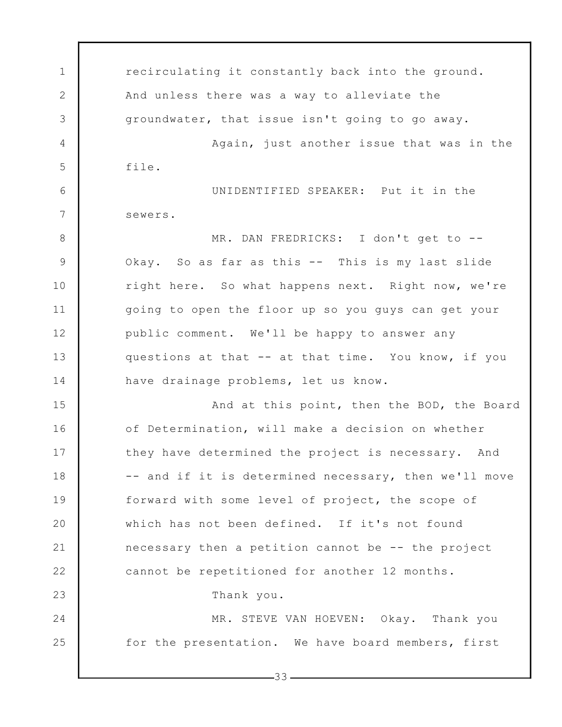recirculating it constantly back into the ground. And unless there was a way to alleviate the groundwater, that issue isn't going to go away.

Again, just another issue that was in the file.

UNIDENTIFIED SPEAKER: Put it in the sewers.

MR. DAN FREDRICKS: I don't get to -- Okay. So as far as this -- This is my last slide right here. So what happens next. Right now, we're going to open the floor up so you guys can get your public comment. We'll be happy to answer any questions at that -- at that time. You know, if you have drainage problems, let us know.

And at this point, then the BOD, the Board of Determination, will make a decision on whether they have determined the project is necessary. And -- and if it is determined necessary, then we'll move forward with some level of project, the scope of which has not been defined. If it's not found necessary then a petition cannot be -- the project cannot be repetitioned for another 12 months.

Thank you.

MR. STEVE VAN HOEVEN: Okay. Thank you for the presentation. We have board members, first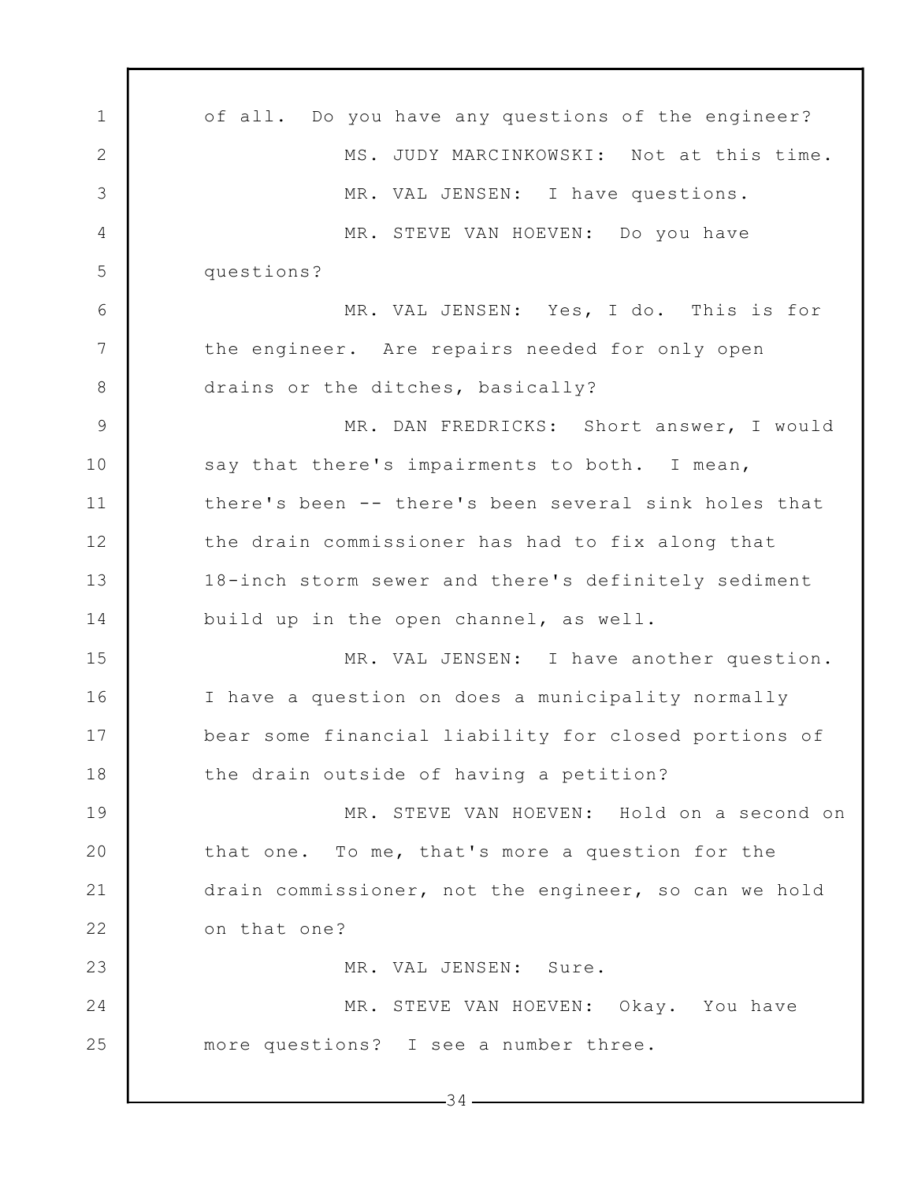of all. Do you have any questions of the engineer?

MS. JUDY MARCINKOWSKI: Not at this time.

MR. VAL JENSEN: I have questions.

MR. STEVE VAN HOEVEN: Do you have questions?

MR. VAL JENSEN: Yes, I do. This is for the engineer. Are repairs needed for only open drains or the ditches, basically?

MR. DAN FREDRICKS: Short answer, I would say that there's impairments to both. I mean, there's been -- there's been several sink holes that the drain commissioner has had to fix along that 18-inch storm sewer and there's definitely sediment build up in the open channel, as well.

MR. VAL JENSEN: I have another question. I have a question on does a municipality normally bear some financial liability for closed portions of the drain outside of having a petition?

MR. STEVE VAN HOEVEN: Hold on a second on that one. To me, that's more a question for the drain commissioner, not the engineer, so can we hold on that one?

MR. VAL JENSEN: Sure.

MR. STEVE VAN HOEVEN: Okay. You have more questions? I see a number three.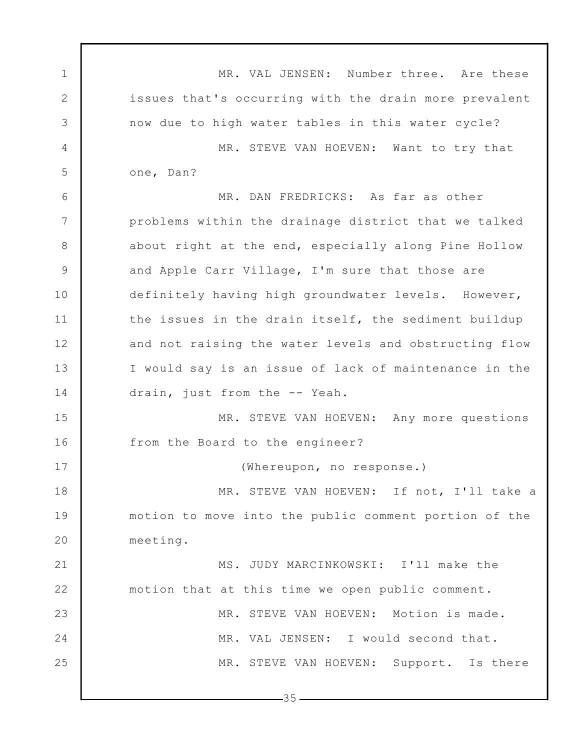MR. VAL JENSEN: Number three. Are these issues that's occurring with the drain more prevalent now due to high water tables in this water cycle?

MR. STEVE VAN HOEVEN: Want to try that one, Dan?

MR. DAN FREDRICKS: As far as other problems within the drainage district that we talked about right at the end, especially along Pine Hollow and Apple Carr Village, I'm sure that those are definitely having high groundwater levels. However, the issues in the drain itself, the sediment buildup and not raising the water levels and obstructing flow I would say is an issue of lack of maintenance in the drain, just from the -- Yeah.

MR. STEVE VAN HOEVEN: Any more questions from the Board to the engineer?

(Whereupon, no response.)

MR. STEVE VAN HOEVEN: If not, I'll take a motion to move into the public comment portion of the meeting.

MS. JUDY MARCINKOWSKI: I'll make the motion that at this time we open public comment.

MR. STEVE VAN HOEVEN: Motion is made.

MR. VAL JENSEN: I would second that.

MR. STEVE VAN HOEVEN: Support. Is there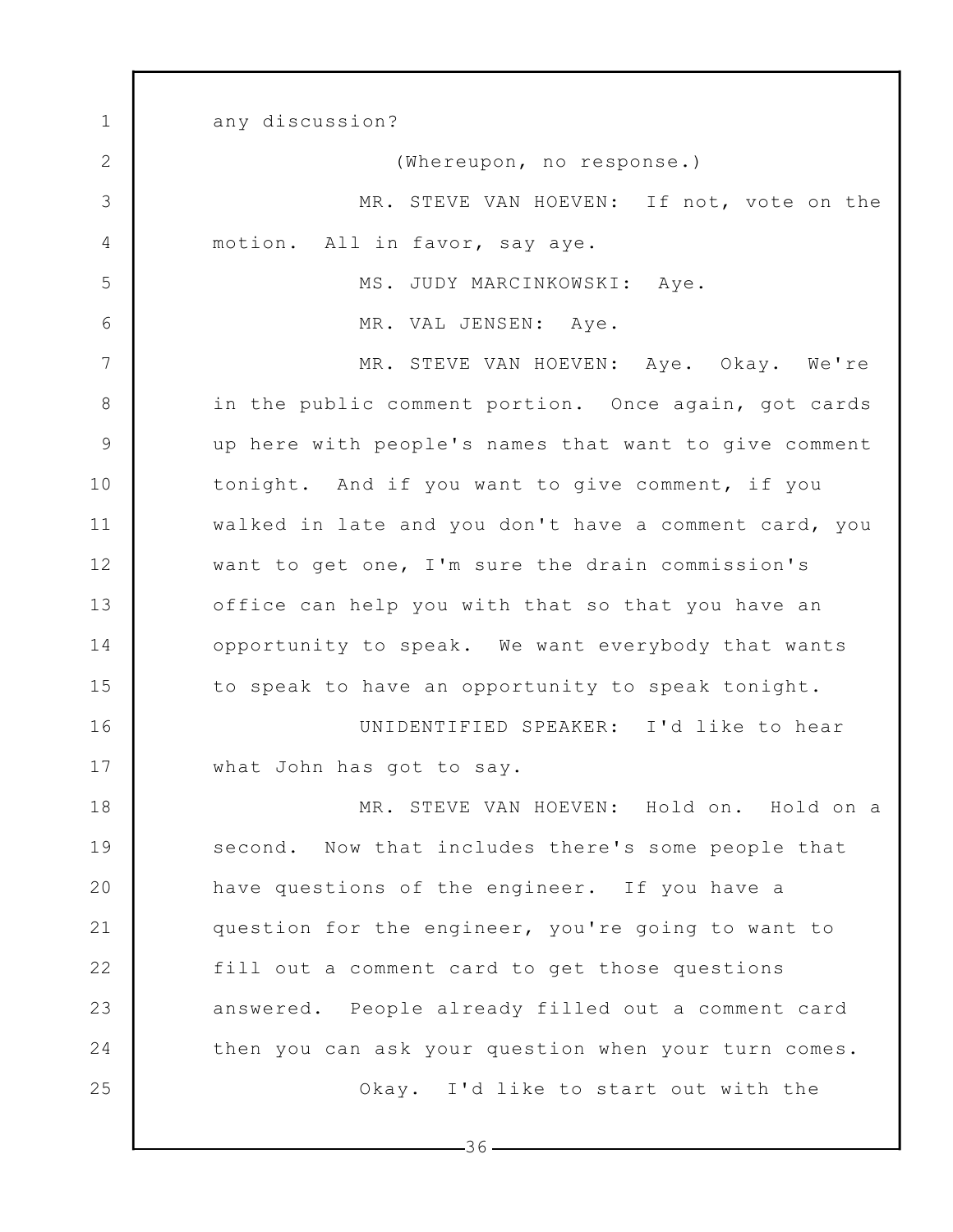any discussion?

(Whereupon, no response.)

MR. STEVE VAN HOEVEN: If not, vote on the motion. All in favor, say aye.

MS. JUDY MARCINKOWSKI: Aye.

MR. VAL JENSEN: Aye.

MR. STEVE VAN HOEVEN: Aye. Okay. We're in the public comment portion. Once again, got cards up here with people's names that want to give comment tonight. And if you want to give comment, if you walked in late and you don't have a comment card, you want to get one, I'm sure the drain commission's office can help you with that so that you have an opportunity to speak. We want everybody that wants to speak to have an opportunity to speak tonight.

UNIDENTIFIED SPEAKER: I'd like to hear what John has got to say.

MR. STEVE VAN HOEVEN: Hold on. Hold on a second. Now that includes there's some people that have questions of the engineer. If you have a question for the engineer, you're going to want to fill out a comment card to get those questions answered. People already filled out a comment card then you can ask your question when your turn comes.

Okay. I'd like to start out with the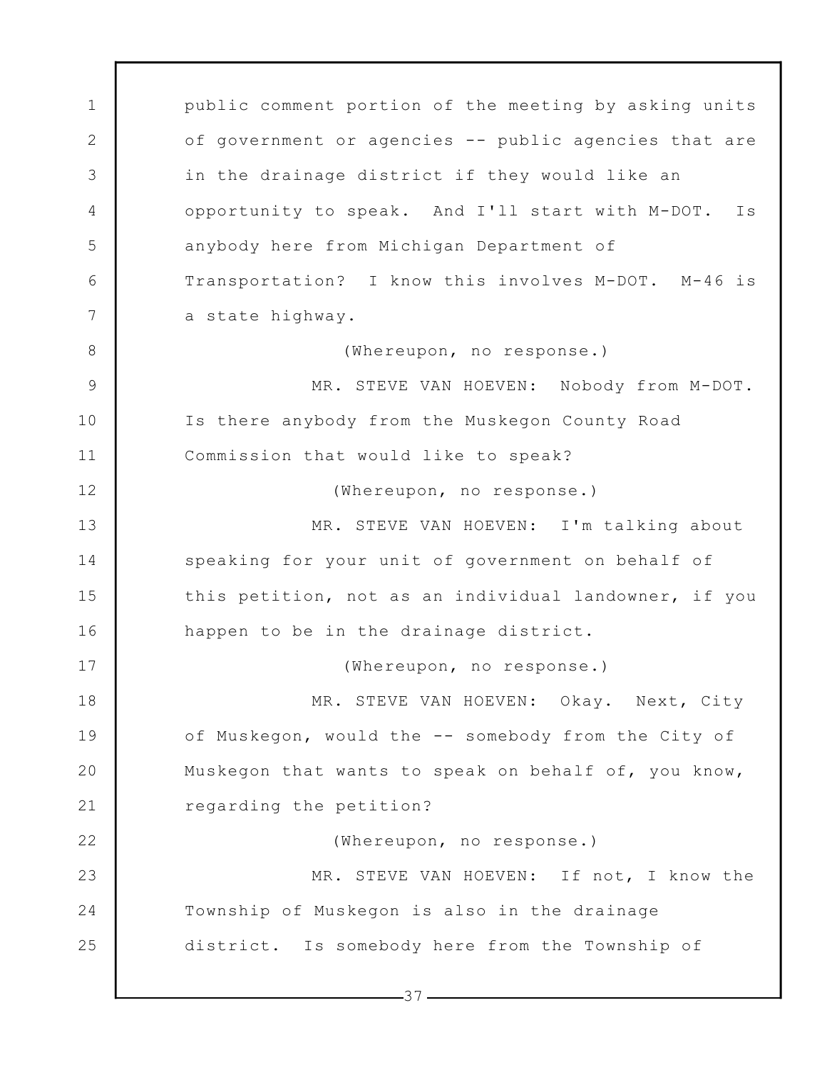public comment portion of the meeting by asking units of government or agencies -- public agencies that are in the drainage district if they would like an opportunity to speak. And I'll start with M-DOT. Is anybody here from Michigan Department of Transportation? I know this involves M-DOT. M-46 is a state highway.

(Whereupon, no response.)

MR. STEVE VAN HOEVEN: Nobody from M-DOT. Is there anybody from the Muskegon County Road Commission that would like to speak?

(Whereupon, no response.)

MR. STEVE VAN HOEVEN: I'm talking about speaking for your unit of government on behalf of this petition, not as an individual landowner, if you happen to be in the drainage district.

(Whereupon, no response.)

MR. STEVE VAN HOEVEN: Okay. Next, City of Muskegon, would the -- somebody from the City of Muskegon that wants to speak on behalf of, you know, regarding the petition?

(Whereupon, no response.)

MR. STEVE VAN HOEVEN: If not, I know the Township of Muskegon is also in the drainage district. Is somebody here from the Township of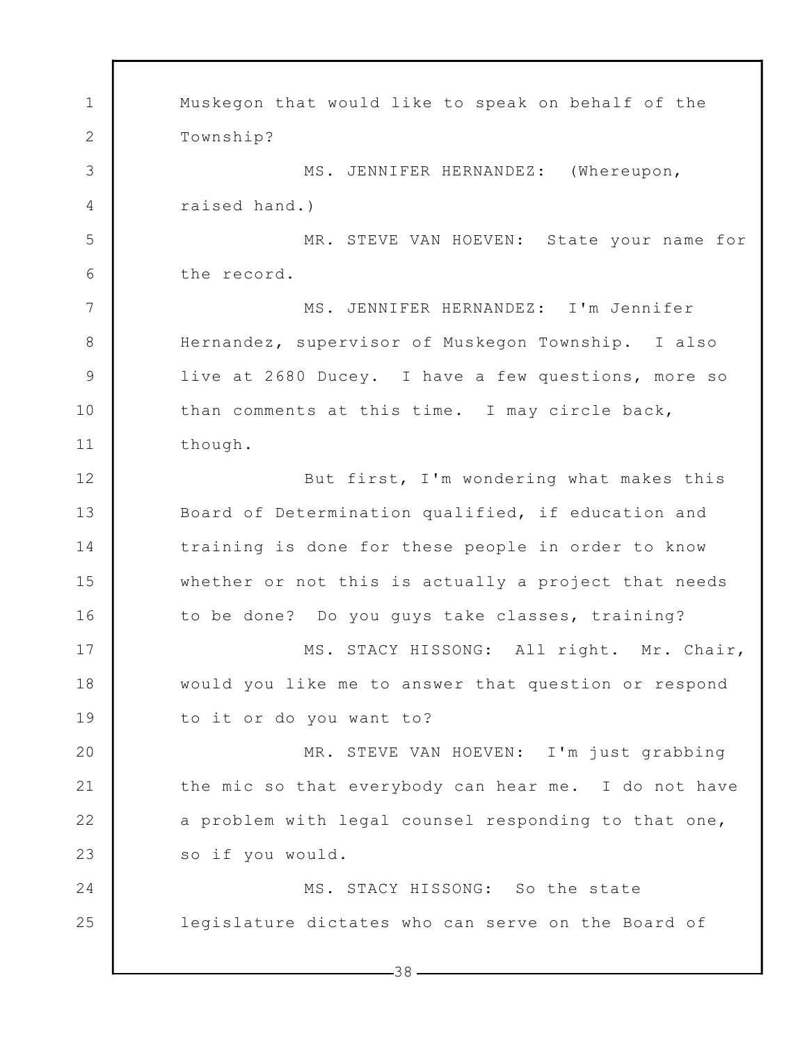Muskegon that would like to speak on behalf of the Township?

MS. JENNIFER HERNANDEZ: (Whereupon, raised hand.)

MR. STEVE VAN HOEVEN: State your name for the record.

MS. JENNIFER HERNANDEZ: I'm Jennifer Hernandez, supervisor of Muskegon Township. I also live at 2680 Ducey. I have a few questions, more so than comments at this time. I may circle back, though.

But first, I'm wondering what makes this Board of Determination qualified, if education and training is done for these people in order to know whether or not this is actually a project that needs to be done? Do you guys take classes, training?

MS. STACY HISSONG: All right. Mr. Chair, would you like me to answer that question or respond to it or do you want to?

MR. STEVE VAN HOEVEN: I'm just grabbing the mic so that everybody can hear me. I do not have a problem with legal counsel responding to that one, so if you would.

MS. STACY HISSONG: So the state legislature dictates who can serve on the Board of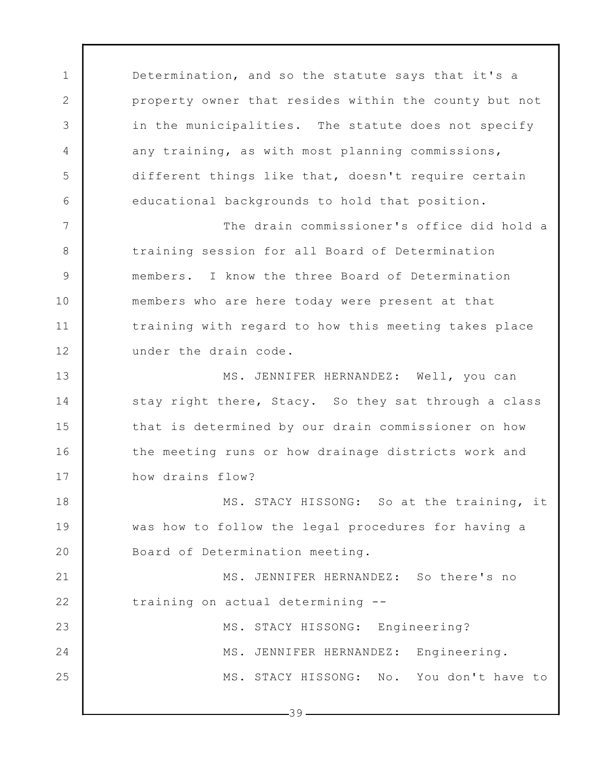Determination, and so the statute says that it's a property owner that resides within the county but not in the municipalities. The statute does not specify any training, as with most planning commissions, different things like that, doesn't require certain educational backgrounds to hold that position.

The drain commissioner's office did hold a training session for all Board of Determination members. I know the three Board of Determination members who are here today were present at that training with regard to how this meeting takes place under the drain code.

MS. JENNIFER HERNANDEZ: Well, you can stay right there, Stacy. So they sat through a class that is determined by our drain commissioner on how the meeting runs or how drainage districts work and how drains flow?

MS. STACY HISSONG: So at the training, it was how to follow the legal procedures for having a Board of Determination meeting.

MS. JENNIFER HERNANDEZ: So there's no training on actual determining --

MS. STACY HISSONG: Engineering?

MS. JENNIFER HERNANDEZ: Engineering.

MS. STACY HISSONG: No. You don't have to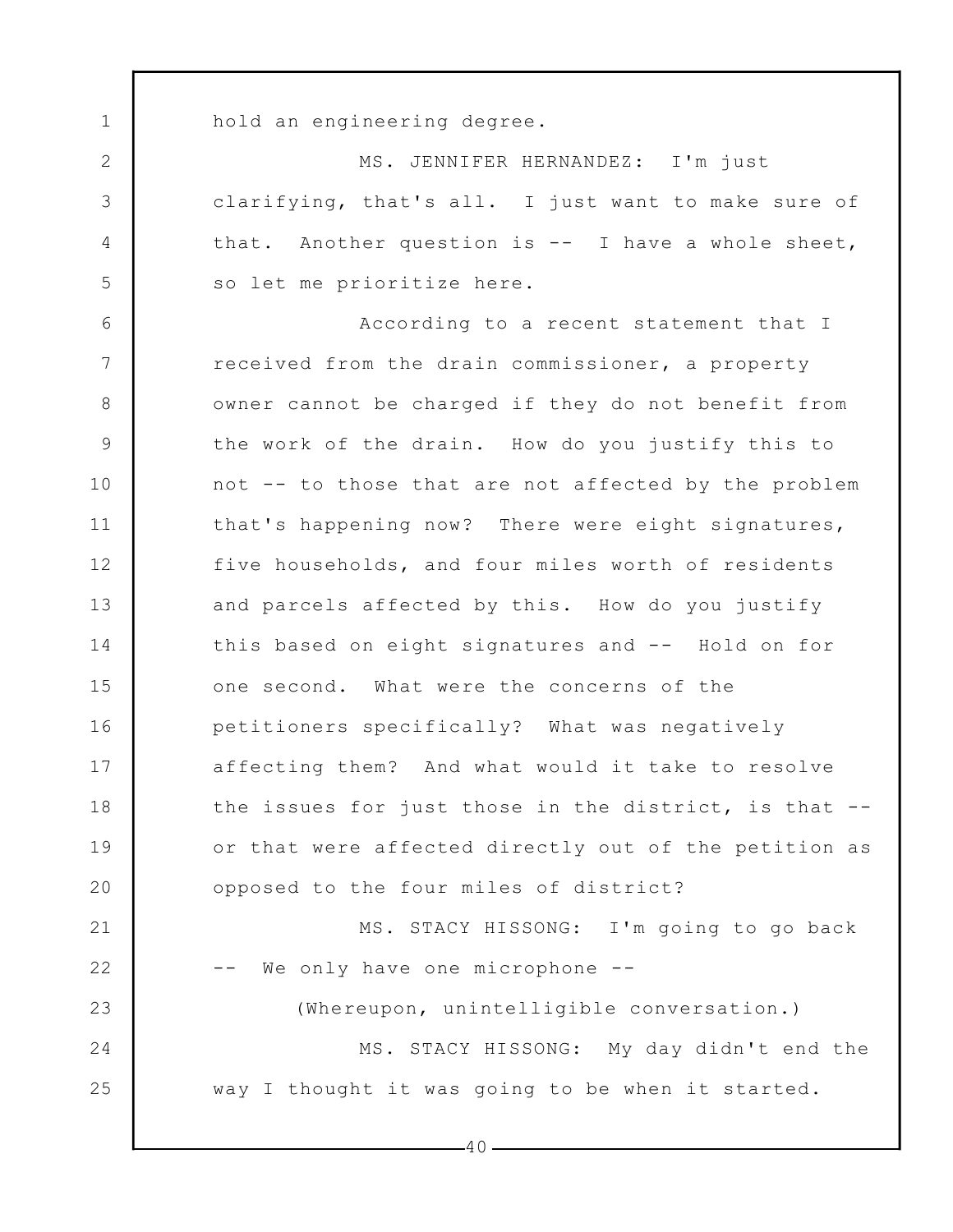hold an engineering degree.

MS. JENNIFER HERNANDEZ: I'm just clarifying, that's all. I just want to make sure of that. Another question is -- I have a whole sheet, so let me prioritize here.

According to a recent statement that I received from the drain commissioner, a property owner cannot be charged if they do not benefit from the work of the drain. How do you justify this to not -- to those that are not affected by the problem that's happening now? There were eight signatures, five households, and four miles worth of residents and parcels affected by this. How do you justify this based on eight signatures and -- Hold on for one second. What were the concerns of the petitioners specifically? What was negatively affecting them? And what would it take to resolve the issues for just those in the district, is that -- or that were affected directly out of the petition as opposed to the four miles of district?

MS. STACY HISSONG: I'm going to go back -- We only have one microphone --

(Whereupon, unintelligible conversation.)

MS. STACY HISSONG: My day didn't end the way I thought it was going to be when it started.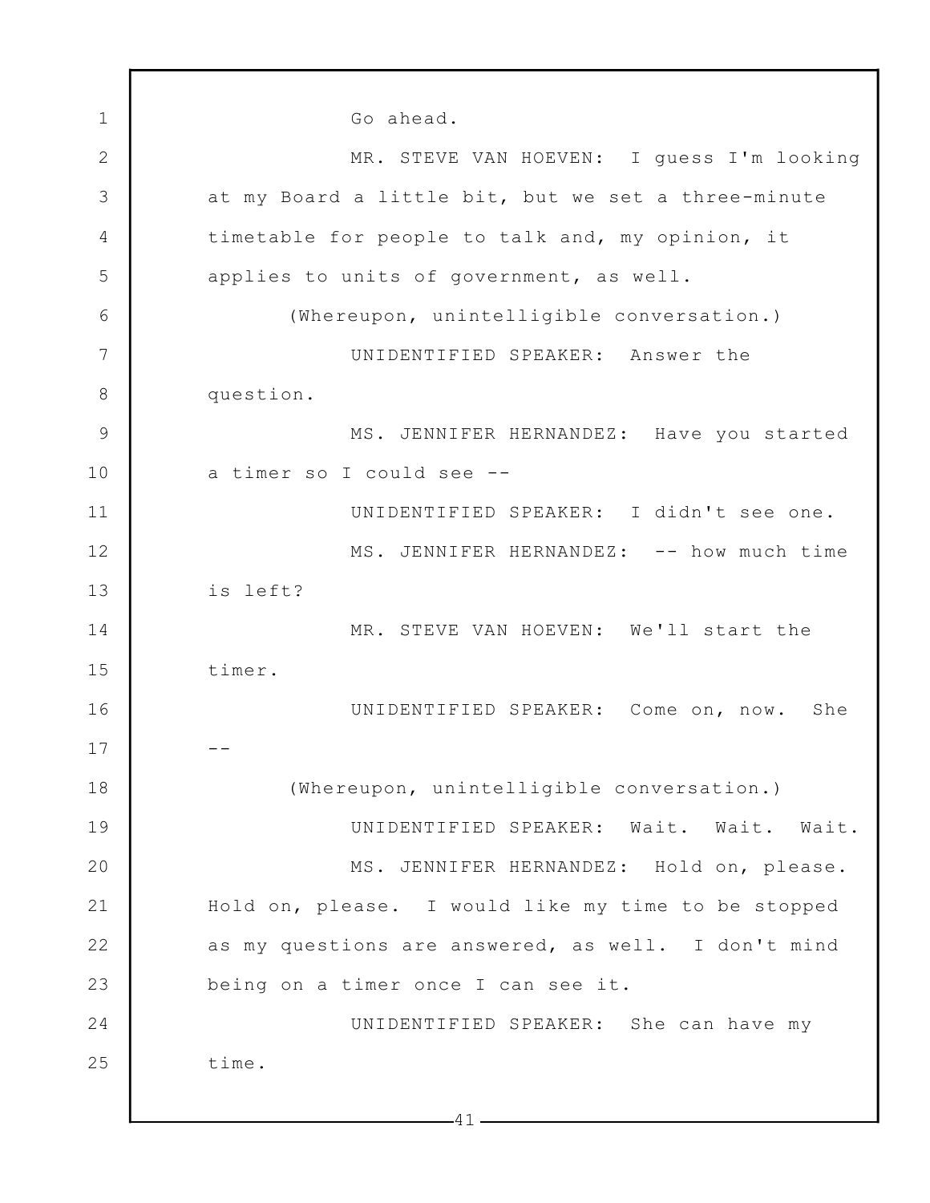Go ahead.

MR. STEVE VAN HOEVEN: I guess I'm looking at my Board a little bit, but we set a three-minute timetable for people to talk and, my opinion, it applies to units of government, as well.

(Whereupon, unintelligible conversation.)

UNIDENTIFIED SPEAKER: Answer the question.

MS. JENNIFER HERNANDEZ: Have you started a timer so I could see --

UNIDENTIFIED SPEAKER: I didn't see one.

MS. JENNIFER HERNANDEZ: -- how much time is left?

MR. STEVE VAN HOEVEN: We'll start the timer.

UNIDENTIFIED SPEAKER: Come on, now. She --

(Whereupon, unintelligible conversation.)

UNIDENTIFIED SPEAKER: Wait. Wait. Wait.

MS. JENNIFER HERNANDEZ: Hold on, please. Hold on, please. I would like my time to be stopped as my questions are answered, as well. I don't mind being on a timer once I can see it.

UNIDENTIFIED SPEAKER: She can have my time.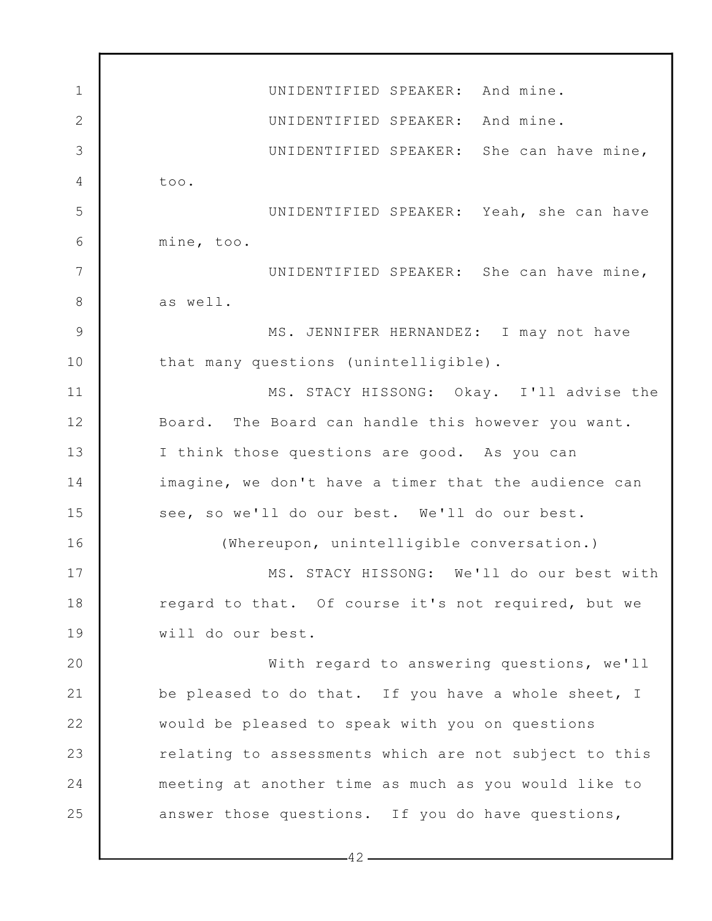UNIDENTIFIED SPEAKER: And mine.

UNIDENTIFIED SPEAKER: And mine.

UNIDENTIFIED SPEAKER: She can have mine, too.

UNIDENTIFIED SPEAKER: Yeah, she can have mine, too.

UNIDENTIFIED SPEAKER: She can have mine, as well.

MS. JENNIFER HERNANDEZ: I may not have that many questions (unintelligible).

MS. STACY HISSONG: Okay. I'll advise the Board. The Board can handle this however you want. I think those questions are good. As you can imagine, we don't have a timer that the audience can see, so we'll do our best. We'll do our best.

(Whereupon, unintelligible conversation.)

MS. STACY HISSONG: We'll do our best with regard to that. Of course it's not required, but we will do our best.

With regard to answering questions, we'll be pleased to do that. If you have a whole sheet, I would be pleased to speak with you on questions relating to assessments which are not subject to this meeting at another time as much as you would like to answer those questions. If you do have questions,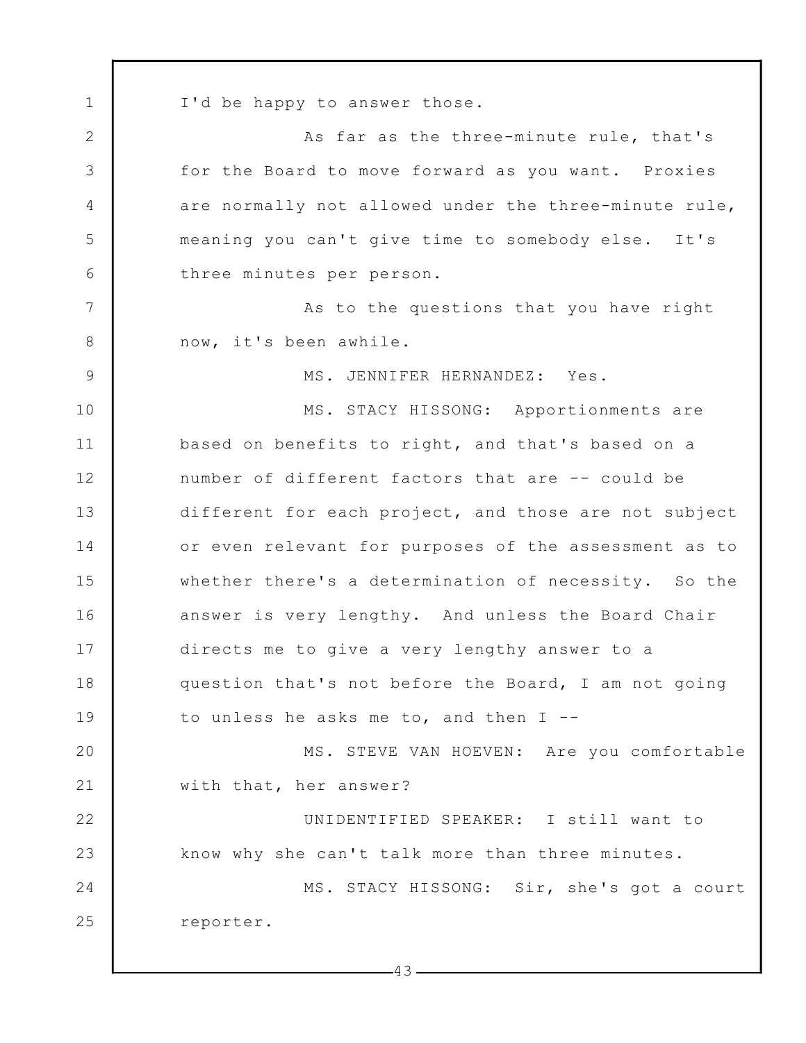I'd be happy to answer those.

As far as the three-minute rule, that's for the Board to move forward as you want. Proxies are normally not allowed under the three-minute rule, meaning you can't give time to somebody else. It's three minutes per person.

As to the questions that you have right now, it's been awhile.

MS. JENNIFER HERNANDEZ: Yes.

MS. STACY HISSONG: Apportionments are based on benefits to right, and that's based on a number of different factors that are -- could be different for each project, and those are not subject or even relevant for purposes of the assessment as to whether there's a determination of necessity. So the answer is very lengthy. And unless the Board Chair directs me to give a very lengthy answer to a question that's not before the Board, I am not going to unless he asks me to, and then I --

MS. STEVE VAN HOEVEN: Are you comfortable with that, her answer?

UNIDENTIFIED SPEAKER: I still want to know why she can't talk more than three minutes.

MS. STACY HISSONG: Sir, she's got a court reporter.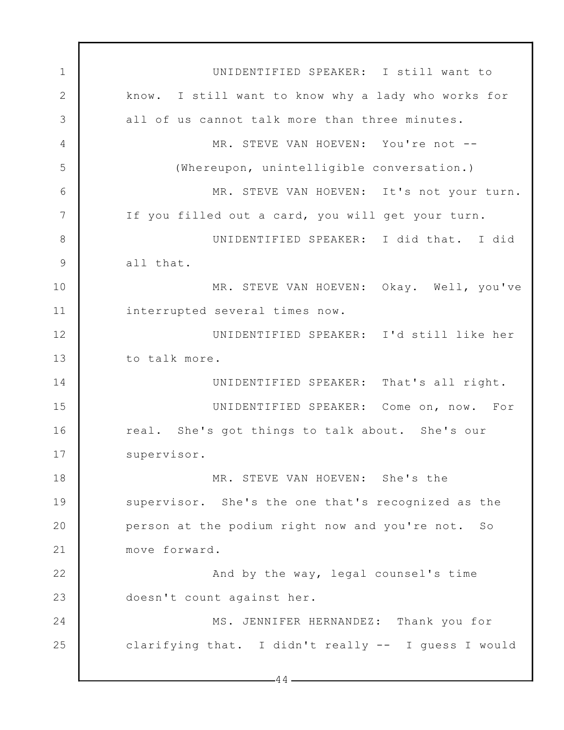UNIDENTIFIED SPEAKER: I still want to know. I still want to know why a lady who works for all of us cannot talk more than three minutes.

MR. STEVE VAN HOEVEN: You're not --

(Whereupon, unintelligible conversation.)

MR. STEVE VAN HOEVEN: It's not your turn. If you filled out a card, you will get your turn.

UNIDENTIFIED SPEAKER: I did that. I did all that.

MR. STEVE VAN HOEVEN: Okay. Well, you've interrupted several times now.

UNIDENTIFIED SPEAKER: I'd still like her to talk more.

UNIDENTIFIED SPEAKER: That's all right.

UNIDENTIFIED SPEAKER: Come on, now. For real. She's got things to talk about. She's our supervisor.

MR. STEVE VAN HOEVEN: She's the supervisor. She's the one that's recognized as the person at the podium right now and you're not. So move forward.

And by the way, legal counsel's time doesn't count against her.

MS. JENNIFER HERNANDEZ: Thank you for clarifying that. I didn't really -- I guess I would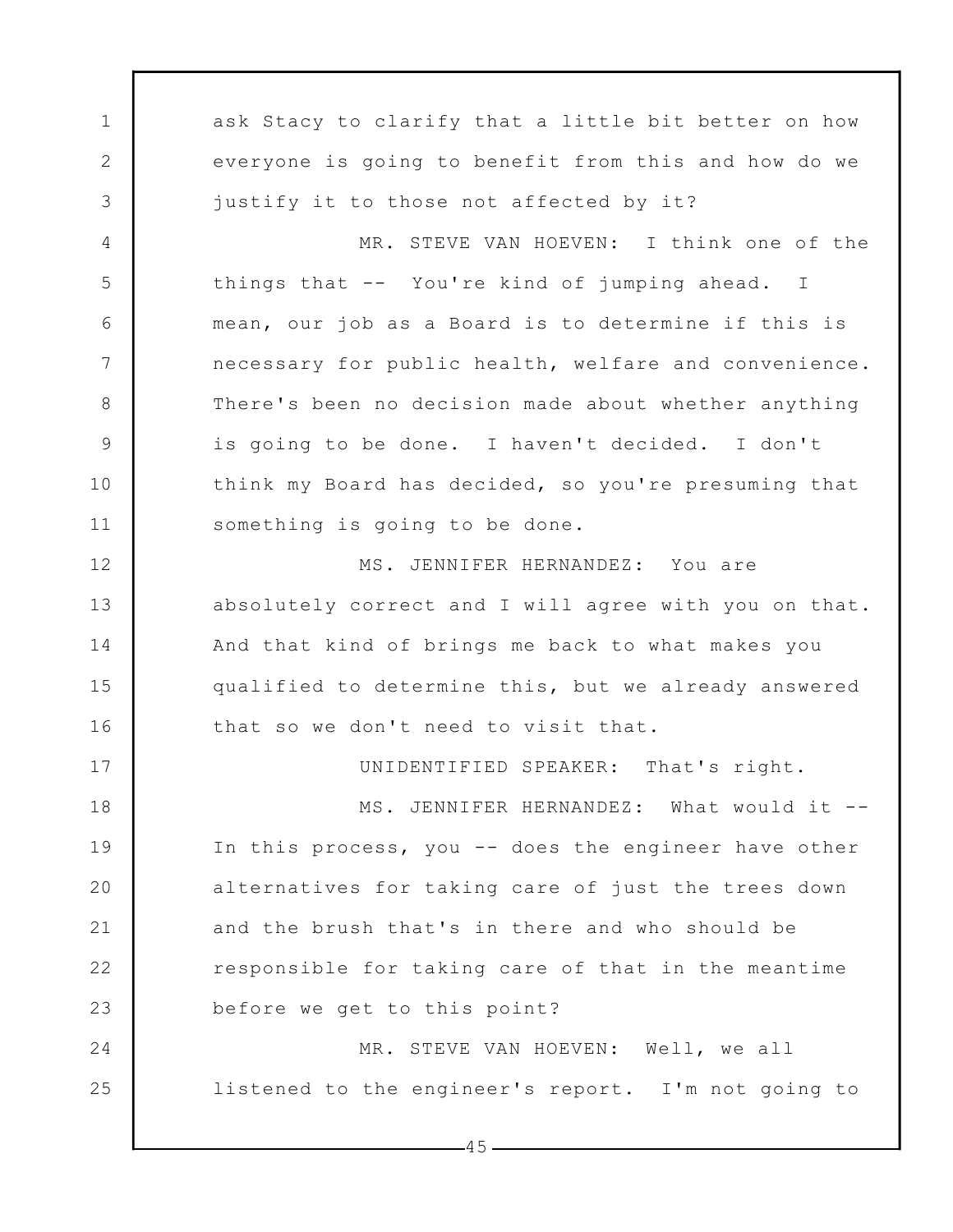ask Stacy to clarify that a little bit better on how everyone is going to benefit from this and how do we justify it to those not affected by it?

MR. STEVE VAN HOEVEN: I think one of the things that -- You're kind of jumping ahead. I mean, our job as a Board is to determine if this is necessary for public health, welfare and convenience. There's been no decision made about whether anything is going to be done. I haven't decided. I don't think my Board has decided, so you're presuming that something is going to be done.

MS. JENNIFER HERNANDEZ: You are absolutely correct and I will agree with you on that. And that kind of brings me back to what makes you qualified to determine this, but we already answered that so we don't need to visit that.

UNIDENTIFIED SPEAKER: That's right.

MS. JENNIFER HERNANDEZ: What would it -- In this process, you -- does the engineer have other alternatives for taking care of just the trees down and the brush that's in there and who should be responsible for taking care of that in the meantime before we get to this point?

MR. STEVE VAN HOEVEN: Well, we all listened to the engineer's report. I'm not going to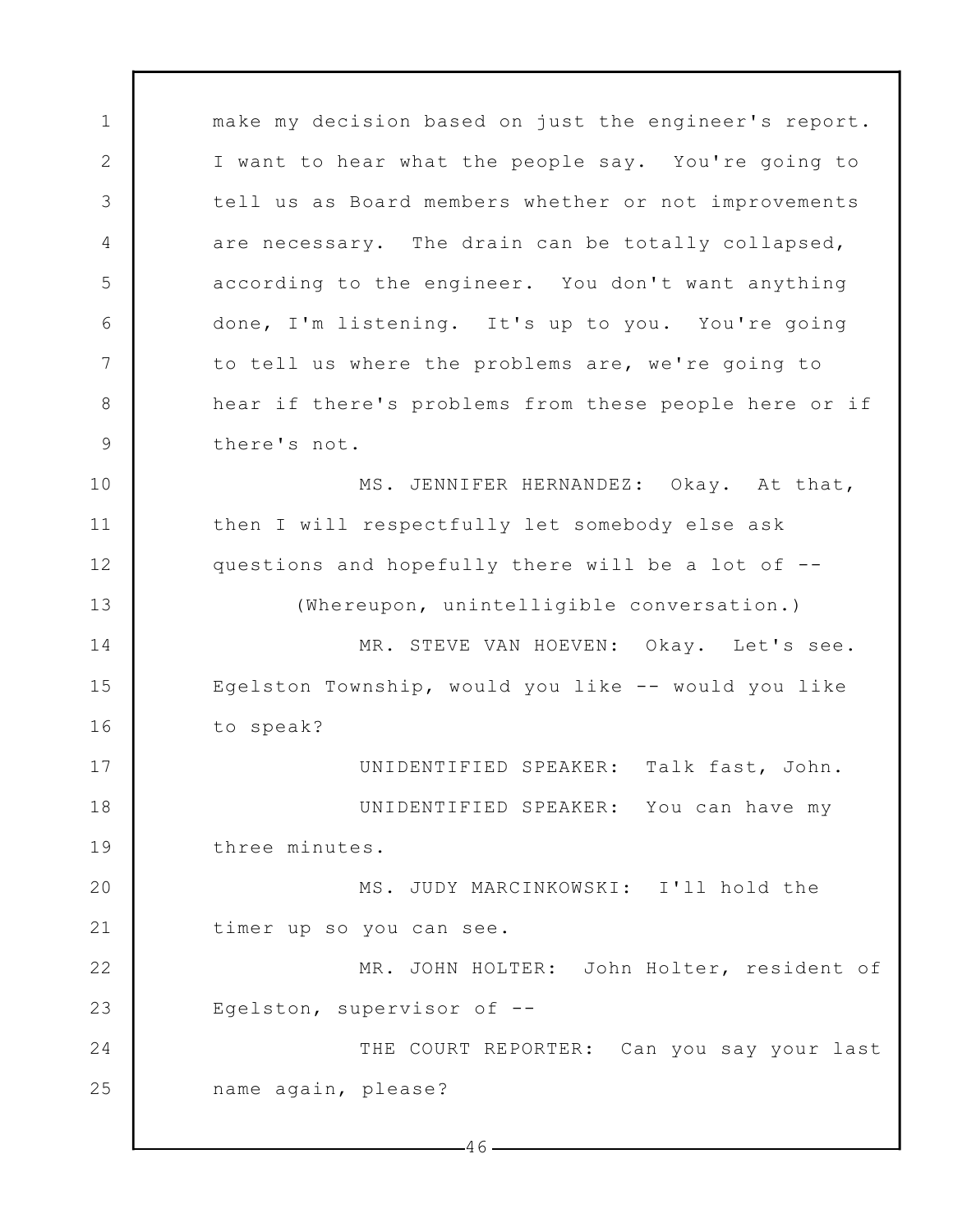make my decision based on just the engineer's report. I want to hear what the people say. You're going to tell us as Board members whether or not improvements are necessary. The drain can be totally collapsed, according to the engineer. You don't want anything done, I'm listening. It's up to you. You're going to tell us where the problems are, we're going to hear if there's problems from these people here or if there's not.

MS. JENNIFER HERNANDEZ: Okay. At that, then I will respectfully let somebody else ask questions and hopefully there will be a lot of --

(Whereupon, unintelligible conversation.)

MR. STEVE VAN HOEVEN: Okay. Let's see. Egelston Township, would you like -- would you like to speak?

UNIDENTIFIED SPEAKER: Talk fast, John.

UNIDENTIFIED SPEAKER: You can have my three minutes.

MS. JUDY MARCINKOWSKI: I'll hold the timer up so you can see.

MR. JOHN HOLTER: John Holter, resident of Egelston, supervisor of --

THE COURT REPORTER: Can you say your last name again, please?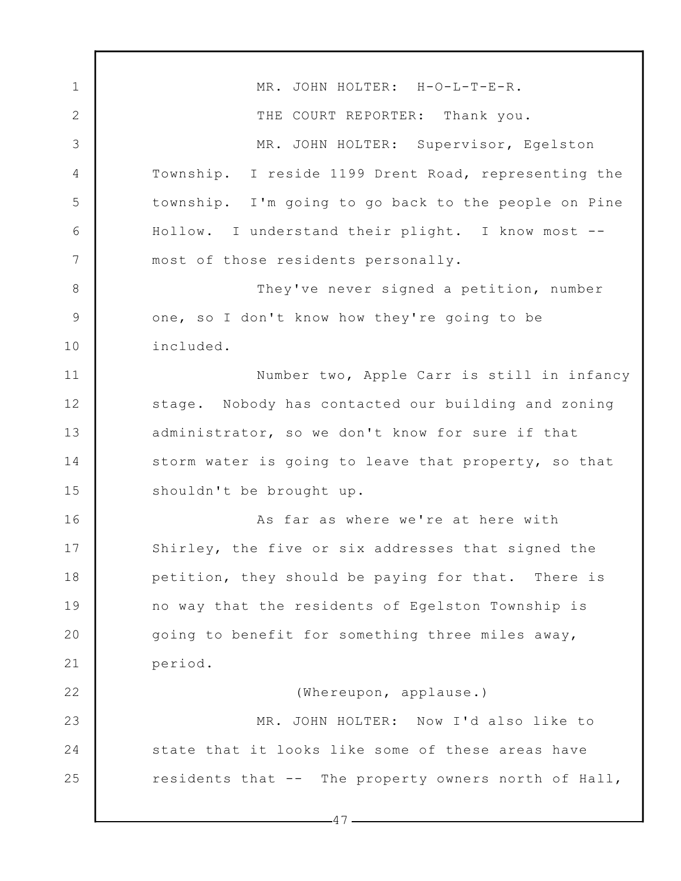MR. JOHN HOLTER: H-O-L-T-E-R.

THE COURT REPORTER: Thank you.

MR. JOHN HOLTER: Supervisor, Egelston Township. I reside 1199 Drent Road, representing the township. I'm going to go back to the people on Pine Hollow. I understand their plight. I know most -- most of those residents personally.

They've never signed a petition, number one, so I don't know how they're going to be included.

Number two, Apple Carr is still in infancy stage. Nobody has contacted our building and zoning administrator, so we don't know for sure if that storm water is going to leave that property, so that shouldn't be brought up.

As far as where we're at here with Shirley, the five or six addresses that signed the petition, they should be paying for that. There is no way that the residents of Egelston Township is going to benefit for something three miles away, period.

(Whereupon, applause.)

MR. JOHN HOLTER: Now I'd also like to state that it looks like some of these areas have residents that -- The property owners north of Hall,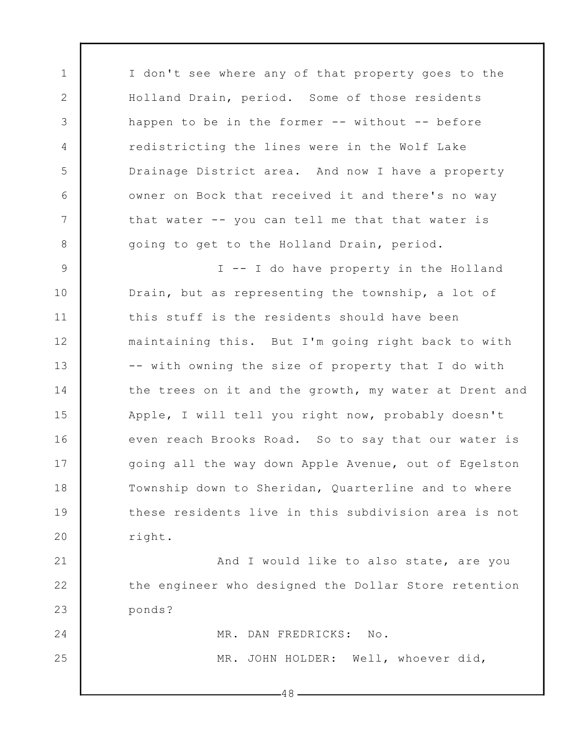I don't see where any of that property goes to the Holland Drain, period. Some of those residents happen to be in the former -- without -- before redistricting the lines were in the Wolf Lake Drainage District area. And now I have a property owner on Bock that received it and there's no way that water -- you can tell me that that water is going to get to the Holland Drain, period.

I -- I do have property in the Holland Drain, but as representing the township, a lot of this stuff is the residents should have been maintaining this. But I'm going right back to with -- with owning the size of property that I do with the trees on it and the growth, my water at Drent and Apple, I will tell you right now, probably doesn't even reach Brooks Road. So to say that our water is going all the way down Apple Avenue, out of Egelston Township down to Sheridan, Quarterline and to where these residents live in this subdivision area is not right.

And I would like to also state, are you the engineer who designed the Dollar Store retention ponds?

MR. DAN FREDRICKS: No.

MR. JOHN HOLDER: Well, whoever did,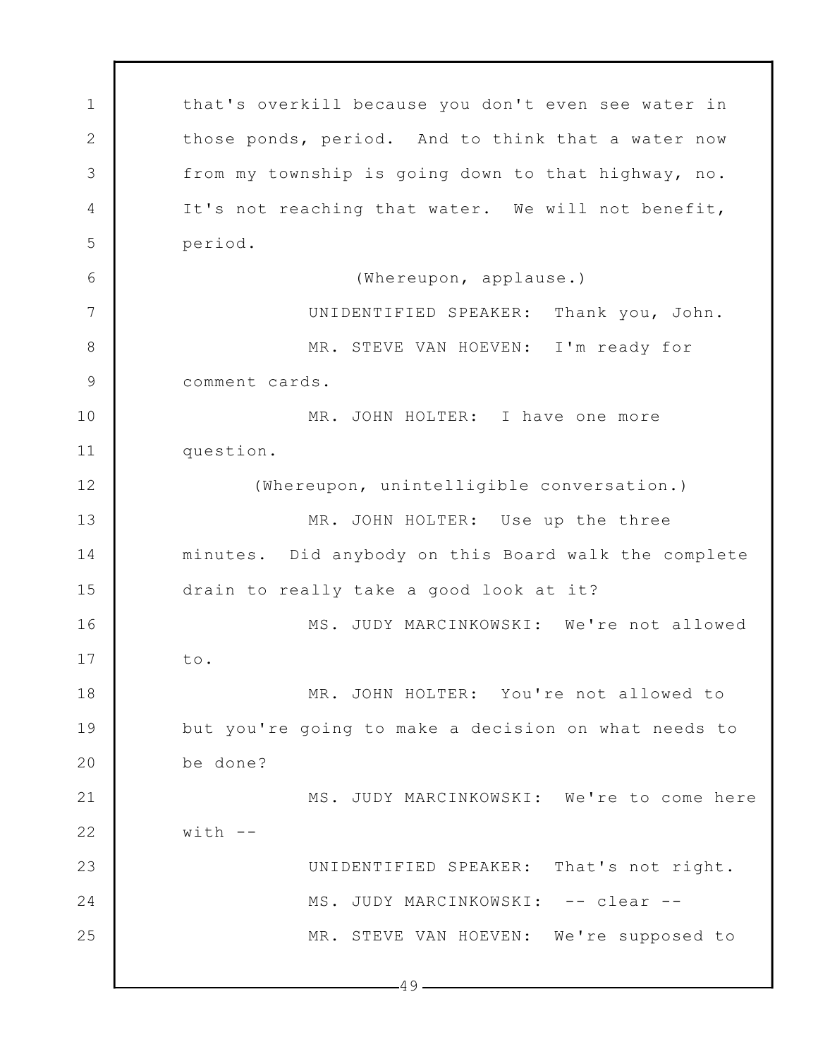that's overkill because you don't even see water in those ponds, period. And to think that a water now from my township is going down to that highway, no. It's not reaching that water. We will not benefit, period.

(Whereupon, applause.)

UNIDENTIFIED SPEAKER: Thank you, John.

MR. STEVE VAN HOEVEN: I'm ready for comment cards.

MR. JOHN HOLTER: I have one more question.

(Whereupon, unintelligible conversation.)

MR. JOHN HOLTER: Use up the three minutes. Did anybody on this Board walk the complete drain to really take a good look at it?

MS. JUDY MARCINKOWSKI: We're not allowed to.

MR. JOHN HOLTER: You're not allowed to but you're going to make a decision on what needs to be done?

MS. JUDY MARCINKOWSKI: We're to come here with --

UNIDENTIFIED SPEAKER: That's not right.

MS. JUDY MARCINKOWSKI: -- clear --

MR. STEVE VAN HOEVEN: We're supposed to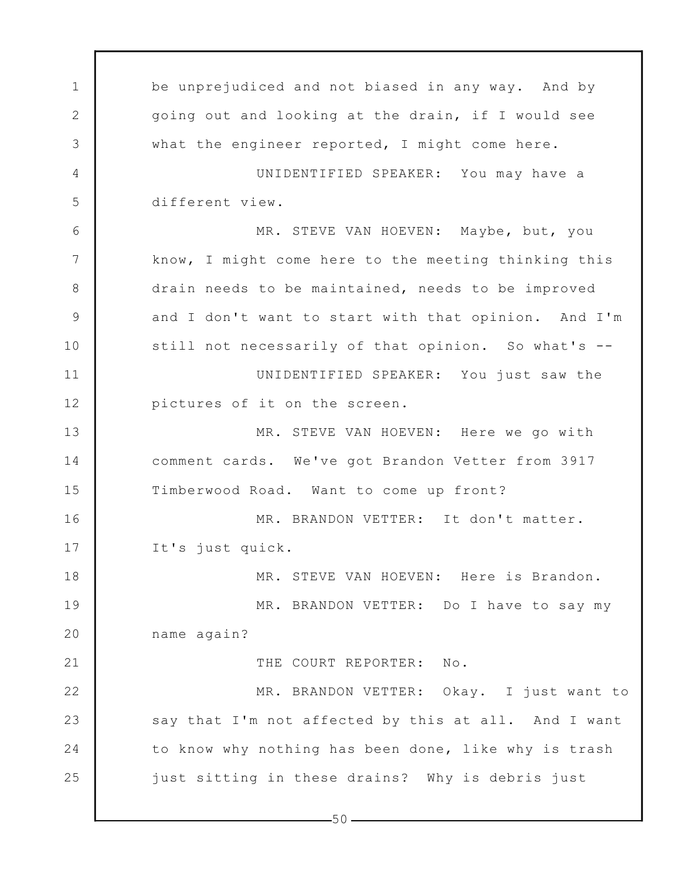be unprejudiced and not biased in any way. And by going out and looking at the drain, if I would see what the engineer reported, I might come here.

UNIDENTIFIED SPEAKER: You may have a different view.

MR. STEVE VAN HOEVEN: Maybe, but, you know, I might come here to the meeting thinking this drain needs to be maintained, needs to be improved and I don't want to start with that opinion. And I'm still not necessarily of that opinion. So what's --

UNIDENTIFIED SPEAKER: You just saw the pictures of it on the screen.

MR. STEVE VAN HOEVEN: Here we go with comment cards. We've got Brandon Vetter from 3917 Timberwood Road. Want to come up front?

MR. BRANDON VETTER: It don't matter. It's just quick.

MR. STEVE VAN HOEVEN: Here is Brandon.

MR. BRANDON VETTER: Do I have to say my name again?

THE COURT REPORTER: No.

MR. BRANDON VETTER: Okay. I just want to say that I'm not affected by this at all. And I want to know why nothing has been done, like why is trash just sitting in these drains? Why is debris just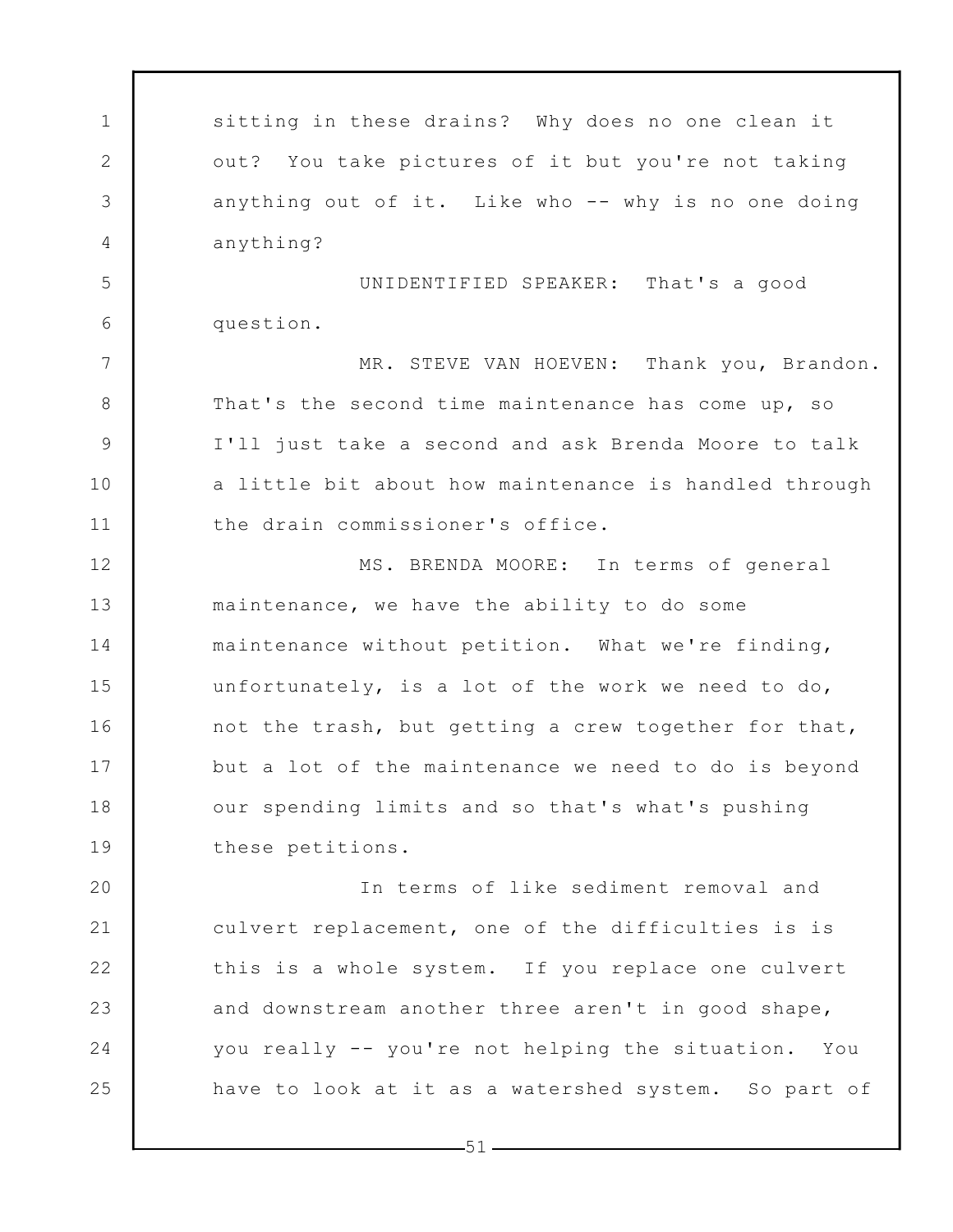sitting in these drains? Why does no one clean it out? You take pictures of it but you're not taking anything out of it. Like who -- why is no one doing anything?

UNIDENTIFIED SPEAKER: That's a good question.

MR. STEVE VAN HOEVEN: Thank you, Brandon. That's the second time maintenance has come up, so I'll just take a second and ask Brenda Moore to talk a little bit about how maintenance is handled through the drain commissioner's office.

MS. BRENDA MOORE: In terms of general maintenance, we have the ability to do some maintenance without petition. What we're finding, unfortunately, is a lot of the work we need to do, not the trash, but getting a crew together for that, but a lot of the maintenance we need to do is beyond our spending limits and so that's what's pushing these petitions.

In terms of like sediment removal and culvert replacement, one of the difficulties is is this is a whole system. If you replace one culvert and downstream another three aren't in good shape, you really -- you're not helping the situation. You have to look at it as a watershed system. So part of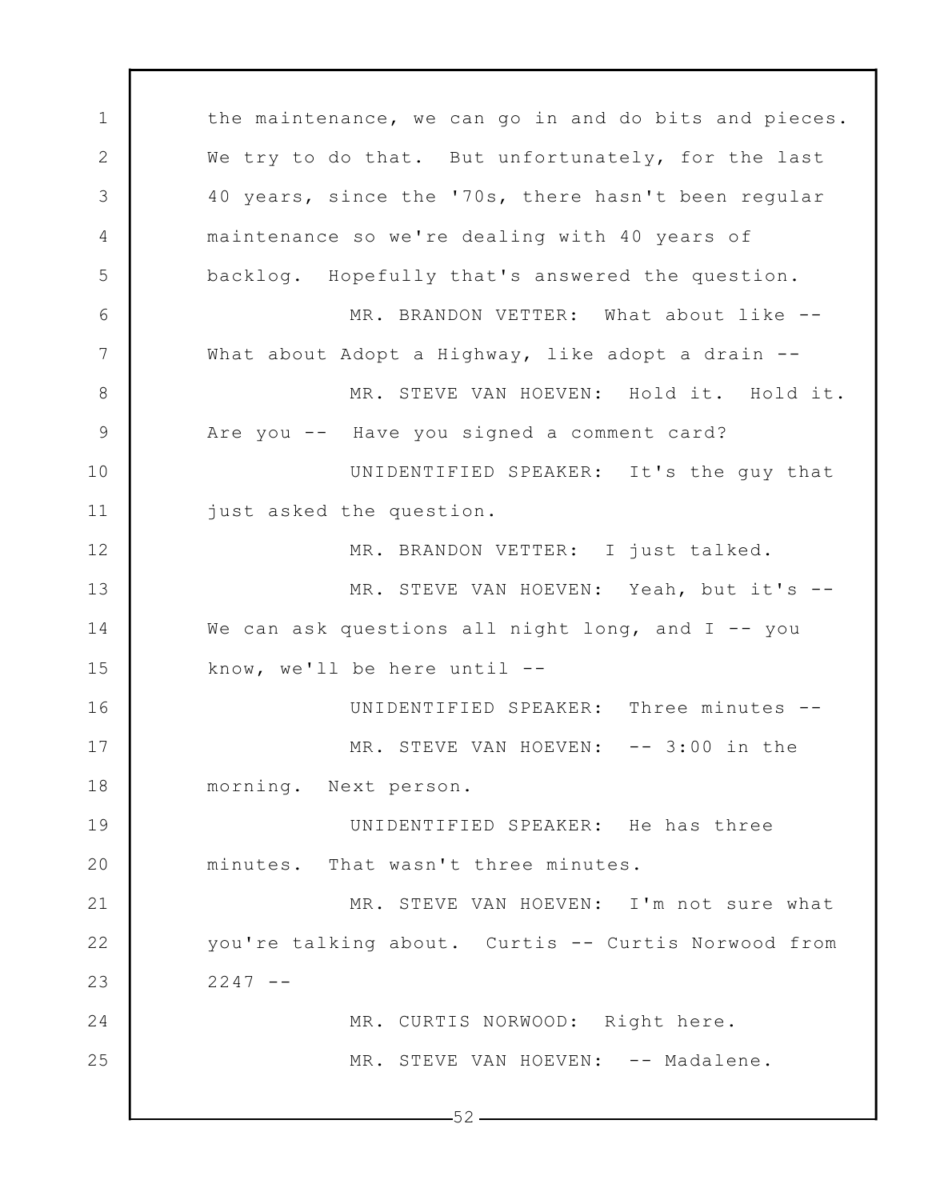the maintenance, we can go in and do bits and pieces. We try to do that. But unfortunately, for the last 40 years, since the '70s, there hasn't been regular maintenance so we're dealing with 40 years of backlog. Hopefully that's answered the question.

MR. BRANDON VETTER: What about like -- What about Adopt a Highway, like adopt a drain --

MR. STEVE VAN HOEVEN: Hold it. Hold it. Are you -- Have you signed a comment card?

UNIDENTIFIED SPEAKER: It's the guy that just asked the question.

MR. BRANDON VETTER: I just talked.

MR. STEVE VAN HOEVEN: Yeah, but it's -- We can ask questions all night long, and I -- you know, we'll be here until --

UNIDENTIFIED SPEAKER: Three minutes --

MR. STEVE VAN HOEVEN: -- 3:00 in the morning. Next person.

UNIDENTIFIED SPEAKER: He has three minutes. That wasn't three minutes.

MR. STEVE VAN HOEVEN: I'm not sure what you're talking about. Curtis -- Curtis Norwood from 2247 --

MR. CURTIS NORWOOD: Right here.

MR. STEVE VAN HOEVEN: -- Madalene.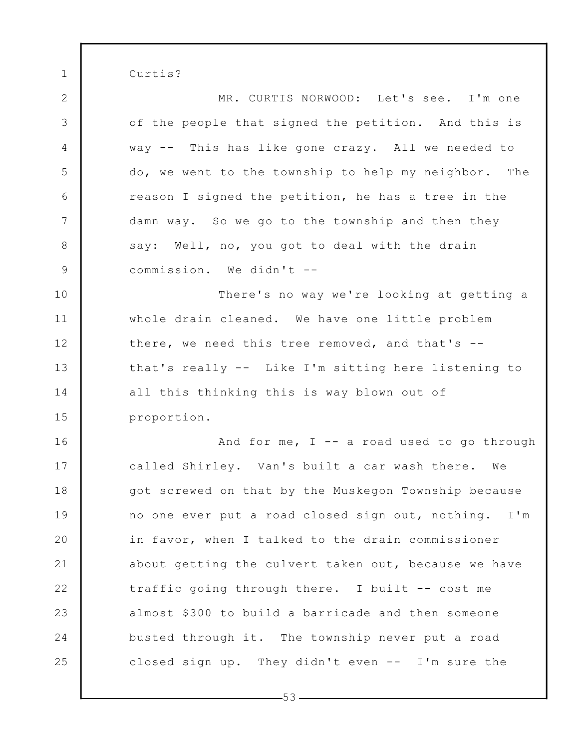Curtis?

MR. CURTIS NORWOOD: Let's see. I'm one of the people that signed the petition. And this is way -- This has like gone crazy. All we needed to do, we went to the township to help my neighbor. The reason I signed the petition, he has a tree in the damn way. So we go to the township and then they say: Well, no, you got to deal with the drain commission. We didn't --

There's no way we're looking at getting a whole drain cleaned. We have one little problem there, we need this tree removed, and that's -- that's really -- Like I'm sitting here listening to all this thinking this is way blown out of proportion.

And for me, I -- a road used to go through called Shirley. Van's built a car wash there. We got screwed on that by the Muskegon Township because no one ever put a road closed sign out, nothing. I'm in favor, when I talked to the drain commissioner about getting the culvert taken out, because we have traffic going through there. I built -- cost me almost $300 to build a barricade and then someone busted through it. The township never put a road closed sign up. They didn't even -- I'm sure the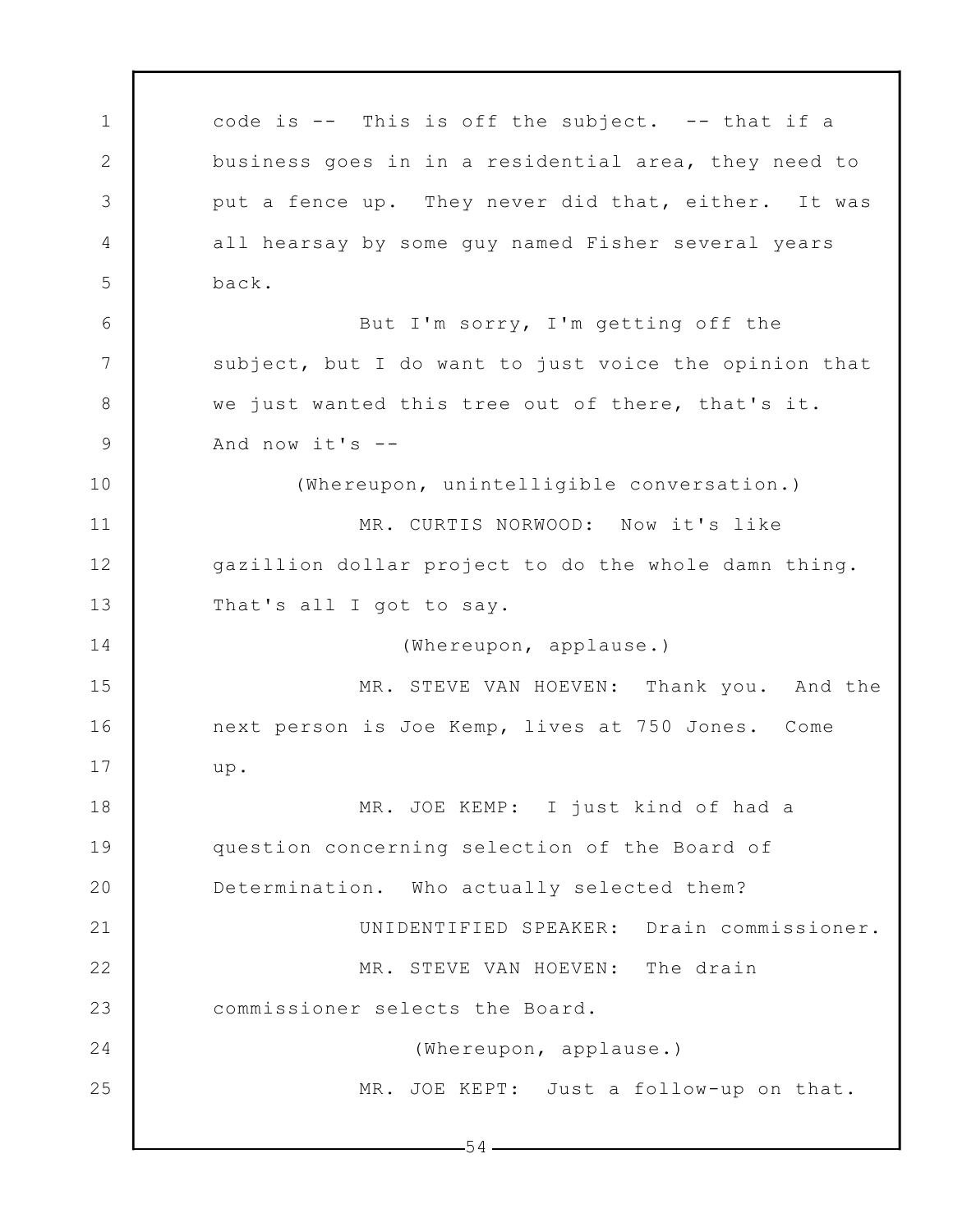code is -- This is off the subject. -- that if a business goes in in a residential area, they need to put a fence up. They never did that, either. It was all hearsay by some guy named Fisher several years back.

But I'm sorry, I'm getting off the subject, but I do want to just voice the opinion that we just wanted this tree out of there, that's it. And now it's --

(Whereupon, unintelligible conversation.)

MR. CURTIS NORWOOD: Now it's like gazillion dollar project to do the whole damn thing. That's all I got to say.

(Whereupon, applause.)

MR. STEVE VAN HOEVEN: Thank you. And the next person is Joe Kemp, lives at 750 Jones. Come up.

MR. JOE KEMP: I just kind of had a question concerning selection of the Board of Determination. Who actually selected them?

UNIDENTIFIED SPEAKER: Drain commissioner.

MR. STEVE VAN HOEVEN: The drain commissioner selects the Board.

(Whereupon, applause.)

MR. JOE KEPT: Just a follow-up on that.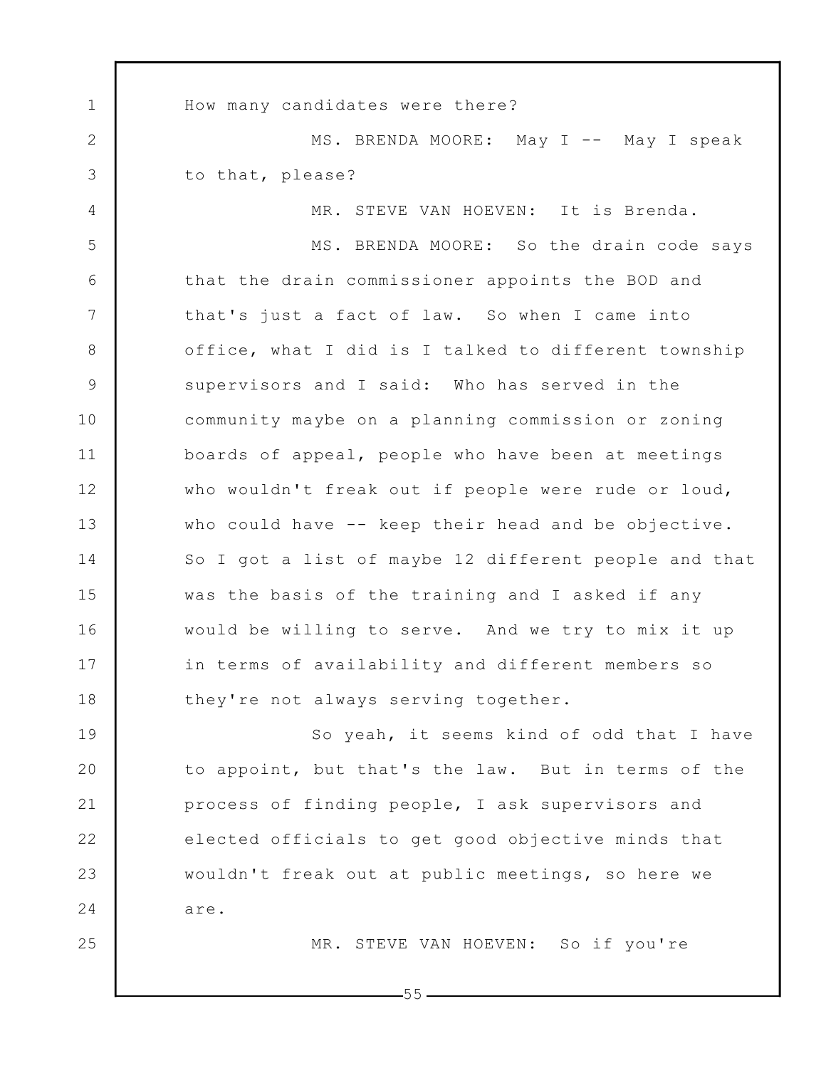How many candidates were there?

MS. BRENDA MOORE: May I -- May I speak to that, please?

MR. STEVE VAN HOEVEN: It is Brenda.

MS. BRENDA MOORE: So the drain code says that the drain commissioner appoints the BOD and that's just a fact of law. So when I came into office, what I did is I talked to different township supervisors and I said: Who has served in the community maybe on a planning commission or zoning boards of appeal, people who have been at meetings who wouldn't freak out if people were rude or loud, who could have -- keep their head and be objective. So I got a list of maybe 12 different people and that was the basis of the training and I asked if any would be willing to serve. And we try to mix it up in terms of availability and different members so they're not always serving together.

So yeah, it seems kind of odd that I have to appoint, but that's the law. But in terms of the process of finding people, I ask supervisors and elected officials to get good objective minds that wouldn't freak out at public meetings, so here we are.

MR. STEVE VAN HOEVEN: So if you're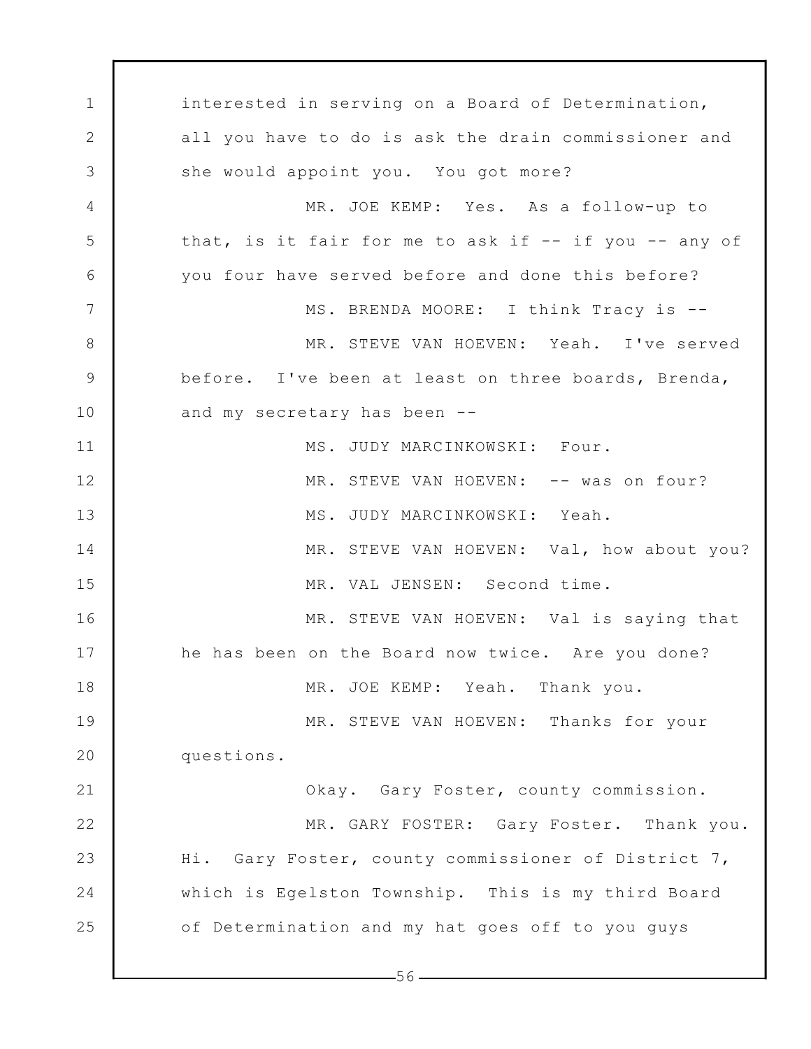interested in serving on a Board of Determination, all you have to do is ask the drain commissioner and she would appoint you. You got more?

MR. JOE KEMP: Yes. As a follow-up to that, is it fair for me to ask if -- if you -- any of you four have served before and done this before?

MS. BRENDA MOORE: I think Tracy is --

MR. STEVE VAN HOEVEN: Yeah. I've served before. I've been at least on three boards, Brenda, and my secretary has been --

MS. JUDY MARCINKOWSKI: Four.

MR. STEVE VAN HOEVEN: -- was on four?

MS. JUDY MARCINKOWSKI: Yeah.

MR. STEVE VAN HOEVEN: Val, how about you?

MR. VAL JENSEN: Second time.

MR. STEVE VAN HOEVEN: Val is saying that he has been on the Board now twice. Are you done?

MR. JOE KEMP: Yeah. Thank you.

MR. STEVE VAN HOEVEN: Thanks for your questions.

Okay. Gary Foster, county commission.

MR. GARY FOSTER: Gary Foster. Thank you. Hi. Gary Foster, county commissioner of District 7, which is Egelston Township. This is my third Board of Determination and my hat goes off to you guys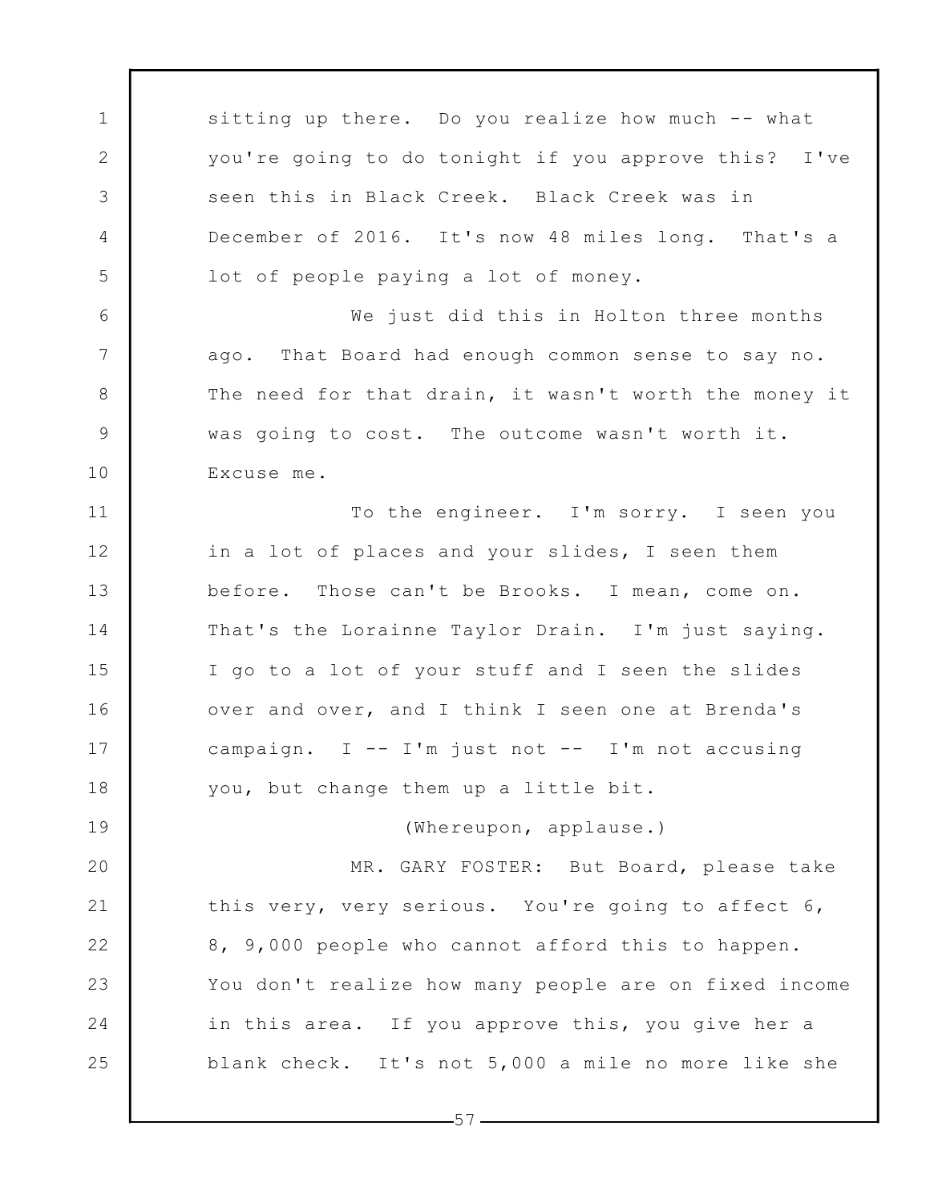sitting up there. Do you realize how much -- what you're going to do tonight if you approve this? I've seen this in Black Creek. Black Creek was in December of 2016. It's now 48 miles long. That's a lot of people paying a lot of money.

We just did this in Holton three months ago. That Board had enough common sense to say no. The need for that drain, it wasn't worth the money it was going to cost. The outcome wasn't worth it. Excuse me.

To the engineer. I'm sorry. I seen you in a lot of places and your slides, I seen them before. Those can't be Brooks. I mean, come on. That's the Lorainne Taylor Drain. I'm just saying. I go to a lot of your stuff and I seen the slides over and over, and I think I seen one at Brenda's campaign. I -- I'm just not -- I'm not accusing you, but change them up a little bit.

(Whereupon, applause.)

MR. GARY FOSTER: But Board, please take this very, very serious. You're going to affect 6, 8, 9,000 people who cannot afford this to happen. You don't realize how many people are on fixed income in this area. If you approve this, you give her a blank check. It's not 5,000 a mile no more like she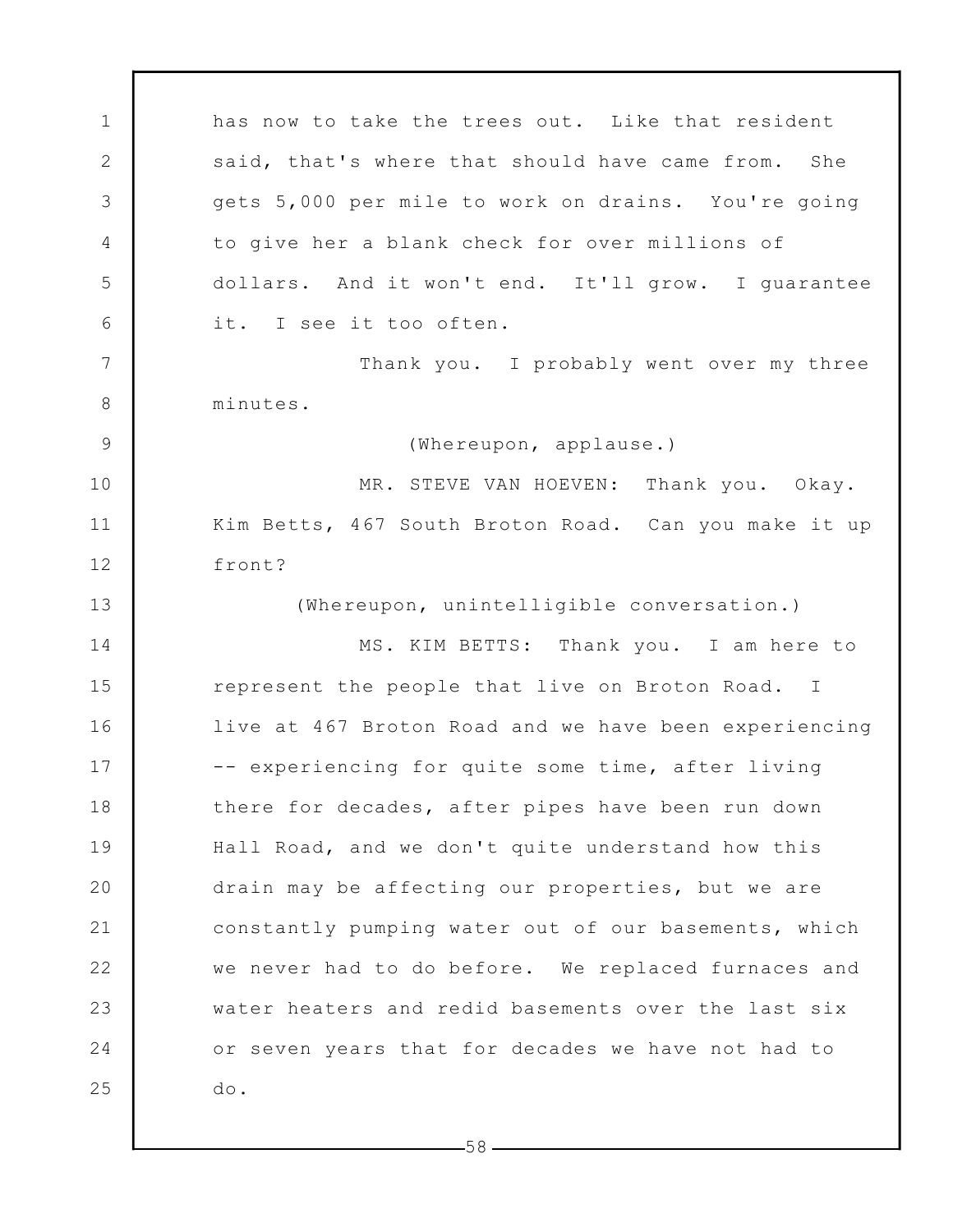has now to take the trees out. Like that resident said, that's where that should have came from. She gets 5,000 per mile to work on drains. You're going to give her a blank check for over millions of dollars. And it won't end. It'll grow. I guarantee it. I see it too often.

Thank you. I probably went over my three minutes.

(Whereupon, applause.)

MR. STEVE VAN HOEVEN: Thank you. Okay. Kim Betts, 467 South Broton Road. Can you make it up front?

(Whereupon, unintelligible conversation.)

MS. KIM BETTS: Thank you. I am here to represent the people that live on Broton Road. I live at 467 Broton Road and we have been experiencing -- experiencing for quite some time, after living there for decades, after pipes have been run down Hall Road, and we don't quite understand how this drain may be affecting our properties, but we are constantly pumping water out of our basements, which we never had to do before. We replaced furnaces and water heaters and redid basements over the last six or seven years that for decades we have not had to do.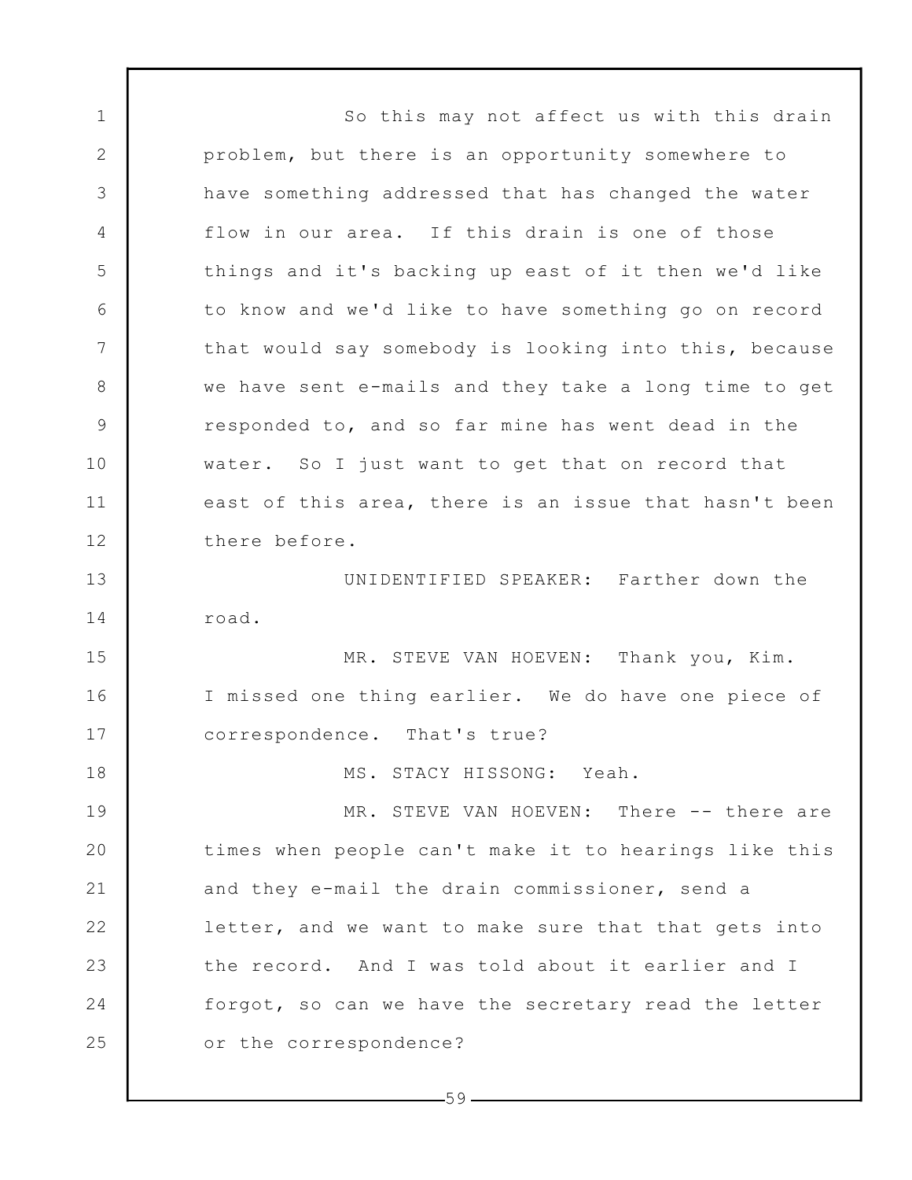So this may not affect us with this drain problem, but there is an opportunity somewhere to have something addressed that has changed the water flow in our area. If this drain is one of those things and it's backing up east of it then we'd like to know and we'd like to have something go on record that would say somebody is looking into this, because we have sent e-mails and they take a long time to get responded to, and so far mine has went dead in the water. So I just want to get that on record that east of this area, there is an issue that hasn't been there before.

UNIDENTIFIED SPEAKER: Farther down the road.

MR. STEVE VAN HOEVEN: Thank you, Kim. I missed one thing earlier. We do have one piece of correspondence. That's true?

MS. STACY HISSONG: Yeah.

MR. STEVE VAN HOEVEN: There -- there are times when people can't make it to hearings like this and they e-mail the drain commissioner, send a letter, and we want to make sure that that gets into the record. And I was told about it earlier and I forgot, so can we have the secretary read the letter or the correspondence?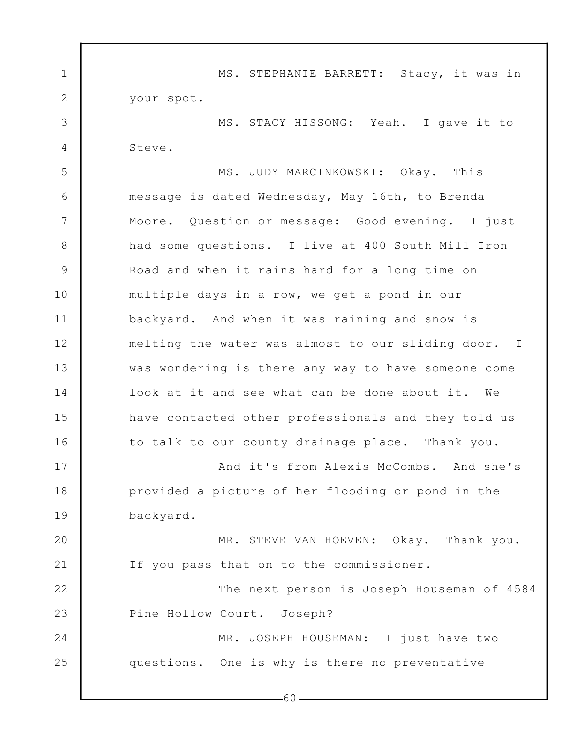MS. STEPHANIE BARRETT: Stacy, it was in your spot.

MS. STACY HISSONG: Yeah. I gave it to Steve.

MS. JUDY MARCINKOWSKI: Okay. This message is dated Wednesday, May 16th, to Brenda Moore. Question or message: Good evening. I just had some questions. I live at 400 South Mill Iron Road and when it rains hard for a long time on multiple days in a row, we get a pond in our backyard. And when it was raining and snow is melting the water was almost to our sliding door. I was wondering is there any way to have someone come look at it and see what can be done about it. We have contacted other professionals and they told us to talk to our county drainage place. Thank you.

And it's from Alexis McCombs. And she's provided a picture of her flooding or pond in the backyard.

MR. STEVE VAN HOEVEN: Okay. Thank you. If you pass that on to the commissioner.

The next person is Joseph Houseman of 4584 Pine Hollow Court. Joseph?

MR. JOSEPH HOUSEMAN: I just have two questions. One is why is there no preventative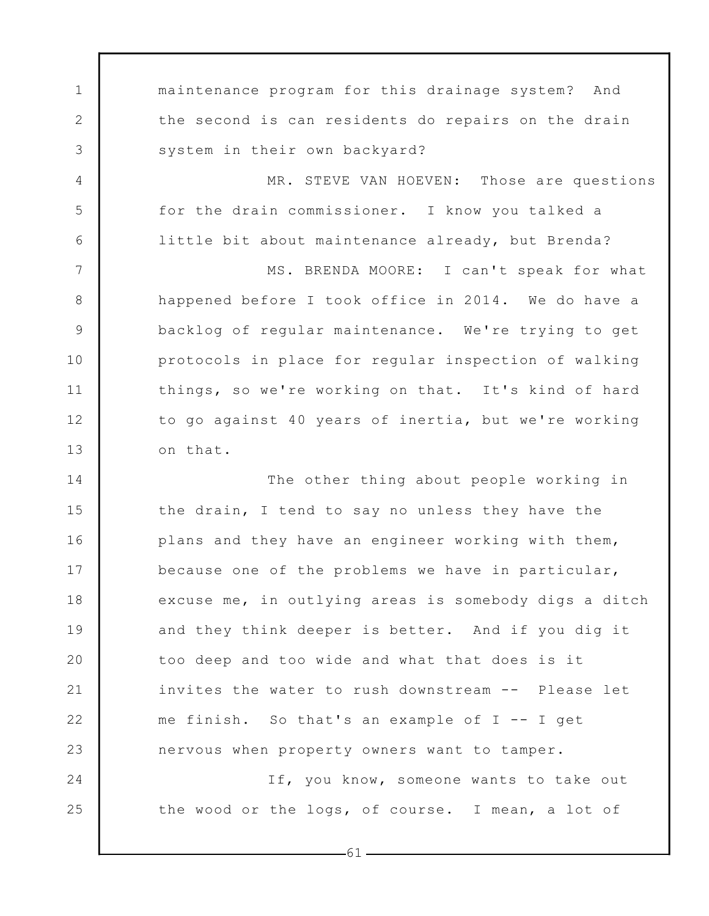maintenance program for this drainage system? And the second is can residents do repairs on the drain system in their own backyard?

MR. STEVE VAN HOEVEN: Those are questions for the drain commissioner. I know you talked a little bit about maintenance already, but Brenda?

MS. BRENDA MOORE: I can't speak for what happened before I took office in 2014. We do have a backlog of regular maintenance. We're trying to get protocols in place for regular inspection of walking things, so we're working on that. It's kind of hard to go against 40 years of inertia, but we're working on that.

The other thing about people working in the drain, I tend to say no unless they have the plans and they have an engineer working with them, because one of the problems we have in particular, excuse me, in outlying areas is somebody digs a ditch and they think deeper is better. And if you dig it too deep and too wide and what that does is it invites the water to rush downstream -- Please let me finish. So that's an example of I -- I get nervous when property owners want to tamper.

If, you know, someone wants to take out the wood or the logs, of course. I mean, a lot of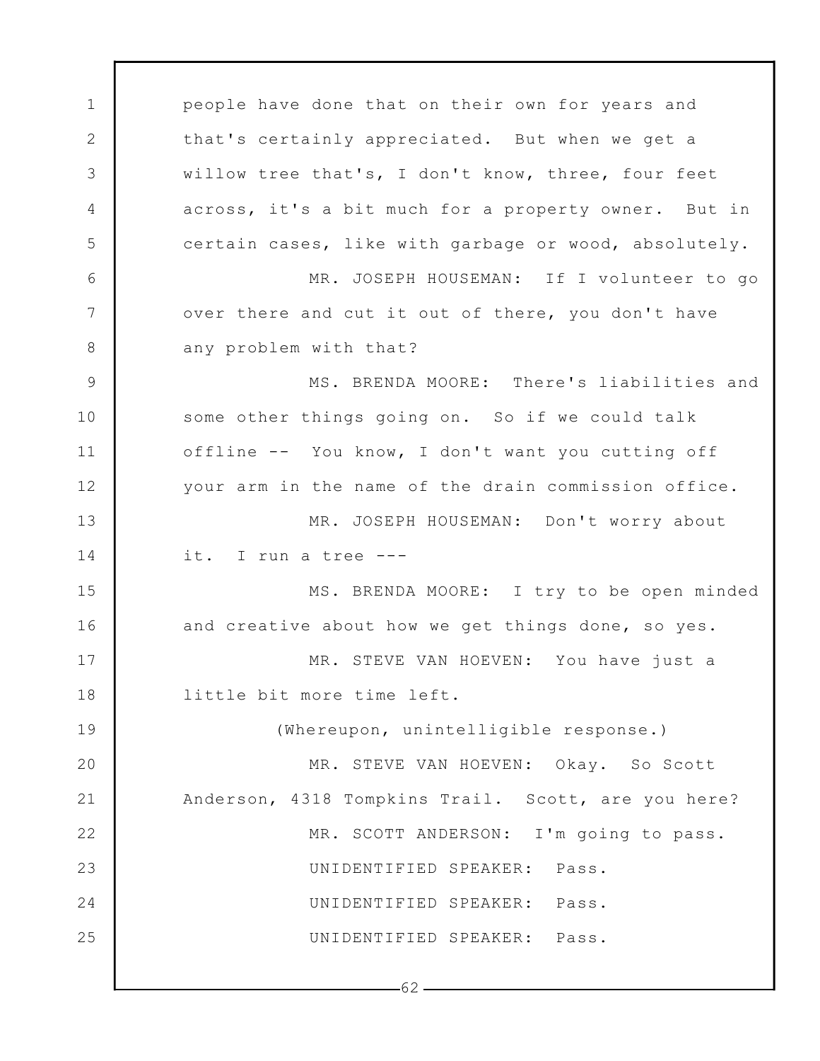people have done that on their own for years and that's certainly appreciated. But when we get a willow tree that's, I don't know, three, four feet across, it's a bit much for a property owner. But in certain cases, like with garbage or wood, absolutely.

MR. JOSEPH HOUSEMAN: If I volunteer to go over there and cut it out of there, you don't have any problem with that?

MS. BRENDA MOORE: There's liabilities and some other things going on. So if we could talk offline -- You know, I don't want you cutting off your arm in the name of the drain commission office.

MR. JOSEPH HOUSEMAN: Don't worry about it. I run a tree ---

MS. BRENDA MOORE: I try to be open minded and creative about how we get things done, so yes.

MR. STEVE VAN HOEVEN: You have just a little bit more time left.

(Whereupon, unintelligible response.)

MR. STEVE VAN HOEVEN: Okay. So Scott Anderson, 4318 Tompkins Trail. Scott, are you here?

MR. SCOTT ANDERSON: I'm going to pass.

UNIDENTIFIED SPEAKER: Pass.

UNIDENTIFIED SPEAKER: Pass.

UNIDENTIFIED SPEAKER: Pass.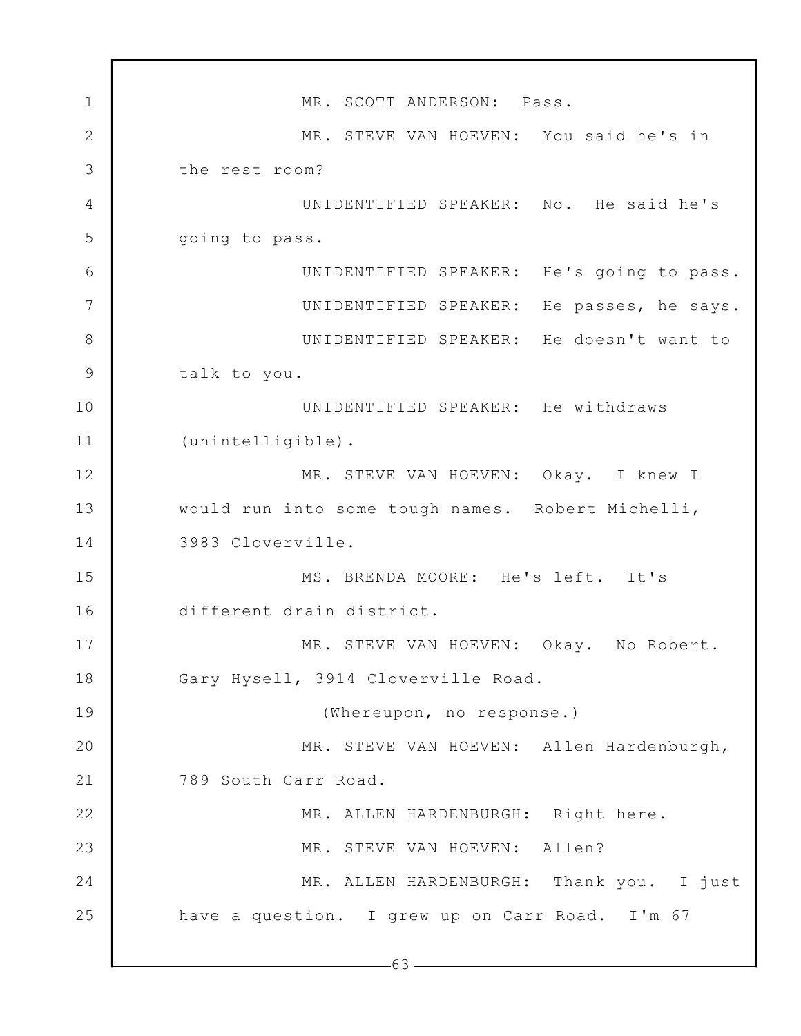MR. SCOTT ANDERSON: Pass.

MR. STEVE VAN HOEVEN: You said he's in the rest room?

UNIDENTIFIED SPEAKER: No. He said he's going to pass.

UNIDENTIFIED SPEAKER: He's going to pass.

UNIDENTIFIED SPEAKER: He passes, he says.

UNIDENTIFIED SPEAKER: He doesn't want to talk to you.

UNIDENTIFIED SPEAKER: He withdraws (unintelligible).

MR. STEVE VAN HOEVEN: Okay. I knew I would run into some tough names. Robert Michelli, 3983 Cloverville.

MS. BRENDA MOORE: He's left. It's different drain district.

MR. STEVE VAN HOEVEN: Okay. No Robert. Gary Hysell, 3914 Cloverville Road.

(Whereupon, no response.)

MR. STEVE VAN HOEVEN: Allen Hardenburgh, 789 South Carr Road.

MR. ALLEN HARDENBURGH: Right here.

MR. STEVE VAN HOEVEN: Allen?

MR. ALLEN HARDENBURGH: Thank you. I just have a question. I grew up on Carr Road. I'm 67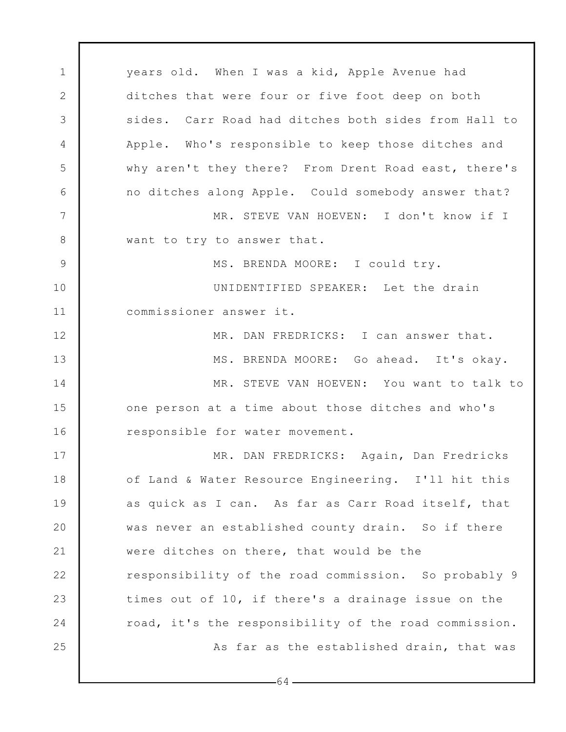years old. When I was a kid, Apple Avenue had ditches that were four or five foot deep on both sides. Carr Road had ditches both sides from Hall to Apple. Who's responsible to keep those ditches and why aren't they there? From Drent Road east, there's no ditches along Apple. Could somebody answer that?

MR. STEVE VAN HOEVEN: I don't know if I want to try to answer that.

MS. BRENDA MOORE: I could try.

UNIDENTIFIED SPEAKER: Let the drain commissioner answer it.

MR. DAN FREDRICKS: I can answer that.

MS. BRENDA MOORE: Go ahead. It's okay.

MR. STEVE VAN HOEVEN: You want to talk to one person at a time about those ditches and who's responsible for water movement.

MR. DAN FREDRICKS: Again, Dan Fredricks of Land & Water Resource Engineering. I'll hit this as quick as I can. As far as Carr Road itself, that was never an established county drain. So if there were ditches on there, that would be the responsibility of the road commission. So probably 9 times out of 10, if there's a drainage issue on the road, it's the responsibility of the road commission.

As far as the established drain, that was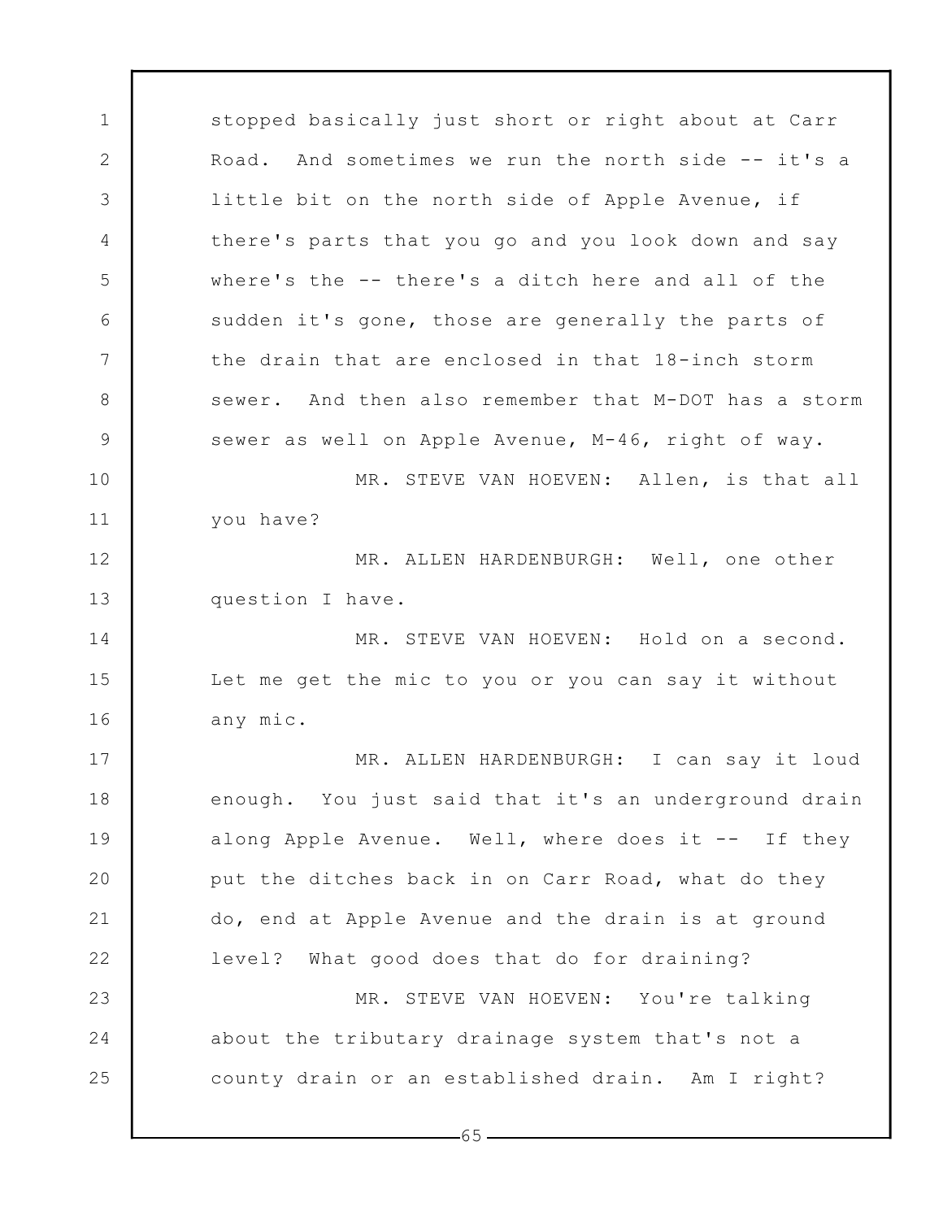stopped basically just short or right about at Carr Road. And sometimes we run the north side -- it's a little bit on the north side of Apple Avenue, if there's parts that you go and you look down and say where's the -- there's a ditch here and all of the sudden it's gone, those are generally the parts of the drain that are enclosed in that 18-inch storm sewer. And then also remember that M-DOT has a storm sewer as well on Apple Avenue, M-46, right of way.

MR. STEVE VAN HOEVEN: Allen, is that all you have?

MR. ALLEN HARDENBURGH: Well, one other question I have.

MR. STEVE VAN HOEVEN: Hold on a second. Let me get the mic to you or you can say it without any mic.

MR. ALLEN HARDENBURGH: I can say it loud enough. You just said that it's an underground drain along Apple Avenue. Well, where does it -- If they put the ditches back in on Carr Road, what do they do, end at Apple Avenue and the drain is at ground level? What good does that do for draining?

MR. STEVE VAN HOEVEN: You're talking about the tributary drainage system that's not a county drain or an established drain. Am I right?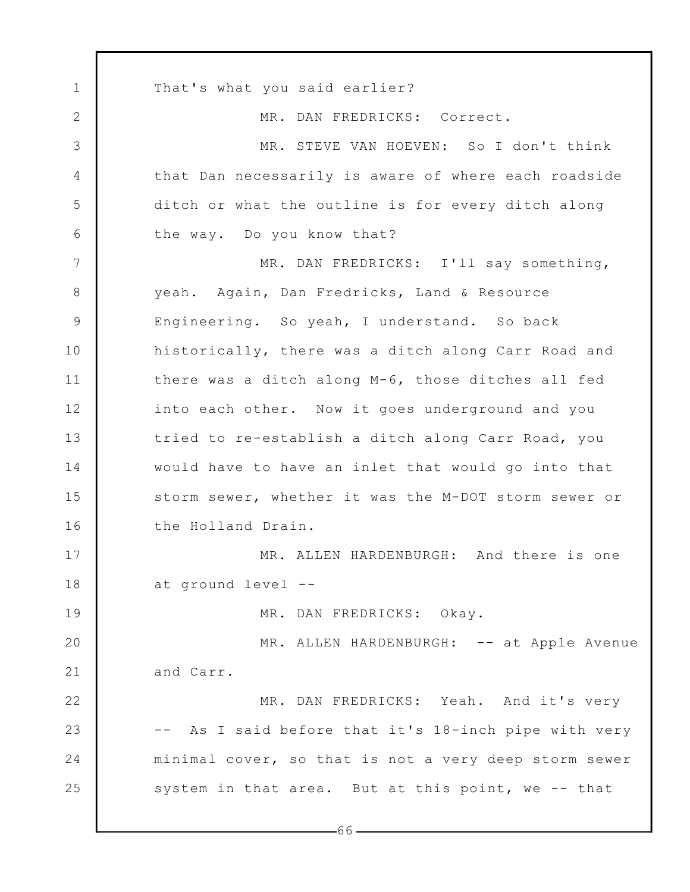That's what you said earlier?

MR. DAN FREDRICKS: Correct.

MR. STEVE VAN HOEVEN: So I don't think that Dan necessarily is aware of where each roadside ditch or what the outline is for every ditch along the way. Do you know that?

MR. DAN FREDRICKS: I'll say something, yeah. Again, Dan Fredricks, Land & Resource Engineering. So yeah, I understand. So back historically, there was a ditch along Carr Road and there was a ditch along M-6, those ditches all fed into each other. Now it goes underground and you tried to re-establish a ditch along Carr Road, you would have to have an inlet that would go into that storm sewer, whether it was the M-DOT storm sewer or the Holland Drain.

MR. ALLEN HARDENBURGH: And there is one at ground level --

MR. DAN FREDRICKS: Okay.

MR. ALLEN HARDENBURGH: -- at Apple Avenue and Carr.

MR. DAN FREDRICKS: Yeah. And it's very -- As I said before that it's 18-inch pipe with very minimal cover, so that is not a very deep storm sewer system in that area. But at this point, we -- that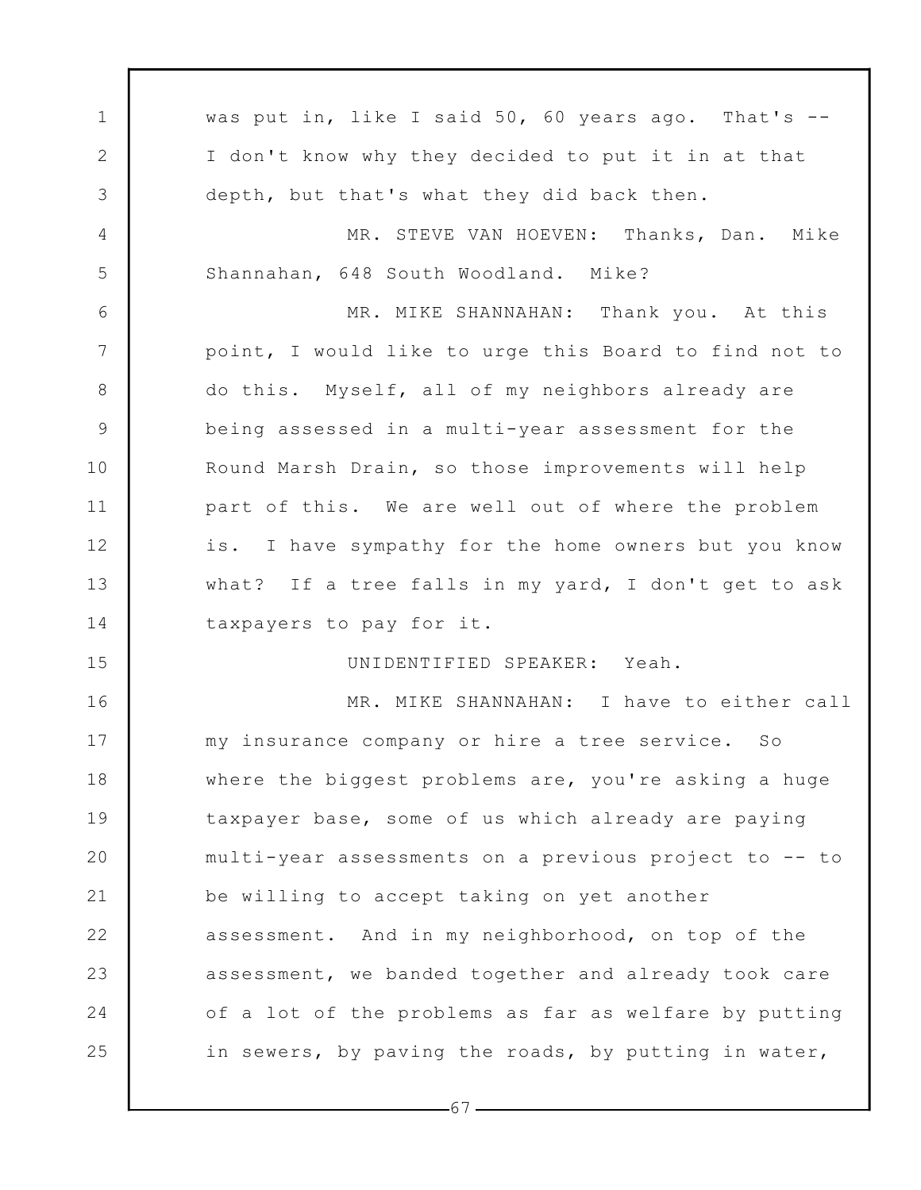was put in, like I said 50, 60 years ago. That's -- I don't know why they decided to put it in at that depth, but that's what they did back then.

MR. STEVE VAN HOEVEN: Thanks, Dan. Mike Shannahan, 648 South Woodland. Mike?

MR. MIKE SHANNAHAN: Thank you. At this point, I would like to urge this Board to find not to do this. Myself, all of my neighbors already are being assessed in a multi-year assessment for the Round Marsh Drain, so those improvements will help part of this. We are well out of where the problem is. I have sympathy for the home owners but you know what? If a tree falls in my yard, I don't get to ask taxpayers to pay for it.

UNIDENTIFIED SPEAKER: Yeah.

MR. MIKE SHANNAHAN: I have to either call my insurance company or hire a tree service. So where the biggest problems are, you're asking a huge taxpayer base, some of us which already are paying multi-year assessments on a previous project to -- to be willing to accept taking on yet another assessment. And in my neighborhood, on top of the assessment, we banded together and already took care of a lot of the problems as far as welfare by putting in sewers, by paving the roads, by putting in water,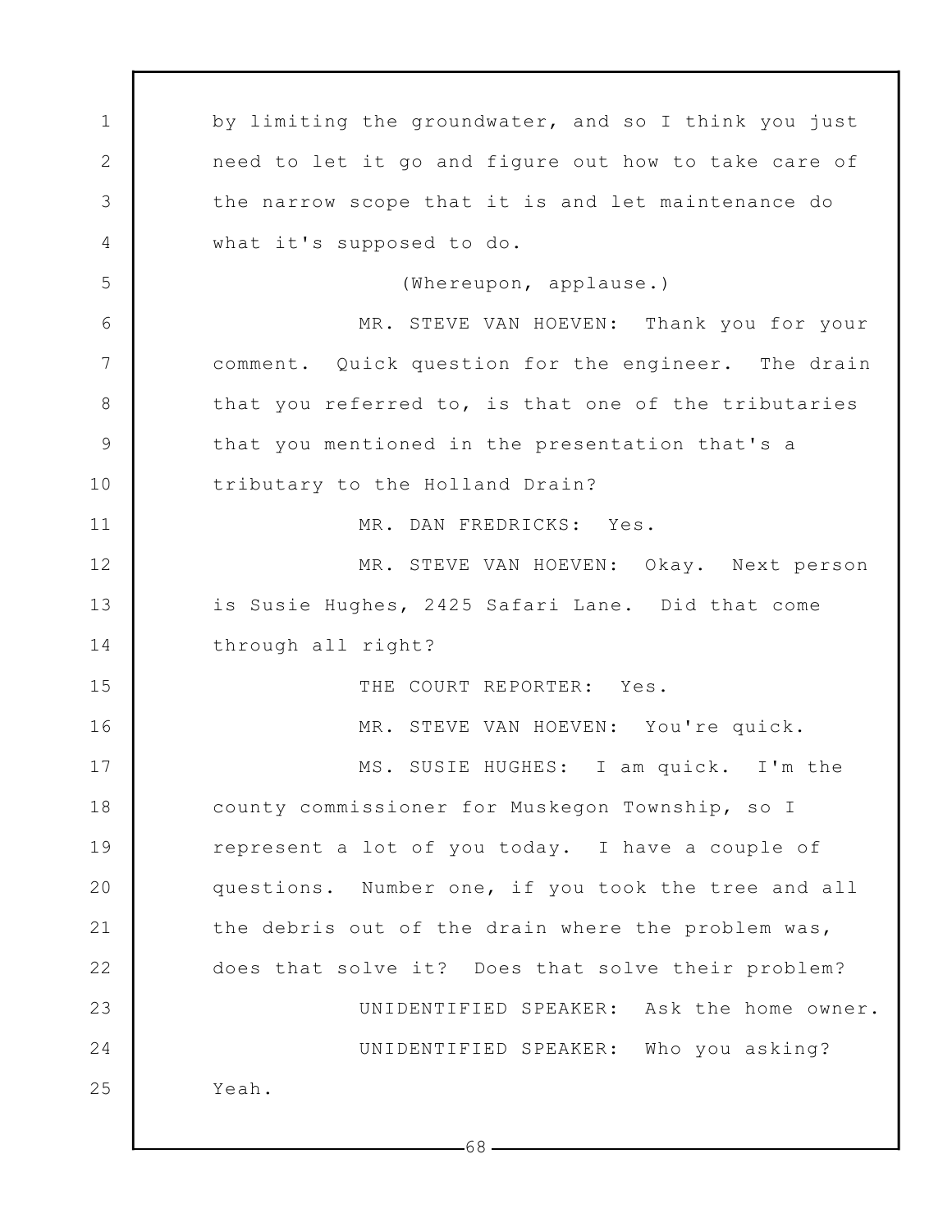by limiting the groundwater, and so I think you just need to let it go and figure out how to take care of the narrow scope that it is and let maintenance do what it's supposed to do.

(Whereupon, applause.)

MR. STEVE VAN HOEVEN: Thank you for your comment. Quick question for the engineer. The drain that you referred to, is that one of the tributaries that you mentioned in the presentation that's a tributary to the Holland Drain?

MR. DAN FREDRICKS: Yes.

MR. STEVE VAN HOEVEN: Okay. Next person is Susie Hughes, 2425 Safari Lane. Did that come through all right?

THE COURT REPORTER: Yes.

MR. STEVE VAN HOEVEN: You're quick.

MS. SUSIE HUGHES: I am quick. I'm the county commissioner for Muskegon Township, so I represent a lot of you today. I have a couple of questions. Number one, if you took the tree and all the debris out of the drain where the problem was, does that solve it? Does that solve their problem?

UNIDENTIFIED SPEAKER: Ask the home owner.

UNIDENTIFIED SPEAKER: Who you asking? Yeah.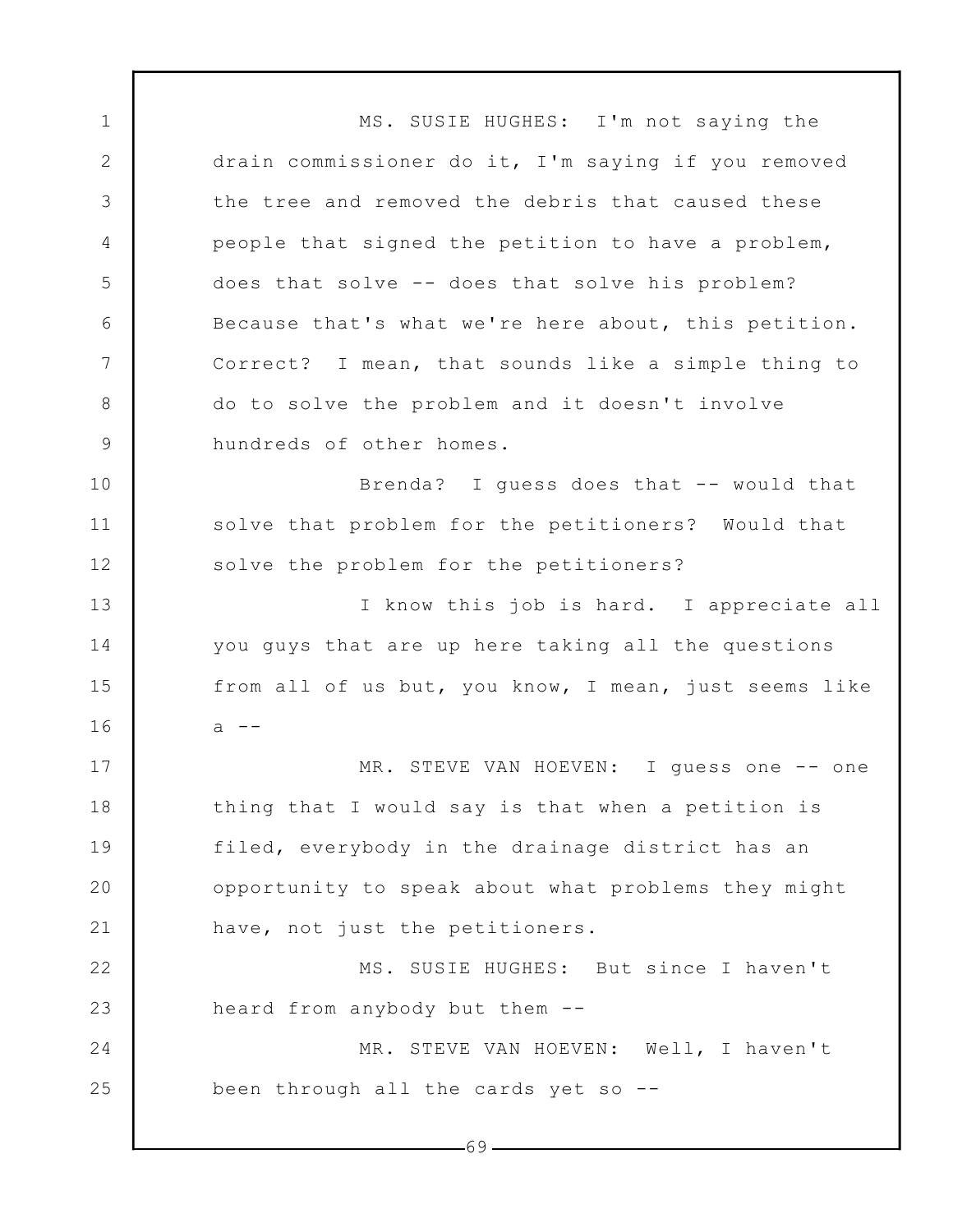MS. SUSIE HUGHES: I'm not saying the drain commissioner do it, I'm saying if you removed the tree and removed the debris that caused these people that signed the petition to have a problem, does that solve -- does that solve his problem? Because that's what we're here about, this petition. Correct? I mean, that sounds like a simple thing to do to solve the problem and it doesn't involve hundreds of other homes.

Brenda? I guess does that -- would that solve that problem for the petitioners? Would that solve the problem for the petitioners?

I know this job is hard. I appreciate all you guys that are up here taking all the questions from all of us but, you know, I mean, just seems like a --

MR. STEVE VAN HOEVEN: I guess one -- one thing that I would say is that when a petition is filed, everybody in the drainage district has an opportunity to speak about what problems they might have, not just the petitioners.

MS. SUSIE HUGHES: But since I haven't heard from anybody but them --

MR. STEVE VAN HOEVEN: Well, I haven't been through all the cards yet so --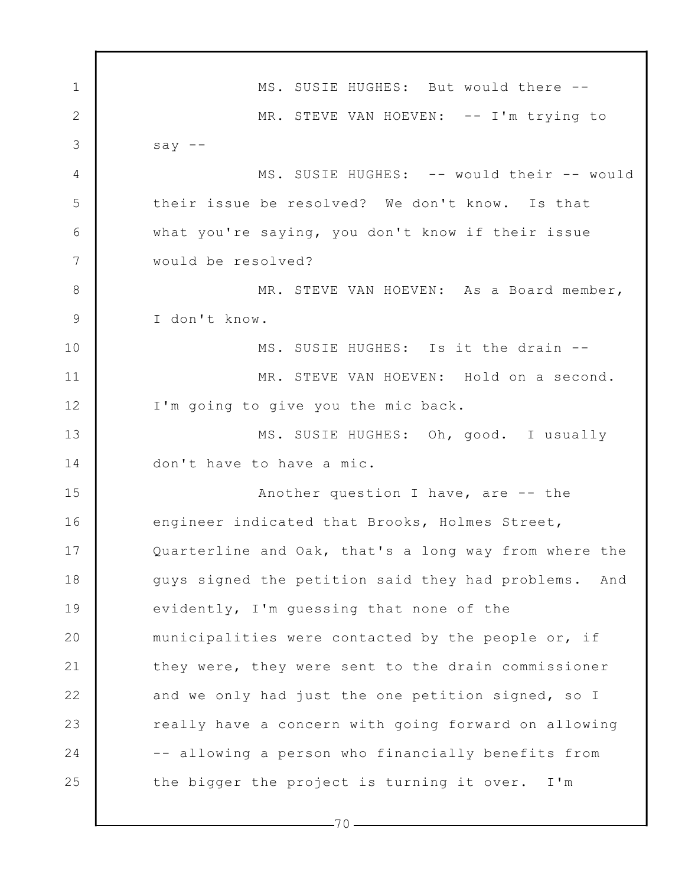MS. SUSIE HUGHES: But would there --

MR. STEVE VAN HOEVEN: -- I'm trying to say --

MS. SUSIE HUGHES: -- would their -- would their issue be resolved? We don't know. Is that what you're saying, you don't know if their issue would be resolved?

MR. STEVE VAN HOEVEN: As a Board member, I don't know.

MS. SUSIE HUGHES: Is it the drain --

MR. STEVE VAN HOEVEN: Hold on a second. I'm going to give you the mic back.

MS. SUSIE HUGHES: Oh, good. I usually don't have to have a mic.

Another question I have, are -- the engineer indicated that Brooks, Holmes Street, Quarterline and Oak, that's a long way from where the guys signed the petition said they had problems. And evidently, I'm guessing that none of the municipalities were contacted by the people or, if they were, they were sent to the drain commissioner and we only had just the one petition signed, so I really have a concern with going forward on allowing -- allowing a person who financially benefits from the bigger the project is turning it over. I'm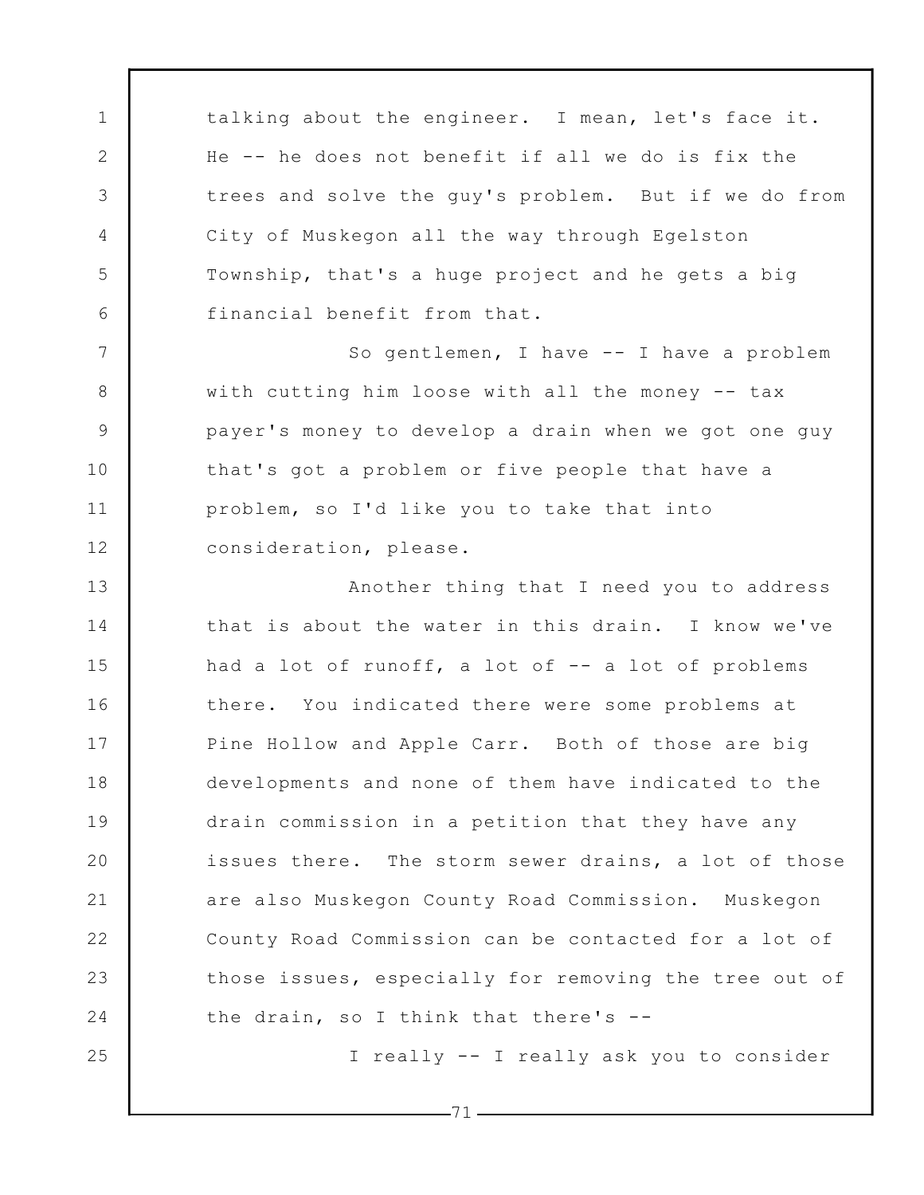talking about the engineer. I mean, let's face it. He -- he does not benefit if all we do is fix the trees and solve the guy's problem. But if we do from City of Muskegon all the way through Egelston Township, that's a huge project and he gets a big financial benefit from that.

So gentlemen, I have -- I have a problem with cutting him loose with all the money -- tax payer's money to develop a drain when we got one guy that's got a problem or five people that have a problem, so I'd like you to take that into consideration, please.

Another thing that I need you to address that is about the water in this drain. I know we've had a lot of runoff, a lot of -- a lot of problems there. You indicated there were some problems at Pine Hollow and Apple Carr. Both of those are big developments and none of them have indicated to the drain commission in a petition that they have any issues there. The storm sewer drains, a lot of those are also Muskegon County Road Commission. Muskegon County Road Commission can be contacted for a lot of those issues, especially for removing the tree out of the drain, so I think that there's --

I really -- I really ask you to consider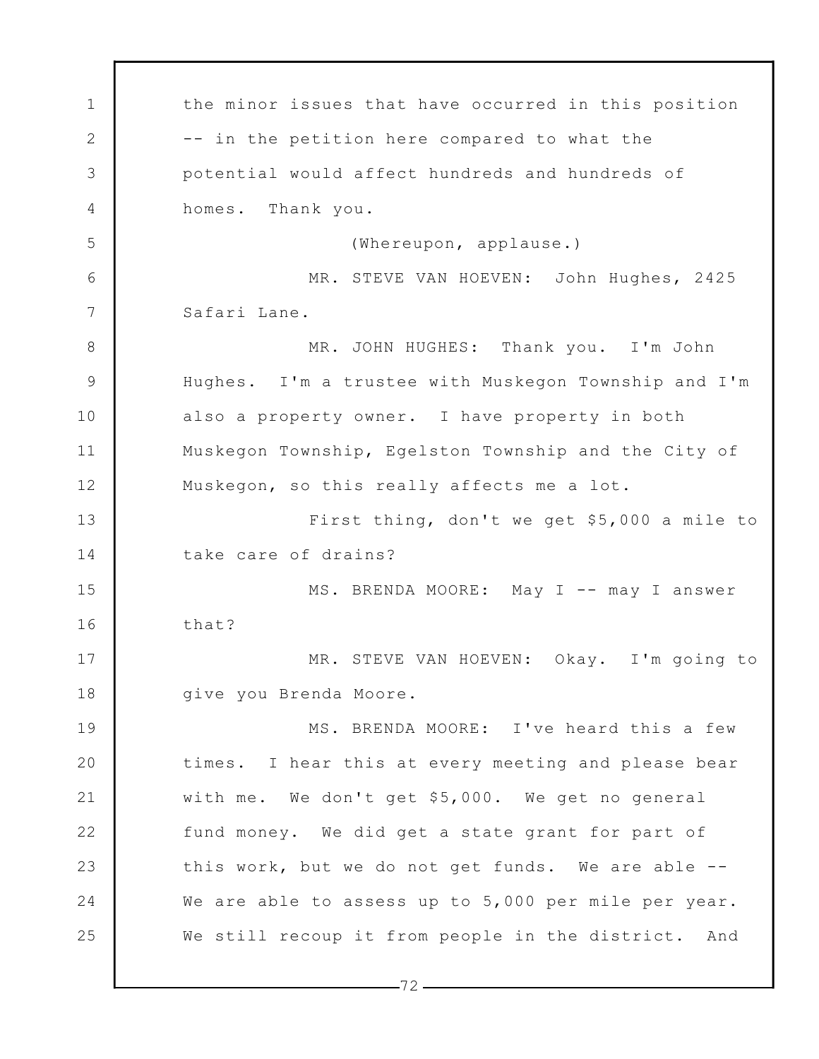the minor issues that have occurred in this position -- in the petition here compared to what the potential would affect hundreds and hundreds of homes. Thank you.

(Whereupon, applause.)

MR. STEVE VAN HOEVEN: John Hughes, 2425 Safari Lane.

MR. JOHN HUGHES: Thank you. I'm John Hughes. I'm a trustee with Muskegon Township and I'm also a property owner. I have property in both Muskegon Township, Egelston Township and the City of Muskegon, so this really affects me a lot.

First thing, don't we get $5,000 a mile to take care of drains?

MS. BRENDA MOORE: May I -- may I answer that?

MR. STEVE VAN HOEVEN: Okay. I'm going to give you Brenda Moore.

MS. BRENDA MOORE: I've heard this a few times. I hear this at every meeting and please bear with me. We don't get $5,000. We get no general fund money. We did get a state grant for part of this work, but we do not get funds. We are able -- We are able to assess up to 5,000 per mile per year. We still recoup it from people in the district. And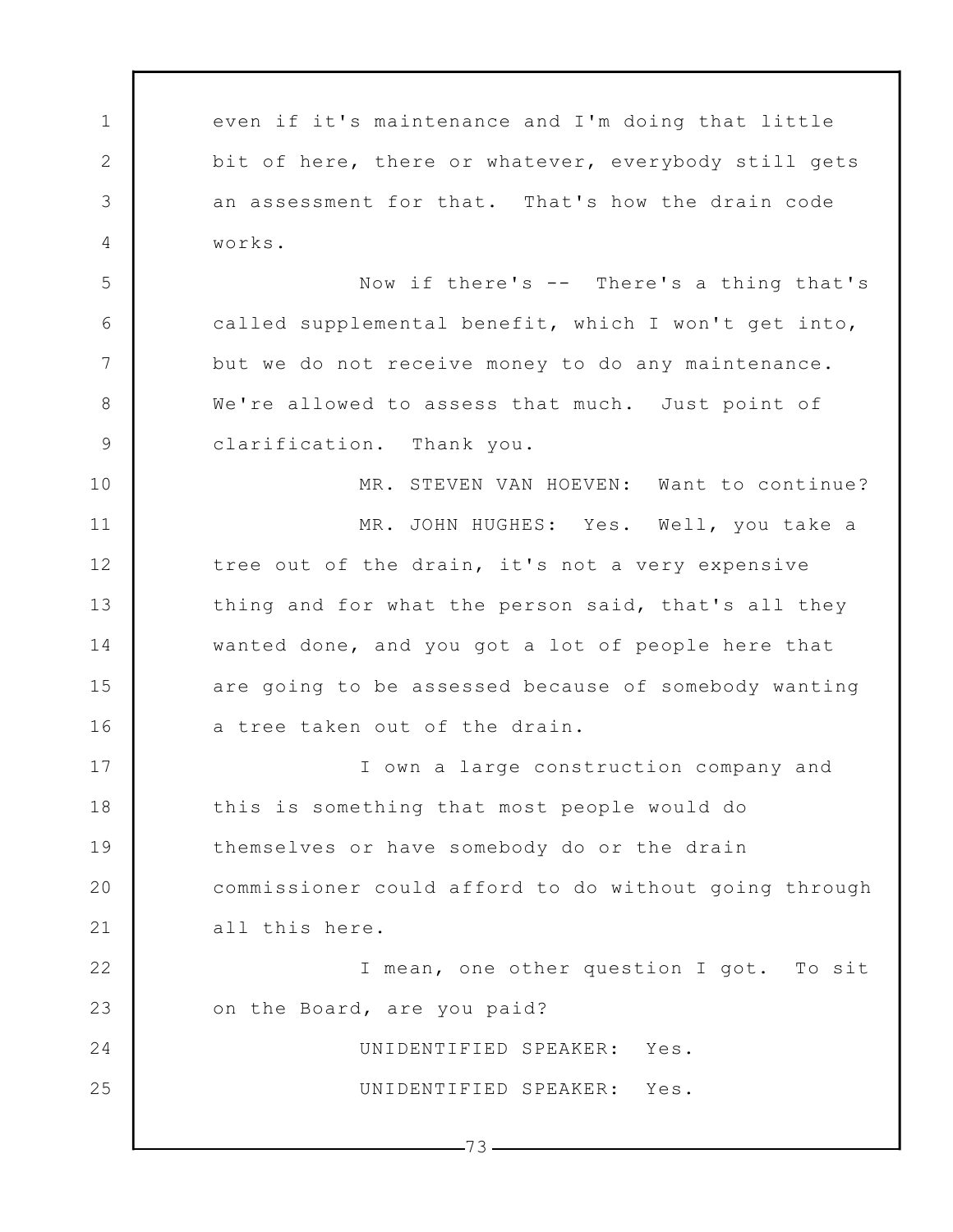even if it's maintenance and I'm doing that little bit of here, there or whatever, everybody still gets an assessment for that. That's how the drain code works.

Now if there's -- There's a thing that's called supplemental benefit, which I won't get into, but we do not receive money to do any maintenance. We're allowed to assess that much. Just point of clarification. Thank you.

MR. STEVEN VAN HOEVEN: Want to continue?

MR. JOHN HUGHES: Yes. Well, you take a tree out of the drain, it's not a very expensive thing and for what the person said, that's all they wanted done, and you got a lot of people here that are going to be assessed because of somebody wanting a tree taken out of the drain.

I own a large construction company and this is something that most people would do themselves or have somebody do or the drain commissioner could afford to do without going through all this here.

I mean, one other question I got. To sit on the Board, are you paid?

UNIDENTIFIED SPEAKER: Yes.

UNIDENTIFIED SPEAKER: Yes.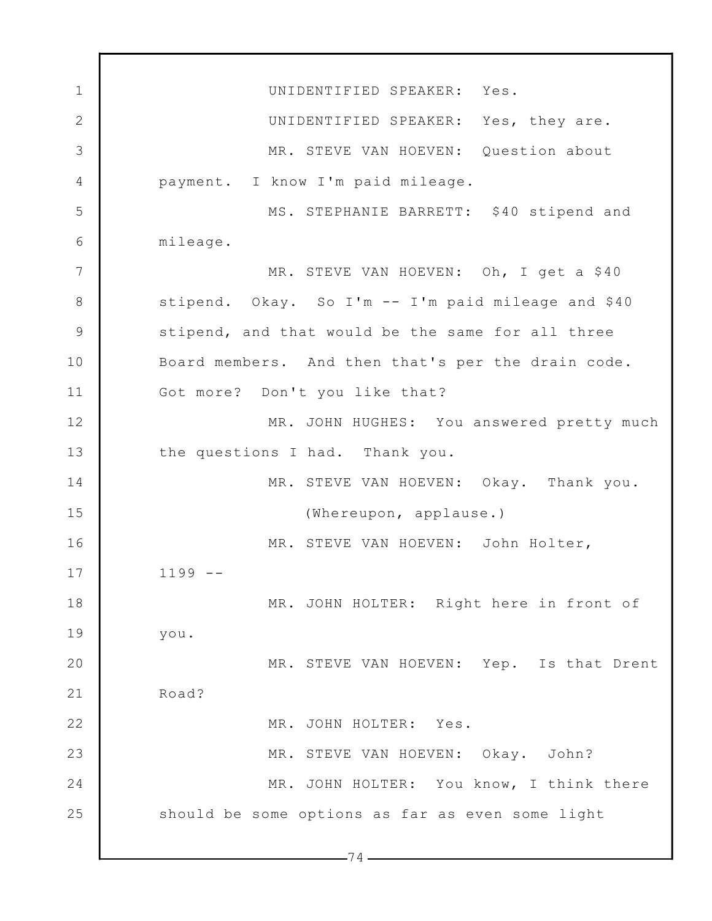UNIDENTIFIED SPEAKER: Yes.

UNIDENTIFIED SPEAKER: Yes, they are.

MR. STEVE VAN HOEVEN: Question about payment. I know I'm paid mileage.

MS. STEPHANIE BARRETT: $40 stipend and mileage.

MR. STEVE VAN HOEVEN: Oh, I get a $40 stipend. Okay. So I'm -- I'm paid mileage and $40 stipend, and that would be the same for all three Board members. And then that's per the drain code. Got more? Don't you like that?

MR. JOHN HUGHES: You answered pretty much the questions I had. Thank you.

MR. STEVE VAN HOEVEN: Okay. Thank you.

(Whereupon, applause.)

MR. STEVE VAN HOEVEN: John Holter, 1199 --

MR. JOHN HOLTER: Right here in front of you.

MR. STEVE VAN HOEVEN: Yep. Is that Drent Road?

MR. JOHN HOLTER: Yes.

MR. STEVE VAN HOEVEN: Okay. John?

MR. JOHN HOLTER: You know, I think there should be some options as far as even some light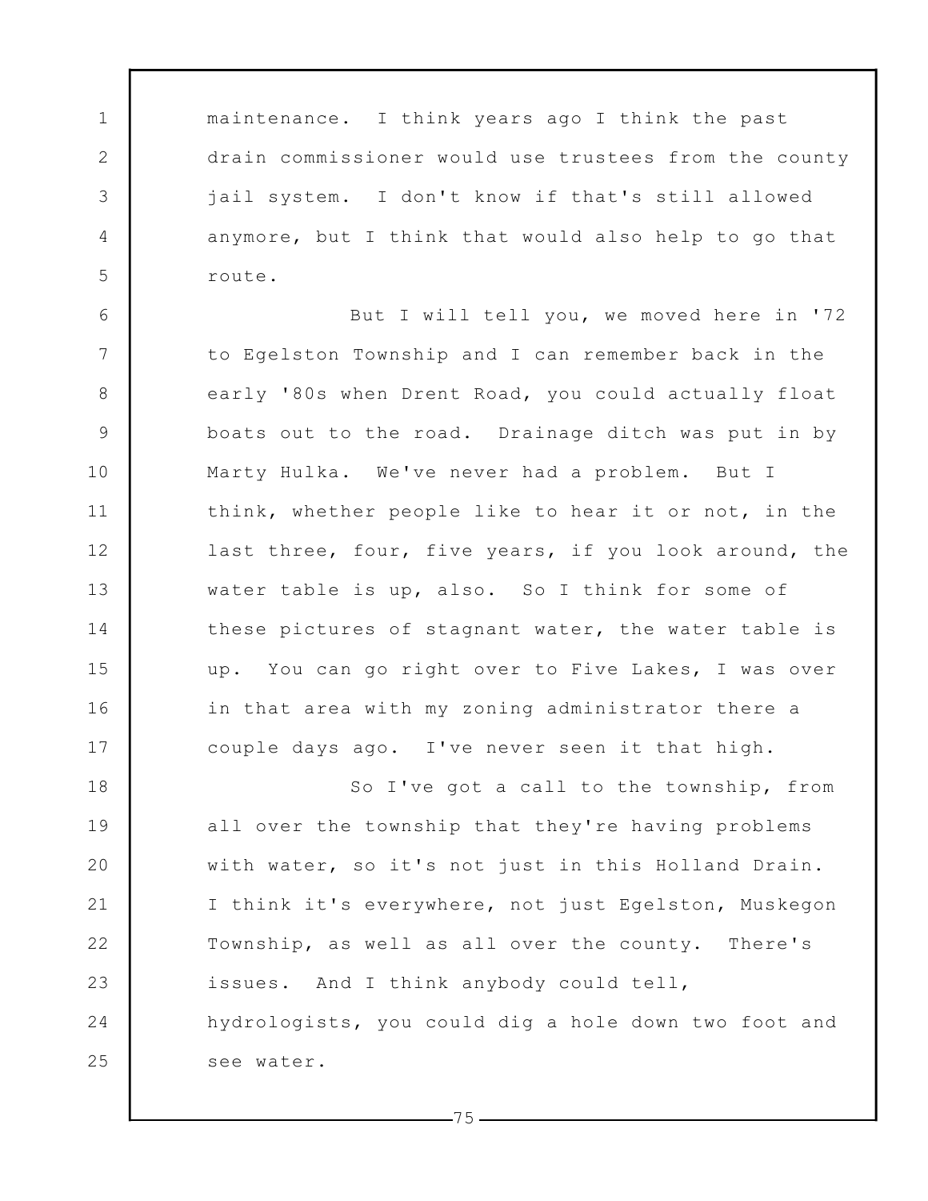maintenance. I think years ago I think the past drain commissioner would use trustees from the county jail system. I don't know if that's still allowed anymore, but I think that would also help to go that route.

But I will tell you, we moved here in '72 to Egelston Township and I can remember back in the early '80s when Drent Road, you could actually float boats out to the road. Drainage ditch was put in by Marty Hulka. We've never had a problem. But I think, whether people like to hear it or not, in the last three, four, five years, if you look around, the water table is up, also. So I think for some of these pictures of stagnant water, the water table is up. You can go right over to Five Lakes, I was over in that area with my zoning administrator there a couple days ago. I've never seen it that high.

So I've got a call to the township, from all over the township that they're having problems with water, so it's not just in this Holland Drain. I think it's everywhere, not just Egelston, Muskegon Township, as well as all over the county. There's issues. And I think anybody could tell, hydrologists, you could dig a hole down two foot and see water.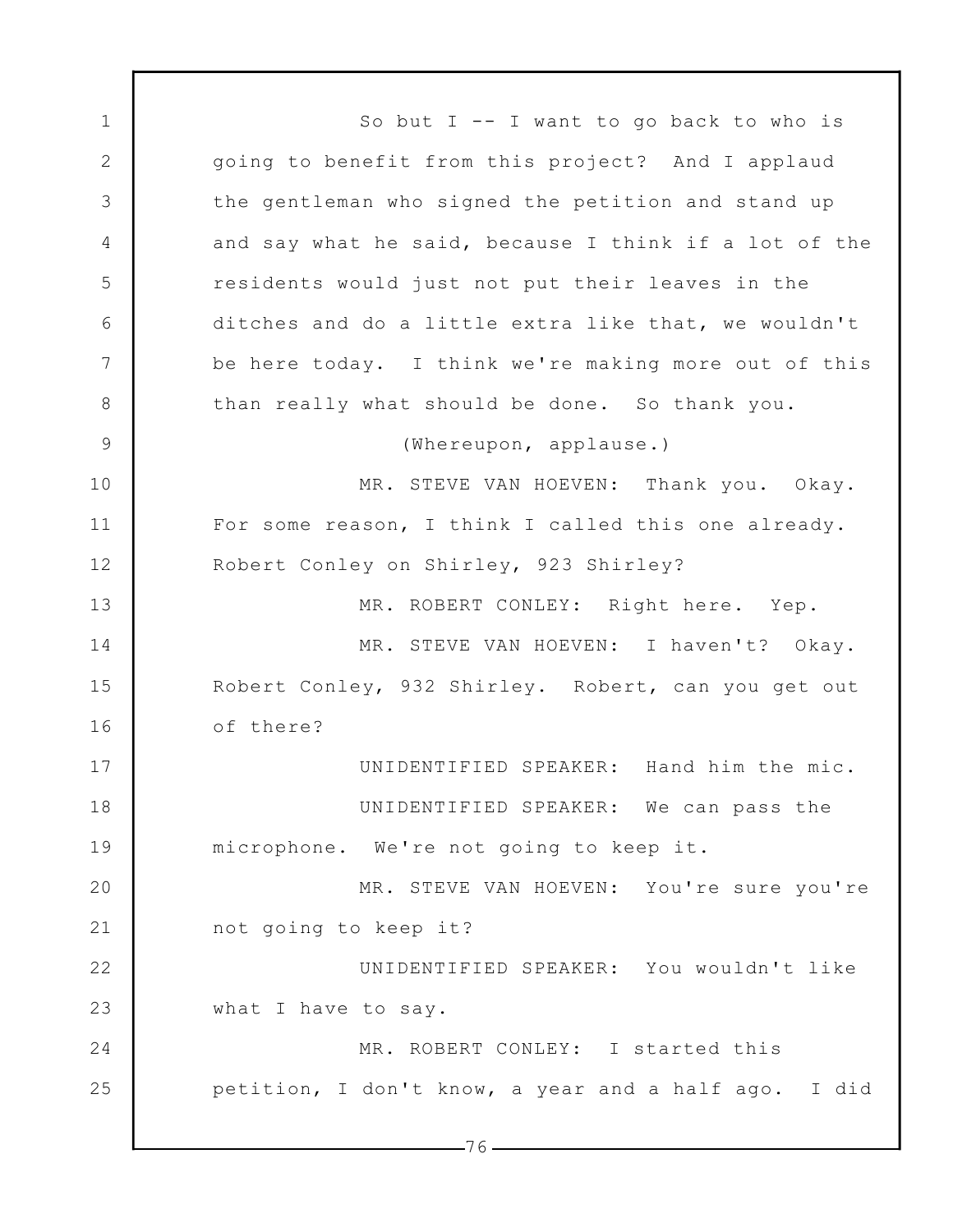So but I -- I want to go back to who is going to benefit from this project? And I applaud the gentleman who signed the petition and stand up and say what he said, because I think if a lot of the residents would just not put their leaves in the ditches and do a little extra like that, we wouldn't be here today. I think we're making more out of this than really what should be done. So thank you.

(Whereupon, applause.)

MR. STEVE VAN HOEVEN: Thank you. Okay. For some reason, I think I called this one already. Robert Conley on Shirley, 923 Shirley?

MR. ROBERT CONLEY: Right here. Yep.

MR. STEVE VAN HOEVEN: I haven't? Okay. Robert Conley, 932 Shirley. Robert, can you get out of there?

UNIDENTIFIED SPEAKER: Hand him the mic.

UNIDENTIFIED SPEAKER: We can pass the microphone. We're not going to keep it.

MR. STEVE VAN HOEVEN: You're sure you're not going to keep it?

UNIDENTIFIED SPEAKER: You wouldn't like what I have to say.

MR. ROBERT CONLEY: I started this petition, I don't know, a year and a half ago. I did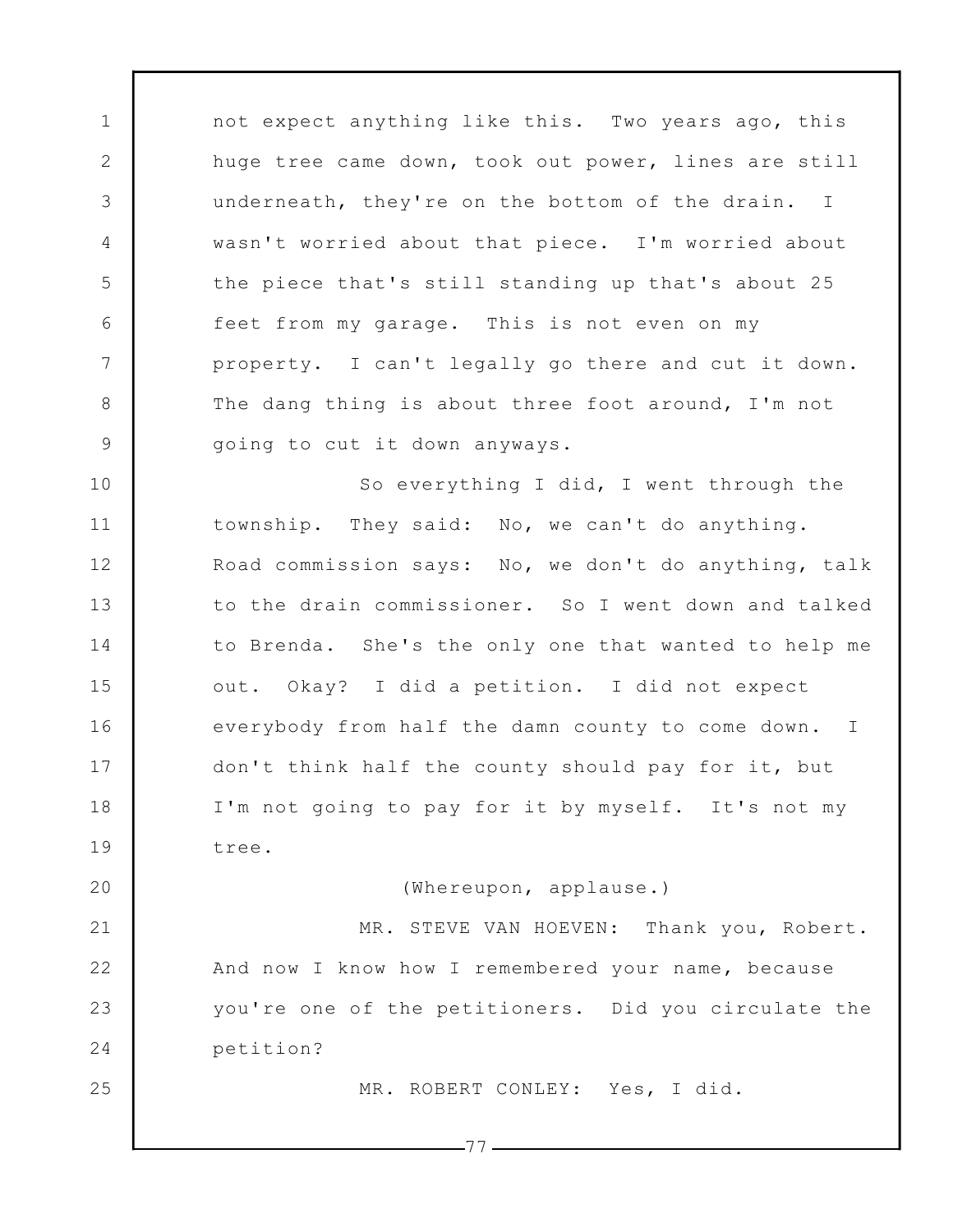not expect anything like this. Two years ago, this huge tree came down, took out power, lines are still underneath, they're on the bottom of the drain. I wasn't worried about that piece. I'm worried about the piece that's still standing up that's about 25 feet from my garage. This is not even on my property. I can't legally go there and cut it down. The dang thing is about three foot around, I'm not going to cut it down anyways.

So everything I did, I went through the township. They said: No, we can't do anything. Road commission says: No, we don't do anything, talk to the drain commissioner. So I went down and talked to Brenda. She's the only one that wanted to help me out. Okay? I did a petition. I did not expect everybody from half the damn county to come down. I don't think half the county should pay for it, but I'm not going to pay for it by myself. It's not my tree.

(Whereupon, applause.)

MR. STEVE VAN HOEVEN: Thank you, Robert. And now I know how I remembered your name, because you're one of the petitioners. Did you circulate the petition?

MR. ROBERT CONLEY: Yes, I did.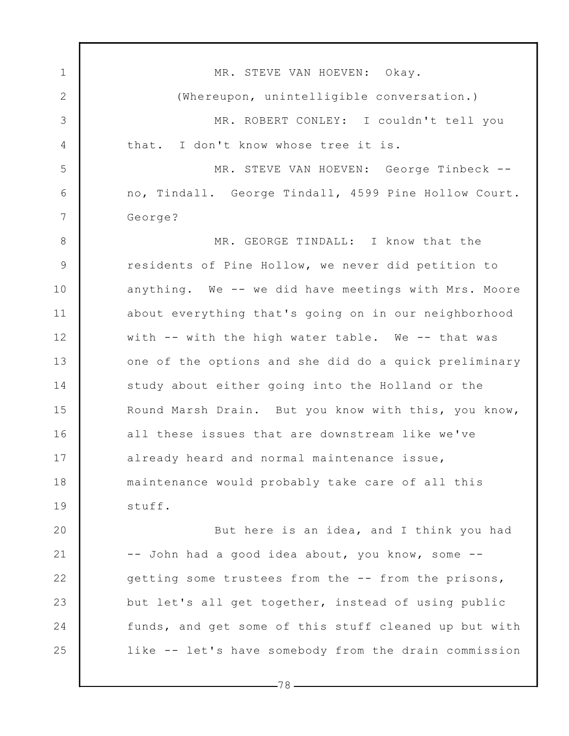MR. STEVE VAN HOEVEN: Okay.

(Whereupon, unintelligible conversation.)

MR. ROBERT CONLEY: I couldn't tell you that. I don't know whose tree it is.

MR. STEVE VAN HOEVEN: George Tinbeck -- no, Tindall. George Tindall, 4599 Pine Hollow Court. George?

MR. GEORGE TINDALL: I know that the residents of Pine Hollow, we never did petition to anything. We -- we did have meetings with Mrs. Moore about everything that's going on in our neighborhood with -- with the high water table. We -- that was one of the options and she did do a quick preliminary study about either going into the Holland or the Round Marsh Drain. But you know with this, you know, all these issues that are downstream like we've already heard and normal maintenance issue, maintenance would probably take care of all this stuff.

But here is an idea, and I think you had -- John had a good idea about, you know, some -- getting some trustees from the -- from the prisons, but let's all get together, instead of using public funds, and get some of this stuff cleaned up but with like -- let's have somebody from the drain commission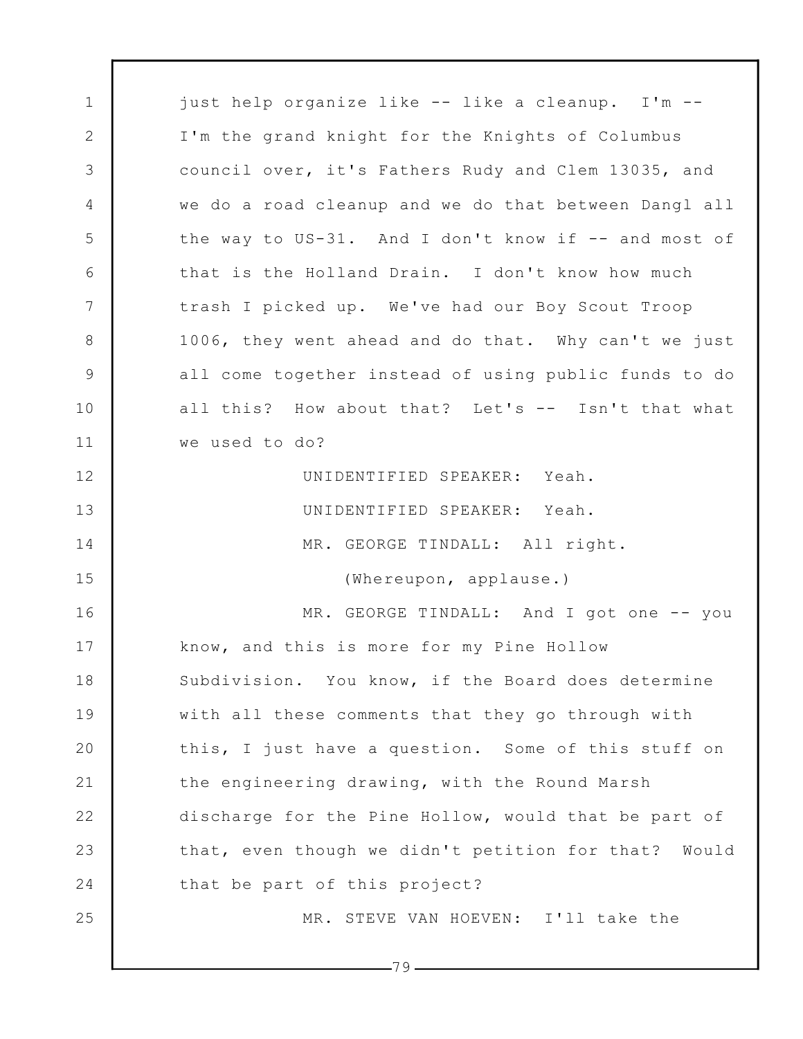just help organize like -- like a cleanup. I'm -- I'm the grand knight for the Knights of Columbus council over, it's Fathers Rudy and Clem 13035, and we do a road cleanup and we do that between Dangl all the way to US-31. And I don't know if -- and most of that is the Holland Drain. I don't know how much trash I picked up. We've had our Boy Scout Troop 1006, they went ahead and do that. Why can't we just all come together instead of using public funds to do all this? How about that? Let's -- Isn't that what we used to do?

UNIDENTIFIED SPEAKER: Yeah.

UNIDENTIFIED SPEAKER: Yeah.

MR. GEORGE TINDALL: All right.

(Whereupon, applause.)

MR. GEORGE TINDALL: And I got one -- you know, and this is more for my Pine Hollow Subdivision. You know, if the Board does determine with all these comments that they go through with this, I just have a question. Some of this stuff on the engineering drawing, with the Round Marsh discharge for the Pine Hollow, would that be part of that, even though we didn't petition for that? Would that be part of this project?

MR. STEVE VAN HOEVEN: I'll take the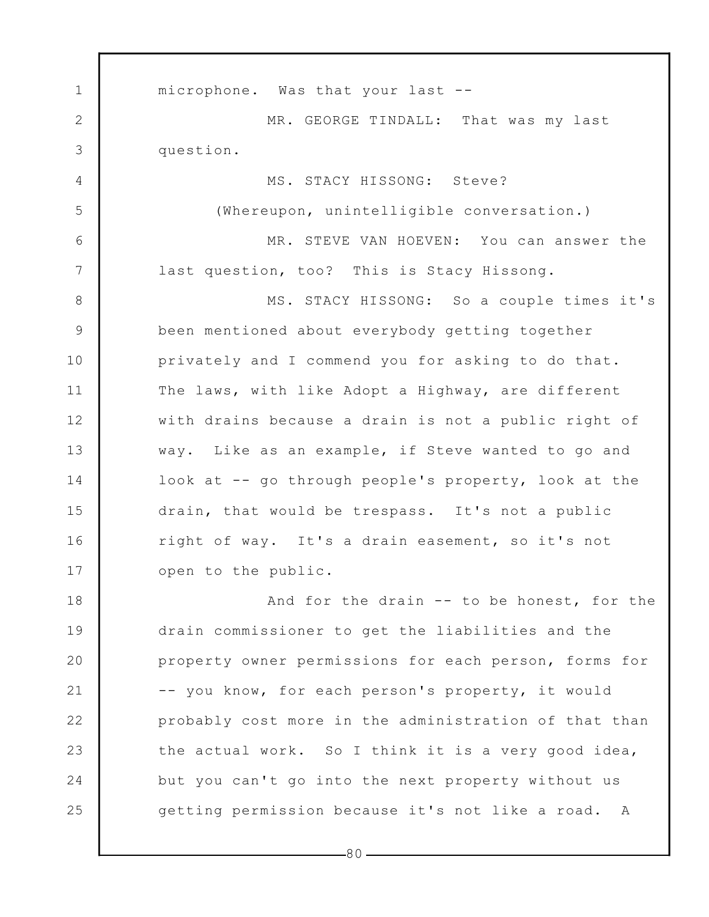microphone. Was that your last --

MR. GEORGE TINDALL: That was my last question.

MS. STACY HISSONG: Steve?

(Whereupon, unintelligible conversation.)

MR. STEVE VAN HOEVEN: You can answer the last question, too? This is Stacy Hissong.

MS. STACY HISSONG: So a couple times it's been mentioned about everybody getting together privately and I commend you for asking to do that. The laws, with like Adopt a Highway, are different with drains because a drain is not a public right of way. Like as an example, if Steve wanted to go and look at -- go through people's property, look at the drain, that would be trespass. It's not a public right of way. It's a drain easement, so it's not open to the public.

And for the drain -- to be honest, for the drain commissioner to get the liabilities and the property owner permissions for each person, forms for -- you know, for each person's property, it would probably cost more in the administration of that than the actual work. So I think it is a very good idea, but you can't go into the next property without us getting permission because it's not like a road. A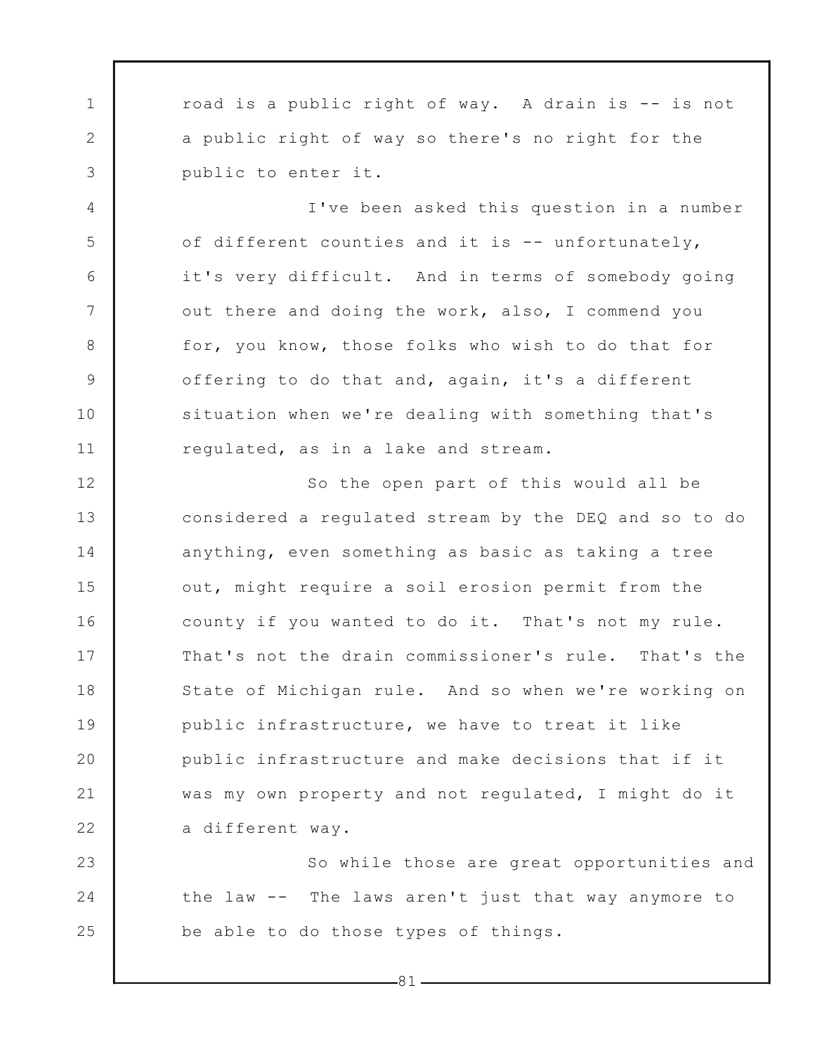road is a public right of way. A drain is -- is not a public right of way so there's no right for the public to enter it.

I've been asked this question in a number of different counties and it is -- unfortunately, it's very difficult. And in terms of somebody going out there and doing the work, also, I commend you for, you know, those folks who wish to do that for offering to do that and, again, it's a different situation when we're dealing with something that's regulated, as in a lake and stream.

So the open part of this would all be considered a regulated stream by the DEQ and so to do anything, even something as basic as taking a tree out, might require a soil erosion permit from the county if you wanted to do it. That's not my rule. That's not the drain commissioner's rule. That's the State of Michigan rule. And so when we're working on public infrastructure, we have to treat it like public infrastructure and make decisions that if it was my own property and not regulated, I might do it a different way.

So while those are great opportunities and the law -- The laws aren't just that way anymore to be able to do those types of things.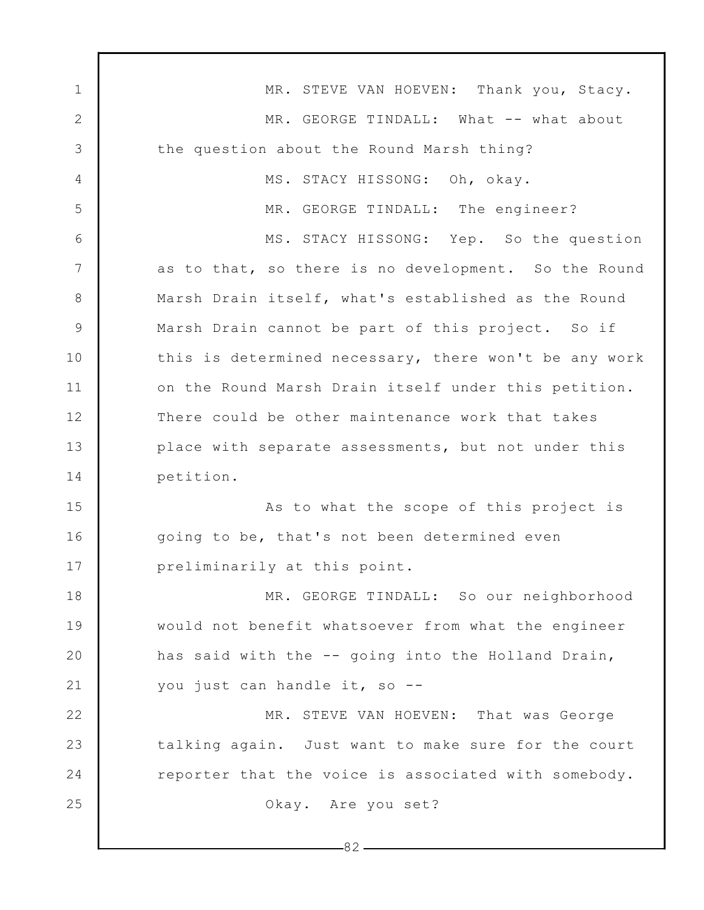MR. STEVE VAN HOEVEN: Thank you, Stacy.

MR. GEORGE TINDALL: What -- what about the question about the Round Marsh thing?

MS. STACY HISSONG: Oh, okay.

MR. GEORGE TINDALL: The engineer?

MS. STACY HISSONG: Yep. So the question as to that, so there is no development. So the Round Marsh Drain itself, what's established as the Round Marsh Drain cannot be part of this project. So if this is determined necessary, there won't be any work on the Round Marsh Drain itself under this petition. There could be other maintenance work that takes place with separate assessments, but not under this petition.

As to what the scope of this project is going to be, that's not been determined even preliminarily at this point.

MR. GEORGE TINDALL: So our neighborhood would not benefit whatsoever from what the engineer has said with the -- going into the Holland Drain, you just can handle it, so --

MR. STEVE VAN HOEVEN: That was George talking again. Just want to make sure for the court reporter that the voice is associated with somebody.

Okay. Are you set?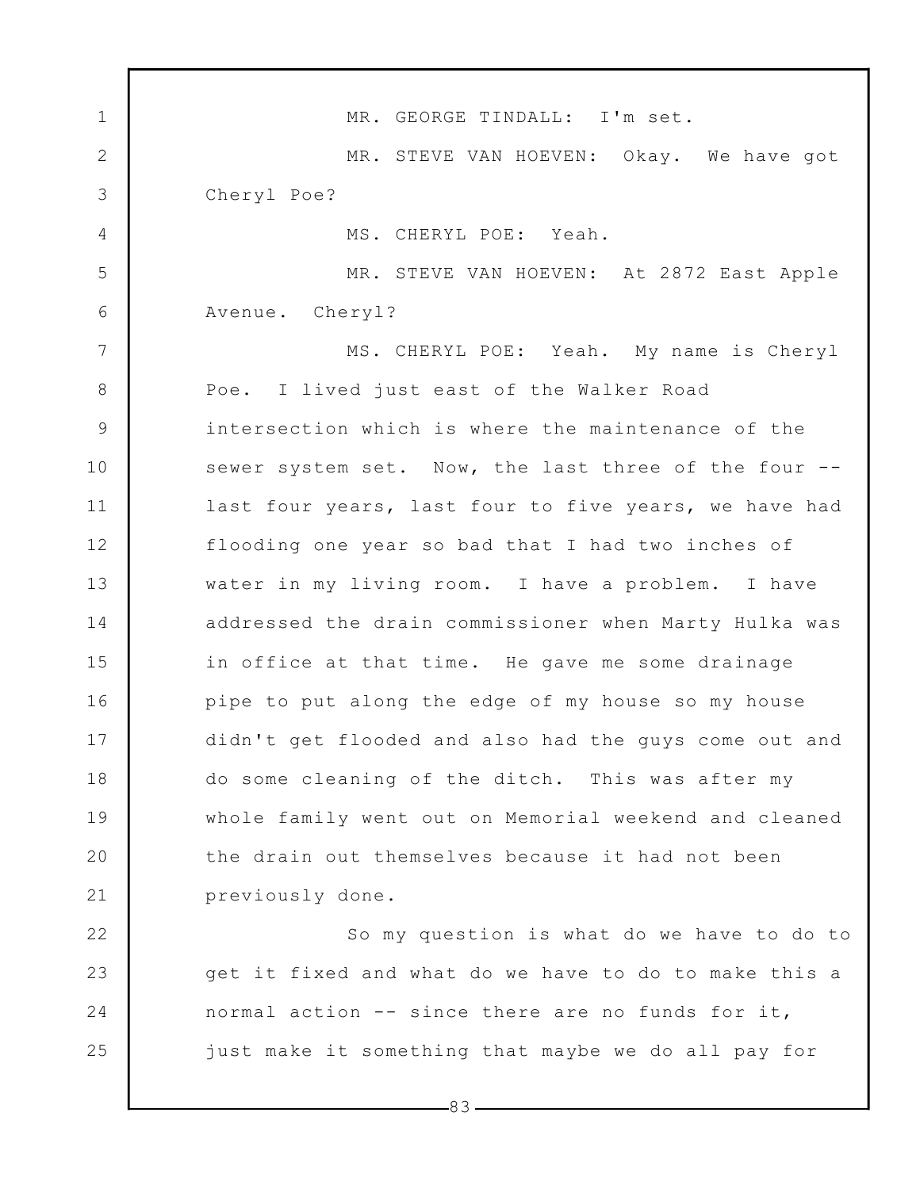MR. GEORGE TINDALL: I'm set.

MR. STEVE VAN HOEVEN: Okay. We have got Cheryl Poe?

MS. CHERYL POE: Yeah.

MR. STEVE VAN HOEVEN: At 2872 East Apple Avenue. Cheryl?

MS. CHERYL POE: Yeah. My name is Cheryl Poe. I lived just east of the Walker Road intersection which is where the maintenance of the sewer system set. Now, the last three of the four -- last four years, last four to five years, we have had flooding one year so bad that I had two inches of water in my living room. I have a problem. I have addressed the drain commissioner when Marty Hulka was in office at that time. He gave me some drainage pipe to put along the edge of my house so my house didn't get flooded and also had the guys come out and do some cleaning of the ditch. This was after my whole family went out on Memorial weekend and cleaned the drain out themselves because it had not been previously done.

So my question is what do we have to do to get it fixed and what do we have to do to make this a normal action -- since there are no funds for it, just make it something that maybe we do all pay for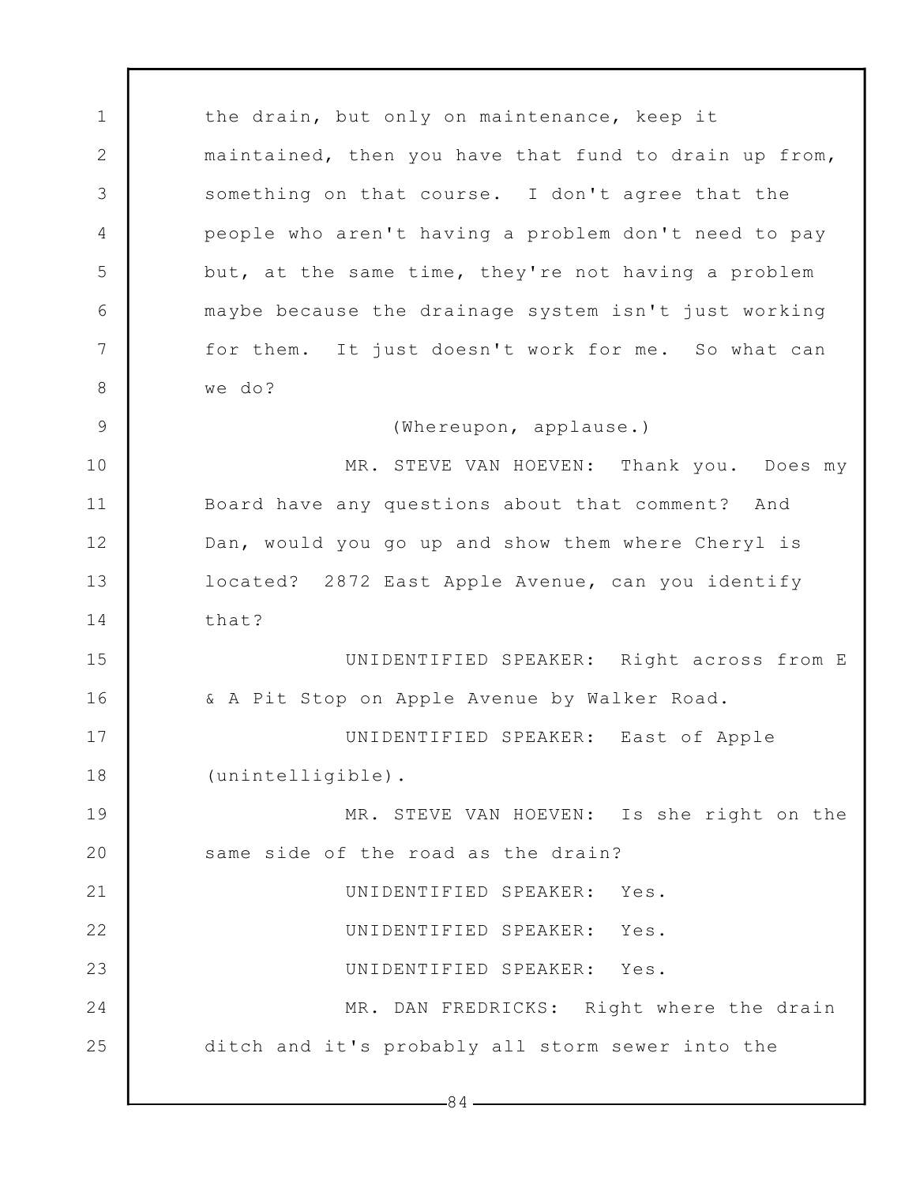the drain, but only on maintenance, keep it maintained, then you have that fund to drain up from, something on that course. I don't agree that the people who aren't having a problem don't need to pay but, at the same time, they're not having a problem maybe because the drainage system isn't just working for them. It just doesn't work for me. So what can we do?

(Whereupon, applause.)

MR. STEVE VAN HOEVEN: Thank you. Does my Board have any questions about that comment? And Dan, would you go up and show them where Cheryl is located? 2872 East Apple Avenue, can you identify that?

UNIDENTIFIED SPEAKER: Right across from E & A Pit Stop on Apple Avenue by Walker Road.

UNIDENTIFIED SPEAKER: East of Apple (unintelligible).

MR. STEVE VAN HOEVEN: Is she right on the same side of the road as the drain?

UNIDENTIFIED SPEAKER: Yes.

UNIDENTIFIED SPEAKER: Yes.

UNIDENTIFIED SPEAKER: Yes.

MR. DAN FREDRICKS: Right where the drain ditch and it's probably all storm sewer into the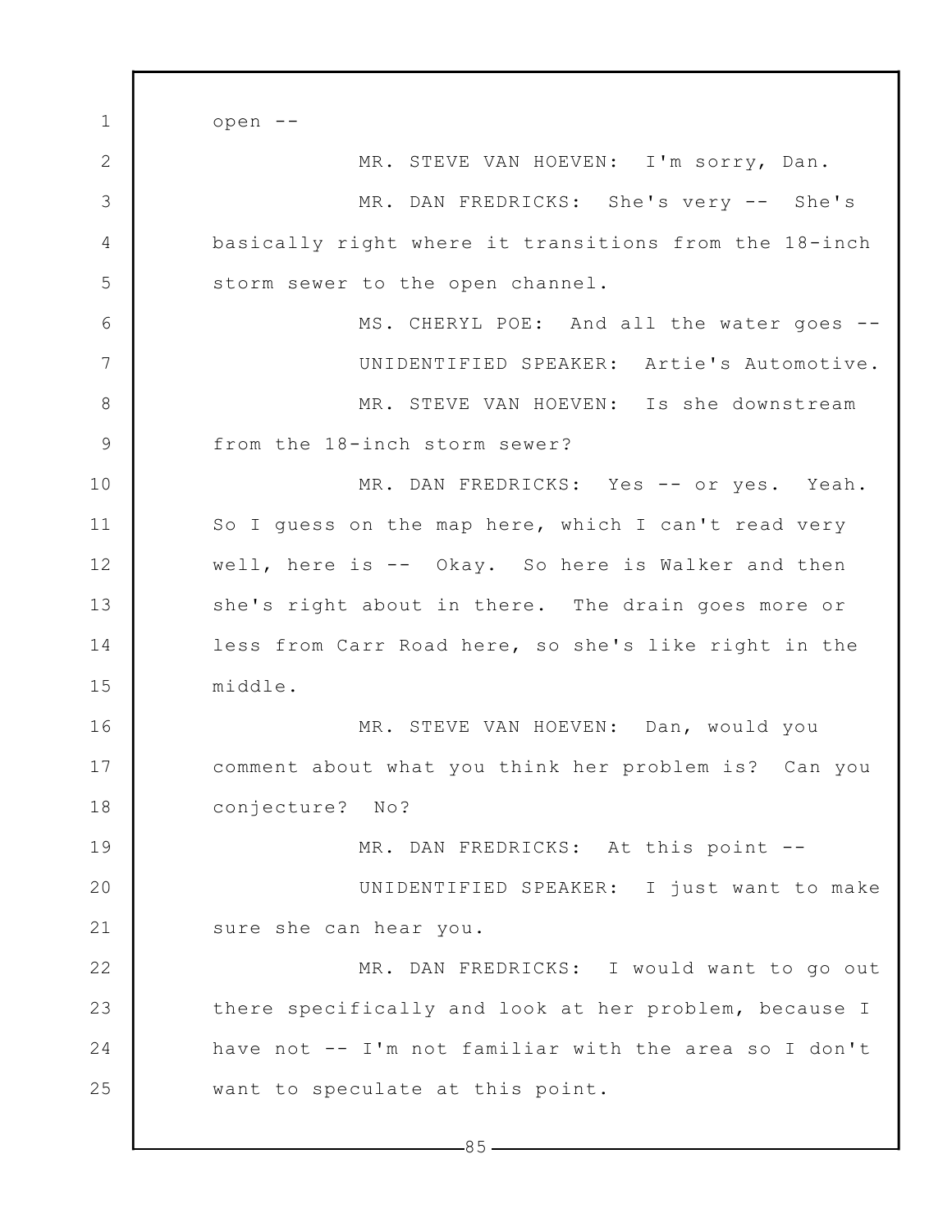open --

MR. STEVE VAN HOEVEN: I'm sorry, Dan.

MR. DAN FREDRICKS: She's very -- She's basically right where it transitions from the 18-inch storm sewer to the open channel.

MS. CHERYL POE: And all the water goes --

UNIDENTIFIED SPEAKER: Artie's Automotive.

MR. STEVE VAN HOEVEN: Is she downstream from the 18-inch storm sewer?

MR. DAN FREDRICKS: Yes -- or yes. Yeah. So I guess on the map here, which I can't read very well, here is -- Okay. So here is Walker and then she's right about in there. The drain goes more or less from Carr Road here, so she's like right in the middle.

MR. STEVE VAN HOEVEN: Dan, would you comment about what you think her problem is? Can you conjecture? No?

MR. DAN FREDRICKS: At this point --

UNIDENTIFIED SPEAKER: I just want to make sure she can hear you.

MR. DAN FREDRICKS: I would want to go out there specifically and look at her problem, because I have not -- I'm not familiar with the area so I don't want to speculate at this point.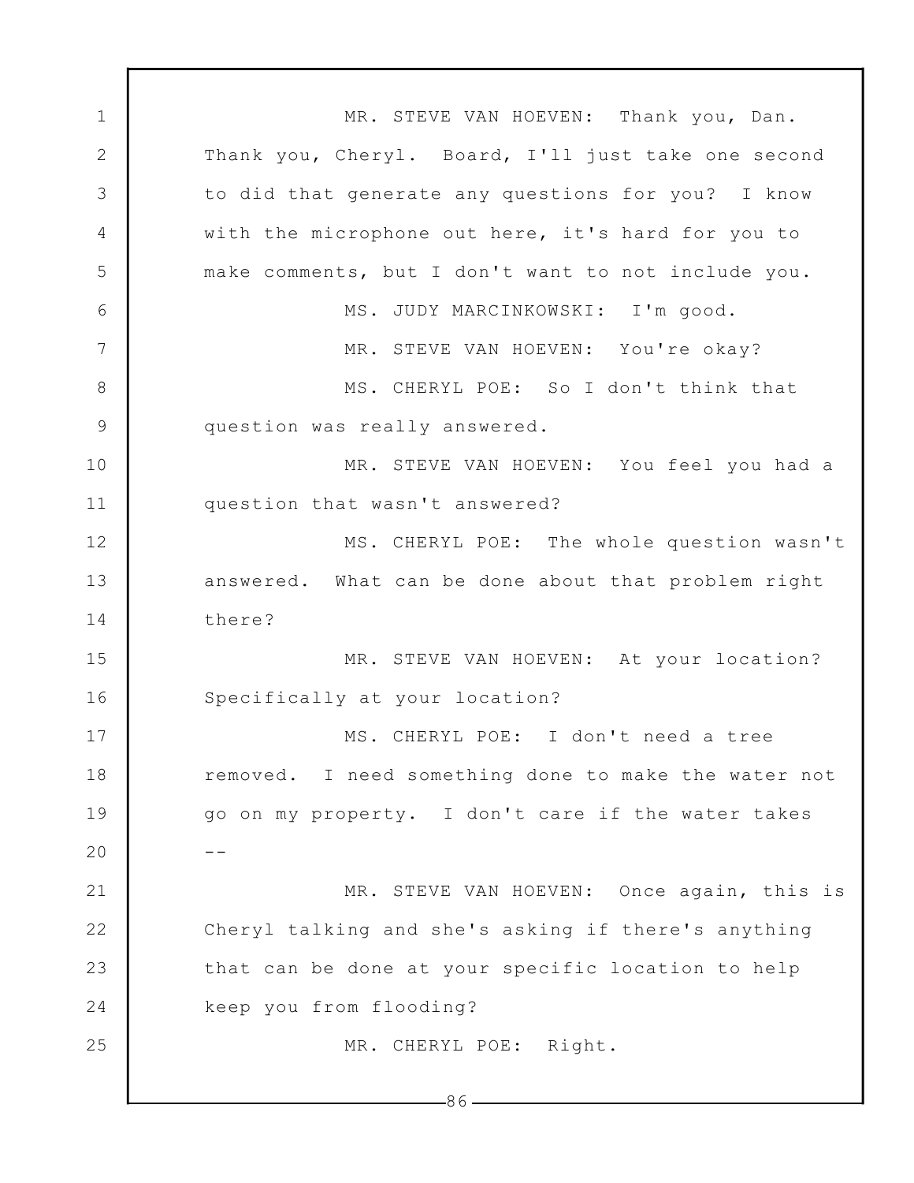MR. STEVE VAN HOEVEN: Thank you, Dan. Thank you, Cheryl. Board, I'll just take one second to did that generate any questions for you? I know with the microphone out here, it's hard for you to make comments, but I don't want to not include you.

MS. JUDY MARCINKOWSKI: I'm good.

MR. STEVE VAN HOEVEN: You're okay?

MS. CHERYL POE: So I don't think that question was really answered.

MR. STEVE VAN HOEVEN: You feel you had a question that wasn't answered?

MS. CHERYL POE: The whole question wasn't answered. What can be done about that problem right there?

MR. STEVE VAN HOEVEN: At your location? Specifically at your location?

MS. CHERYL POE: I don't need a tree removed. I need something done to make the water not go on my property. I don't care if the water takes --

MR. STEVE VAN HOEVEN: Once again, this is Cheryl talking and she's asking if there's anything that can be done at your specific location to help keep you from flooding?

MR. CHERYL POE: Right.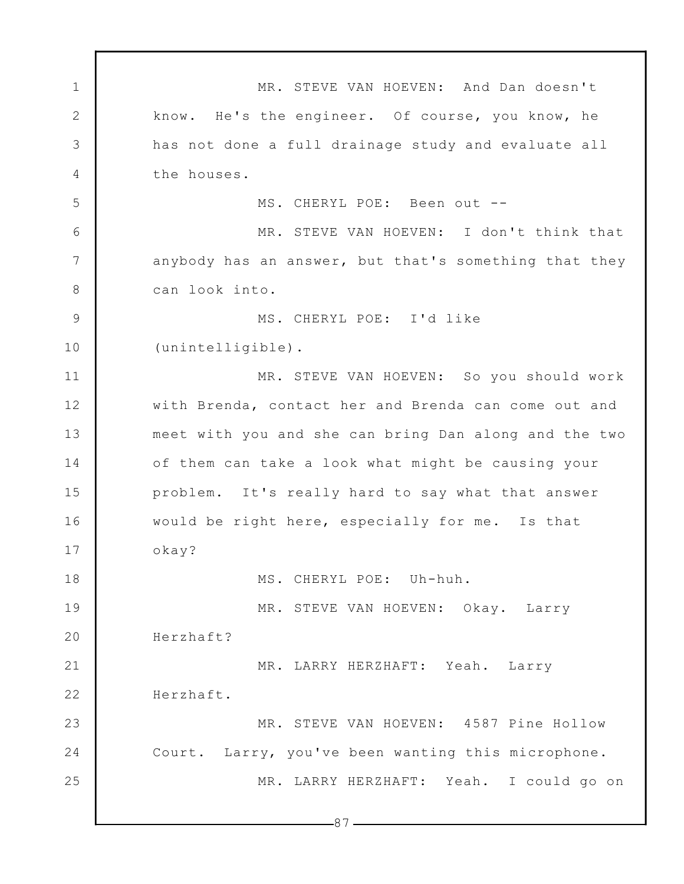MR. STEVE VAN HOEVEN: And Dan doesn't know. He's the engineer. Of course, you know, he has not done a full drainage study and evaluate all the houses.

MS. CHERYL POE: Been out --

MR. STEVE VAN HOEVEN: I don't think that anybody has an answer, but that's something that they can look into.

MS. CHERYL POE: I'd like (unintelligible).

MR. STEVE VAN HOEVEN: So you should work with Brenda, contact her and Brenda can come out and meet with you and she can bring Dan along and the two of them can take a look what might be causing your problem. It's really hard to say what that answer would be right here, especially for me. Is that okay?

MS. CHERYL POE: Uh-huh.

MR. STEVE VAN HOEVEN: Okay. Larry Herzhaft?

MR. LARRY HERZHAFT: Yeah. Larry Herzhaft.

MR. STEVE VAN HOEVEN: 4587 Pine Hollow Court. Larry, you've been wanting this microphone.

MR. LARRY HERZHAFT: Yeah. I could go on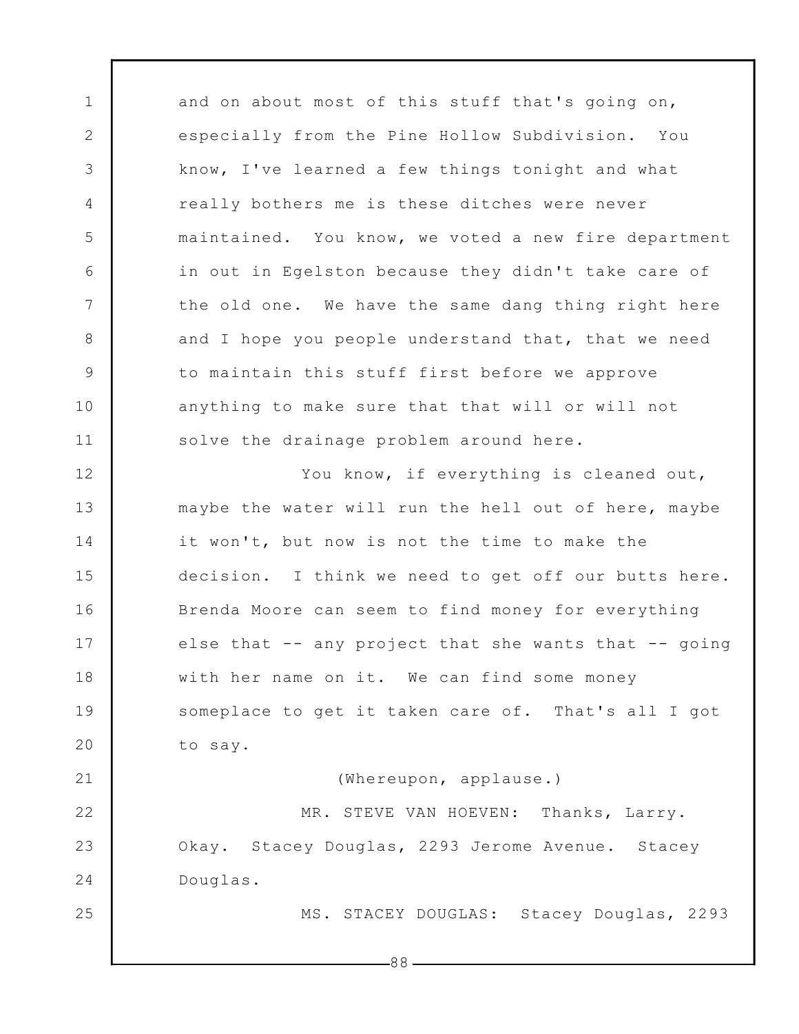and on about most of this stuff that's going on, especially from the Pine Hollow Subdivision. You know, I've learned a few things tonight and what really bothers me is these ditches were never maintained. You know, we voted a new fire department in out in Egelston because they didn't take care of the old one. We have the same dang thing right here and I hope you people understand that, that we need to maintain this stuff first before we approve anything to make sure that that will or will not solve the drainage problem around here.

You know, if everything is cleaned out, maybe the water will run the hell out of here, maybe it won't, but now is not the time to make the decision. I think we need to get off our butts here. Brenda Moore can seem to find money for everything else that -- any project that she wants that -- going with her name on it. We can find some money someplace to get it taken care of. That's all I got to say.

(Whereupon, applause.)

MR. STEVE VAN HOEVEN: Thanks, Larry. Okay. Stacey Douglas, 2293 Jerome Avenue. Stacey Douglas.

MS. STACEY DOUGLAS: Stacey Douglas, 2293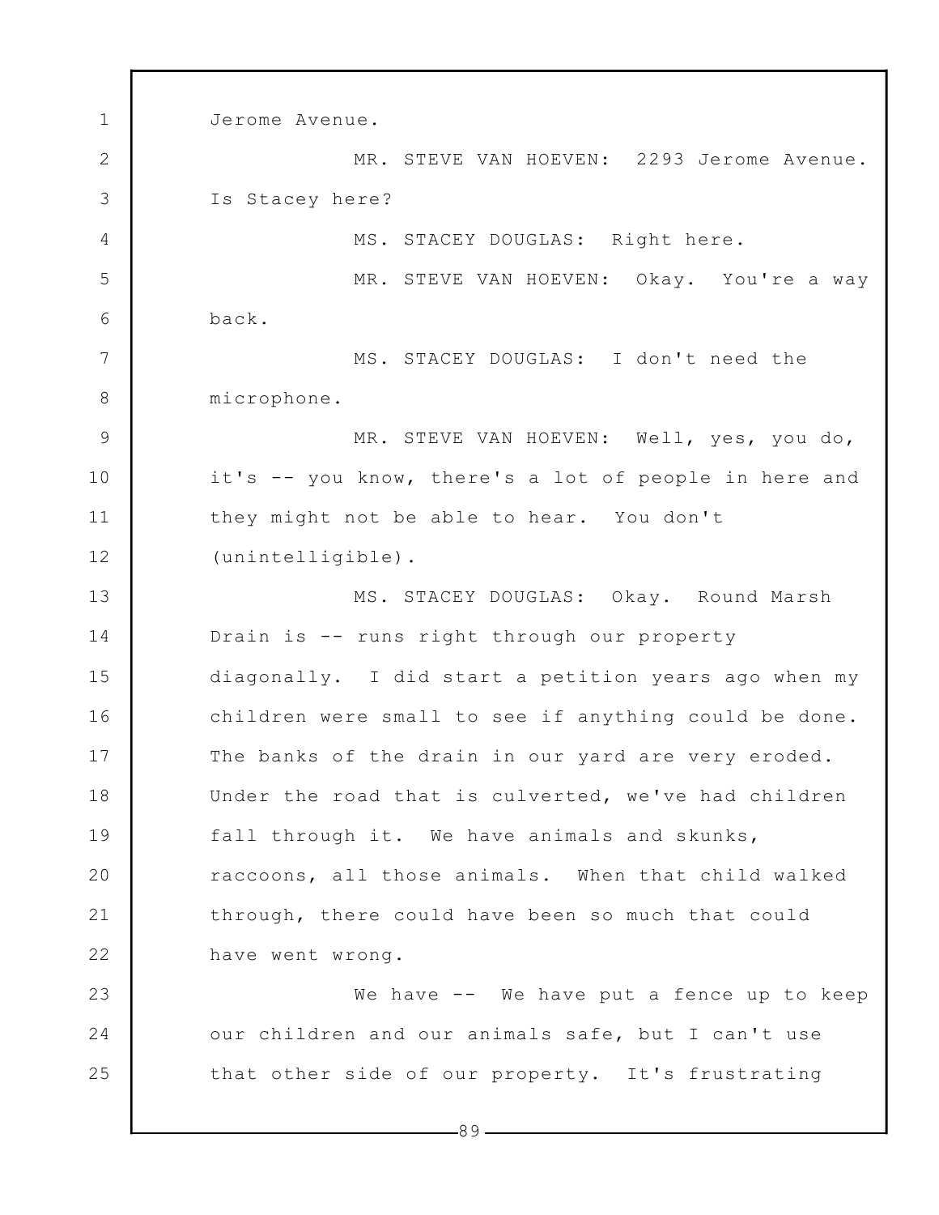Jerome Avenue.

MR. STEVE VAN HOEVEN: 2293 Jerome Avenue. Is Stacey here?

MS. STACEY DOUGLAS: Right here.

MR. STEVE VAN HOEVEN: Okay. You're a way back.

MS. STACEY DOUGLAS: I don't need the microphone.

MR. STEVE VAN HOEVEN: Well, yes, you do, it's -- you know, there's a lot of people in here and they might not be able to hear. You don't (unintelligible).

MS. STACEY DOUGLAS: Okay. Round Marsh Drain is -- runs right through our property diagonally. I did start a petition years ago when my children were small to see if anything could be done. The banks of the drain in our yard are very eroded. Under the road that is culverted, we've had children fall through it. We have animals and skunks, raccoons, all those animals. When that child walked through, there could have been so much that could have went wrong.

We have -- We have put a fence up to keep our children and our animals safe, but I can't use that other side of our property. It's frustrating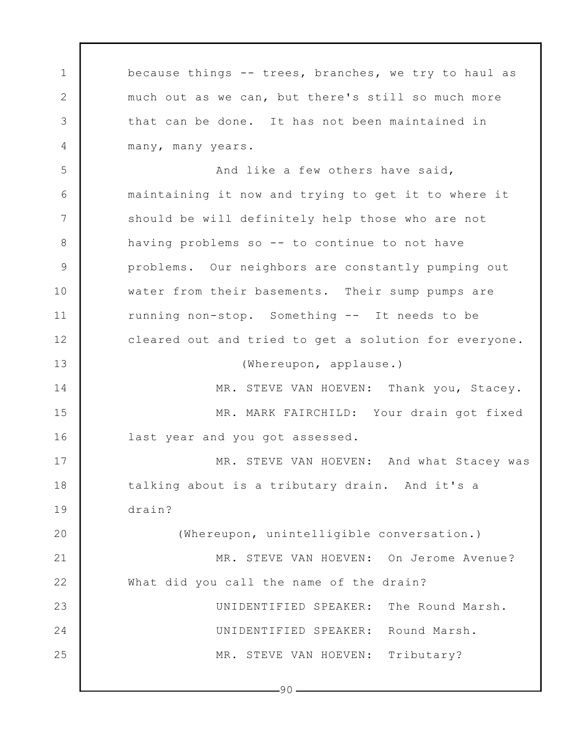because things -- trees, branches, we try to haul as much out as we can, but there's still so much more that can be done. It has not been maintained in many, many years.

And like a few others have said, maintaining it now and trying to get it to where it should be will definitely help those who are not having problems so -- to continue to not have problems. Our neighbors are constantly pumping out water from their basements. Their sump pumps are running non-stop. Something -- It needs to be cleared out and tried to get a solution for everyone.

(Whereupon, applause.)

MR. STEVE VAN HOEVEN: Thank you, Stacey.

MR. MARK FAIRCHILD: Your drain got fixed last year and you got assessed.

MR. STEVE VAN HOEVEN: And what Stacey was talking about is a tributary drain. And it's a drain?

(Whereupon, unintelligible conversation.)

MR. STEVE VAN HOEVEN: On Jerome Avenue? What did you call the name of the drain?

UNIDENTIFIED SPEAKER: The Round Marsh.

UNIDENTIFIED SPEAKER: Round Marsh.

MR. STEVE VAN HOEVEN: Tributary?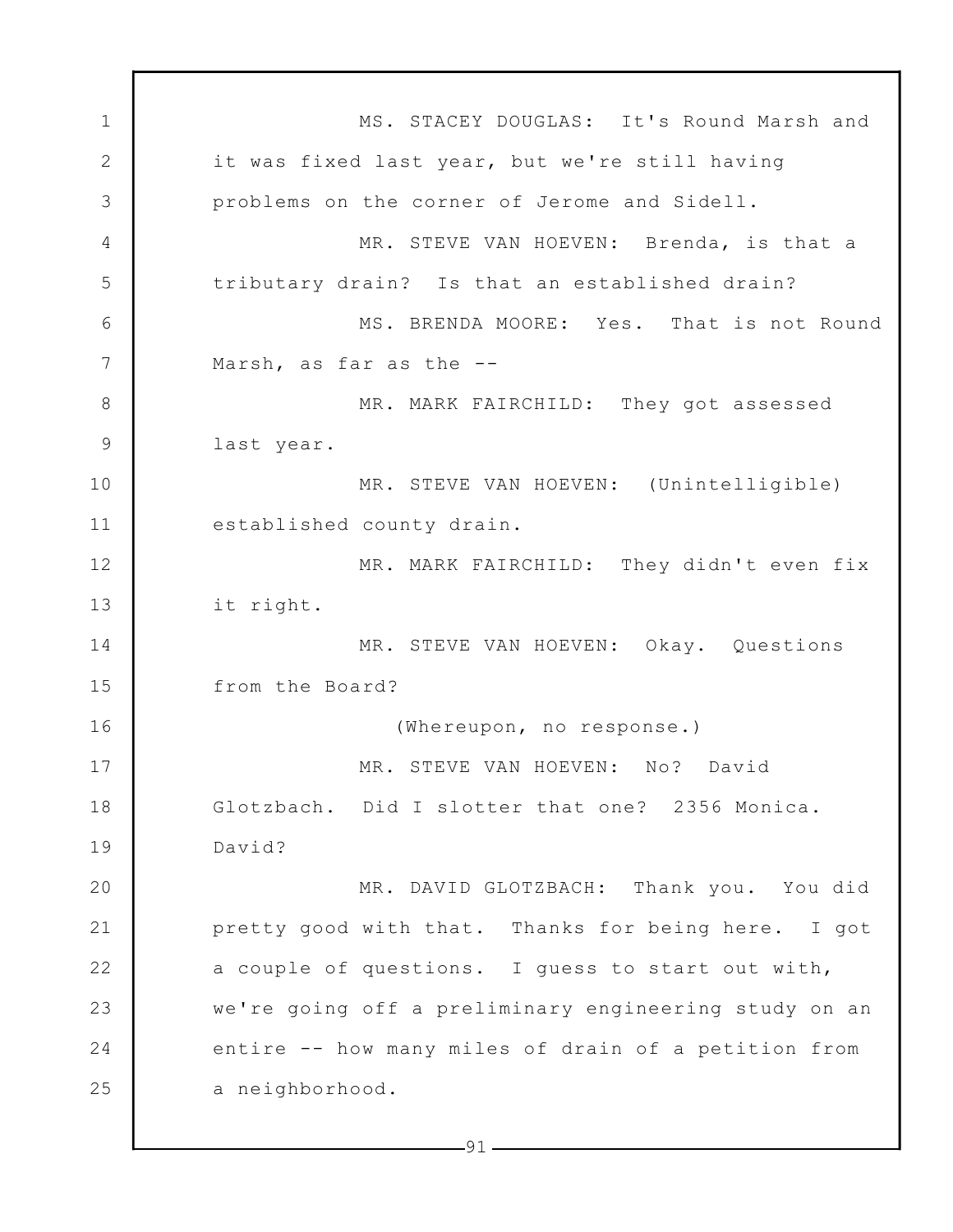MS. STACEY DOUGLAS: It's Round Marsh and it was fixed last year, but we're still having problems on the corner of Jerome and Sidell.

MR. STEVE VAN HOEVEN: Brenda, is that a tributary drain? Is that an established drain?

MS. BRENDA MOORE: Yes. That is not Round Marsh, as far as the --

MR. MARK FAIRCHILD: They got assessed last year.

MR. STEVE VAN HOEVEN: (Unintelligible) established county drain.

MR. MARK FAIRCHILD: They didn't even fix it right.

MR. STEVE VAN HOEVEN: Okay. Questions from the Board?

(Whereupon, no response.)

MR. STEVE VAN HOEVEN: No? David Glotzbach. Did I slotter that one? 2356 Monica. David?

MR. DAVID GLOTZBACH: Thank you. You did pretty good with that. Thanks for being here. I got a couple of questions. I guess to start out with, we're going off a preliminary engineering study on an entire -- how many miles of drain of a petition from a neighborhood.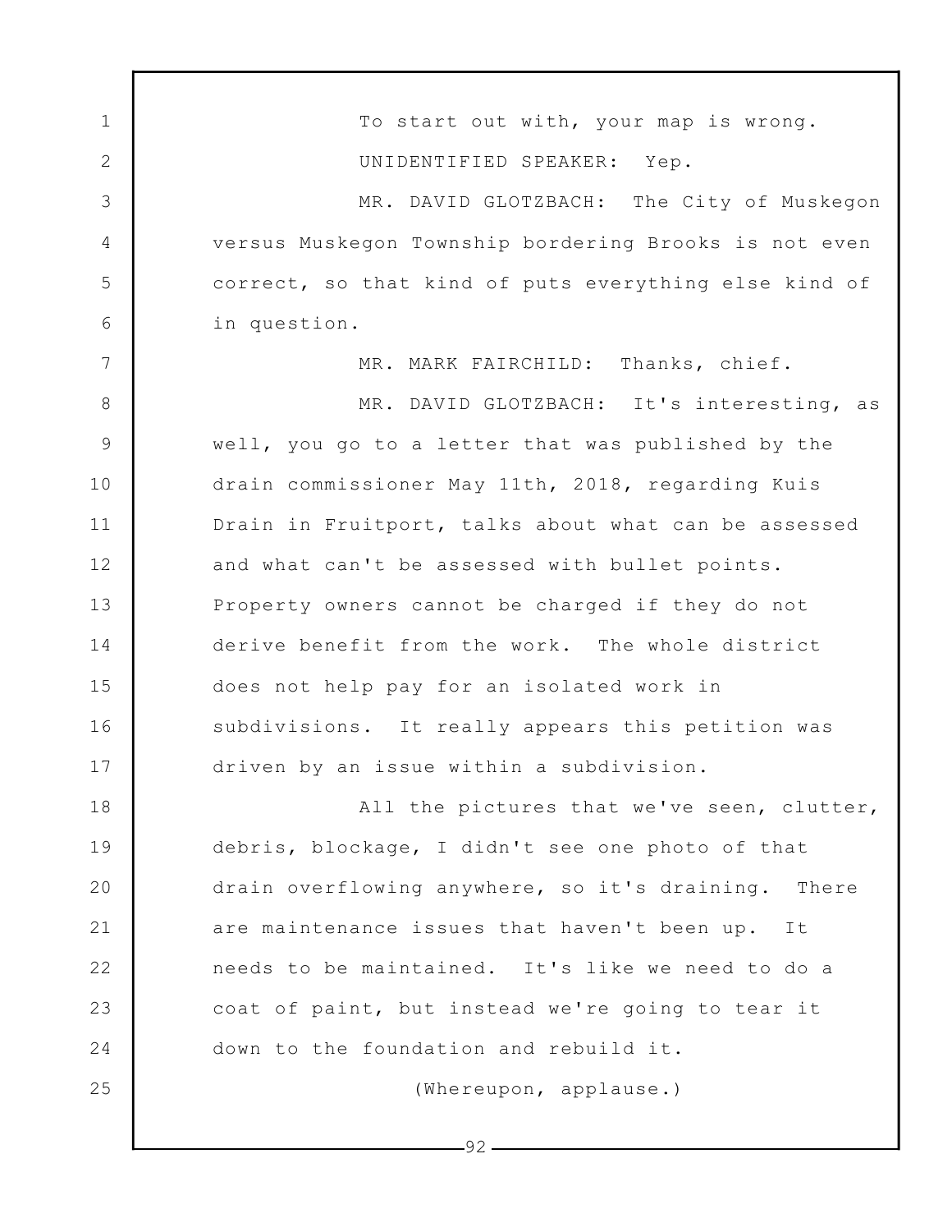To start out with, your map is wrong.

UNIDENTIFIED SPEAKER: Yep.

MR. DAVID GLOTZBACH: The City of Muskegon versus Muskegon Township bordering Brooks is not even correct, so that kind of puts everything else kind of in question.

MR. MARK FAIRCHILD: Thanks, chief.

MR. DAVID GLOTZBACH: It's interesting, as well, you go to a letter that was published by the drain commissioner May 11th, 2018, regarding Kuis Drain in Fruitport, talks about what can be assessed and what can't be assessed with bullet points. Property owners cannot be charged if they do not derive benefit from the work. The whole district does not help pay for an isolated work in subdivisions. It really appears this petition was driven by an issue within a subdivision.

All the pictures that we've seen, clutter, debris, blockage, I didn't see one photo of that drain overflowing anywhere, so it's draining. There are maintenance issues that haven't been up. It needs to be maintained. It's like we need to do a coat of paint, but instead we're going to tear it down to the foundation and rebuild it.

(Whereupon, applause.)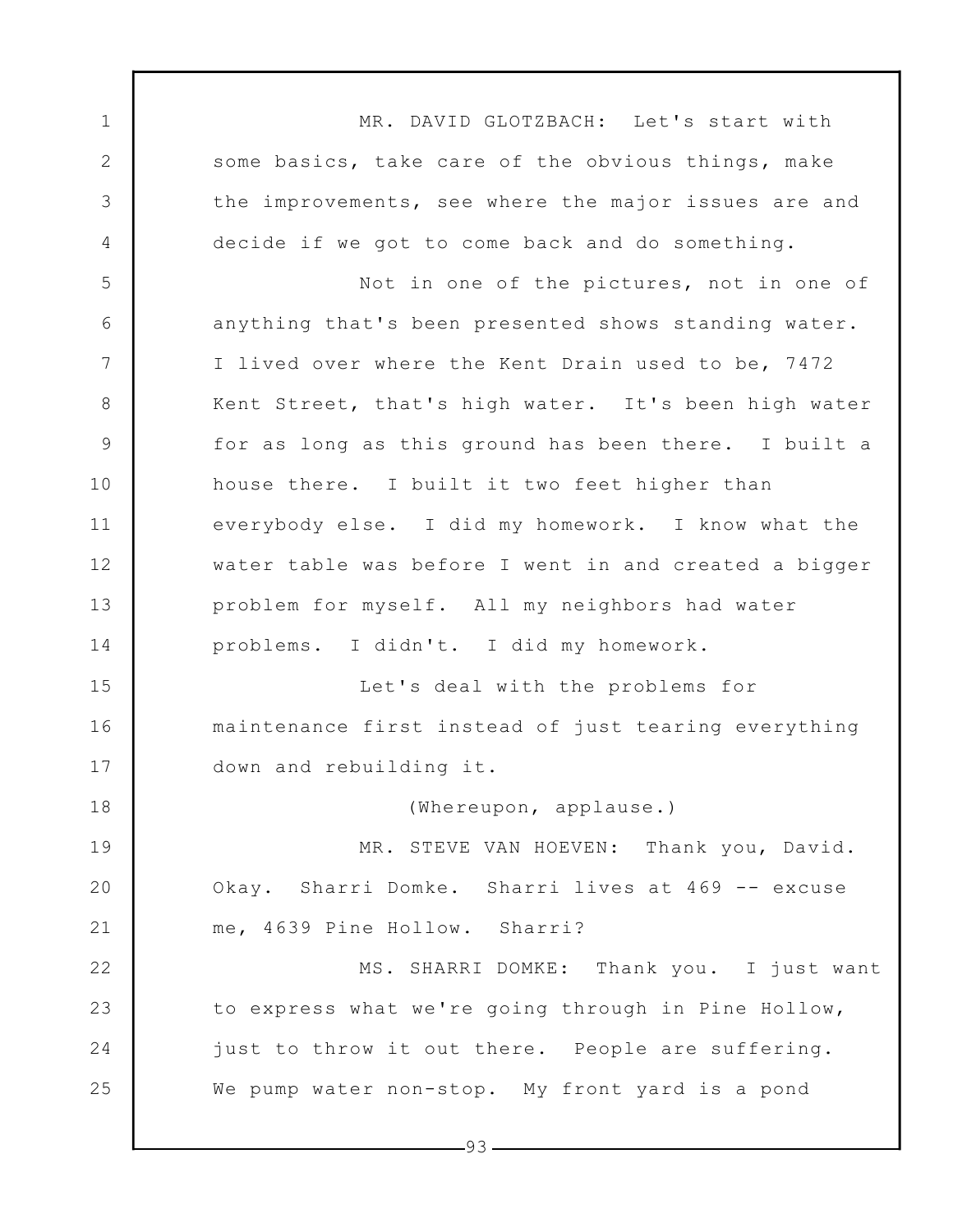MR. DAVID GLOTZBACH: Let's start with some basics, take care of the obvious things, make the improvements, see where the major issues are and decide if we got to come back and do something.

Not in one of the pictures, not in one of anything that's been presented shows standing water. I lived over where the Kent Drain used to be, 7472 Kent Street, that's high water. It's been high water for as long as this ground has been there. I built a house there. I built it two feet higher than everybody else. I did my homework. I know what the water table was before I went in and created a bigger problem for myself. All my neighbors had water problems. I didn't. I did my homework.

Let's deal with the problems for maintenance first instead of just tearing everything down and rebuilding it.

(Whereupon, applause.)

MR. STEVE VAN HOEVEN: Thank you, David. Okay. Sharri Domke. Sharri lives at 469 -- excuse me, 4639 Pine Hollow. Sharri?

MS. SHARRI DOMKE: Thank you. I just want to express what we're going through in Pine Hollow, just to throw it out there. People are suffering. We pump water non-stop. My front yard is a pond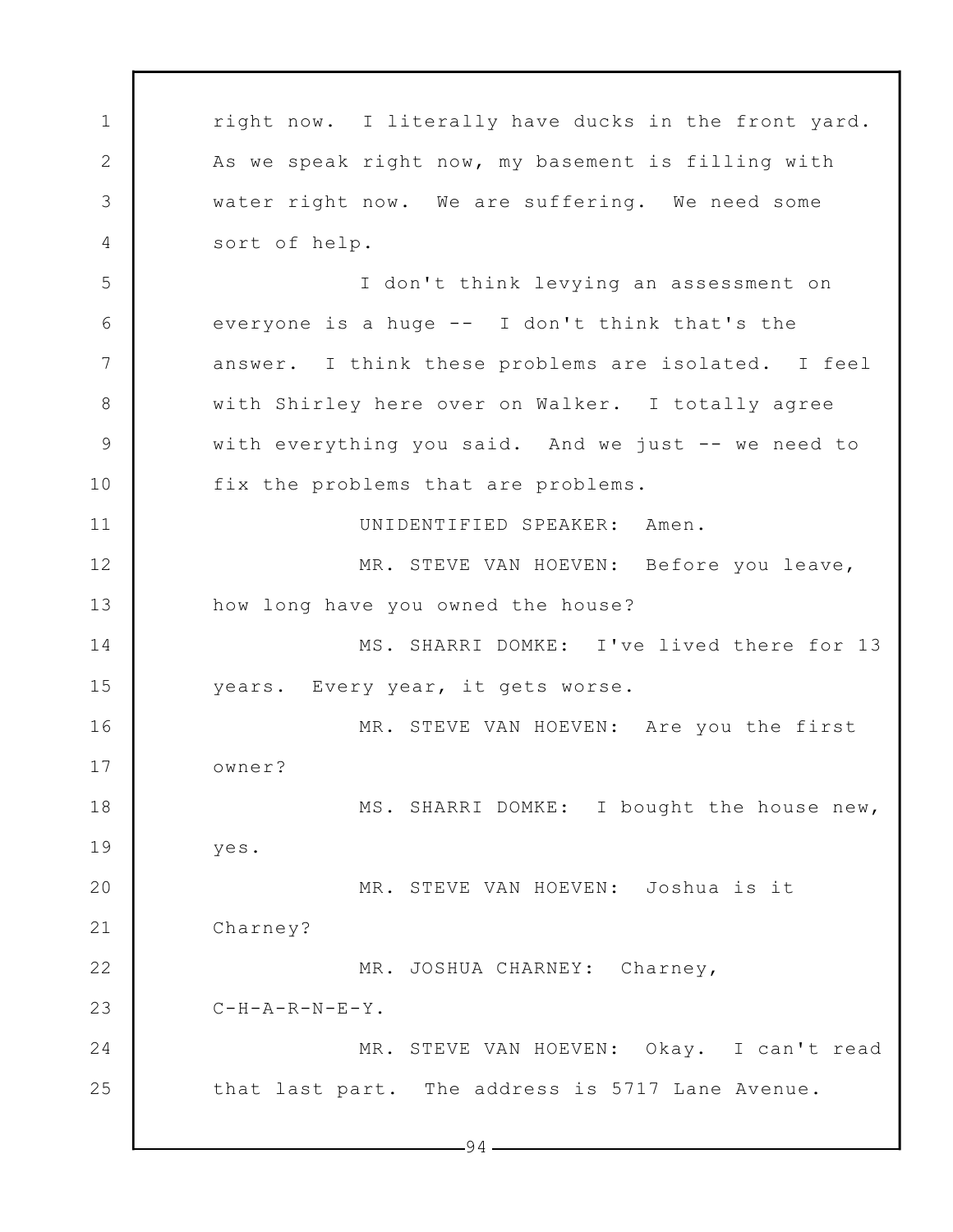right now. I literally have ducks in the front yard. As we speak right now, my basement is filling with water right now. We are suffering. We need some sort of help.

I don't think levying an assessment on everyone is a huge -- I don't think that's the answer. I think these problems are isolated. I feel with Shirley here over on Walker. I totally agree with everything you said. And we just -- we need to fix the problems that are problems.

UNIDENTIFIED SPEAKER: Amen.

MR. STEVE VAN HOEVEN: Before you leave, how long have you owned the house?

MS. SHARRI DOMKE: I've lived there for 13 years. Every year, it gets worse.

MR. STEVE VAN HOEVEN: Are you the first owner?

MS. SHARRI DOMKE: I bought the house new, yes.

MR. STEVE VAN HOEVEN: Joshua is it Charney?

MR. JOSHUA CHARNEY: Charney, C-H-A-R-N-E-Y.

MR. STEVE VAN HOEVEN: Okay. I can't read that last part. The address is 5717 Lane Avenue.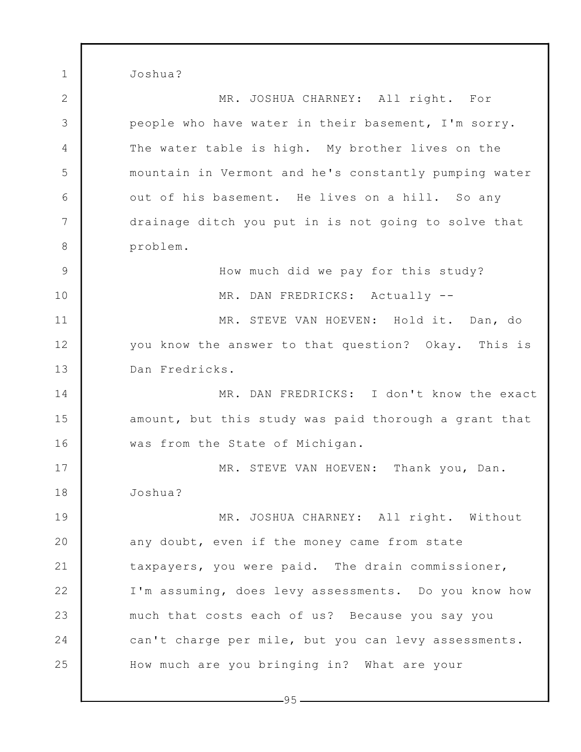Joshua?

MR. JOSHUA CHARNEY: All right. For people who have water in their basement, I'm sorry. The water table is high. My brother lives on the mountain in Vermont and he's constantly pumping water out of his basement. He lives on a hill. So any drainage ditch you put in is not going to solve that problem.

How much did we pay for this study?

MR. DAN FREDRICKS: Actually --

MR. STEVE VAN HOEVEN: Hold it. Dan, do you know the answer to that question? Okay. This is Dan Fredricks.

MR. DAN FREDRICKS: I don't know the exact amount, but this study was paid thorough a grant that was from the State of Michigan.

MR. STEVE VAN HOEVEN: Thank you, Dan. Joshua?

MR. JOSHUA CHARNEY: All right. Without any doubt, even if the money came from state taxpayers, you were paid. The drain commissioner, I'm assuming, does levy assessments. Do you know how much that costs each of us? Because you say you can't charge per mile, but you can levy assessments. How much are you bringing in? What are your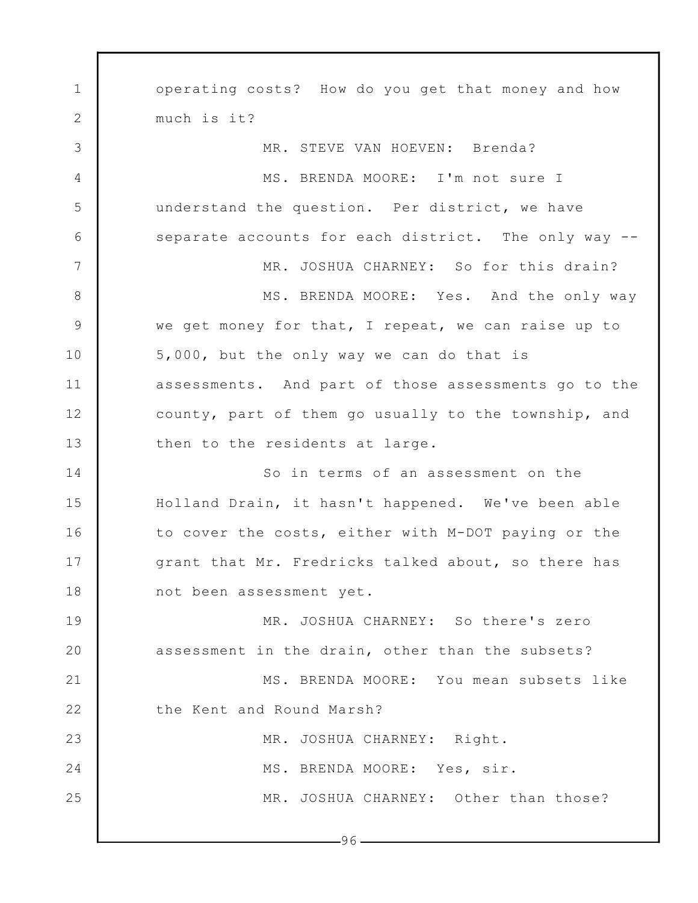operating costs? How do you get that money and how much is it?

MR. STEVE VAN HOEVEN: Brenda?

MS. BRENDA MOORE: I'm not sure I understand the question. Per district, we have separate accounts for each district. The only way --

MR. JOSHUA CHARNEY: So for this drain?

MS. BRENDA MOORE: Yes. And the only way we get money for that, I repeat, we can raise up to 5,000, but the only way we can do that is assessments. And part of those assessments go to the county, part of them go usually to the township, and then to the residents at large.

So in terms of an assessment on the Holland Drain, it hasn't happened. We've been able to cover the costs, either with M-DOT paying or the grant that Mr. Fredricks talked about, so there has not been assessment yet.

MR. JOSHUA CHARNEY: So there's zero assessment in the drain, other than the subsets?

MS. BRENDA MOORE: You mean subsets like the Kent and Round Marsh?

MR. JOSHUA CHARNEY: Right.

MS. BRENDA MOORE: Yes, sir.

MR. JOSHUA CHARNEY: Other than those?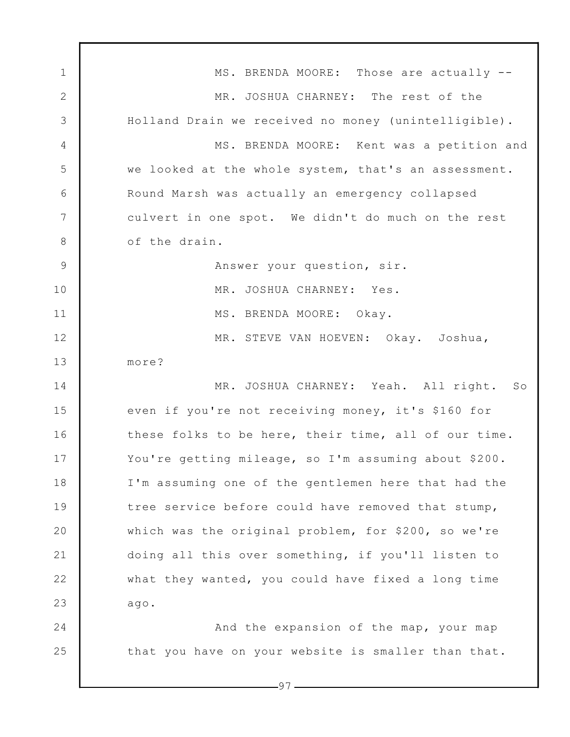MS. BRENDA MOORE: Those are actually --

MR. JOSHUA CHARNEY: The rest of the Holland Drain we received no money (unintelligible).

MS. BRENDA MOORE: Kent was a petition and we looked at the whole system, that's an assessment. Round Marsh was actually an emergency collapsed culvert in one spot. We didn't do much on the rest of the drain.

Answer your question, sir.

MR. JOSHUA CHARNEY: Yes.

MS. BRENDA MOORE: Okay.

MR. STEVE VAN HOEVEN: Okay. Joshua, more?

MR. JOSHUA CHARNEY: Yeah. All right. So even if you're not receiving money, it's $160 for these folks to be here, their time, all of our time. You're getting mileage, so I'm assuming about $200. I'm assuming one of the gentlemen here that had the tree service before could have removed that stump, which was the original problem, for $200, so we're doing all this over something, if you'll listen to what they wanted, you could have fixed a long time ago.

And the expansion of the map, your map that you have on your website is smaller than that.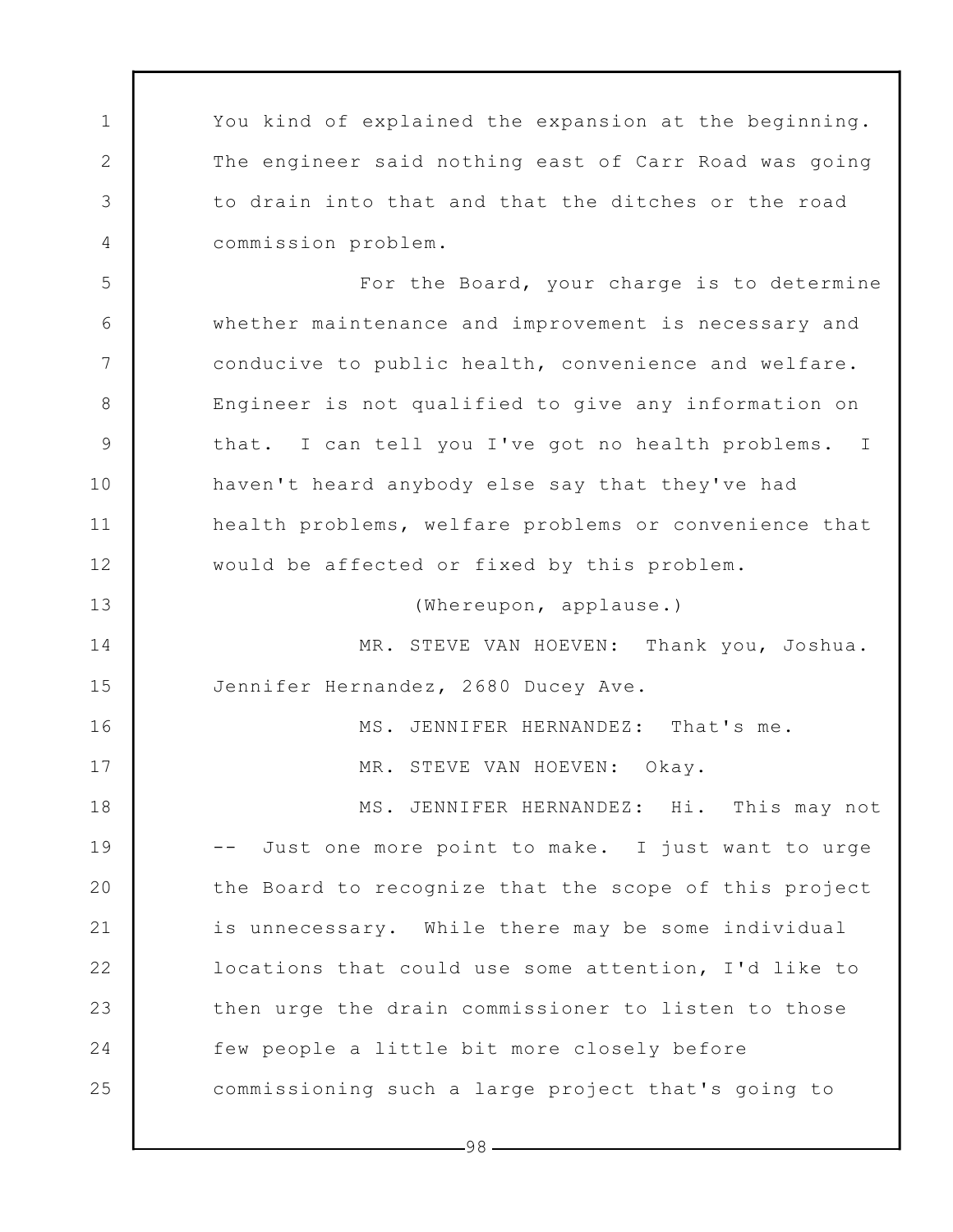You kind of explained the expansion at the beginning. The engineer said nothing east of Carr Road was going to drain into that and that the ditches or the road commission problem.

For the Board, your charge is to determine whether maintenance and improvement is necessary and conducive to public health, convenience and welfare. Engineer is not qualified to give any information on that. I can tell you I've got no health problems. I haven't heard anybody else say that they've had health problems, welfare problems or convenience that would be affected or fixed by this problem.

(Whereupon, applause.)

MR. STEVE VAN HOEVEN: Thank you, Joshua. Jennifer Hernandez, 2680 Ducey Ave.

MS. JENNIFER HERNANDEZ: That's me.

MR. STEVE VAN HOEVEN: Okay.

MS. JENNIFER HERNANDEZ: Hi. This may not -- Just one more point to make. I just want to urge the Board to recognize that the scope of this project is unnecessary. While there may be some individual locations that could use some attention, I'd like to then urge the drain commissioner to listen to those few people a little bit more closely before commissioning such a large project that's going to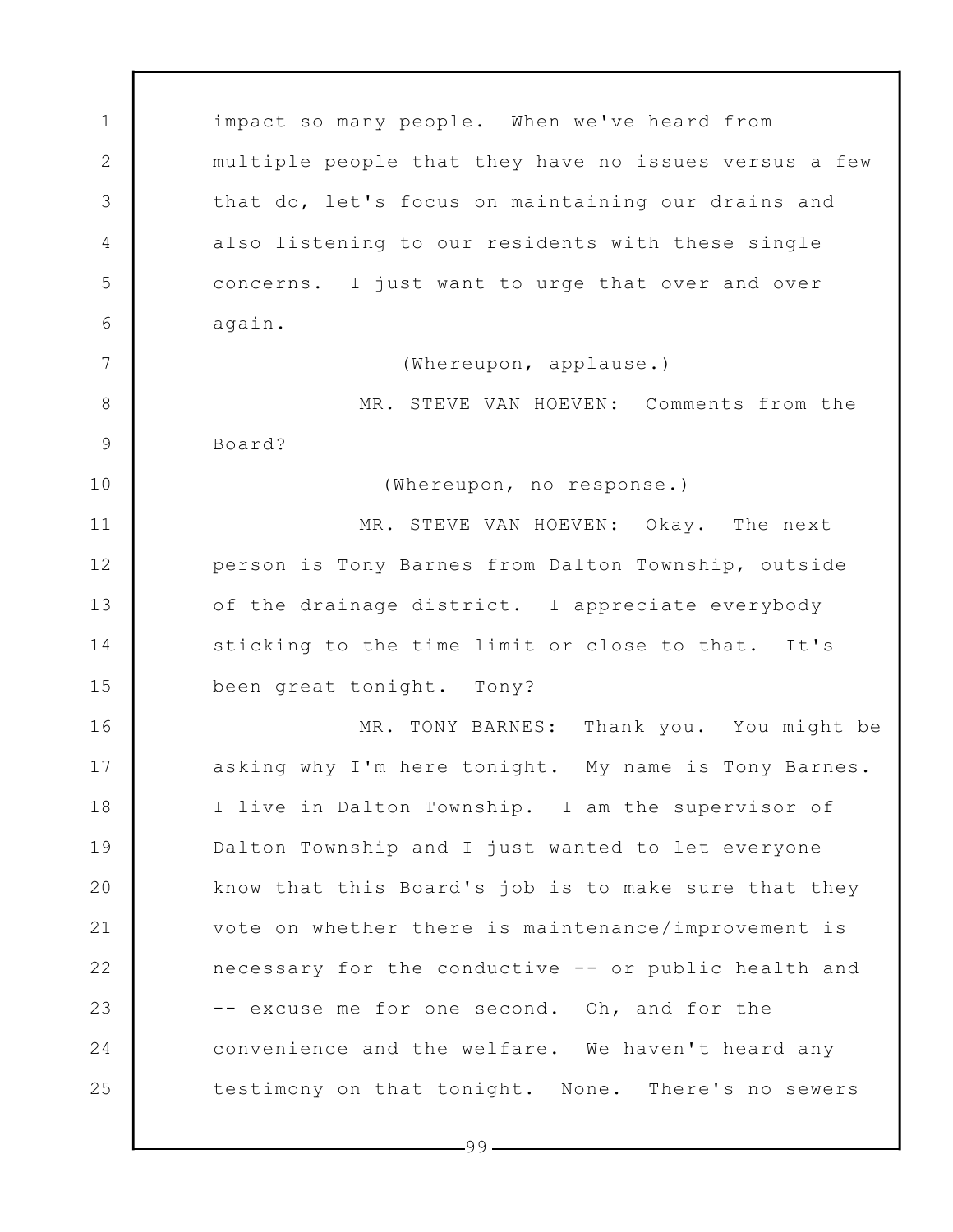impact so many people. When we've heard from multiple people that they have no issues versus a few that do, let's focus on maintaining our drains and also listening to our residents with these single concerns. I just want to urge that over and over again.

(Whereupon, applause.)

MR. STEVE VAN HOEVEN: Comments from the Board?

(Whereupon, no response.)

MR. STEVE VAN HOEVEN: Okay. The next person is Tony Barnes from Dalton Township, outside of the drainage district. I appreciate everybody sticking to the time limit or close to that. It's been great tonight. Tony?

MR. TONY BARNES: Thank you. You might be asking why I'm here tonight. My name is Tony Barnes. I live in Dalton Township. I am the supervisor of Dalton Township and I just wanted to let everyone know that this Board's job is to make sure that they vote on whether there is maintenance/improvement is necessary for the conductive -- or public health and -- excuse me for one second. Oh, and for the convenience and the welfare. We haven't heard any testimony on that tonight. None. There's no sewers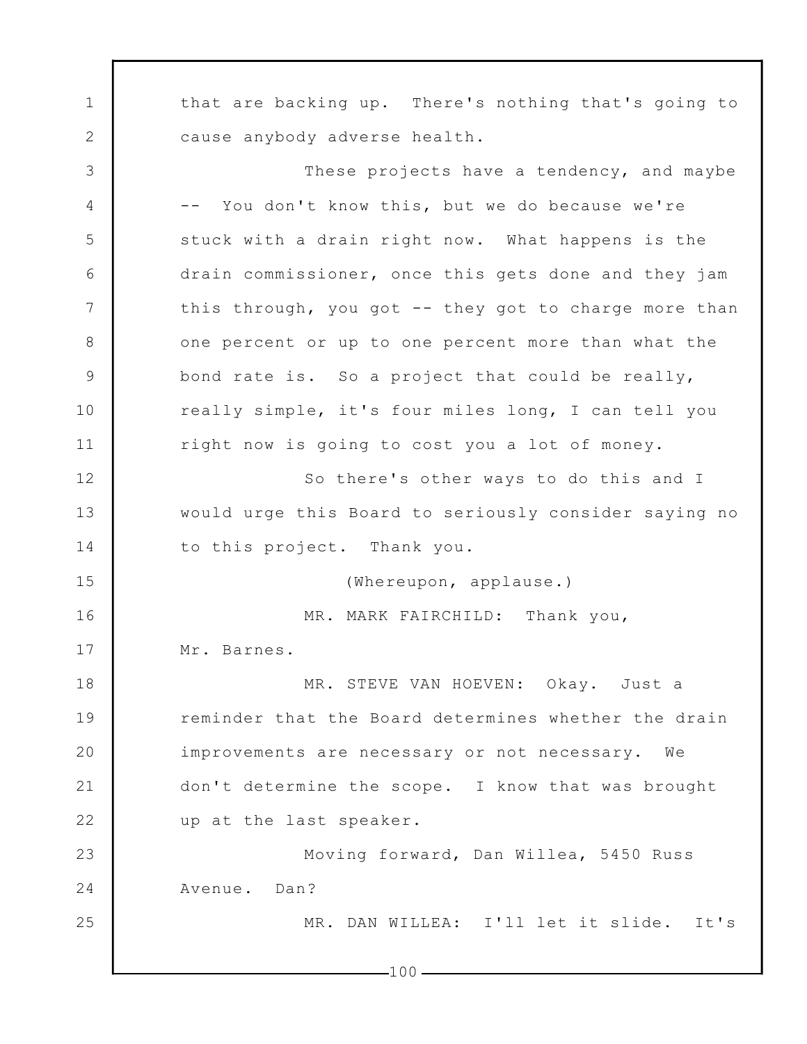that are backing up. There's nothing that's going to cause anybody adverse health.

These projects have a tendency, and maybe -- You don't know this, but we do because we're stuck with a drain right now. What happens is the drain commissioner, once this gets done and they jam this through, you got -- they got to charge more than one percent or up to one percent more than what the bond rate is. So a project that could be really, really simple, it's four miles long, I can tell you right now is going to cost you a lot of money.

So there's other ways to do this and I would urge this Board to seriously consider saying no to this project. Thank you.

(Whereupon, applause.)

MR. MARK FAIRCHILD: Thank you, Mr. Barnes.

MR. STEVE VAN HOEVEN: Okay. Just a reminder that the Board determines whether the drain improvements are necessary or not necessary. We don't determine the scope. I know that was brought up at the last speaker.

Moving forward, Dan Willea, 5450 Russ Avenue. Dan?

MR. DAN WILLEA: I'll let it slide. It's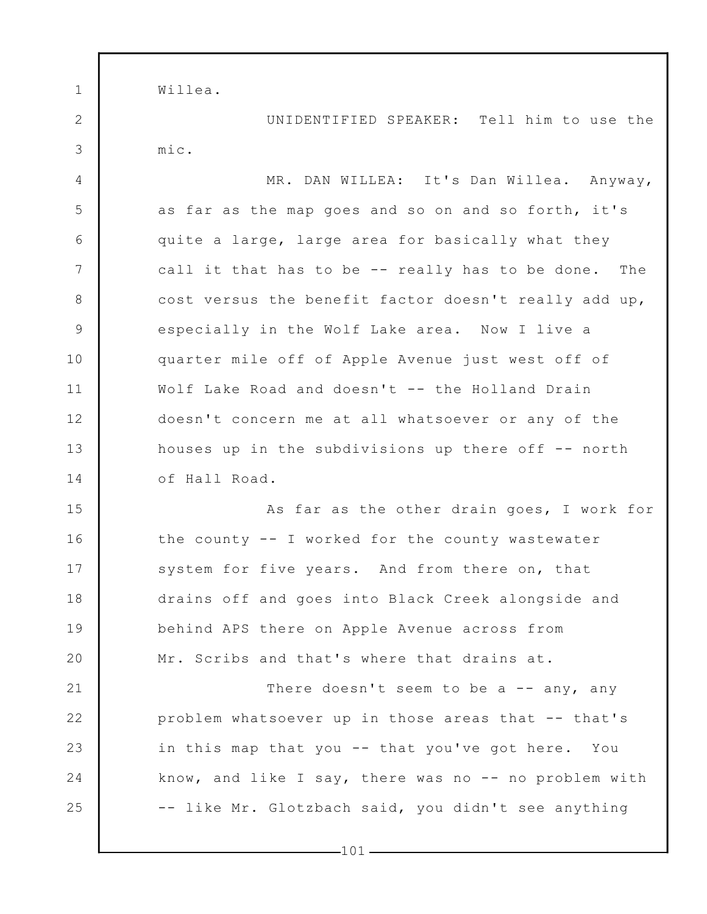Willea.

UNIDENTIFIED SPEAKER: Tell him to use the mic.

MR. DAN WILLEA: It's Dan Willea. Anyway, as far as the map goes and so on and so forth, it's quite a large, large area for basically what they call it that has to be -- really has to be done. The cost versus the benefit factor doesn't really add up, especially in the Wolf Lake area. Now I live a quarter mile off of Apple Avenue just west off of Wolf Lake Road and doesn't -- the Holland Drain doesn't concern me at all whatsoever or any of the houses up in the subdivisions up there off -- north of Hall Road.

As far as the other drain goes, I work for the county -- I worked for the county wastewater system for five years. And from there on, that drains off and goes into Black Creek alongside and behind APS there on Apple Avenue across from Mr. Scribs and that's where that drains at.

There doesn't seem to be a -- any, any problem whatsoever up in those areas that -- that's in this map that you -- that you've got here. You know, and like I say, there was no -- no problem with -- like Mr. Glotzbach said, you didn't see anything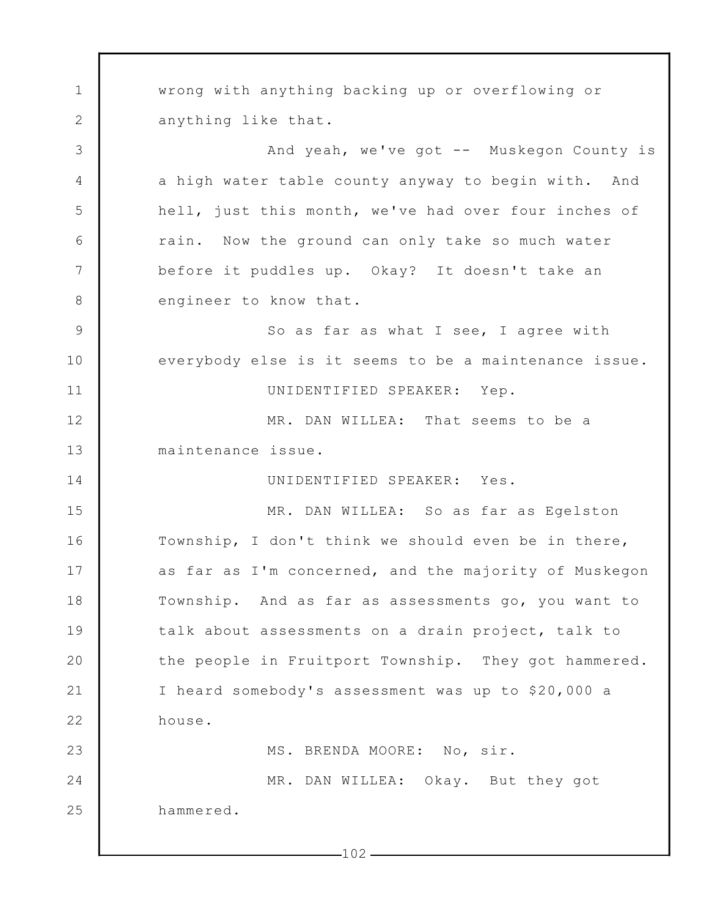wrong with anything backing up or overflowing or anything like that.

And yeah, we've got -- Muskegon County is a high water table county anyway to begin with. And hell, just this month, we've had over four inches of rain. Now the ground can only take so much water before it puddles up. Okay? It doesn't take an engineer to know that.

So as far as what I see, I agree with everybody else is it seems to be a maintenance issue.

UNIDENTIFIED SPEAKER: Yep.

MR. DAN WILLEA: That seems to be a maintenance issue.

UNIDENTIFIED SPEAKER: Yes.

MR. DAN WILLEA: So as far as Egelston Township, I don't think we should even be in there, as far as I'm concerned, and the majority of Muskegon Township. And as far as assessments go, you want to talk about assessments on a drain project, talk to the people in Fruitport Township. They got hammered. I heard somebody's assessment was up to $20,000 a house.

MS. BRENDA MOORE: No, sir.

MR. DAN WILLEA: Okay. But they got hammered.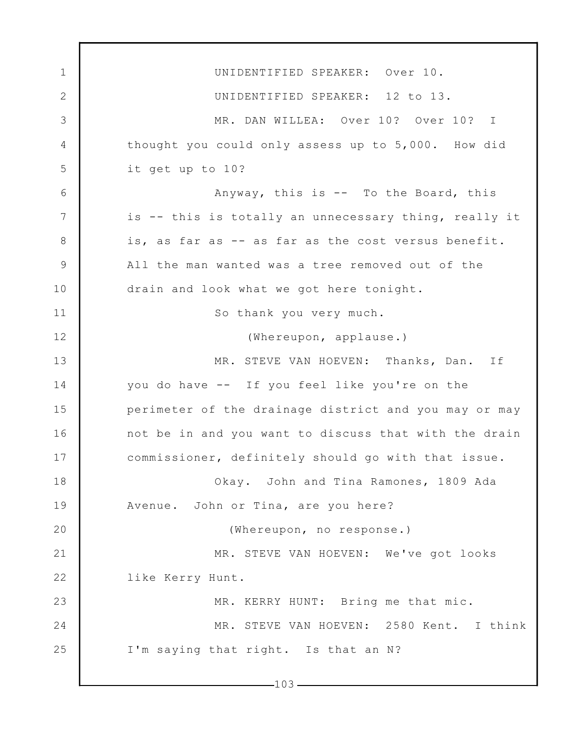UNIDENTIFIED SPEAKER: Over 10.

UNIDENTIFIED SPEAKER: 12 to 13.

MR. DAN WILLEA: Over 10? Over 10? I thought you could only assess up to 5,000. How did it get up to 10?

Anyway, this is -- To the Board, this is -- this is totally an unnecessary thing, really it is, as far as -- as far as the cost versus benefit. All the man wanted was a tree removed out of the drain and look what we got here tonight.

So thank you very much.

(Whereupon, applause.)

MR. STEVE VAN HOEVEN: Thanks, Dan. If you do have -- If you feel like you're on the perimeter of the drainage district and you may or may not be in and you want to discuss that with the drain commissioner, definitely should go with that issue.

Okay. John and Tina Ramones, 1809 Ada Avenue. John or Tina, are you here?

(Whereupon, no response.)

MR. STEVE VAN HOEVEN: We've got looks like Kerry Hunt.

MR. KERRY HUNT: Bring me that mic.

MR. STEVE VAN HOEVEN: 2580 Kent. I think I'm saying that right. Is that an N?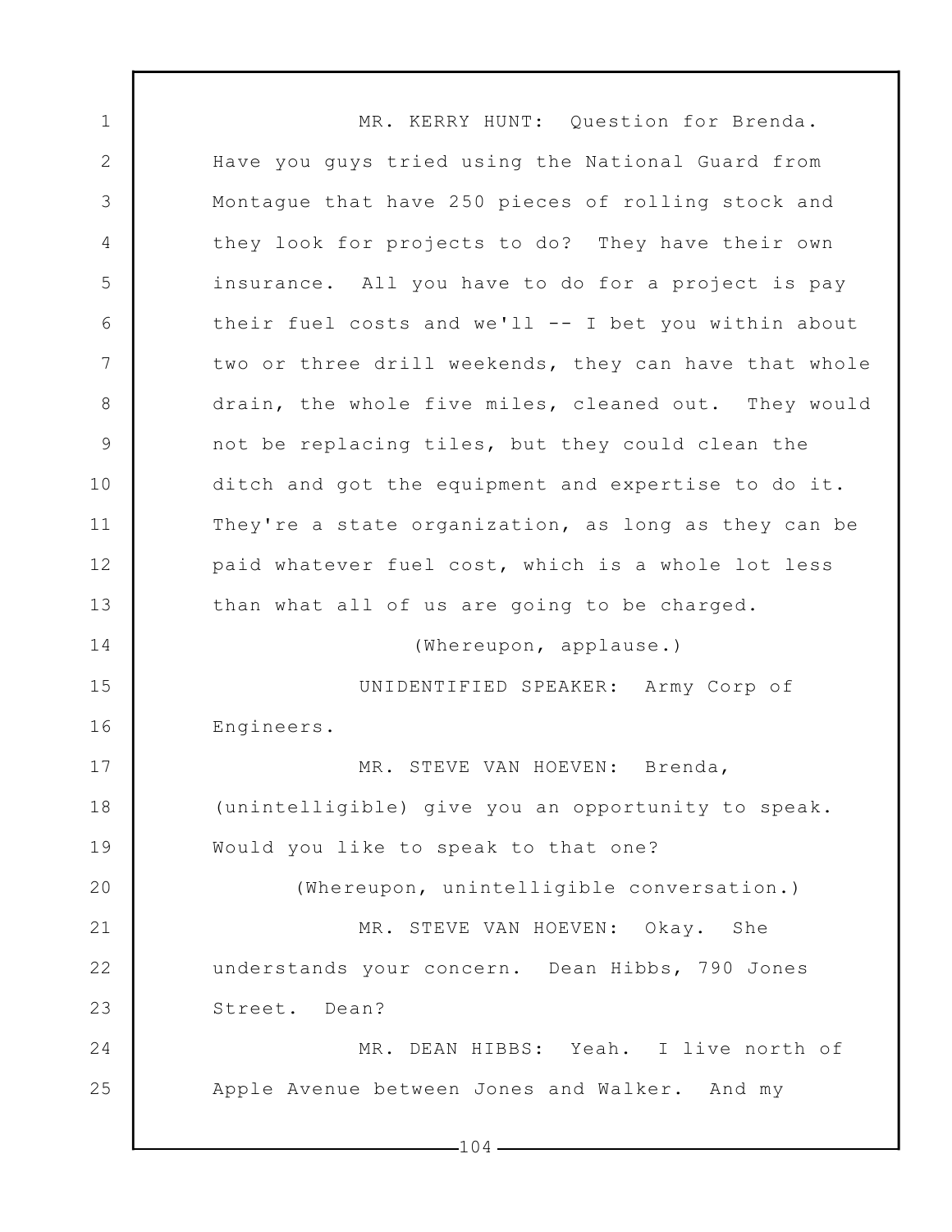MR. KERRY HUNT: Question for Brenda. Have you guys tried using the National Guard from Montague that have 250 pieces of rolling stock and they look for projects to do? They have their own insurance. All you have to do for a project is pay their fuel costs and we'll -- I bet you within about two or three drill weekends, they can have that whole drain, the whole five miles, cleaned out. They would not be replacing tiles, but they could clean the ditch and got the equipment and expertise to do it. They're a state organization, as long as they can be paid whatever fuel cost, which is a whole lot less than what all of us are going to be charged.

(Whereupon, applause.)

UNIDENTIFIED SPEAKER: Army Corp of Engineers.

MR. STEVE VAN HOEVEN: Brenda, (unintelligible) give you an opportunity to speak. Would you like to speak to that one?

(Whereupon, unintelligible conversation.)

MR. STEVE VAN HOEVEN: Okay. She understands your concern. Dean Hibbs, 790 Jones Street. Dean?

MR. DEAN HIBBS: Yeah. I live north of Apple Avenue between Jones and Walker. And my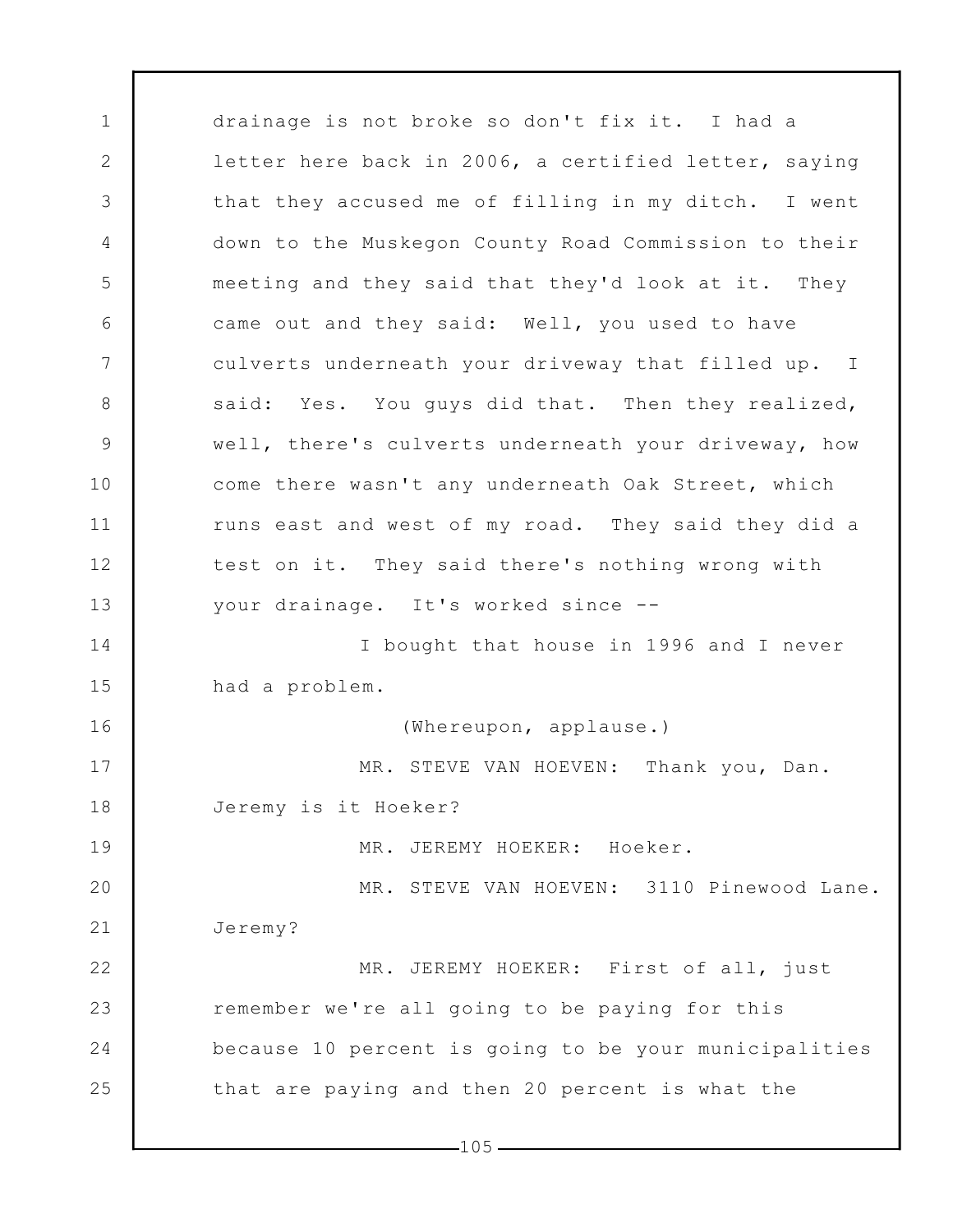drainage is not broke so don't fix it. I had a letter here back in 2006, a certified letter, saying that they accused me of filling in my ditch. I went down to the Muskegon County Road Commission to their meeting and they said that they'd look at it. They came out and they said: Well, you used to have culverts underneath your driveway that filled up. I said: Yes. You guys did that. Then they realized, well, there's culverts underneath your driveway, how come there wasn't any underneath Oak Street, which runs east and west of my road. They said they did a test on it. They said there's nothing wrong with your drainage. It's worked since --

I bought that house in 1996 and I never had a problem.

(Whereupon, applause.)

MR. STEVE VAN HOEVEN: Thank you, Dan. Jeremy is it Hoeker?

MR. JEREMY HOEKER: Hoeker.

MR. STEVE VAN HOEVEN: 3110 Pinewood Lane. Jeremy?

MR. JEREMY HOEKER: First of all, just remember we're all going to be paying for this because 10 percent is going to be your municipalities that are paying and then 20 percent is what the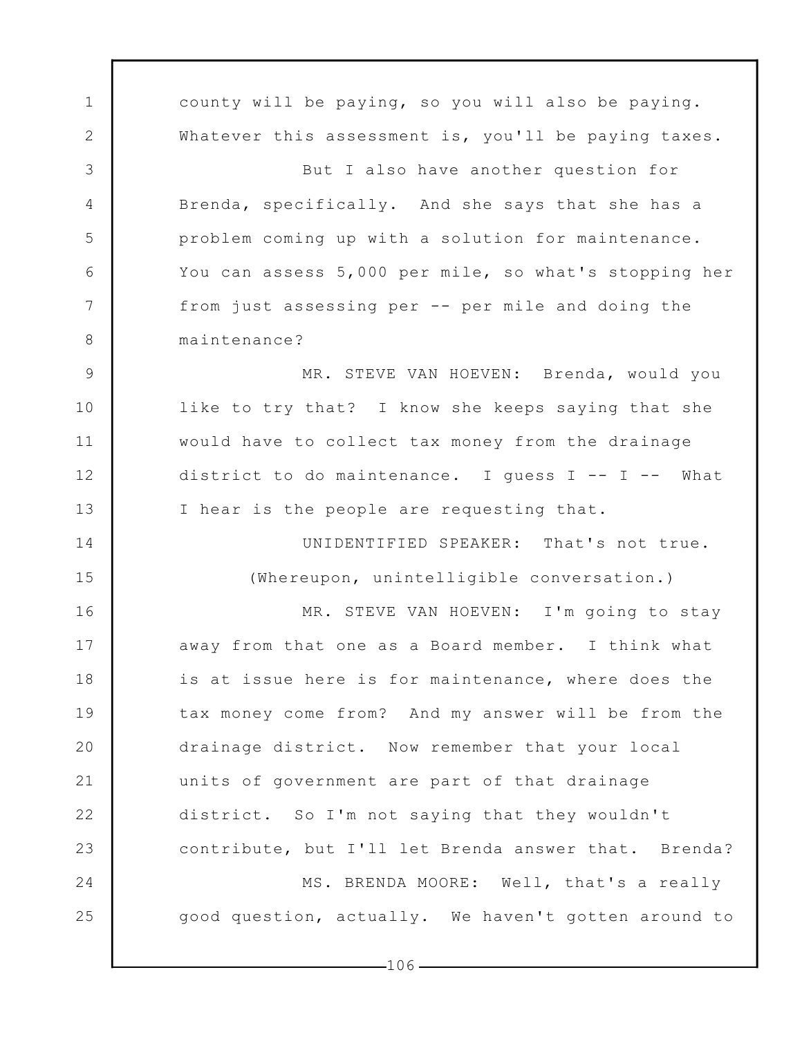county will be paying, so you will also be paying. Whatever this assessment is, you'll be paying taxes.

But I also have another question for Brenda, specifically. And she says that she has a problem coming up with a solution for maintenance. You can assess 5,000 per mile, so what's stopping her from just assessing per -- per mile and doing the maintenance?

MR. STEVE VAN HOEVEN: Brenda, would you like to try that? I know she keeps saying that she would have to collect tax money from the drainage district to do maintenance. I guess I -- I -- What I hear is the people are requesting that.

UNIDENTIFIED SPEAKER: That's not true.

(Whereupon, unintelligible conversation.)

MR. STEVE VAN HOEVEN: I'm going to stay away from that one as a Board member. I think what is at issue here is for maintenance, where does the tax money come from? And my answer will be from the drainage district. Now remember that your local units of government are part of that drainage district. So I'm not saying that they wouldn't contribute, but I'll let Brenda answer that. Brenda?

MS. BRENDA MOORE: Well, that's a really good question, actually. We haven't gotten around to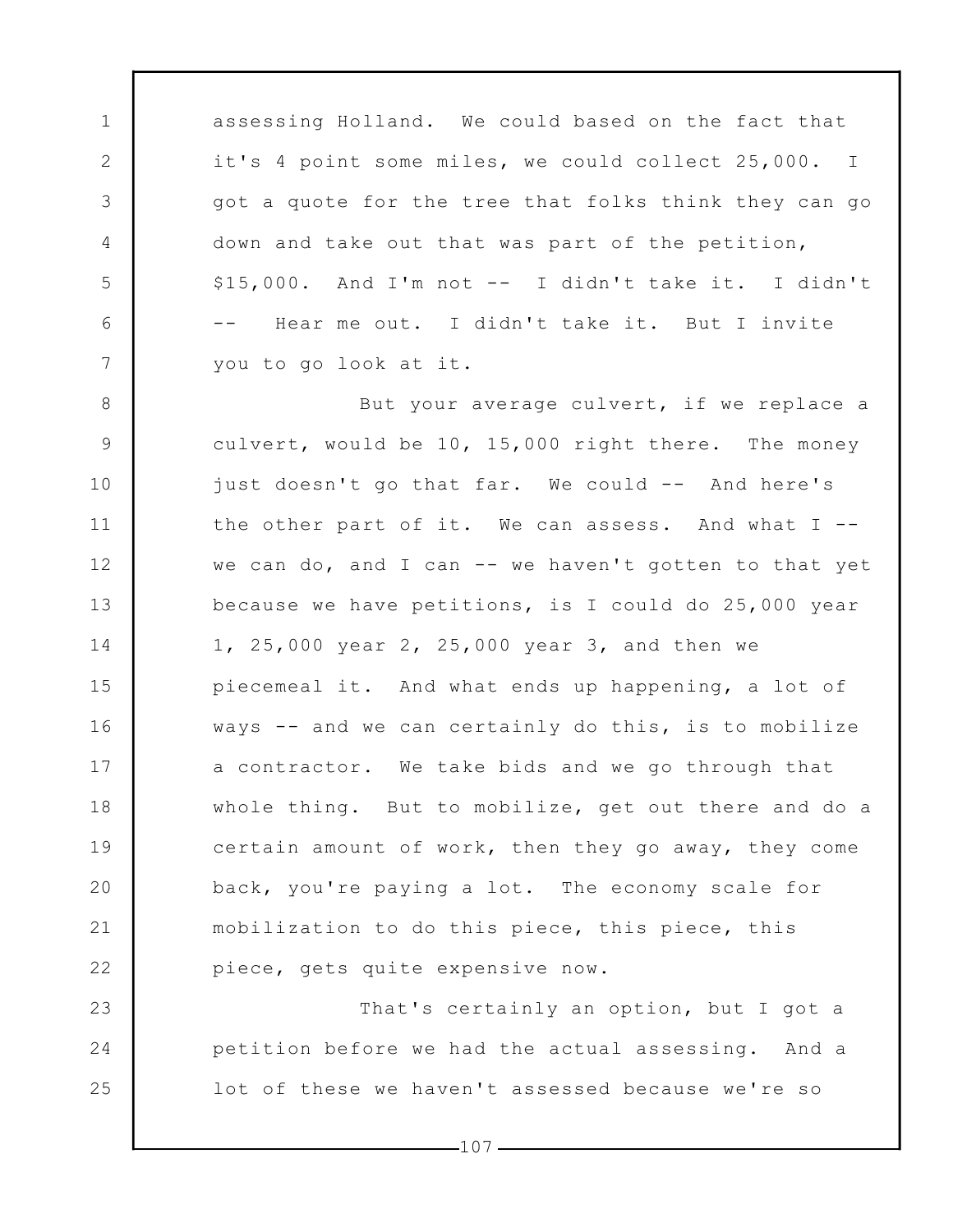assessing Holland. We could based on the fact that it's 4 point some miles, we could collect 25,000. I got a quote for the tree that folks think they can go down and take out that was part of the petition, $15,000. And I'm not -- I didn't take it. I didn't -- Hear me out. I didn't take it. But I invite you to go look at it.

But your average culvert, if we replace a culvert, would be 10, 15,000 right there. The money just doesn't go that far. We could -- And here's the other part of it. We can assess. And what I -- we can do, and I can -- we haven't gotten to that yet because we have petitions, is I could do 25,000 year 1, 25,000 year 2, 25,000 year 3, and then we piecemeal it. And what ends up happening, a lot of ways -- and we can certainly do this, is to mobilize a contractor. We take bids and we go through that whole thing. But to mobilize, get out there and do a certain amount of work, then they go away, they come back, you're paying a lot. The economy scale for mobilization to do this piece, this piece, this piece, gets quite expensive now.

That's certainly an option, but I got a petition before we had the actual assessing. And a lot of these we haven't assessed because we're so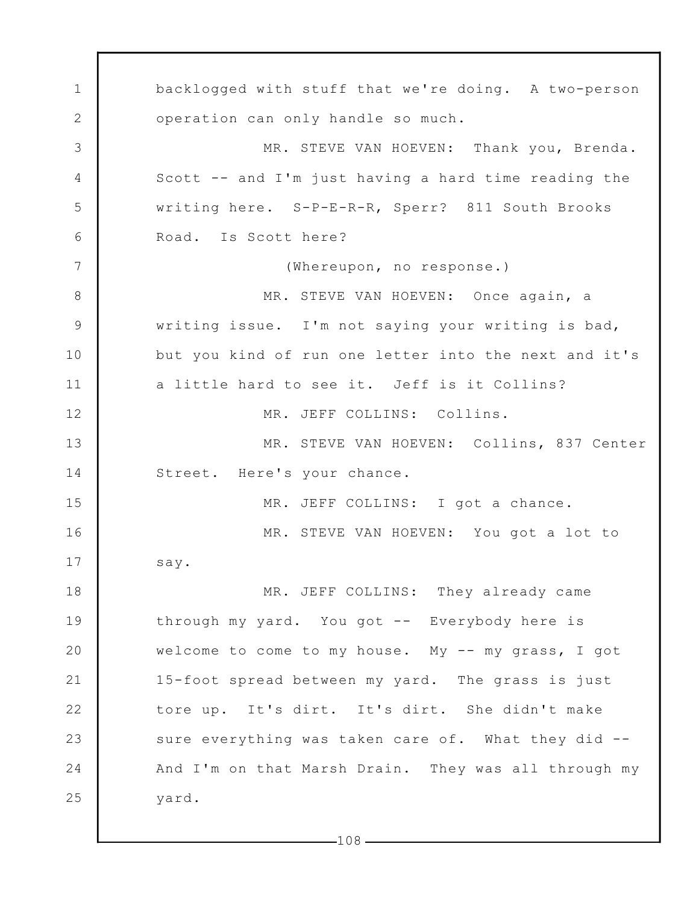backlogged with stuff that we're doing. A two-person operation can only handle so much.

MR. STEVE VAN HOEVEN: Thank you, Brenda. Scott -- and I'm just having a hard time reading the writing here. S-P-E-R-R, Sperr? 811 South Brooks Road. Is Scott here?

(Whereupon, no response.)

MR. STEVE VAN HOEVEN: Once again, a writing issue. I'm not saying your writing is bad, but you kind of run one letter into the next and it's a little hard to see it. Jeff is it Collins?

MR. JEFF COLLINS: Collins.

MR. STEVE VAN HOEVEN: Collins, 837 Center Street. Here's your chance.

MR. JEFF COLLINS: I got a chance.

MR. STEVE VAN HOEVEN: You got a lot to say.

MR. JEFF COLLINS: They already came through my yard. You got -- Everybody here is welcome to come to my house. My -- my grass, I got 15-foot spread between my yard. The grass is just tore up. It's dirt. It's dirt. She didn't make sure everything was taken care of. What they did -- And I'm on that Marsh Drain. They was all through my yard.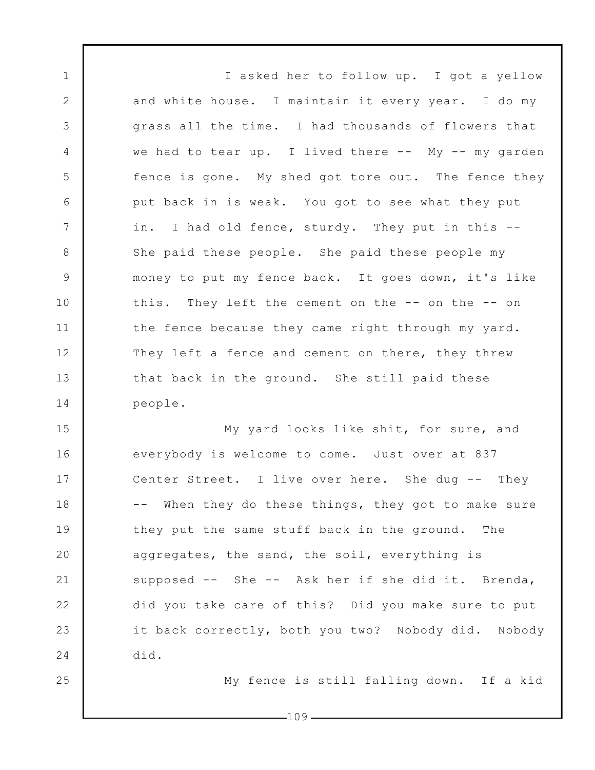I asked her to follow up. I got a yellow and white house. I maintain it every year. I do my grass all the time. I had thousands of flowers that we had to tear up. I lived there -- My -- my garden fence is gone. My shed got tore out. The fence they put back in is weak. You got to see what they put in. I had old fence, sturdy. They put in this -- She paid these people. She paid these people my money to put my fence back. It goes down, it's like this. They left the cement on the -- on the -- on the fence because they came right through my yard. They left a fence and cement on there, they threw that back in the ground. She still paid these people.

My yard looks like shit, for sure, and everybody is welcome to come. Just over at 837 Center Street. I live over here. She dug -- They -- When they do these things, they got to make sure they put the same stuff back in the ground. The aggregates, the sand, the soil, everything is supposed -- She -- Ask her if she did it. Brenda, did you take care of this? Did you make sure to put it back correctly, both you two? Nobody did. Nobody did.

My fence is still falling down. If a kid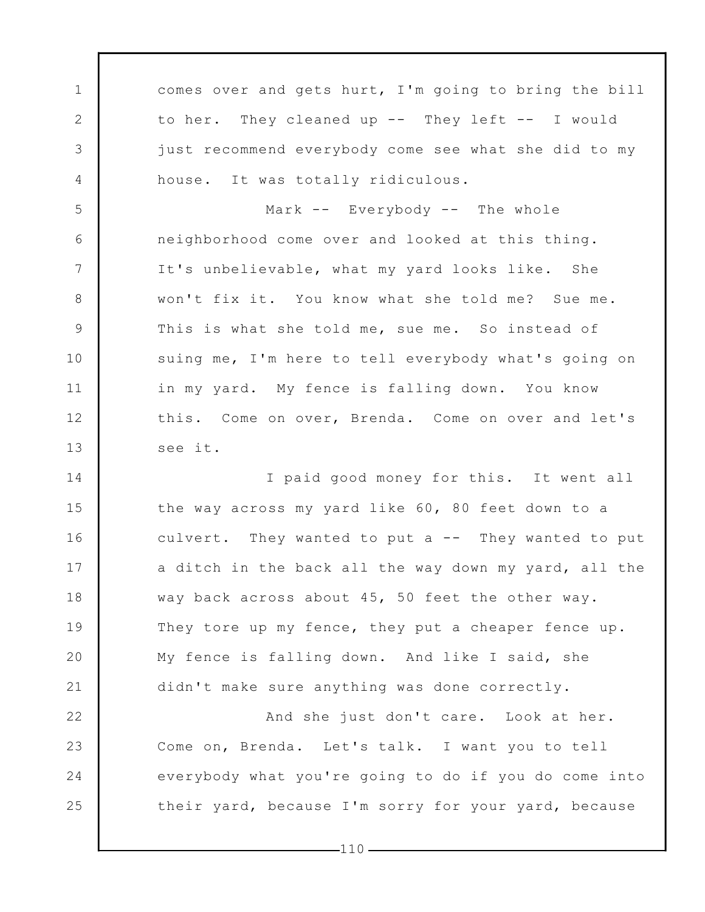comes over and gets hurt, I'm going to bring the bill to her. They cleaned up -- They left -- I would just recommend everybody come see what she did to my house. It was totally ridiculous.

Mark -- Everybody -- The whole neighborhood come over and looked at this thing. It's unbelievable, what my yard looks like. She won't fix it. You know what she told me? Sue me. This is what she told me, sue me. So instead of suing me, I'm here to tell everybody what's going on in my yard. My fence is falling down. You know this. Come on over, Brenda. Come on over and let's see it.

I paid good money for this. It went all the way across my yard like 60, 80 feet down to a culvert. They wanted to put a -- They wanted to put a ditch in the back all the way down my yard, all the way back across about 45, 50 feet the other way. They tore up my fence, they put a cheaper fence up. My fence is falling down. And like I said, she didn't make sure anything was done correctly.

And she just don't care. Look at her. Come on, Brenda. Let's talk. I want you to tell everybody what you're going to do if you do come into their yard, because I'm sorry for your yard, because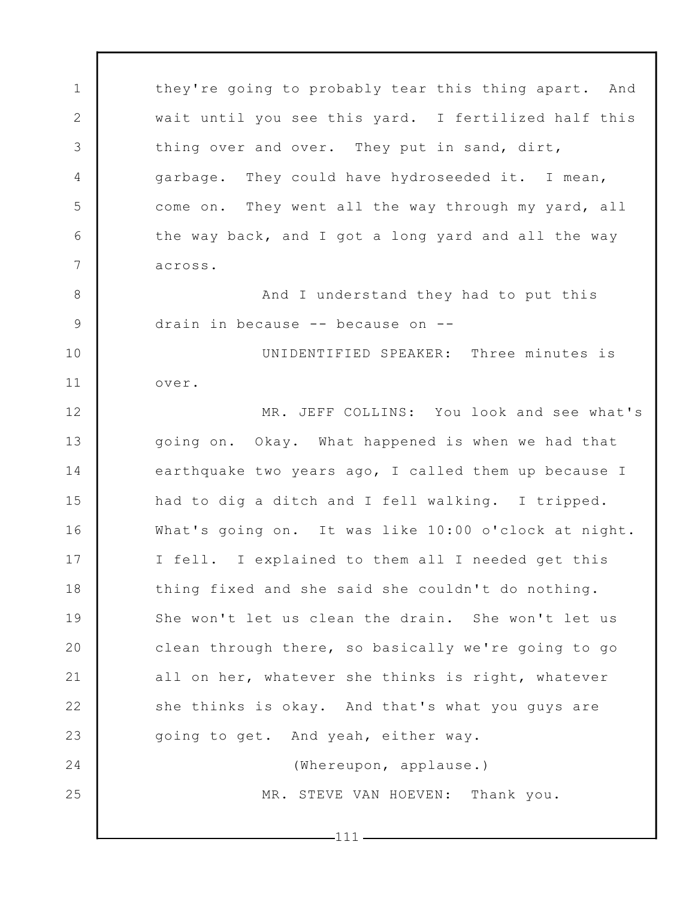they're going to probably tear this thing apart. And wait until you see this yard. I fertilized half this thing over and over. They put in sand, dirt, garbage. They could have hydroseeded it. I mean, come on. They went all the way through my yard, all the way back, and I got a long yard and all the way across.

And I understand they had to put this drain in because -- because on --

UNIDENTIFIED SPEAKER: Three minutes is over.

MR. JEFF COLLINS: You look and see what's going on. Okay. What happened is when we had that earthquake two years ago, I called them up because I had to dig a ditch and I fell walking. I tripped. What's going on. It was like 10:00 o'clock at night. I fell. I explained to them all I needed get this thing fixed and she said she couldn't do nothing. She won't let us clean the drain. She won't let us clean through there, so basically we're going to go all on her, whatever she thinks is right, whatever she thinks is okay. And that's what you guys are going to get. And yeah, either way.

(Whereupon, applause.)

MR. STEVE VAN HOEVEN: Thank you.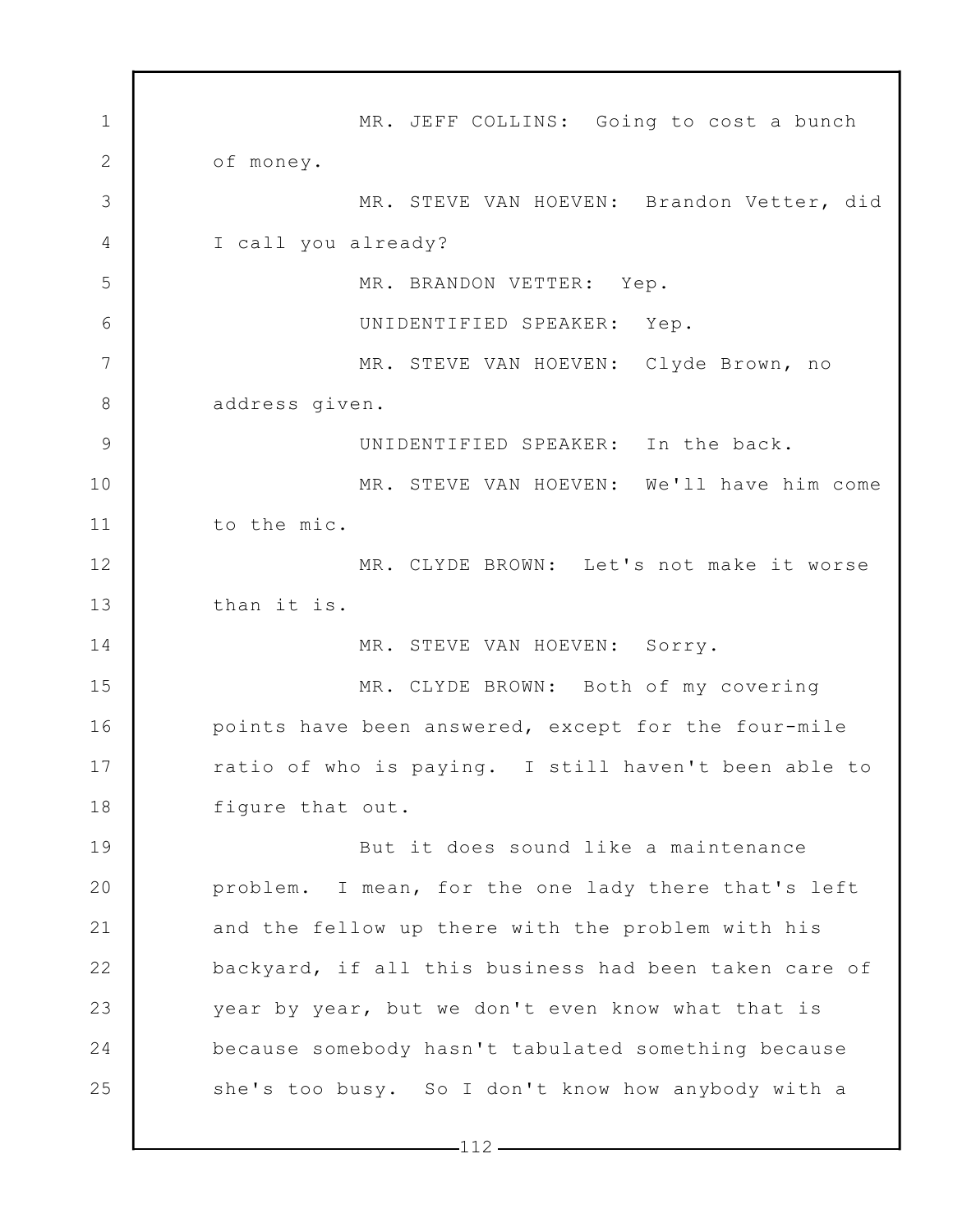MR. JEFF COLLINS: Going to cost a bunch of money.

MR. STEVE VAN HOEVEN: Brandon Vetter, did I call you already?

MR. BRANDON VETTER: Yep.

UNIDENTIFIED SPEAKER: Yep.

MR. STEVE VAN HOEVEN: Clyde Brown, no address given.

UNIDENTIFIED SPEAKER: In the back.

MR. STEVE VAN HOEVEN: We'll have him come to the mic.

MR. CLYDE BROWN: Let's not make it worse than it is.

MR. STEVE VAN HOEVEN: Sorry.

MR. CLYDE BROWN: Both of my covering points have been answered, except for the four-mile ratio of who is paying. I still haven't been able to figure that out.

But it does sound like a maintenance problem. I mean, for the one lady there that's left and the fellow up there with the problem with his backyard, if all this business had been taken care of year by year, but we don't even know what that is because somebody hasn't tabulated something because she's too busy. So I don't know how anybody with a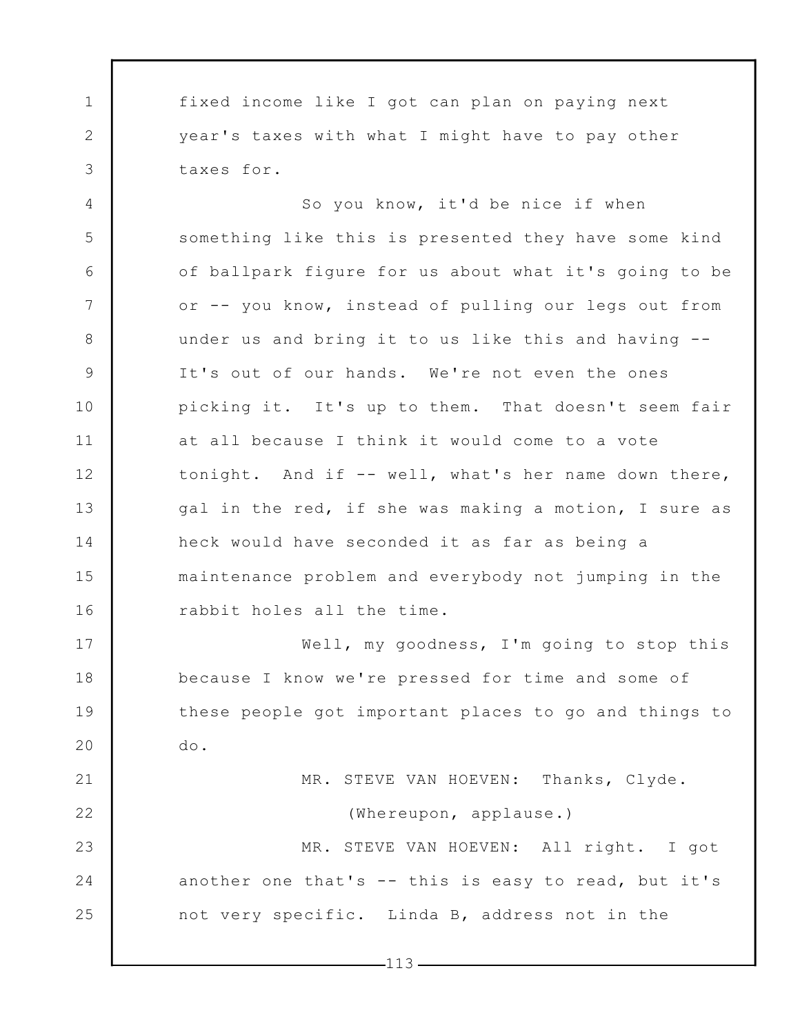fixed income like I got can plan on paying next year's taxes with what I might have to pay other taxes for.

So you know, it'd be nice if when something like this is presented they have some kind of ballpark figure for us about what it's going to be or -- you know, instead of pulling our legs out from under us and bring it to us like this and having -- It's out of our hands. We're not even the ones picking it. It's up to them. That doesn't seem fair at all because I think it would come to a vote tonight. And if -- well, what's her name down there, gal in the red, if she was making a motion, I sure as heck would have seconded it as far as being a maintenance problem and everybody not jumping in the rabbit holes all the time.

Well, my goodness, I'm going to stop this because I know we're pressed for time and some of these people got important places to go and things to do.

MR. STEVE VAN HOEVEN: Thanks, Clyde.

(Whereupon, applause.)

MR. STEVE VAN HOEVEN: All right. I got another one that's -- this is easy to read, but it's not very specific. Linda B, address not in the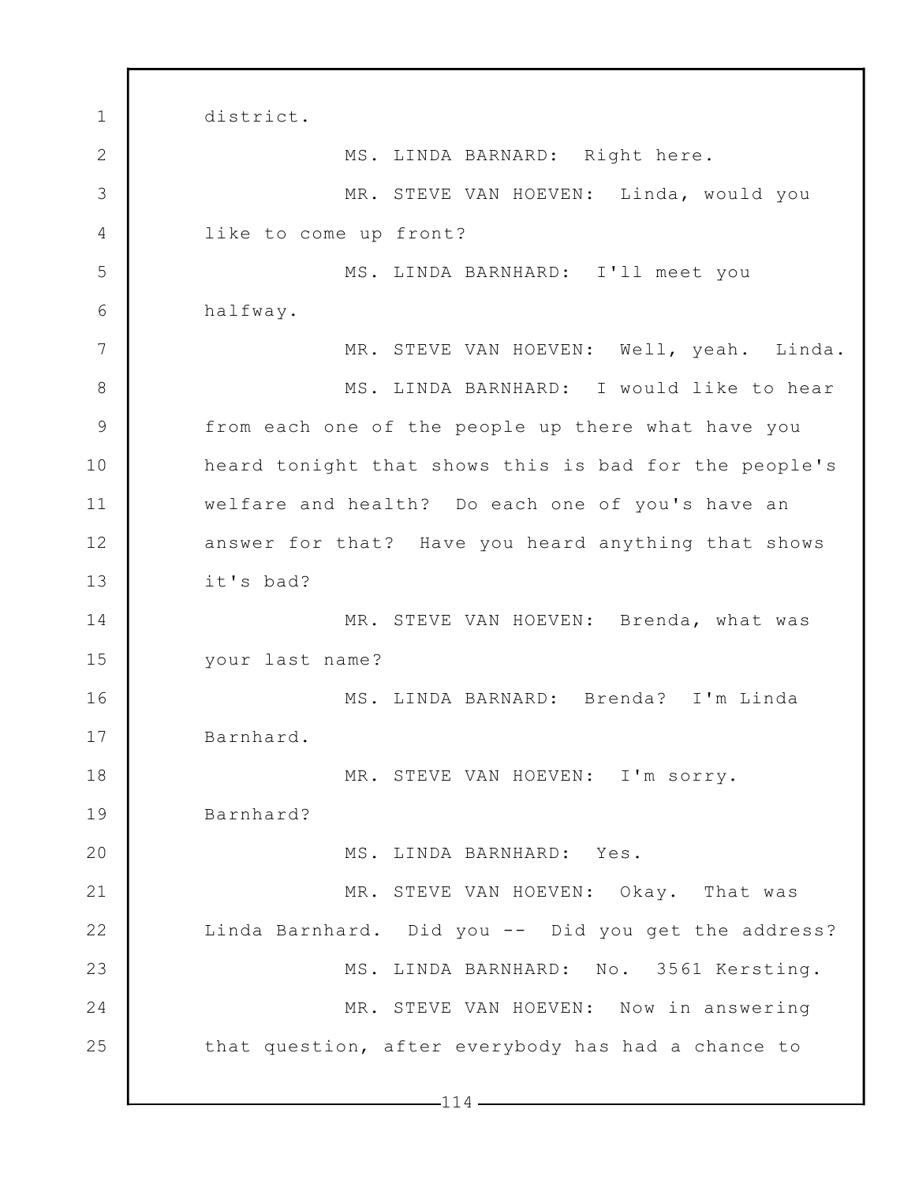district.

MS. LINDA BARNARD: Right here.

MR. STEVE VAN HOEVEN: Linda, would you like to come up front?

MS. LINDA BARNHARD: I'll meet you halfway.

MR. STEVE VAN HOEVEN: Well, yeah. Linda.

MS. LINDA BARNHARD: I would like to hear from each one of the people up there what have you heard tonight that shows this is bad for the people's welfare and health? Do each one of you's have an answer for that? Have you heard anything that shows it's bad?

MR. STEVE VAN HOEVEN: Brenda, what was your last name?

MS. LINDA BARNARD: Brenda? I'm Linda Barnhard.

MR. STEVE VAN HOEVEN: I'm sorry. Barnhard?

MS. LINDA BARNHARD: Yes.

MR. STEVE VAN HOEVEN: Okay. That was Linda Barnhard. Did you -- Did you get the address?

MS. LINDA BARNHARD: No. 3561 Kersting.

MR. STEVE VAN HOEVEN: Now in answering that question, after everybody has had a chance to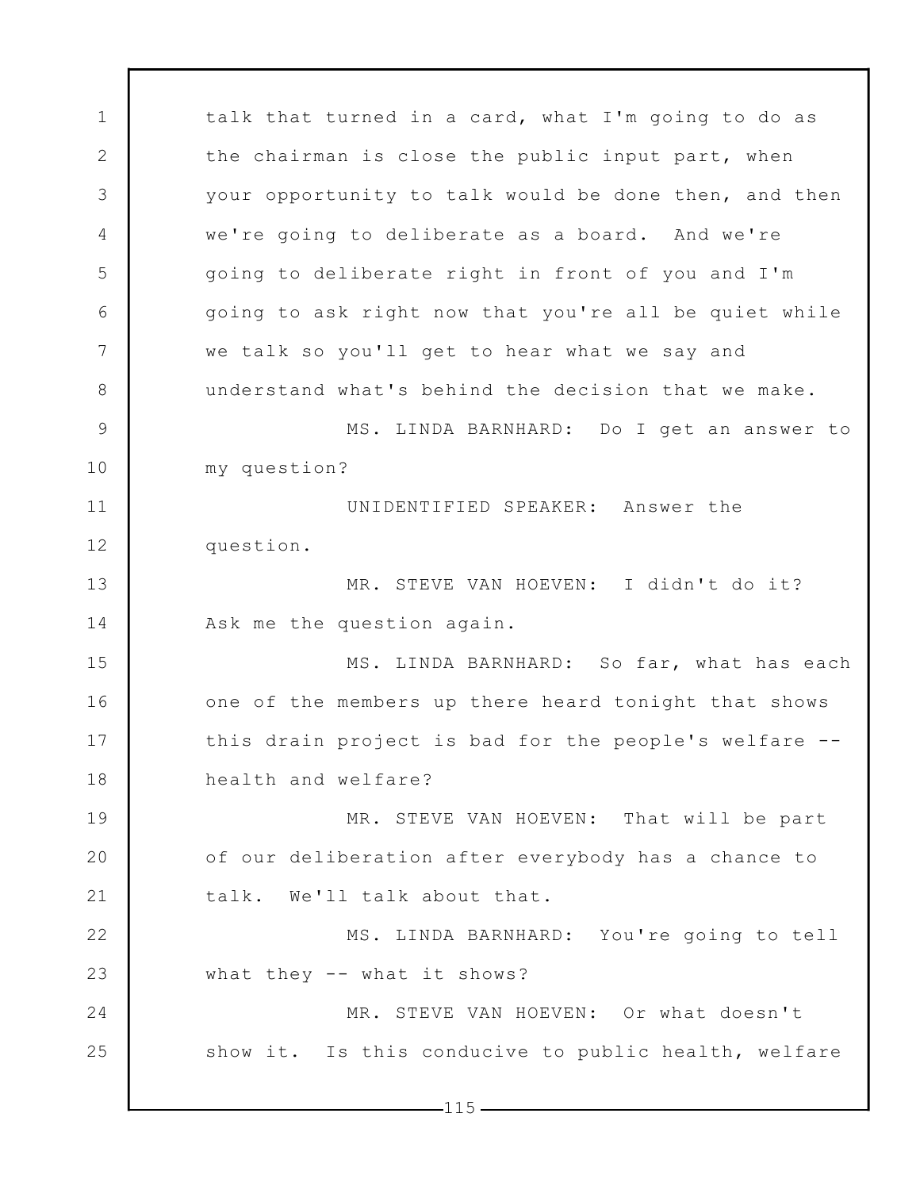talk that turned in a card, what I'm going to do as the chairman is close the public input part, when your opportunity to talk would be done then, and then we're going to deliberate as a board. And we're going to deliberate right in front of you and I'm going to ask right now that you're all be quiet while we talk so you'll get to hear what we say and understand what's behind the decision that we make.

MS. LINDA BARNHARD: Do I get an answer to my question?

UNIDENTIFIED SPEAKER: Answer the question.

MR. STEVE VAN HOEVEN: I didn't do it? Ask me the question again.

MS. LINDA BARNHARD: So far, what has each one of the members up there heard tonight that shows this drain project is bad for the people's welfare -- health and welfare?

MR. STEVE VAN HOEVEN: That will be part of our deliberation after everybody has a chance to talk. We'll talk about that.

MS. LINDA BARNHARD: You're going to tell what they -- what it shows?

MR. STEVE VAN HOEVEN: Or what doesn't show it. Is this conducive to public health, welfare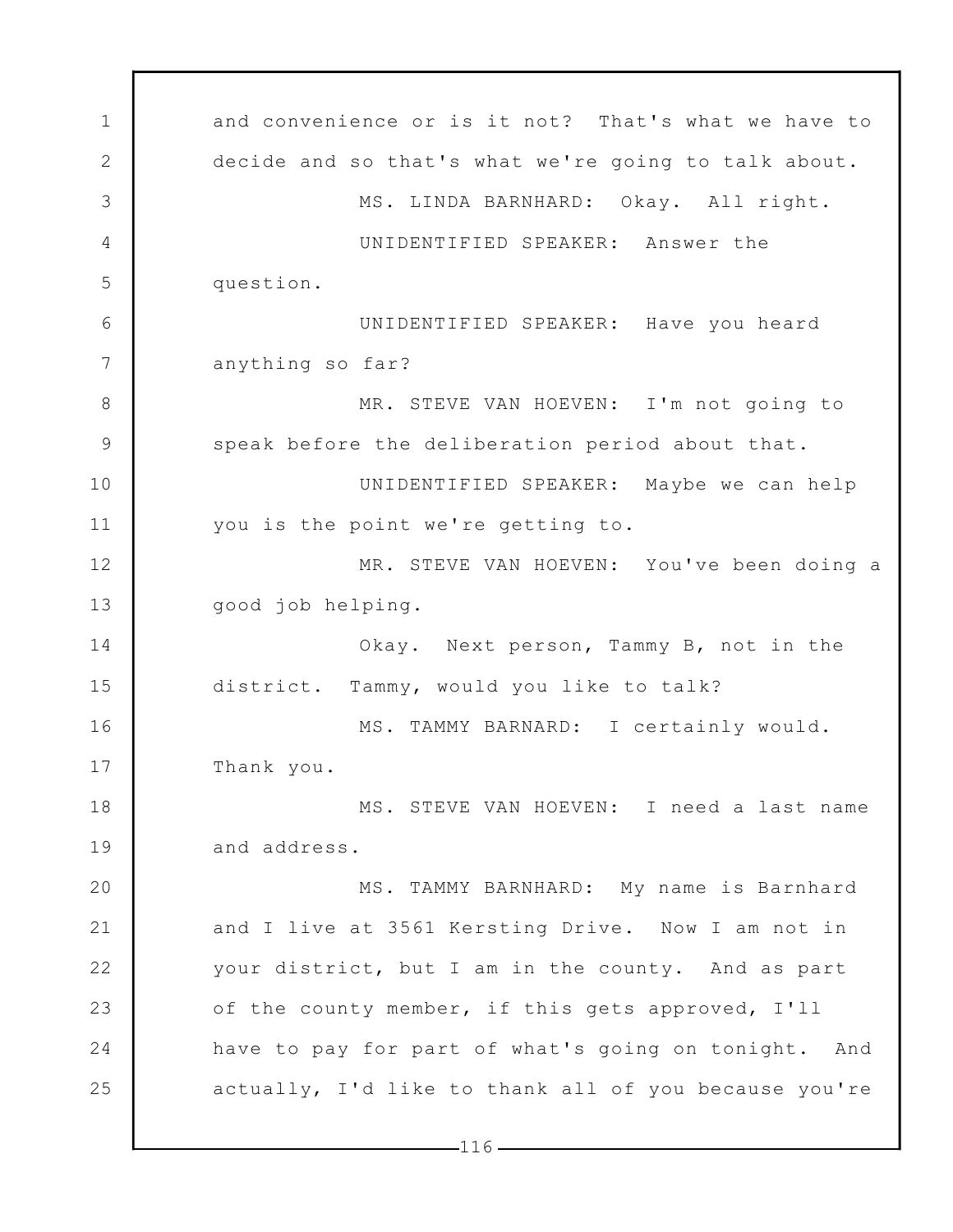and convenience or is it not? That's what we have to decide and so that's what we're going to talk about.

MS. LINDA BARNHARD: Okay. All right.

UNIDENTIFIED SPEAKER: Answer the question.

UNIDENTIFIED SPEAKER: Have you heard anything so far?

MR. STEVE VAN HOEVEN: I'm not going to speak before the deliberation period about that.

UNIDENTIFIED SPEAKER: Maybe we can help you is the point we're getting to.

MR. STEVE VAN HOEVEN: You've been doing a good job helping.

Okay. Next person, Tammy B, not in the district. Tammy, would you like to talk?

MS. TAMMY BARNARD: I certainly would. Thank you.

MS. STEVE VAN HOEVEN: I need a last name and address.

MS. TAMMY BARNHARD: My name is Barnhard and I live at 3561 Kersting Drive. Now I am not in your district, but I am in the county. And as part of the county member, if this gets approved, I'll have to pay for part of what's going on tonight. And actually, I'd like to thank all of you because you're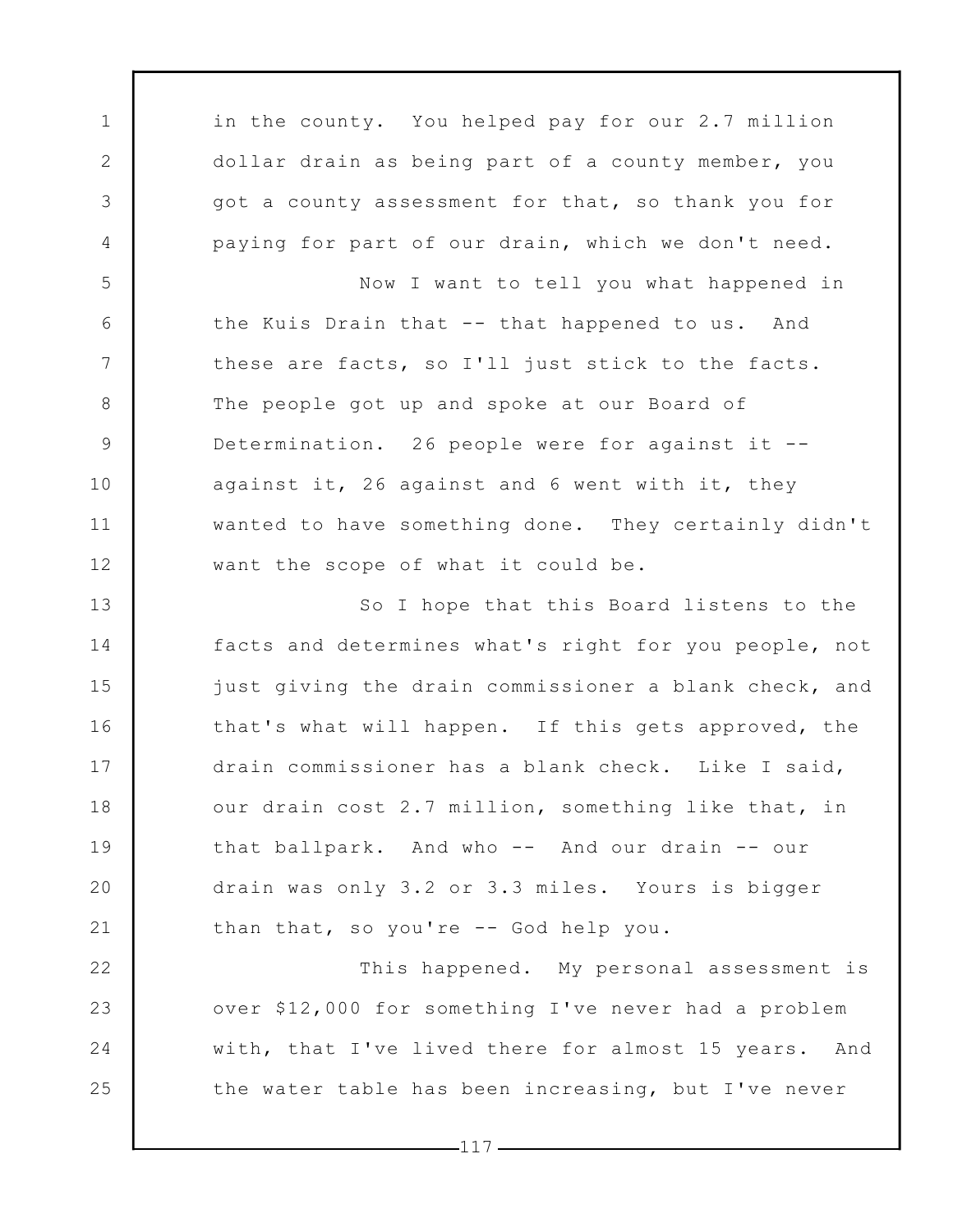in the county. You helped pay for our 2.7 million dollar drain as being part of a county member, you got a county assessment for that, so thank you for paying for part of our drain, which we don't need.

Now I want to tell you what happened in the Kuis Drain that -- that happened to us. And these are facts, so I'll just stick to the facts. The people got up and spoke at our Board of Determination. 26 people were for against it -- against it, 26 against and 6 went with it, they wanted to have something done. They certainly didn't want the scope of what it could be.

So I hope that this Board listens to the facts and determines what's right for you people, not just giving the drain commissioner a blank check, and that's what will happen. If this gets approved, the drain commissioner has a blank check. Like I said, our drain cost 2.7 million, something like that, in that ballpark. And who -- And our drain -- our drain was only 3.2 or 3.3 miles. Yours is bigger than that, so you're -- God help you.

This happened. My personal assessment is over $12,000 for something I've never had a problem with, that I've lived there for almost 15 years. And the water table has been increasing, but I've never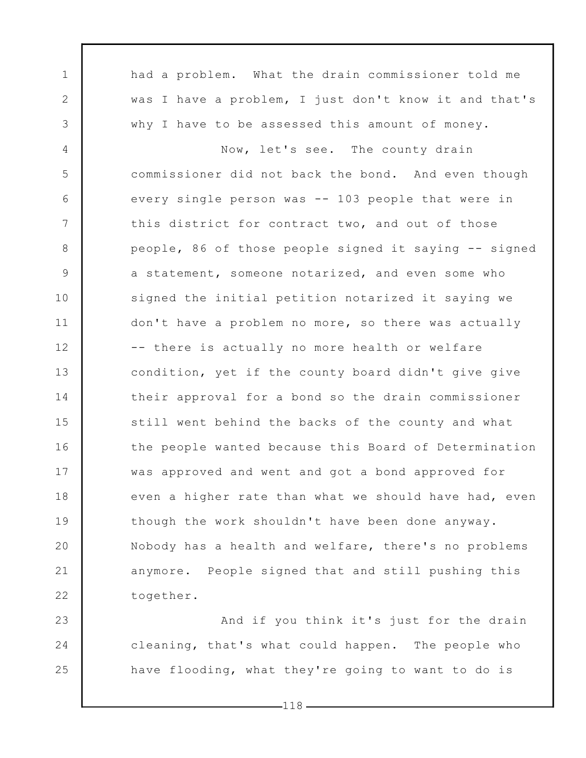had a problem. What the drain commissioner told me was I have a problem, I just don't know it and that's why I have to be assessed this amount of money.

Now, let's see. The county drain commissioner did not back the bond. And even though every single person was -- 103 people that were in this district for contract two, and out of those people, 86 of those people signed it saying -- signed a statement, someone notarized, and even some who signed the initial petition notarized it saying we don't have a problem no more, so there was actually -- there is actually no more health or welfare condition, yet if the county board didn't give give their approval for a bond so the drain commissioner still went behind the backs of the county and what the people wanted because this Board of Determination was approved and went and got a bond approved for even a higher rate than what we should have had, even though the work shouldn't have been done anyway. Nobody has a health and welfare, there's no problems anymore. People signed that and still pushing this together.

And if you think it's just for the drain cleaning, that's what could happen. The people who have flooding, what they're going to want to do is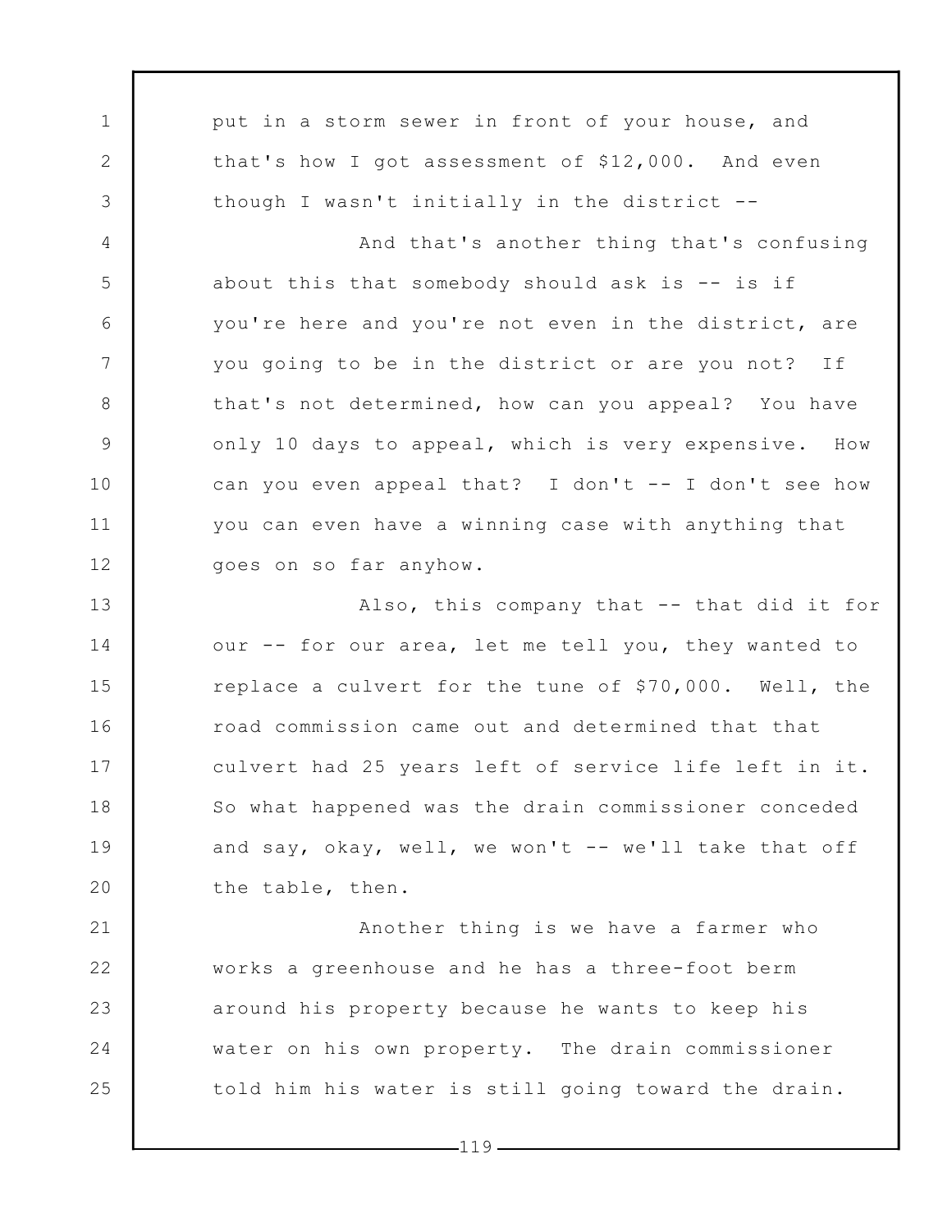put in a storm sewer in front of your house, and that's how I got assessment of $12,000. And even though I wasn't initially in the district --

And that's another thing that's confusing about this that somebody should ask is -- is if you're here and you're not even in the district, are you going to be in the district or are you not? If that's not determined, how can you appeal? You have only 10 days to appeal, which is very expensive. How can you even appeal that? I don't -- I don't see how you can even have a winning case with anything that goes on so far anyhow.

Also, this company that -- that did it for our -- for our area, let me tell you, they wanted to replace a culvert for the tune of $70,000. Well, the road commission came out and determined that that culvert had 25 years left of service life left in it. So what happened was the drain commissioner conceded and say, okay, well, we won't -- we'll take that off the table, then.

Another thing is we have a farmer who works a greenhouse and he has a three-foot berm around his property because he wants to keep his water on his own property. The drain commissioner told him his water is still going toward the drain.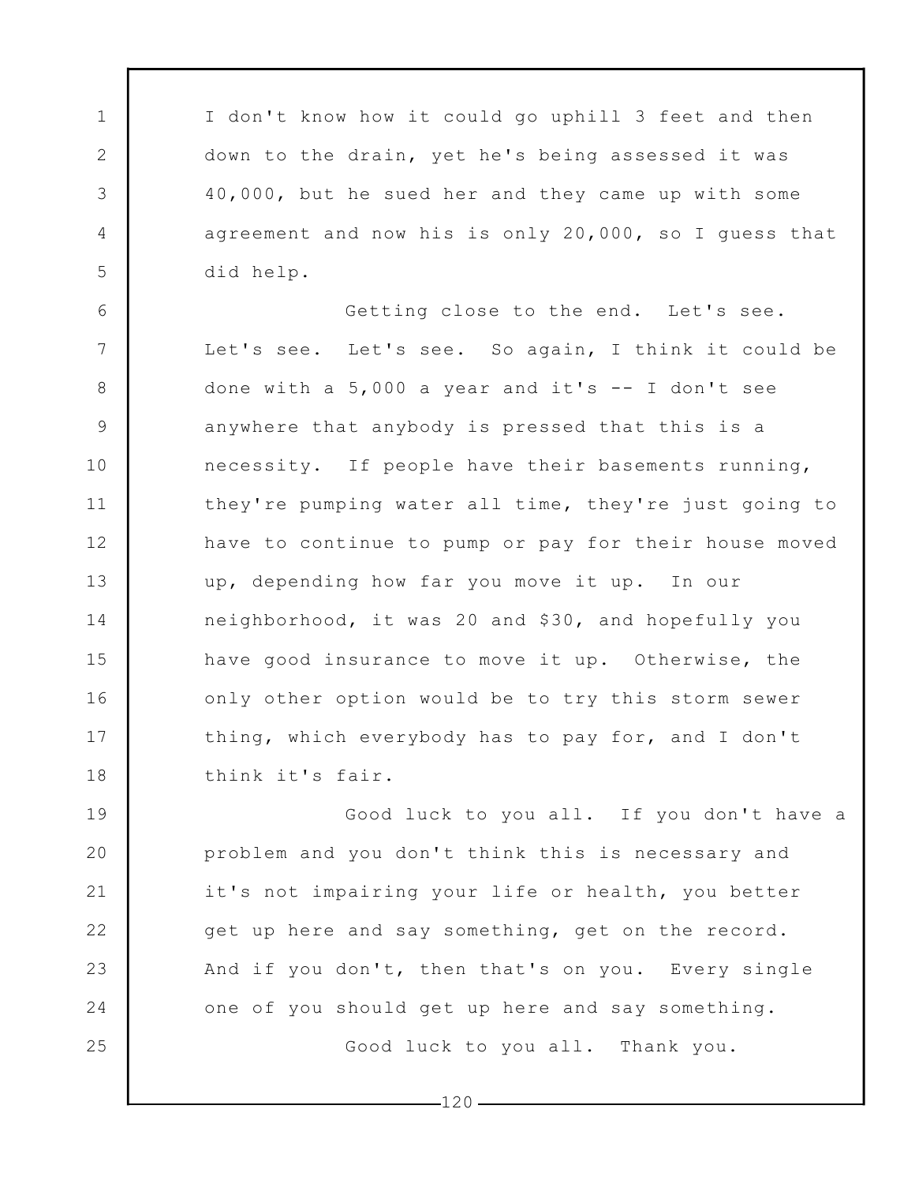I don't know how it could go uphill 3 feet and then down to the drain, yet he's being assessed it was 40,000, but he sued her and they came up with some agreement and now his is only 20,000, so I guess that did help.

Getting close to the end. Let's see. Let's see. Let's see. So again, I think it could be done with a 5,000 a year and it's -- I don't see anywhere that anybody is pressed that this is a necessity. If people have their basements running, they're pumping water all time, they're just going to have to continue to pump or pay for their house moved up, depending how far you move it up. In our neighborhood, it was 20 and $30, and hopefully you have good insurance to move it up. Otherwise, the only other option would be to try this storm sewer thing, which everybody has to pay for, and I don't think it's fair.

Good luck to you all. If you don't have a problem and you don't think this is necessary and it's not impairing your life or health, you better get up here and say something, get on the record. And if you don't, then that's on you. Every single one of you should get up here and say something.

Good luck to you all. Thank you.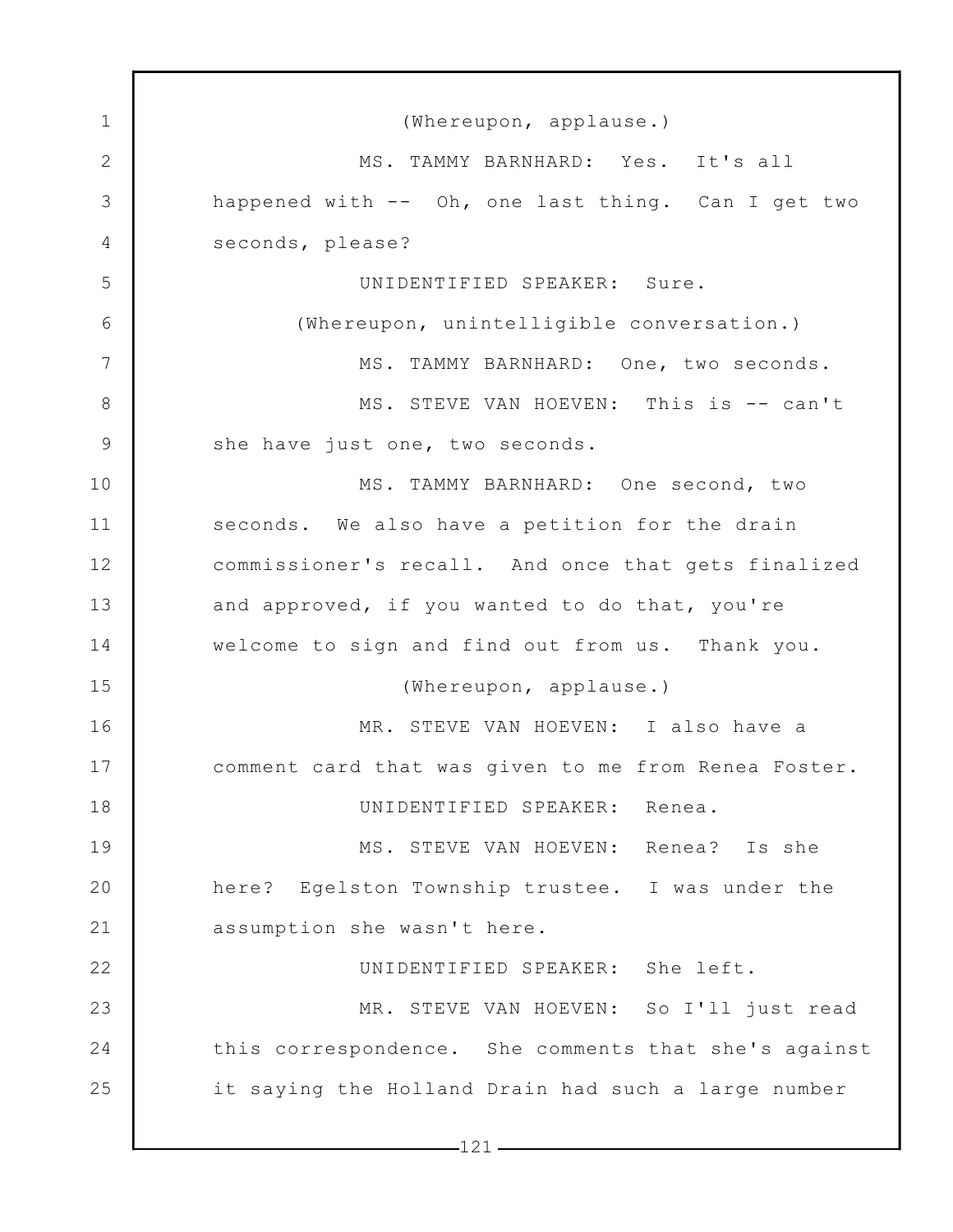(Whereupon, applause.)

MS. TAMMY BARNHARD: Yes. It's all happened with -- Oh, one last thing. Can I get two seconds, please?

UNIDENTIFIED SPEAKER: Sure.

(Whereupon, unintelligible conversation.)

MS. TAMMY BARNHARD: One, two seconds.

MS. STEVE VAN HOEVEN: This is -- can't she have just one, two seconds.

MS. TAMMY BARNHARD: One second, two seconds. We also have a petition for the drain commissioner's recall. And once that gets finalized and approved, if you wanted to do that, you're welcome to sign and find out from us. Thank you.

(Whereupon, applause.)

MR. STEVE VAN HOEVEN: I also have a comment card that was given to me from Renea Foster.

UNIDENTIFIED SPEAKER: Renea.

MS. STEVE VAN HOEVEN: Renea? Is she here? Egelston Township trustee. I was under the assumption she wasn't here.

UNIDENTIFIED SPEAKER: She left.

MR. STEVE VAN HOEVEN: So I'll just read this correspondence. She comments that she's against it saying the Holland Drain had such a large number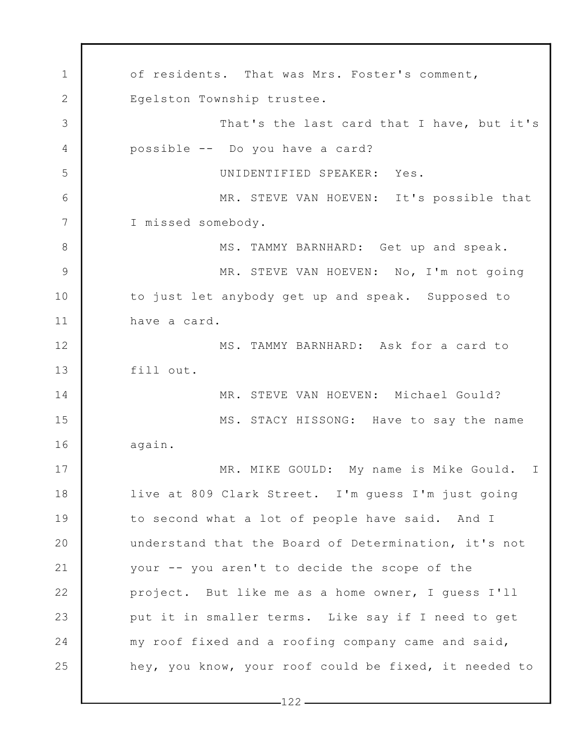of residents. That was Mrs. Foster's comment, Egelston Township trustee.

That's the last card that I have, but it's possible -- Do you have a card?

UNIDENTIFIED SPEAKER: Yes.

MR. STEVE VAN HOEVEN: It's possible that I missed somebody.

MS. TAMMY BARNHARD: Get up and speak.

MR. STEVE VAN HOEVEN: No, I'm not going to just let anybody get up and speak. Supposed to have a card.

MS. TAMMY BARNHARD: Ask for a card to fill out.

MR. STEVE VAN HOEVEN: Michael Gould?

MS. STACY HISSONG: Have to say the name again.

MR. MIKE GOULD: My name is Mike Gould. I live at 809 Clark Street. I'm guess I'm just going to second what a lot of people have said. And I understand that the Board of Determination, it's not your -- you aren't to decide the scope of the project. But like me as a home owner, I guess I'll put it in smaller terms. Like say if I need to get my roof fixed and a roofing company came and said, hey, you know, your roof could be fixed, it needed to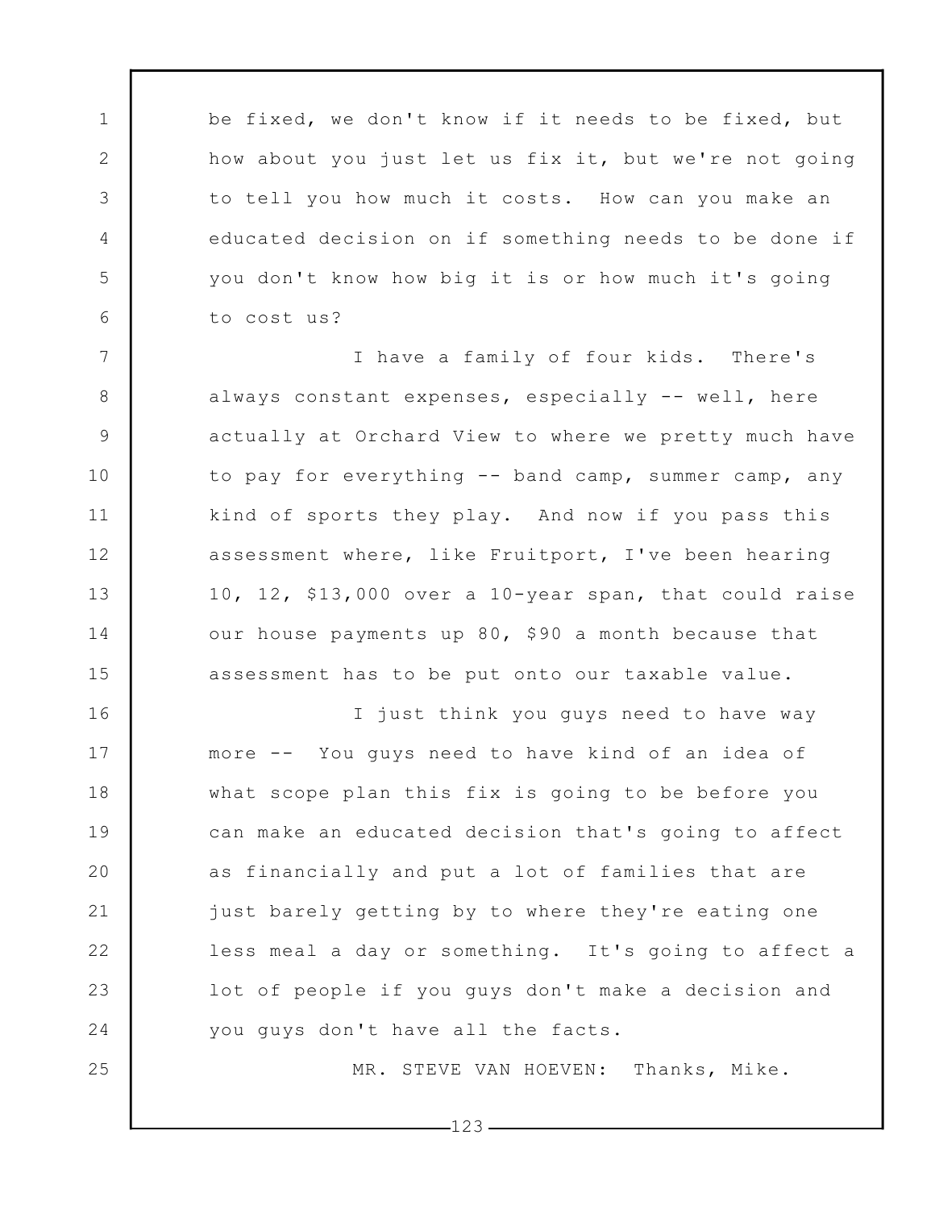be fixed, we don't know if it needs to be fixed, but how about you just let us fix it, but we're not going to tell you how much it costs. How can you make an educated decision on if something needs to be done if you don't know how big it is or how much it's going to cost us?

I have a family of four kids. There's always constant expenses, especially -- well, here actually at Orchard View to where we pretty much have to pay for everything -- band camp, summer camp, any kind of sports they play. And now if you pass this assessment where, like Fruitport, I've been hearing 10, 12, $13,000 over a 10-year span, that could raise our house payments up 80, $90 a month because that assessment has to be put onto our taxable value.

I just think you guys need to have way more -- You guys need to have kind of an idea of what scope plan this fix is going to be before you can make an educated decision that's going to affect as financially and put a lot of families that are just barely getting by to where they're eating one less meal a day or something. It's going to affect a lot of people if you guys don't make a decision and you guys don't have all the facts.

MR. STEVE VAN HOEVEN: Thanks, Mike.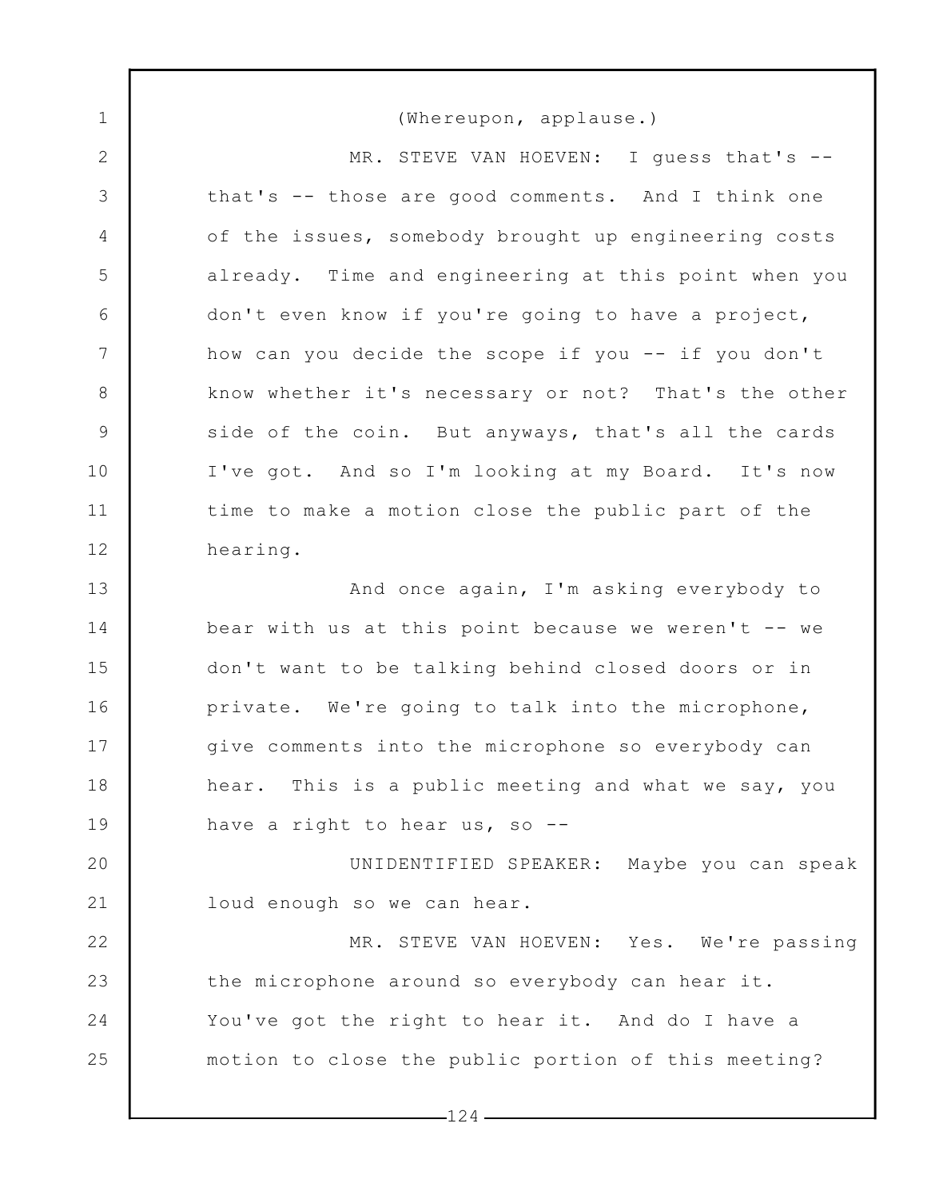(Whereupon, applause.)

MR. STEVE VAN HOEVEN: I guess that's -- that's -- those are good comments. And I think one of the issues, somebody brought up engineering costs already. Time and engineering at this point when you don't even know if you're going to have a project, how can you decide the scope if you -- if you don't know whether it's necessary or not? That's the other side of the coin. But anyways, that's all the cards I've got. And so I'm looking at my Board. It's now time to make a motion close the public part of the hearing.

And once again, I'm asking everybody to bear with us at this point because we weren't -- we don't want to be talking behind closed doors or in private. We're going to talk into the microphone, give comments into the microphone so everybody can hear. This is a public meeting and what we say, you have a right to hear us, so --

UNIDENTIFIED SPEAKER: Maybe you can speak loud enough so we can hear.

MR. STEVE VAN HOEVEN: Yes. We're passing the microphone around so everybody can hear it. You've got the right to hear it. And do I have a motion to close the public portion of this meeting?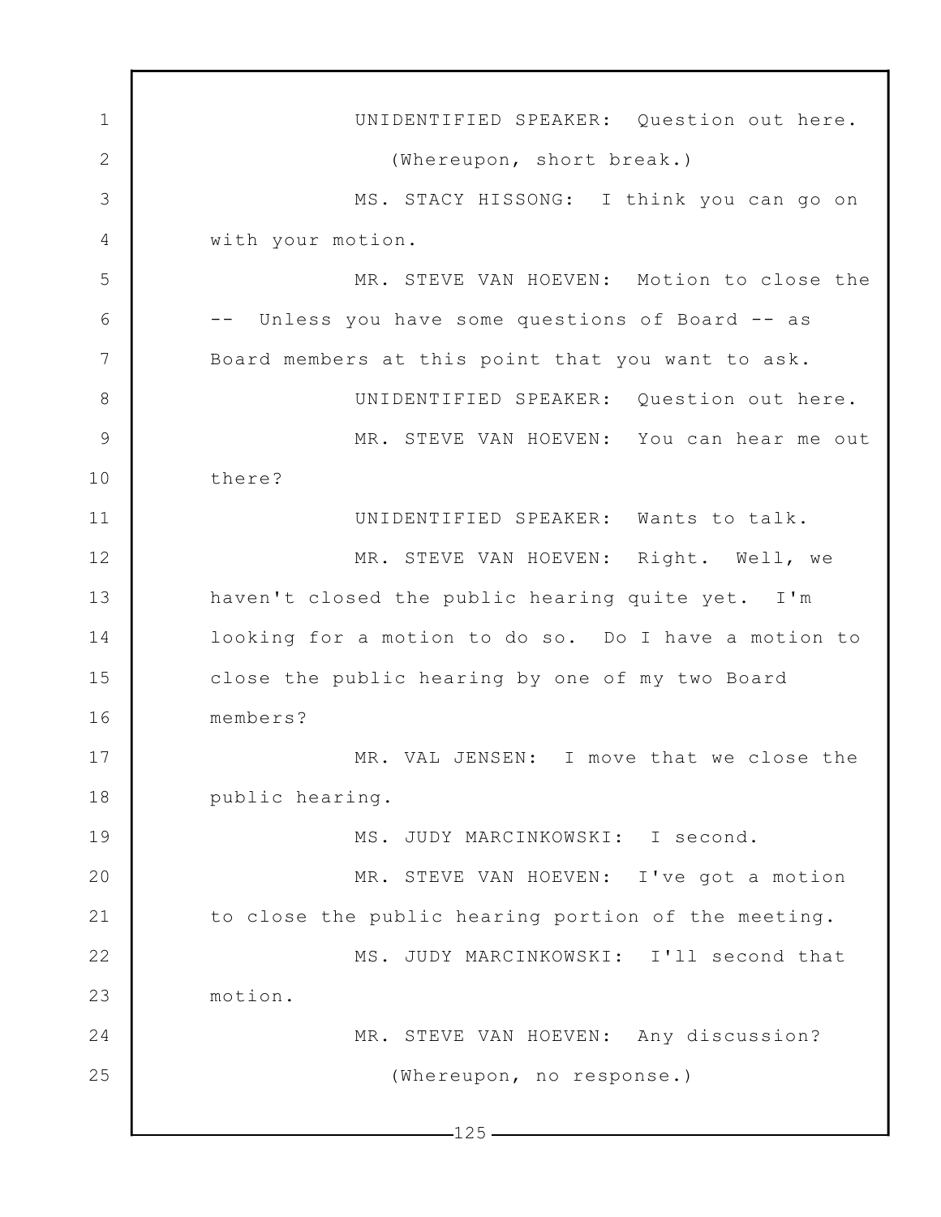UNIDENTIFIED SPEAKER: Question out here.

(Whereupon, short break.)

MS. STACY HISSONG: I think you can go on with your motion.

MR. STEVE VAN HOEVEN: Motion to close the -- Unless you have some questions of Board -- as Board members at this point that you want to ask.

UNIDENTIFIED SPEAKER: Question out here.

MR. STEVE VAN HOEVEN: You can hear me out there?

UNIDENTIFIED SPEAKER: Wants to talk.

MR. STEVE VAN HOEVEN: Right. Well, we haven't closed the public hearing quite yet. I'm looking for a motion to do so. Do I have a motion to close the public hearing by one of my two Board members?

MR. VAL JENSEN: I move that we close the public hearing.

MS. JUDY MARCINKOWSKI: I second.

MR. STEVE VAN HOEVEN: I've got a motion to close the public hearing portion of the meeting.

MS. JUDY MARCINKOWSKI: I'll second that motion.

MR. STEVE VAN HOEVEN: Any discussion?

(Whereupon, no response.)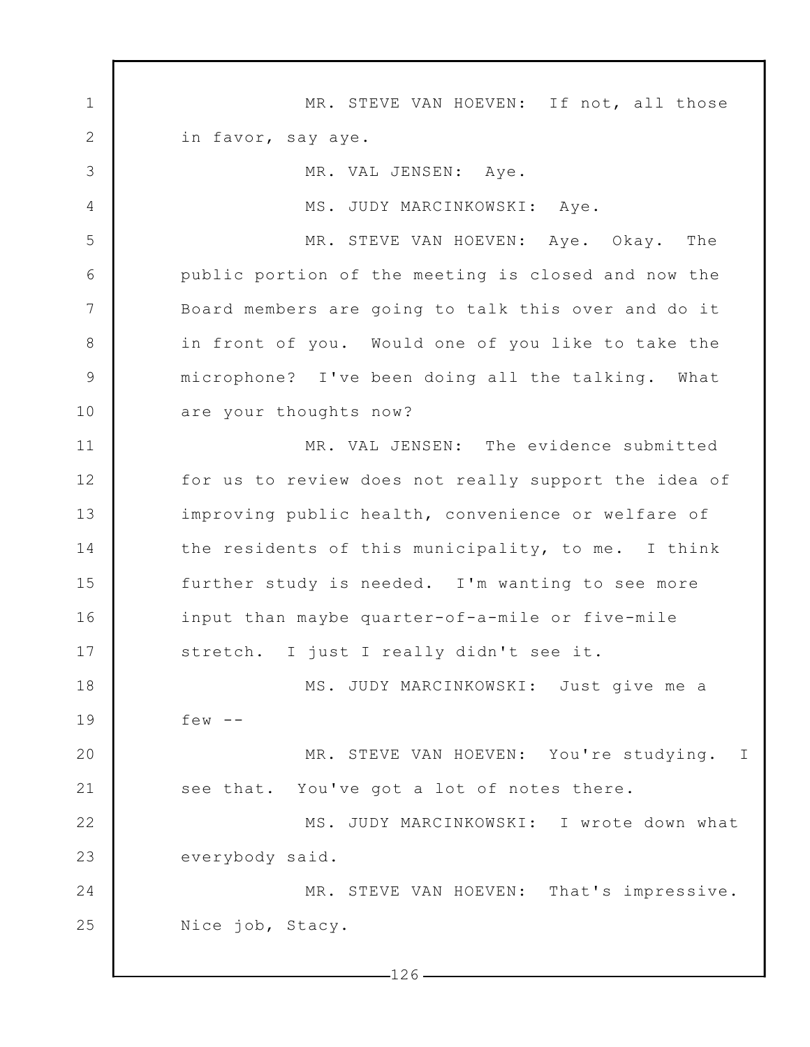MR. STEVE VAN HOEVEN: If not, all those in favor, say aye.

MR. VAL JENSEN: Aye.

MS. JUDY MARCINKOWSKI: Aye.

MR. STEVE VAN HOEVEN: Aye. Okay. The public portion of the meeting is closed and now the Board members are going to talk this over and do it in front of you. Would one of you like to take the microphone? I've been doing all the talking. What are your thoughts now?

MR. VAL JENSEN: The evidence submitted for us to review does not really support the idea of improving public health, convenience or welfare of the residents of this municipality, to me. I think further study is needed. I'm wanting to see more input than maybe quarter-of-a-mile or five-mile stretch. I just I really didn't see it.

MS. JUDY MARCINKOWSKI: Just give me a few --

MR. STEVE VAN HOEVEN: You're studying. I see that. You've got a lot of notes there.

MS. JUDY MARCINKOWSKI: I wrote down what everybody said.

MR. STEVE VAN HOEVEN: That's impressive. Nice job, Stacy.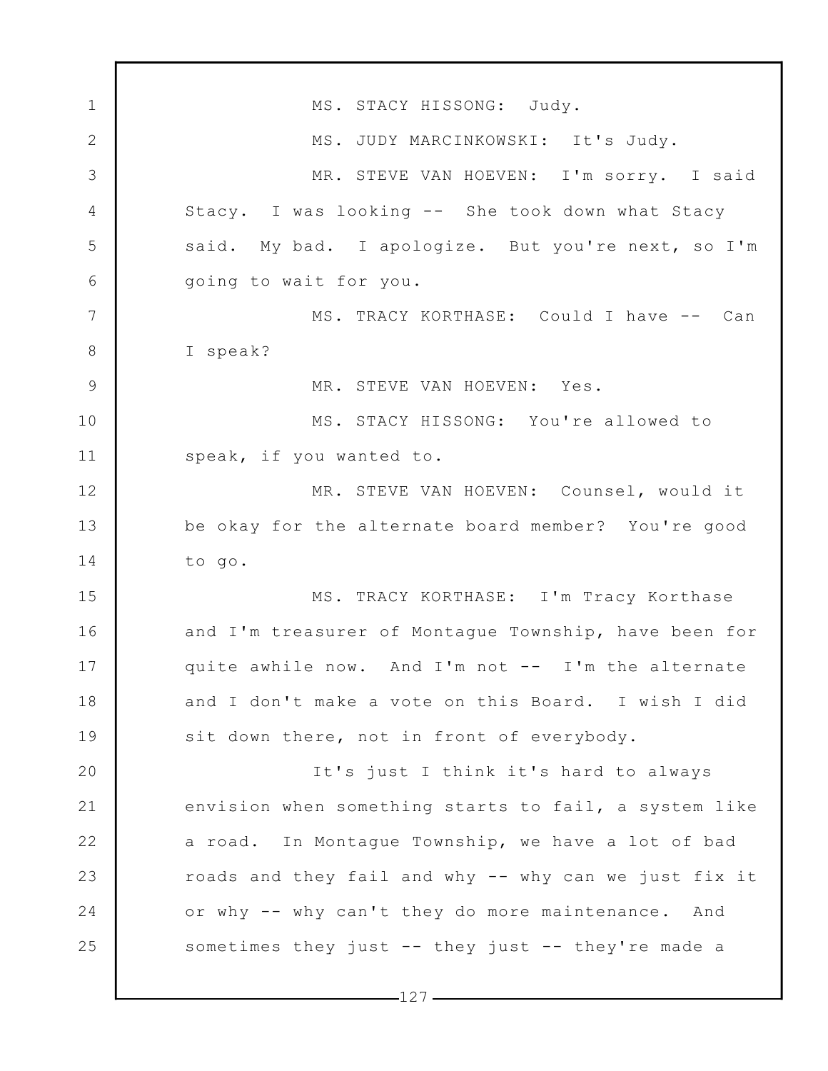MS. STACY HISSONG: Judy.

MS. JUDY MARCINKOWSKI: It's Judy.

MR. STEVE VAN HOEVEN: I'm sorry. I said Stacy. I was looking -- She took down what Stacy said. My bad. I apologize. But you're next, so I'm going to wait for you.

MS. TRACY KORTHASE: Could I have -- Can I speak?

MR. STEVE VAN HOEVEN: Yes.

MS. STACY HISSONG: You're allowed to speak, if you wanted to.

MR. STEVE VAN HOEVEN: Counsel, would it be okay for the alternate board member? You're good to go.

MS. TRACY KORTHASE: I'm Tracy Korthase and I'm treasurer of Montague Township, have been for quite awhile now. And I'm not -- I'm the alternate and I don't make a vote on this Board. I wish I did sit down there, not in front of everybody.

It's just I think it's hard to always envision when something starts to fail, a system like a road. In Montague Township, we have a lot of bad roads and they fail and why -- why can we just fix it or why -- why can't they do more maintenance. And sometimes they just -- they just -- they're made a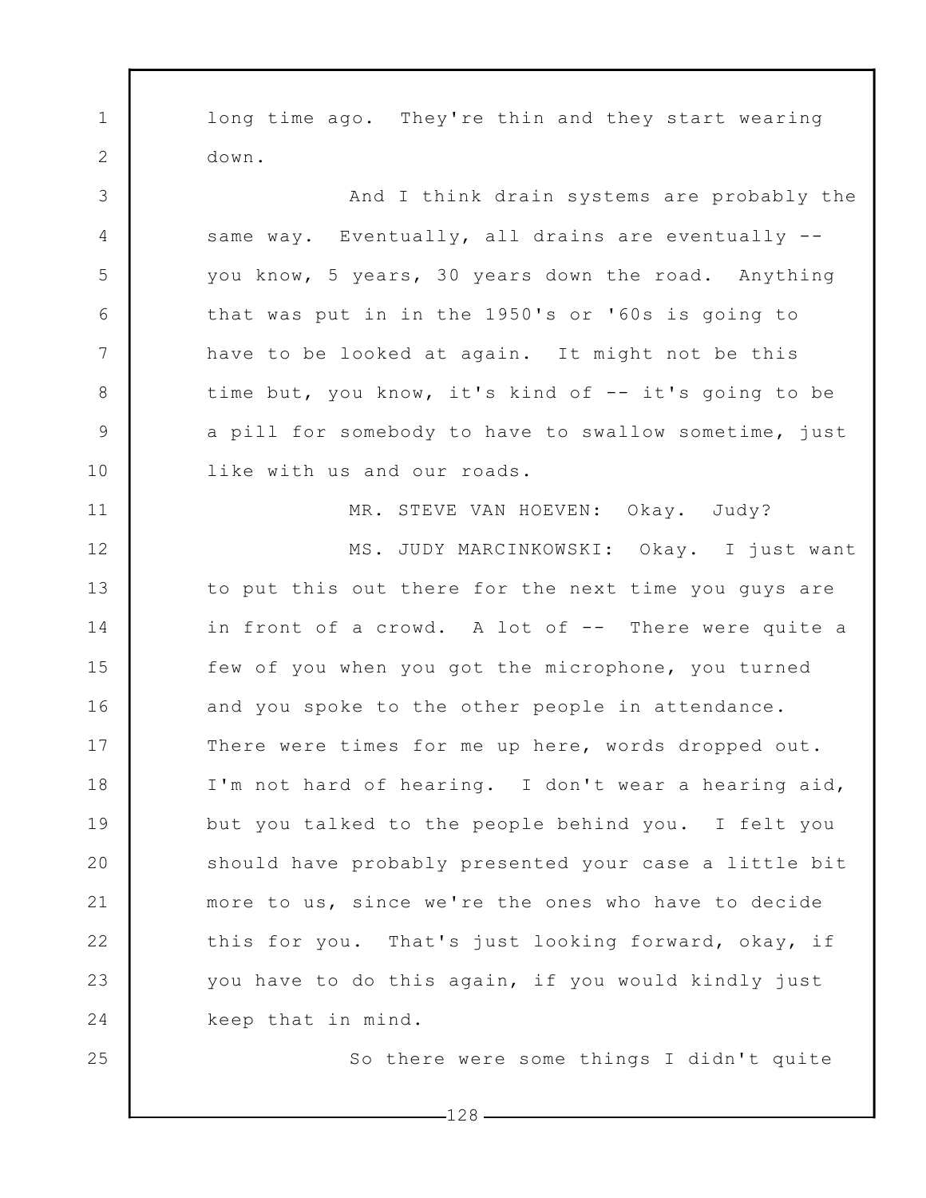long time ago. They're thin and they start wearing down.

And I think drain systems are probably the same way. Eventually, all drains are eventually -- you know, 5 years, 30 years down the road. Anything that was put in in the 1950's or '60s is going to have to be looked at again. It might not be this time but, you know, it's kind of -- it's going to be a pill for somebody to have to swallow sometime, just like with us and our roads.

MR. STEVE VAN HOEVEN: Okay. Judy?

MS. JUDY MARCINKOWSKI: Okay. I just want to put this out there for the next time you guys are in front of a crowd. A lot of -- There were quite a few of you when you got the microphone, you turned and you spoke to the other people in attendance. There were times for me up here, words dropped out. I'm not hard of hearing. I don't wear a hearing aid, but you talked to the people behind you. I felt you should have probably presented your case a little bit more to us, since we're the ones who have to decide this for you. That's just looking forward, okay, if you have to do this again, if you would kindly just keep that in mind.

So there were some things I didn't quite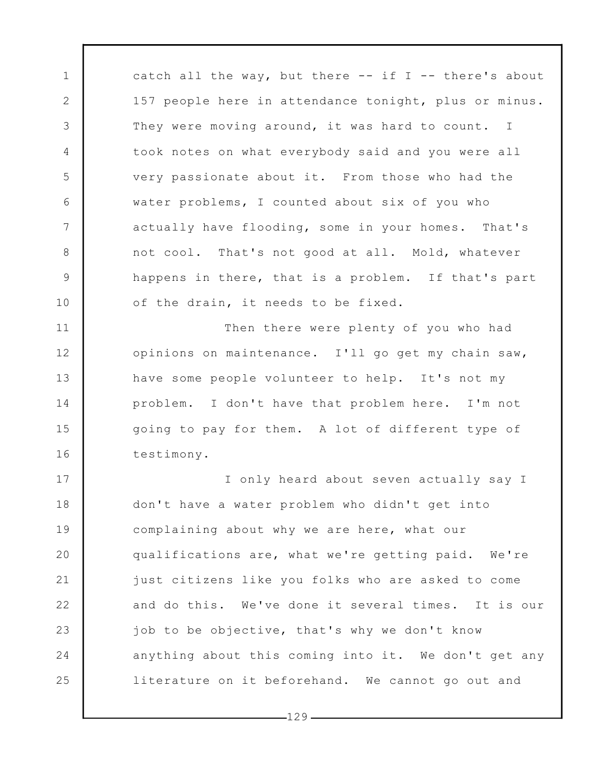catch all the way, but there -- if I -- there's about 157 people here in attendance tonight, plus or minus. They were moving around, it was hard to count. I took notes on what everybody said and you were all very passionate about it. From those who had the water problems, I counted about six of you who actually have flooding, some in your homes. That's not cool. That's not good at all. Mold, whatever happens in there, that is a problem. If that's part of the drain, it needs to be fixed.

Then there were plenty of you who had opinions on maintenance. I'll go get my chain saw, have some people volunteer to help. It's not my problem. I don't have that problem here. I'm not going to pay for them. A lot of different type of testimony.

I only heard about seven actually say I don't have a water problem who didn't get into complaining about why we are here, what our qualifications are, what we're getting paid. We're just citizens like you folks who are asked to come and do this. We've done it several times. It is our job to be objective, that's why we don't know anything about this coming into it. We don't get any literature on it beforehand. We cannot go out and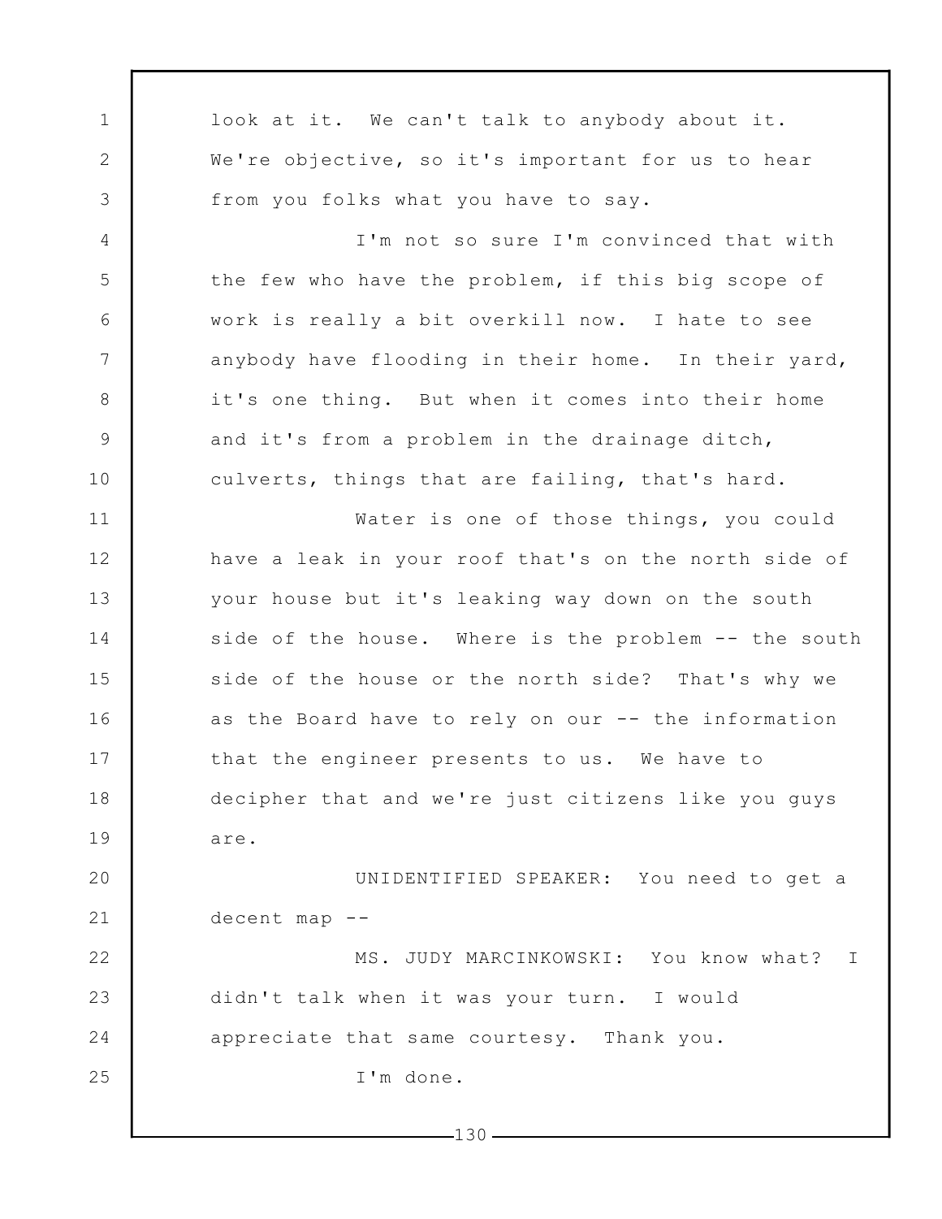look at it. We can't talk to anybody about it. We're objective, so it's important for us to hear from you folks what you have to say.

I'm not so sure I'm convinced that with the few who have the problem, if this big scope of work is really a bit overkill now. I hate to see anybody have flooding in their home. In their yard, it's one thing. But when it comes into their home and it's from a problem in the drainage ditch, culverts, things that are failing, that's hard.

Water is one of those things, you could have a leak in your roof that's on the north side of your house but it's leaking way down on the south side of the house. Where is the problem -- the south side of the house or the north side? That's why we as the Board have to rely on our -- the information that the engineer presents to us. We have to decipher that and we're just citizens like you guys are.

UNIDENTIFIED SPEAKER: You need to get a decent map --

MS. JUDY MARCINKOWSKI: You know what? I didn't talk when it was your turn. I would appreciate that same courtesy. Thank you.

I'm done.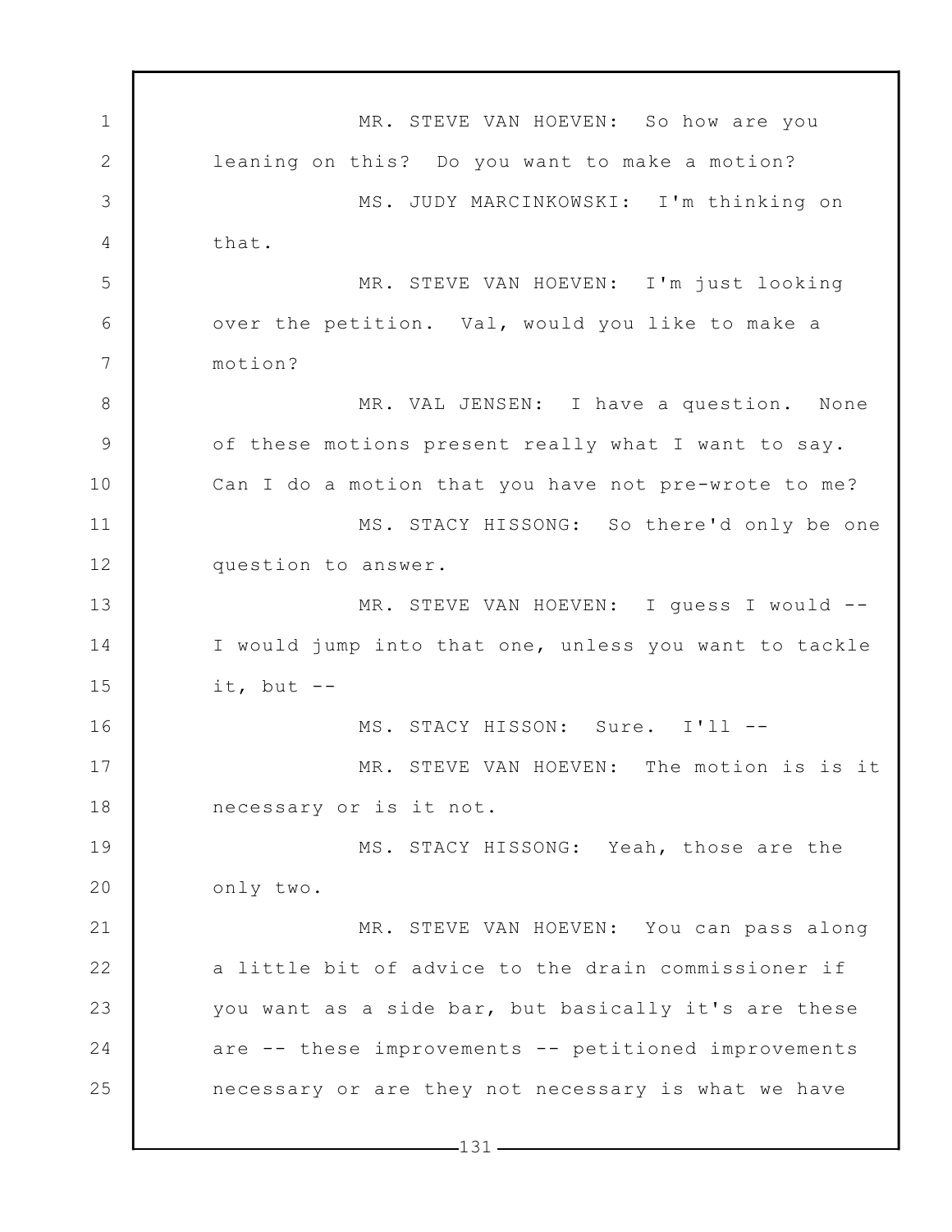MR. STEVE VAN HOEVEN: So how are you leaning on this? Do you want to make a motion?

MS. JUDY MARCINKOWSKI: I'm thinking on that.

MR. STEVE VAN HOEVEN: I'm just looking over the petition. Val, would you like to make a motion?

MR. VAL JENSEN: I have a question. None of these motions present really what I want to say. Can I do a motion that you have not pre-wrote to me?

MS. STACY HISSONG: So there'd only be one question to answer.

MR. STEVE VAN HOEVEN: I guess I would -- I would jump into that one, unless you want to tackle it, but --

MS. STACY HISSON: Sure. I'll --

MR. STEVE VAN HOEVEN: The motion is is it necessary or is it not.

MS. STACY HISSONG: Yeah, those are the only two.

MR. STEVE VAN HOEVEN: You can pass along a little bit of advice to the drain commissioner if you want as a side bar, but basically it's are these are -- these improvements -- petitioned improvements necessary or are they not necessary is what we have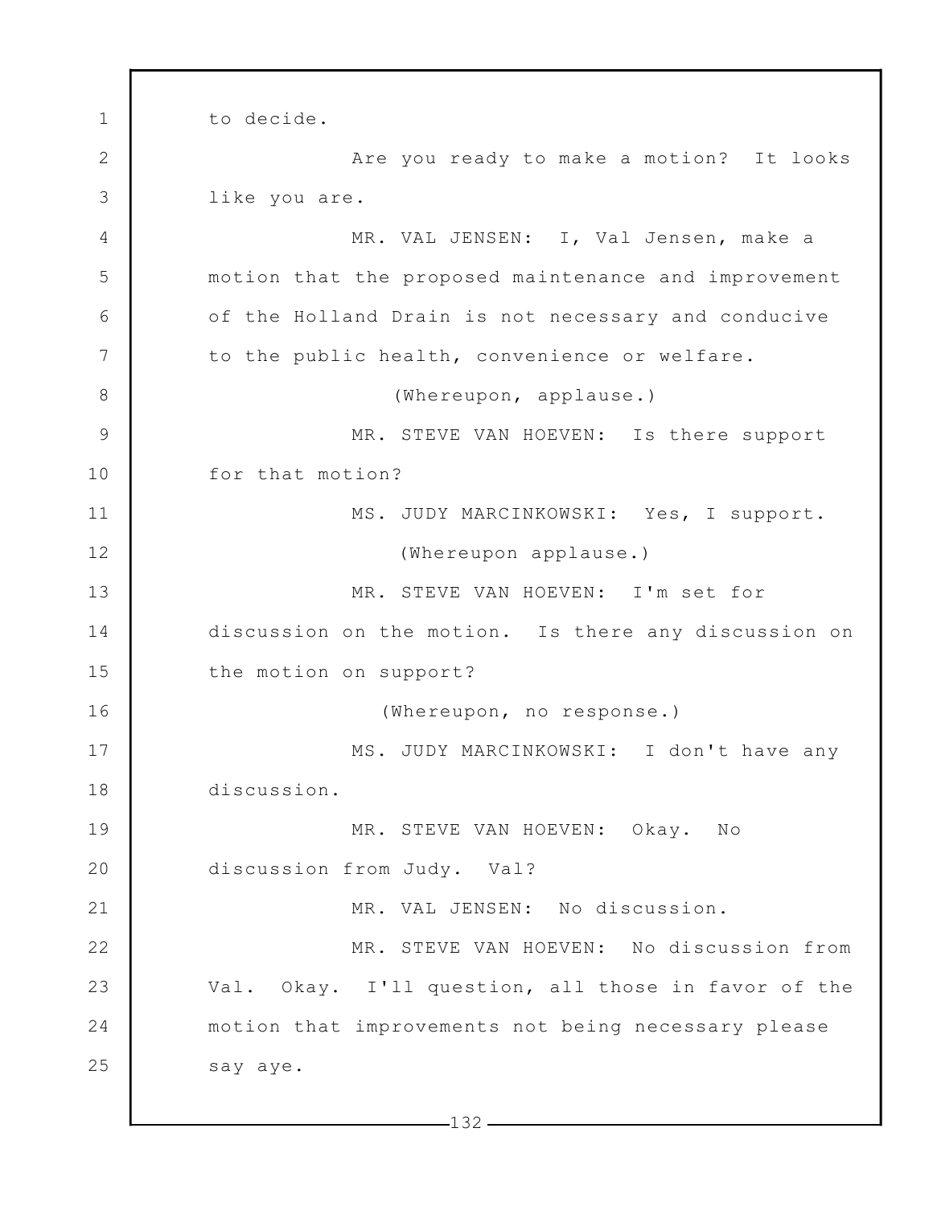to decide.

Are you ready to make a motion? It looks like you are.

MR. VAL JENSEN: I, Val Jensen, make a motion that the proposed maintenance and improvement of the Holland Drain is not necessary and conducive to the public health, convenience or welfare.

(Whereupon, applause.)

MR. STEVE VAN HOEVEN: Is there support for that motion?

MS. JUDY MARCINKOWSKI: Yes, I support.

(Whereupon applause.)

MR. STEVE VAN HOEVEN: I'm set for discussion on the motion. Is there any discussion on the motion on support?

(Whereupon, no response.)

MS. JUDY MARCINKOWSKI: I don't have any discussion.

MR. STEVE VAN HOEVEN: Okay. No discussion from Judy. Val?

MR. VAL JENSEN: No discussion.

MR. STEVE VAN HOEVEN: No discussion from Val. Okay. I'll question, all those in favor of the motion that improvements not being necessary please say aye.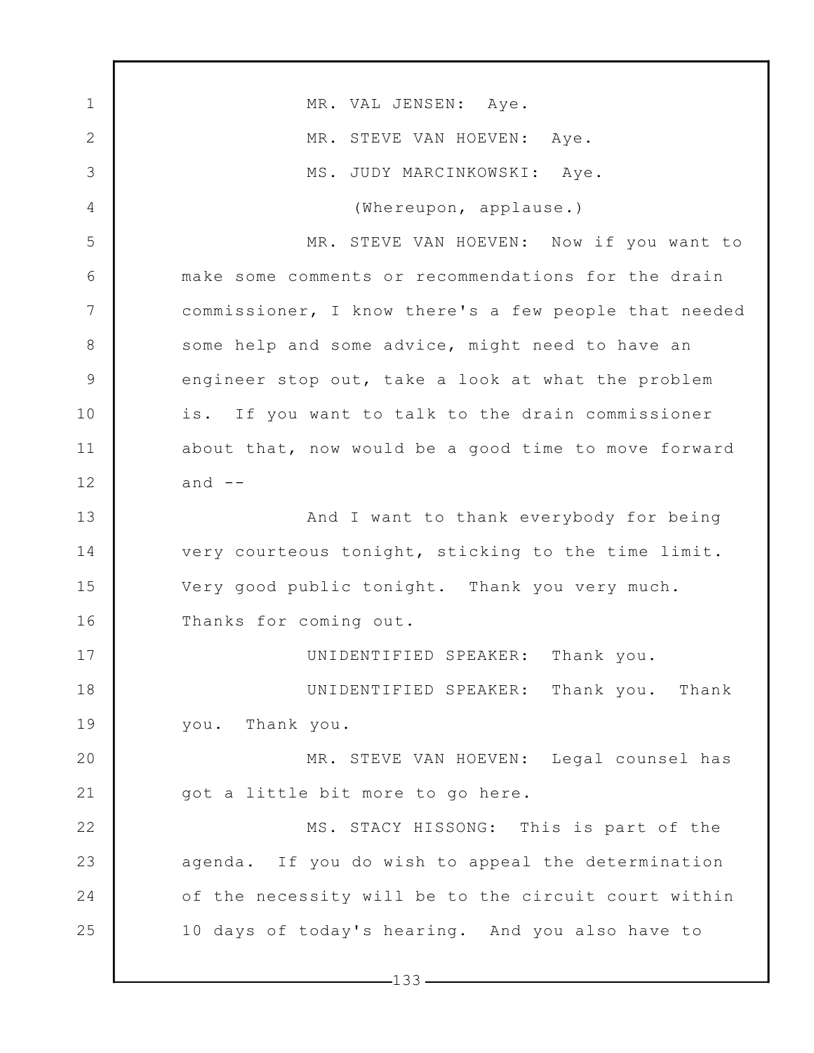MR. VAL JENSEN: Aye.

MR. STEVE VAN HOEVEN: Aye.

MS. JUDY MARCINKOWSKI: Aye.

(Whereupon, applause.)

MR. STEVE VAN HOEVEN: Now if you want to make some comments or recommendations for the drain commissioner, I know there's a few people that needed some help and some advice, might need to have an engineer stop out, take a look at what the problem is. If you want to talk to the drain commissioner about that, now would be a good time to move forward and --

And I want to thank everybody for being very courteous tonight, sticking to the time limit. Very good public tonight. Thank you very much. Thanks for coming out.

UNIDENTIFIED SPEAKER: Thank you.

UNIDENTIFIED SPEAKER: Thank you. Thank you. Thank you.

MR. STEVE VAN HOEVEN: Legal counsel has got a little bit more to go here.

MS. STACY HISSONG: This is part of the agenda. If you do wish to appeal the determination of the necessity will be to the circuit court within 10 days of today's hearing. And you also have to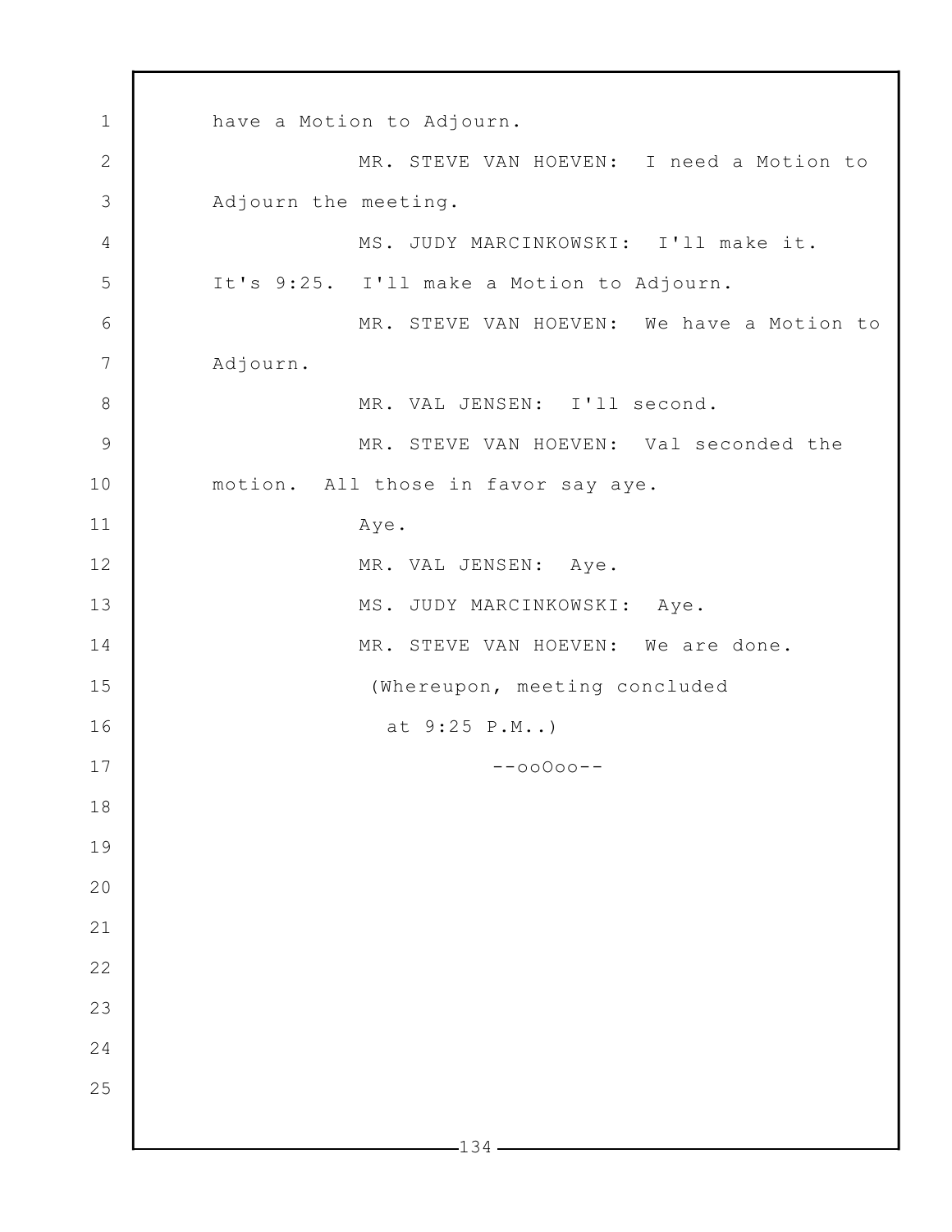have a Motion to Adjourn.

MR. STEVE VAN HOEVEN: I need a Motion to Adjourn the meeting.

MS. JUDY MARCINKOWSKI: I'll make it. It's 9:25. I'll make a Motion to Adjourn.

MR. STEVE VAN HOEVEN: We have a Motion to Adjourn.

MR. VAL JENSEN: I'll second.

MR. STEVE VAN HOEVEN: Val seconded the motion. All those in favor say aye.

Aye.

MR. VAL JENSEN: Aye.

MS. JUDY MARCINKOWSKI: Aye.

MR. STEVE VAN HOEVEN: We are done.

(Whereupon, meeting concluded at 9:25 P.M..)

--ooOoo--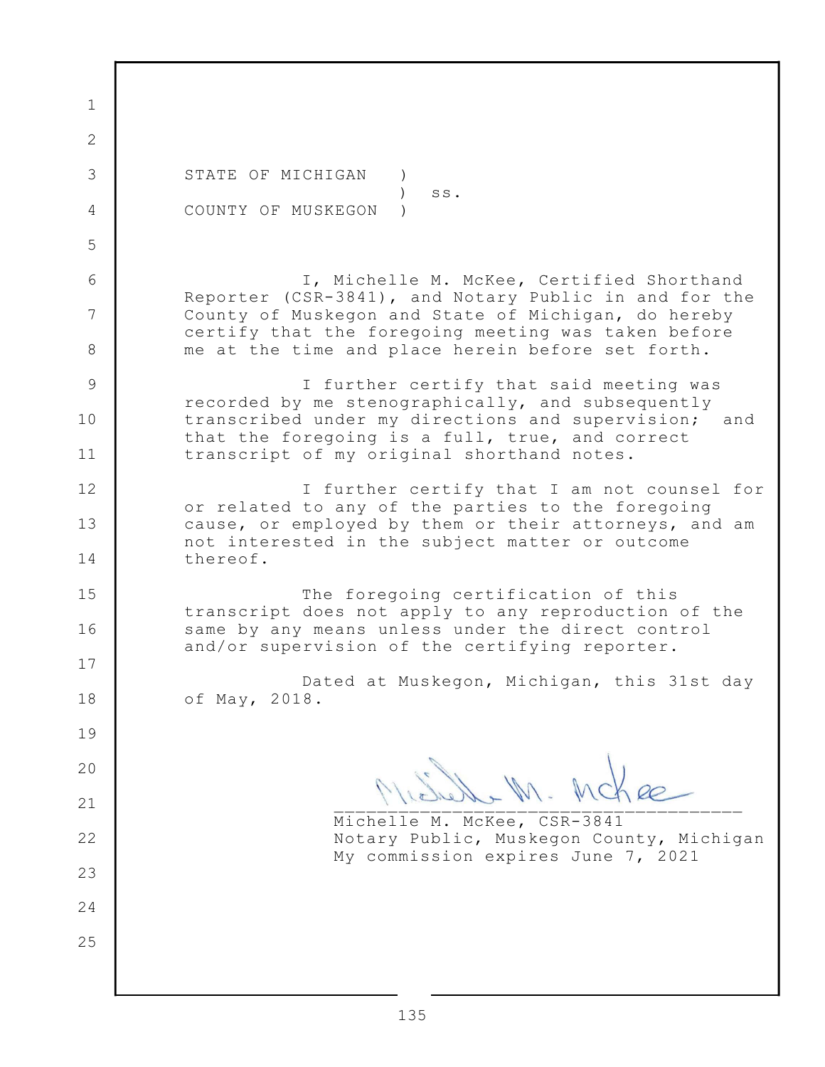STATE OF MICHIGAN )
) ss.
COUNTY OF MUSKEGON )

I, Michelle M. McKee, Certified Shorthand Reporter (CSR-3841), and Notary Public in and for the County of Muskegon and State of Michigan, do hereby certify that the foregoing meeting was taken before me at the time and place herein before set forth.

I further certify that said meeting was recorded by me stenographically, and subsequently transcribed under my directions and supervision; and that the foregoing is a full, true, and correct transcript of my original shorthand notes.

I further certify that I am not counsel for or related to any of the parties to the foregoing cause, or employed by them or their attorneys, and am not interested in the subject matter or outcome thereof.

The foregoing certification of this transcript does not apply to any reproduction of the same by any means unless under the direct control and/or supervision of the certifying reporter.

Dated at Muskegon, Michigan, this 31st day of May, 2018.

_______________________________________
Michelle M. McKee, CSR-3841
Notary Public, Muskegon County, Michigan
My commission expires June 7, 2021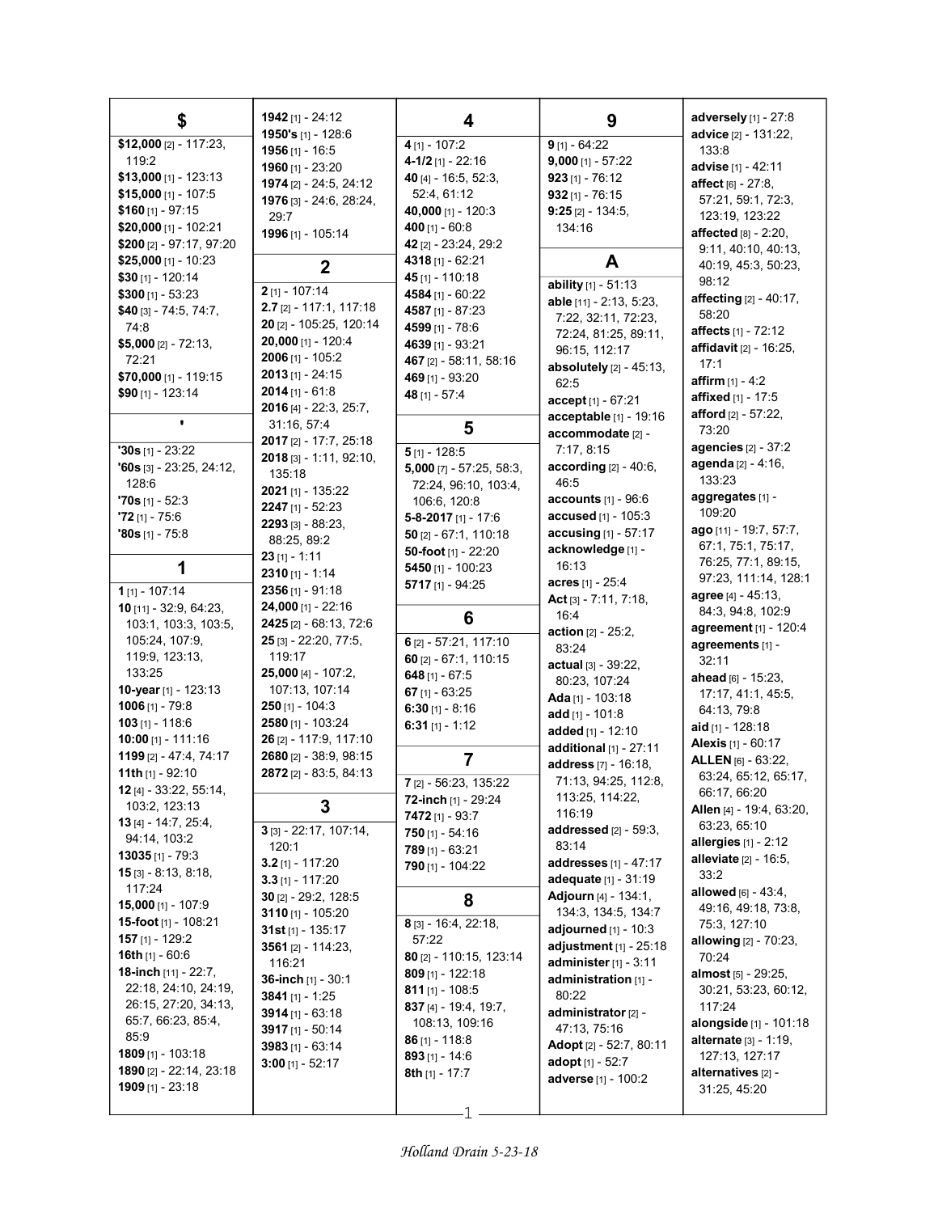## $

**$12,000** [2] - 117:23, 119:2
**$13,000** [1] - 123:13
**$15,000** [1] - 107:5
**$160** [1] - 97:15
**$20,000** [1] - 102:21
**$200** [2] - 97:17, 97:20
**$25,000** [1] - 10:23
**$30** [1] - 120:14
**$300** [1] - 53:23
**$40** [3] - 74:5, 74:7, 74:8
**$5,000** [2] - 72:13, 72:21
**$70,000** [1] - 119:15
**$90** [1] - 123:14

## '

**'30s** [1] - 23:22
**'60s** [3] - 23:25, 24:12, 128:6
**'70s** [1] - 52:3
**'72** [1] - 75:6
**'80s** [1] - 75:8

## 1

**1** [1] - 107:14
**10** [11] - 32:9, 64:23, 103:1, 103:3, 103:5, 105:24, 107:9, 119:9, 123:13, 133:25
**10-year** [1] - 123:13
**1006** [1] - 79:8
**103** [1] - 118:6
**10:00** [1] - 111:16
**1199** [2] - 47:4, 74:17
**11th** [1] - 92:10
**12** [4] - 33:22, 55:14, 103:2, 123:13
**13** [4] - 14:7, 25:4, 94:14, 103:2
**13035** [1] - 79:3
**15** [3] - 8:13, 8:18, 117:24
**15,000** [1] - 107:9
**15-foot** [1] - 108:21
**157** [1] - 129:2
**16th** [1] - 60:6
**18-inch** [11] - 22:7, 22:18, 24:10, 24:19, 26:15, 27:20, 34:13, 65:7, 66:23, 85:4, 85:9
**1809** [1] - 103:18
**1890** [2] - 22:14, 23:18
**1909** [1] - 23:18
**1942** [1] - 24:12
**1950's** [1] - 128:6
**1956** [1] - 16:5
**1960** [1] - 23:20
**1974** [2] - 24:5, 24:12
**1976** [3] - 24:6, 28:24, 29:7
**1996** [1] - 105:14

## 2

**2** [1] - 107:14
**2.7** [2] - 117:1, 117:18
**20** [2] - 105:25, 120:14
**20,000** [1] - 120:4
**2006** [1] - 105:2
**2013** [1] - 24:15
**2014** [1] - 61:8
**2016** [4] - 22:3, 25:7, 31:16, 57:4
**2017** [2] - 17:7, 25:18
**2018** [3] - 1:11, 92:10, 135:18
**2021** [1] - 135:22
**2247** [1] - 52:23
**2293** [3] - 88:23, 88:25, 89:2
**23** [1] - 1:11
**2310** [1] - 1:14
**2356** [1] - 91:18
**24,000** [1] - 22:16
**2425** [2] - 68:13, 72:6
**25** [3] - 22:20, 77:5, 119:17
**25,000** [4] - 107:2, 107:13, 107:14
**250** [1] - 104:3
**2580** [1] - 103:24
**26** [2] - 117:9, 117:10
**2680** [2] - 38:9, 98:15
**2872** [2] - 83:5, 84:13

## 3

**3** [3] - 22:17, 107:14, 120:1
**3.2** [1] - 117:20
**3.3** [1] - 117:20
**30** [2] - 29:2, 128:5
**3110** [1] - 105:20
**31st** [1] - 135:17
**3561** [2] - 114:23, 116:21
**36-inch** [1] - 30:1
**3841** [1] - 1:25
**3914** [1] - 63:18
**3917** [1] - 50:14
**3983** [1] - 63:14
**3:00** [1] - 52:17

## 4

**4** [1] - 107:2
**4-1/2** [1] - 22:16
**40** [4] - 16:5, 52:3, 52:4, 61:12
**40,000** [1] - 120:3
**400** [1] - 60:8
**42** [2] - 23:24, 29:2
**4318** [1] - 62:21
**45** [1] - 110:18
**4584** [1] - 60:22
**4587** [1] - 87:23
**4599** [1] - 78:6
**4639** [1] - 93:21
**467** [2] - 58:11, 58:16
**469** [1] - 93:20
**48** [1] - 57:4

## 5

**5** [1] - 128:5
**5,000** [7] - 57:25, 58:3, 72:24, 96:10, 103:4, 106:6, 120:8
**5-8-2017** [1] - 17:6
**50** [2] - 67:1, 110:18
**50-foot** [1] - 22:20
**5450** [1] - 100:23
**5717** [1] - 94:25

## 6

**6** [2] - 57:21, 117:10
**60** [2] - 67:1, 110:15
**648** [1] - 67:5
**67** [1] - 63:25
**6:30** [1] - 8:16
**6:31** [1] - 1:12

## 7

**7** [2] - 56:23, 135:22
**72-inch** [1] - 29:24
**7472** [1] - 93:7
**750** [1] - 54:16
**789** [1] - 63:21
**790** [1] - 104:22

## 8

**8** [3] - 16:4, 22:18, 57:22
**80** [2] - 110:15, 123:14
**809** [1] - 122:18
**811** [1] - 108:5
**837** [4] - 19:4, 19:7, 108:13, 109:16
**86** [1] - 118:8
**893** [1] - 14:6
**8th** [1] - 17:7

## 9

**9** [1] - 64:22
**9,000** [1] - 57:22
**923** [1] - 76:12
**932** [1] - 76:15
**9:25** [2] - 134:5, 134:16

## A

**ability** [1] - 51:13
**able** [11] - 2:13, 5:23, 7:22, 32:11, 72:23, 72:24, 81:25, 89:11, 96:15, 112:17
**absolutely** [2] - 45:13, 62:5
**accept** [1] - 67:21
**acceptable** [1] - 19:16
**accommodate** [2] - 7:17, 8:15
**according** [2] - 40:6, 46:5
**accounts** [1] - 96:6
**accused** [1] - 105:3
**accusing** [1] - 57:17
**acknowledge** [1] - 16:13
**acres** [1] - 25:4
**Act** [3] - 7:11, 7:18, 16:4
**action** [2] - 25:2, 83:24
**actual** [3] - 39:22, 80:23, 107:24
**Ada** [1] - 103:18
**add** [1] - 101:8
**added** [1] - 12:10
**additional** [1] - 27:11
**address** [7] - 16:18, 71:13, 94:25, 112:8, 113:25, 114:22, 116:19
**addressed** [2] - 59:3, 83:14
**addresses** [1] - 47:17
**adequate** [1] - 31:19
**Adjourn** [4] - 134:1, 134:3, 134:5, 134:7
**adjourned** [1] - 10:3
**adjustment** [1] - 25:18
**administer** [1] - 3:11
**administration** [1] - 80:22
**administrator** [2] - 47:13, 75:16
**Adopt** [2] - 52:7, 80:11
**adopt** [1] - 52:7
**adverse** [1] - 100:2
**adversely** [1] - 27:8
**advice** [2] - 131:22, 133:8
**advise** [1] - 42:11
**affect** [6] - 27:8, 57:21, 59:1, 72:3, 123:19, 123:22
**affected** [8] - 2:20, 9:11, 40:10, 40:13, 40:19, 45:3, 50:23, 98:12
**affecting** [2] - 40:17, 58:20
**affects** [1] - 72:12
**affidavit** [2] - 16:25, 17:1
**affirm** [1] - 4:2
**affixed** [1] - 17:5
**afford** [2] - 57:22, 73:20
**agencies** [2] - 37:2
**agenda** [2] - 4:16, 133:23
**aggregates** [1] - 109:20
**ago** [11] - 19:7, 57:7, 67:1, 75:1, 75:17, 76:25, 77:1, 89:15, 97:23, 111:14, 128:1
**agree** [4] - 45:13, 84:3, 94:8, 102:9
**agreement** [1] - 120:4
**agreements** [1] - 32:11
**ahead** [6] - 15:23, 17:17, 41:1, 45:5, 64:13, 79:8
**aid** [1] - 128:18
**Alexis** [1] - 60:17
**ALLEN** [6] - 63:22, 63:24, 65:12, 65:17, 66:17, 66:20
**Allen** [4] - 19:4, 63:20, 63:23, 65:10
**allergies** [1] - 2:12
**alleviate** [2] - 16:5, 33:2
**allowed** [6] - 43:4, 49:16, 49:18, 73:8, 75:3, 127:10
**allowing** [2] - 70:23, 70:24
**almost** [5] - 29:25, 30:21, 53:23, 60:12, 117:24
**alongside** [1] - 101:18
**alternate** [3] - 1:19, 127:13, 127:17
**alternatives** [2] - 31:25, 45:20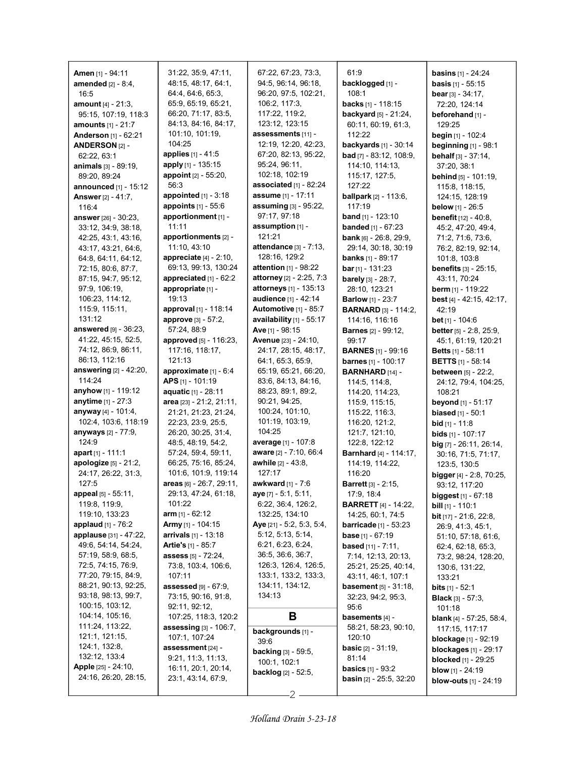**Amen** [1] - 94:11
**amended** [2] - 8:4, 16:5
**amount** [4] - 21:3, 95:15, 107:19, 118:3
**amounts** [1] - 21:7
**Anderson** [1] - 62:21
**ANDERSON** [2] - 62:22, 63:1
**animals** [3] - 89:19, 89:20, 89:24
**announced** [1] - 15:12
**Answer** [2] - 41:7, 116:4
**answer** [26] - 30:23, 33:12, 34:9, 38:18, 42:25, 43:1, 43:16, 43:17, 43:21, 64:6, 64:8, 64:11, 64:12, 72:15, 80:6, 87:7, 87:15, 94:7, 95:12, 97:9, 106:19, 106:23, 114:12, 115:9, 115:11, 131:12
**answered** [9] - 36:23, 41:22, 45:15, 52:5, 74:12, 86:9, 86:11, 86:13, 112:16
**answering** [2] - 42:20, 114:24
**anyhow** [1] - 119:12
**anytime** [1] - 27:3
**anyway** [4] - 101:4, 102:4, 103:6, 118:19
**anyways** [2] - 77:9, 124:9
**apart** [1] - 111:1
**apologize** [5] - 21:2, 24:17, 26:22, 31:3, 127:5
**appeal** [5] - 55:11, 119:8, 119:9, 119:10, 133:23
**applaud** [1] - 76:2
**applause** [31] - 47:22, 49:6, 54:14, 54:24, 57:19, 58:9, 68:5, 72:5, 74:15, 76:9, 77:20, 79:15, 84:9, 88:21, 90:13, 92:25, 93:18, 98:13, 99:7, 100:15, 103:12, 104:14, 105:16, 111:24, 113:22, 121:1, 121:15, 124:1, 132:8, 132:12, 133:4
**Apple** [25] - 24:10, 24:16, 26:20, 28:15, 31:22, 35:9, 47:11, 48:15, 48:17, 64:1, 64:4, 64:6, 65:3, 65:9, 65:19, 65:21, 66:20, 71:17, 83:5, 84:13, 84:16, 84:17, 101:10, 101:19, 104:25
**applies** [1] - 41:5
**apply** [1] - 135:15
**appoint** [2] - 55:20, 56:3
**appointed** [1] - 3:18
**appoints** [1] - 55:6
**apportionment** [1] - 11:11
**apportionments** [2] - 11:10, 43:10
**appreciate** [4] - 2:10, 69:13, 99:13, 130:24
**appreciated** [1] - 62:2
**appropriate** [1] - 19:13
**approval** [1] - 118:14
**approve** [3] - 57:2, 57:24, 88:9
**approved** [5] - 116:23, 117:16, 118:17, 121:13
**approximate** [1] - 6:4
**APS** [1] - 101:19
**aquatic** [1] - 28:11
**area** [23] - 21:2, 21:11, 21:21, 21:23, 21:24, 22:23, 23:9, 25:5, 26:20, 30:25, 31:4, 48:5, 48:19, 54:2, 57:24, 59:4, 59:11, 66:25, 75:16, 85:24, 101:6, 101:9, 119:14
**areas** [6] - 26:7, 29:11, 29:13, 47:24, 61:18, 101:22
**arm** [1] - 62:12
**Army** [1] - 104:15
**arrivals** [1] - 13:18
**Artie's** [1] - 85:7
**assess** [5] - 72:24, 73:8, 103:4, 106:6, 107:11
**assessed** [9] - 67:9, 73:15, 90:16, 91:8, 92:11, 92:12, 107:25, 118:3, 120:2
**assessing** [3] - 106:7, 107:1, 107:24
**assessment** [24] - 9:21, 11:3, 11:13, 16:11, 20:1, 20:14, 23:1, 43:14, 67:9, 67:22, 67:23, 73:3, 94:5, 96:14, 96:18, 96:20, 97:5, 102:21, 106:2, 117:3, 117:22, 119:2, 123:12, 123:15
**assessments** [11] - 12:19, 12:20, 42:23, 67:20, 82:13, 95:22, 95:24, 96:11, 102:18, 102:19
**associated** [1] - 82:24
**assume** [1] - 17:11
**assuming** [3] - 95:22, 97:17, 97:18
**assumption** [1] - 121:21
**attendance** [3] - 7:13, 128:16, 129:2
**attention** [1] - 98:22
**attorney** [2] - 2:25, 7:3
**attorneys** [1] - 135:13
**audience** [1] - 42:14
**Automotive** [1] - 85:7
**availability** [1] - 55:17
**Ave** [1] - 98:15
**Avenue** [23] - 24:10, 24:17, 28:15, 48:17, 64:1, 65:3, 65:9, 65:19, 65:21, 66:20, 83:6, 84:13, 84:16, 88:23, 89:1, 89:2, 90:21, 94:25, 100:24, 101:10, 101:19, 103:19, 104:25
**average** [1] - 107:8
**aware** [2] - 7:10, 66:4
**awhile** [2] - 43:8, 127:17
**awkward** [1] - 7:6
**aye** [7] - 5:1, 5:11, 6:22, 36:4, 126:2, 132:25, 134:10
**Aye** [21] - 5:2, 5:3, 5:4, 5:12, 5:13, 5:14, 6:21, 6:23, 6:24, 36:5, 36:6, 36:7, 126:3, 126:4, 126:5, 133:1, 133:2, 133:3, 134:11, 134:12, 134:13

## B

**backgrounds** [1] - 39:6
**backing** [3] - 59:5, 100:1, 102:1
**backlog** [2] - 52:5, 61:9
**backlogged** [1] - 108:1
**backs** [1] - 118:15
**backyard** [5] - 21:24, 60:11, 60:19, 61:3, 112:22
**backyards** [1] - 30:14
**bad** [7] - 83:12, 108:9, 114:10, 114:13, 115:17, 127:5, 127:22
**ballpark** [2] - 113:6, 117:19
**band** [1] - 123:10
**banded** [1] - 67:23
**bank** [6] - 26:8, 29:9, 29:14, 30:18, 30:19
**banks** [1] - 89:17
**bar** [1] - 131:23
**barely** [3] - 28:7, 28:10, 123:21
**Barlow** [1] - 23:7
**BARNARD** [3] - 114:2, 114:16, 116:16
**Barnes** [2] - 99:12, 99:17
**BARNES** [1] - 99:16
**barnes** [1] - 100:17
**BARNHARD** [14] - 114:5, 114:8, 114:20, 114:23, 115:9, 115:15, 115:22, 116:3, 116:20, 121:2, 121:7, 121:10, 122:8, 122:12
**Barnhard** [4] - 114:17, 114:19, 114:22, 116:20
**Barrett** [3] - 2:15, 17:9, 18:4
**BARRETT** [4] - 14:22, 14:25, 60:1, 74:5
**barricade** [1] - 53:23
**base** [1] - 67:19
**based** [11] - 7:11, 7:14, 12:13, 20:13, 25:21, 25:25, 40:14, 43:11, 46:1, 107:1
**basement** [5] - 31:18, 32:23, 94:2, 95:3, 95:6
**basements** [4] - 58:21, 58:23, 90:10, 120:10
**basic** [2] - 31:19, 81:14
**basics** [1] - 93:2
**basin** [2] - 25:5, 32:20
**basins** [1] - 24:24
**basis** [1] - 55:15
**bear** [3] - 34:17, 72:20, 124:14
**beforehand** [1] - 129:25
**begin** [1] - 102:4
**beginning** [1] - 98:1
**behalf** [3] - 37:14, 37:20, 38:1
**behind** [5] - 101:19, 115:8, 118:15, 124:15, 128:19
**below** [1] - 26:5
**benefit** [12] - 40:8, 45:2, 47:20, 49:4, 71:2, 71:6, 73:6, 76:2, 82:19, 92:14, 101:8, 103:8
**benefits** [3] - 25:15, 43:11, 70:24
**berm** [1] - 119:22
**best** [4] - 42:15, 42:17, 42:19
**bet** [1] - 104:6
**better** [5] - 2:8, 25:9, 45:1, 61:19, 120:21
**Betts** [1] - 58:11
**BETTS** [1] - 58:14
**between** [5] - 22:2, 24:12, 79:4, 104:25, 108:21
**beyond** [1] - 51:17
**biased** [1] - 50:1
**bid** [1] - 11:8
**bids** [1] - 107:17
**big** [7] - 26:11, 26:14, 30:16, 71:5, 71:17, 123:5, 130:5
**bigger** [4] - 2:8, 70:25, 93:12, 117:20
**biggest** [1] - 67:18
**bill** [1] - 110:1
**bit** [17] - 21:6, 22:8, 26:9, 41:3, 45:1, 51:10, 57:18, 61:6, 62:4, 62:18, 65:3, 73:2, 98:24, 128:20, 130:6, 131:22, 133:21
**bits** [1] - 52:1
**Black** [3] - 57:3, 101:18
**blank** [4] - 57:25, 58:4, 117:15, 117:17
**blockage** [1] - 92:19
**blockages** [1] - 29:17
**blocked** [1] - 29:25
**blow** [1] - 24:19
**blow-outs** [1] - 24:19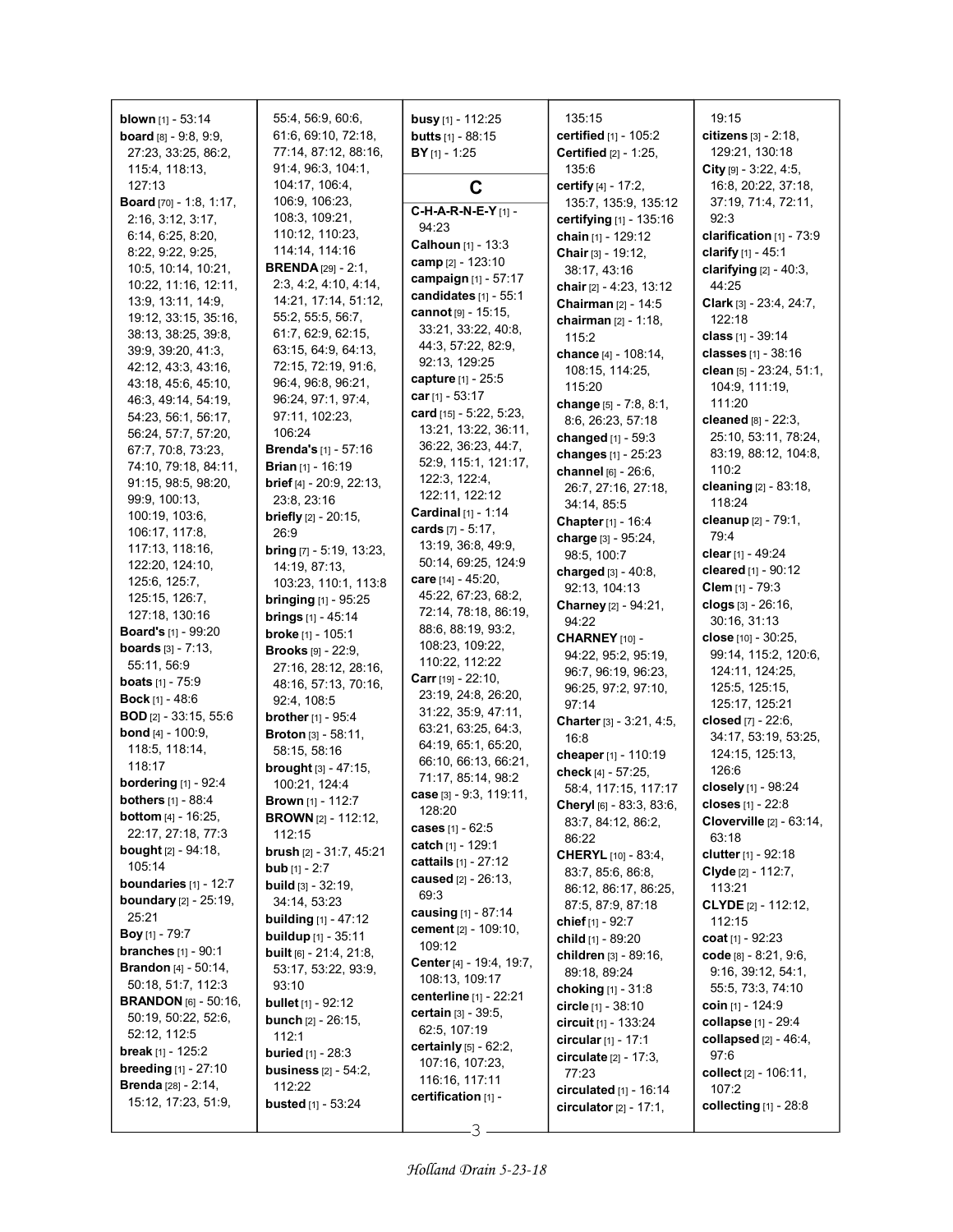**blown** [1] - 53:14
**board** [8] - 9:8, 9:9, 27:23, 33:25, 86:2, 115:4, 118:13, 127:13
**Board** [70] - 1:8, 1:17, 2:16, 3:12, 3:17, 6:14, 6:25, 8:20, 8:22, 9:22, 9:25, 10:5, 10:14, 10:21, 10:22, 11:16, 12:11, 13:9, 13:11, 14:9, 19:12, 33:15, 35:16, 38:13, 38:25, 39:8, 39:9, 39:20, 41:3, 42:12, 43:3, 43:16, 43:18, 45:6, 45:10, 46:3, 49:14, 54:19, 54:23, 56:1, 56:17, 56:24, 57:7, 57:20, 67:7, 70:8, 73:23, 74:10, 79:18, 84:11, 91:15, 98:5, 98:20, 99:9, 100:13, 100:19, 103:6, 106:17, 117:8, 117:13, 118:16, 122:20, 124:10, 125:6, 125:7, 125:15, 126:7, 127:18, 130:16
**Board's** [1] - 99:20
**boards** [3] - 7:13, 55:11, 56:9
**boats** [1] - 75:9
**Bock** [1] - 48:6
**BOD** [2] - 33:15, 55:6
**bond** [4] - 100:9, 118:5, 118:14, 118:17
**bordering** [1] - 92:4
**bothers** [1] - 88:4
**bottom** [4] - 16:25, 22:17, 27:18, 77:3
**bought** [2] - 94:18, 105:14
**boundaries** [1] - 12:7
**boundary** [2] - 25:19, 25:21
**Boy** [1] - 79:7
**branches** [1] - 90:1
**Brandon** [4] - 50:14, 50:18, 51:7, 112:3
**BRANDON** [6] - 50:16, 50:19, 50:22, 52:6, 52:12, 112:5
**break** [1] - 125:2
**breeding** [1] - 27:10
**Brenda** [28] - 2:14, 15:12, 17:23, 51:9, 55:4, 56:9, 60:6, 61:6, 69:10, 72:18, 77:14, 87:12, 88:16, 91:4, 96:3, 104:1, 104:17, 106:4, 106:9, 106:23, 108:3, 109:21, 110:12, 110:23, 114:14, 114:16
**BRENDA** [29] - 2:1, 2:3, 4:2, 4:10, 4:14, 14:21, 17:14, 51:12, 55:2, 55:5, 56:7, 61:7, 62:9, 62:15, 63:15, 64:9, 64:13, 72:15, 72:19, 91:6, 96:4, 96:8, 96:21, 96:24, 97:1, 97:4, 97:11, 102:23, 106:24
**Brenda's** [1] - 57:16
**Brian** [1] - 16:19
**brief** [4] - 20:9, 22:13, 23:8, 23:16
**briefly** [2] - 20:15, 26:9
**bring** [7] - 5:19, 13:23, 14:19, 87:13, 103:23, 110:1, 113:8
**bringing** [1] - 95:25
**brings** [1] - 45:14
**broke** [1] - 105:1
**Brooks** [9] - 22:9, 27:16, 28:12, 28:16, 48:16, 57:13, 70:16, 92:4, 108:5
**brother** [1] - 95:4
**Broton** [3] - 58:11, 58:15, 58:16
**brought** [3] - 47:15, 100:21, 124:4
**Brown** [1] - 112:7
**BROWN** [2] - 112:12, 112:15
**brush** [2] - 31:7, 45:21
**bub** [1] - 2:7
**build** [3] - 32:19, 34:14, 53:23
**building** [1] - 47:12
**buildup** [1] - 35:11
**built** [6] - 21:4, 21:8, 53:17, 53:22, 93:9, 93:10
**bullet** [1] - 92:12
**bunch** [2] - 26:15, 112:1
**buried** [1] - 28:3
**business** [2] - 54:2, 112:22
**busted** [1] - 53:24
**busy** [1] - 112:25
**butts** [1] - 88:15
**BY** [1] - 1:25

## C

**C-H-A-R-N-E-Y** [1] - 94:23
**Calhoun** [1] - 13:3
**camp** [2] - 123:10
**campaign** [1] - 57:17
**candidates** [1] - 55:1
**cannot** [9] - 15:15, 33:21, 33:22, 40:8, 44:3, 57:22, 82:9, 92:13, 129:25
**capture** [1] - 25:5
**car** [1] - 53:17
**card** [15] - 5:22, 5:23, 13:21, 13:22, 36:11, 36:22, 36:23, 44:7, 52:9, 115:1, 121:17, 122:3, 122:4, 122:11, 122:12
**Cardinal** [1] - 1:14
**cards** [7] - 5:17, 13:19, 36:8, 49:9, 50:14, 69:25, 124:9
**care** [14] - 45:20, 45:22, 67:23, 68:2, 72:14, 78:18, 86:19, 88:6, 88:19, 93:2, 108:23, 109:22, 110:22, 112:22
**Carr** [19] - 22:10, 23:19, 24:8, 26:20, 31:22, 35:9, 47:11, 63:21, 63:25, 64:3, 64:19, 65:1, 65:20, 66:10, 66:13, 66:21, 71:17, 85:14, 98:2
**case** [3] - 9:3, 119:11, 128:20
**cases** [1] - 62:5
**catch** [1] - 129:1
**cattails** [1] - 27:12
**caused** [2] - 26:13, 69:3
**causing** [1] - 87:14
**cement** [2] - 109:10, 109:12
**Center** [4] - 19:4, 19:7, 108:13, 109:17
**centerline** [1] - 22:21
**certain** [3] - 39:5, 62:5, 107:19
**certainly** [5] - 62:2, 107:16, 107:23, 116:16, 117:11
**certification** [1] - 135:15
**certified** [1] - 105:2
**Certified** [2] - 1:25, 135:6
**certify** [4] - 17:2, 135:7, 135:9, 135:12
**certifying** [1] - 135:16
**chain** [1] - 129:12
**Chair** [3] - 19:12, 38:17, 43:16
**chair** [2] - 4:23, 13:12
**Chairman** [2] - 14:5
**chairman** [2] - 1:18, 115:2
**chance** [4] - 108:14, 108:15, 114:25, 115:20
**change** [5] - 7:8, 8:1, 8:6, 26:23, 57:18
**changed** [1] - 59:3
**changes** [1] - 25:23
**channel** [6] - 26:6, 26:7, 27:16, 27:18, 34:14, 85:5
**Chapter** [1] - 16:4
**charge** [3] - 95:24, 98:5, 100:7
**charged** [3] - 40:8, 92:13, 104:13
**Charney** [2] - 94:21, 94:22
**CHARNEY** [10] - 94:22, 95:2, 95:19, 96:7, 96:19, 96:23, 96:25, 97:2, 97:10, 97:14
**Charter** [3] - 3:21, 4:5, 16:8
**cheaper** [1] - 110:19
**check** [4] - 57:25, 58:4, 117:15, 117:17
**Cheryl** [6] - 83:3, 83:6, 83:7, 84:12, 86:2, 86:22
**CHERYL** [10] - 83:4, 83:7, 85:6, 86:8, 86:12, 86:17, 86:25, 87:5, 87:9, 87:18
**chief** [1] - 92:7
**child** [1] - 89:20
**children** [3] - 89:16, 89:18, 89:24
**choking** [1] - 31:8
**circle** [1] - 38:10
**circuit** [1] - 133:24
**circular** [1] - 17:1
**circulate** [2] - 17:3, 77:23
**circulated** [1] - 16:14
**circulator** [2] - 17:1, 19:15
**citizens** [3] - 2:18, 129:21, 130:18
**City** [9] - 3:22, 4:5, 16:8, 20:22, 37:18, 37:19, 71:4, 72:11, 92:3
**clarification** [1] - 73:9
**clarify** [1] - 45:1
**clarifying** [2] - 40:3, 44:25
**Clark** [3] - 23:4, 24:7, 122:18
**class** [1] - 39:14
**classes** [1] - 38:16
**clean** [5] - 23:24, 51:1, 104:9, 111:19, 111:20
**cleaned** [8] - 22:3, 25:10, 53:11, 78:24, 83:19, 88:12, 104:8, 110:2
**cleaning** [2] - 83:18, 118:24
**cleanup** [2] - 79:1, 79:4
**clear** [1] - 49:24
**cleared** [1] - 90:12
**Clem** [1] - 79:3
**clogs** [3] - 26:16, 30:16, 31:13
**close** [10] - 30:25, 99:14, 115:2, 120:6, 124:11, 124:25, 125:5, 125:15, 125:17, 125:21
**closed** [7] - 22:6, 34:17, 53:19, 53:25, 124:15, 125:13, 126:6
**closely** [1] - 98:24
**closes** [1] - 22:8
**Cloverville** [2] - 63:14, 63:18
**clutter** [1] - 92:18
**Clyde** [2] - 112:7, 113:21
**CLYDE** [2] - 112:12, 112:15
**coat** [1] - 92:23
**code** [8] - 8:21, 9:6, 9:16, 39:12, 54:1, 55:5, 73:3, 74:10
**coin** [1] - 124:9
**collapse** [1] - 29:4
**collapsed** [2] - 46:4, 97:6
**collect** [2] - 106:11, 107:2
**collecting** [1] - 28:8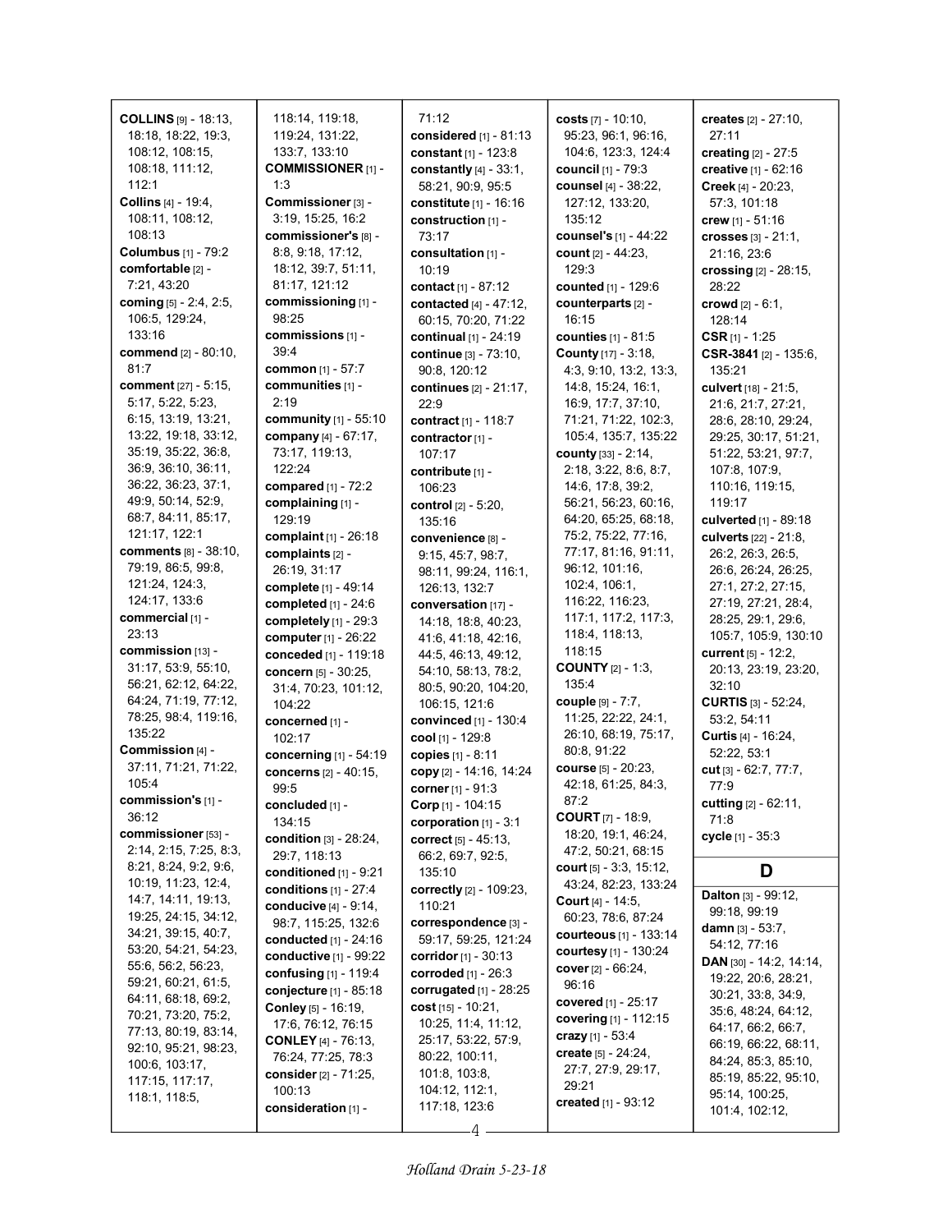**COLLINS** [9] - 18:13, 18:18, 18:22, 19:3, 108:12, 108:15, 108:18, 111:12, 112:1
**Collins** [4] - 19:4, 108:11, 108:12, 108:13
**Columbus** [1] - 79:2
**comfortable** [2] - 7:21, 43:20
**coming** [5] - 2:4, 2:5, 106:5, 129:24, 133:16
**commend** [2] - 80:10, 81:7
**comment** [27] - 5:15, 5:17, 5:22, 5:23, 6:15, 13:19, 13:21, 13:22, 19:18, 33:12, 35:19, 35:22, 36:8, 36:9, 36:10, 36:11, 36:22, 36:23, 37:1, 49:9, 50:14, 52:9, 68:7, 84:11, 85:17, 121:17, 122:1
**comments** [8] - 38:10, 79:19, 86:5, 99:8, 121:24, 124:3, 124:17, 133:6
**commercial** [1] - 23:13
**commission** [13] - 31:17, 53:9, 55:10, 56:21, 62:12, 64:22, 64:24, 71:19, 77:12, 78:25, 98:4, 119:16, 135:22
**Commission** [4] - 37:11, 71:21, 71:22, 105:4
**commission's** [1] - 36:12
**commissioner** [53] - 2:14, 2:15, 7:25, 8:3, 8:21, 8:24, 9:2, 9:6, 10:19, 11:23, 12:4, 14:7, 14:11, 19:13, 19:25, 24:15, 34:12, 34:21, 39:15, 40:7, 53:20, 54:21, 54:23, 55:6, 56:2, 56:23, 59:21, 60:21, 61:5, 64:11, 68:18, 69:2, 70:21, 73:20, 75:2, 77:13, 80:19, 83:14, 92:10, 95:21, 98:23, 100:6, 103:17, 117:15, 117:17, 118:1, 118:5, 118:14, 119:18, 119:24, 131:22, 133:7, 133:10
**COMMISSIONER** [1] - 1:3
**Commissioner** [3] - 3:19, 15:25, 16:2
**commissioner's** [8] - 8:8, 9:18, 17:12, 18:12, 39:7, 51:11, 81:17, 121:12
**commissioning** [1] - 98:25
**commissions** [1] - 39:4
**common** [1] - 57:7
**communities** [1] - 2:19
**community** [1] - 55:10
**company** [4] - 67:17, 73:17, 119:13, 122:24
**compared** [1] - 72:2
**complaining** [1] - 129:19
**complaint** [1] - 26:18
**complaints** [2] - 26:19, 31:17
**complete** [1] - 49:14
**completed** [1] - 24:6
**completely** [1] - 29:3
**computer** [1] - 26:22
**conceded** [1] - 119:18
**concern** [5] - 30:25, 31:4, 70:23, 101:12, 104:22
**concerned** [1] - 102:17
**concerning** [1] - 54:19
**concerns** [2] - 40:15, 99:5
**concluded** [1] - 134:15
**condition** [3] - 28:24, 29:7, 118:13
**conditioned** [1] - 9:21
**conditions** [1] - 27:4
**conducive** [4] - 9:14, 98:7, 115:25, 132:6
**conducted** [1] - 24:16
**conductive** [1] - 99:22
**confusing** [1] - 119:4
**conjecture** [1] - 85:18
**Conley** [5] - 16:19, 17:6, 76:12, 76:15
**CONLEY** [4] - 76:13, 76:24, 77:25, 78:3
**consider** [2] - 71:25, 100:13
**consideration** [1] - 71:12
**considered** [1] - 81:13
**constant** [1] - 123:8
**constantly** [4] - 33:1, 58:21, 90:9, 95:5
**constitute** [1] - 16:16
**construction** [1] - 73:17
**consultation** [1] - 10:19
**contact** [1] - 87:12
**contacted** [4] - 47:12, 60:15, 70:20, 71:22
**continual** [1] - 24:19
**continue** [3] - 73:10, 90:8, 120:12
**continues** [2] - 21:17, 22:9
**contract** [1] - 118:7
**contractor** [1] - 107:17
**contribute** [1] - 106:23
**control** [2] - 5:20, 135:16
**convenience** [8] - 9:15, 45:7, 98:7, 98:11, 99:24, 116:1, 126:13, 132:7
**conversation** [17] - 14:18, 18:8, 40:23, 41:6, 41:18, 42:16, 44:5, 46:13, 49:12, 54:10, 58:13, 78:2, 80:5, 90:20, 104:20, 106:15, 121:6
**convinced** [1] - 130:4
**cool** [1] - 129:8
**copies** [1] - 8:11
**copy** [2] - 14:16, 14:24
**corner** [1] - 91:3
**Corp** [1] - 104:15
**corporation** [1] - 3:1
**correct** [5] - 45:13, 66:2, 69:7, 92:5, 135:10
**correctly** [2] - 109:23, 110:21
**correspondence** [3] - 59:17, 59:25, 121:24
**corridor** [1] - 30:13
**corroded** [1] - 26:3
**corrugated** [1] - 28:25
**cost** [15] - 10:21, 10:25, 11:4, 11:12, 25:17, 53:22, 57:9, 80:22, 100:11, 101:8, 103:8, 104:12, 112:1, 117:18, 123:6
**costs** [7] - 10:10, 95:23, 96:1, 96:16, 104:6, 123:3, 124:4
**council** [1] - 79:3
**counsel** [4] - 38:22, 127:12, 133:20, 135:12
**counsel's** [1] - 44:22
**count** [2] - 44:23, 129:3
**counted** [1] - 129:6
**counterparts** [2] - 16:15
**counties** [1] - 81:5
**County** [17] - 3:18, 4:3, 9:10, 13:2, 13:3, 14:8, 15:24, 16:1, 16:9, 17:7, 37:10, 71:21, 71:22, 102:3, 105:4, 135:7, 135:22
**county** [33] - 2:14, 2:18, 3:22, 8:6, 8:7, 14:6, 17:8, 39:2, 56:21, 56:23, 60:16, 64:20, 65:25, 68:18, 75:2, 75:22, 77:16, 77:17, 81:16, 91:11, 96:12, 101:16, 102:4, 106:1, 116:22, 116:23, 117:1, 117:2, 117:3, 118:4, 118:13, 118:15
**COUNTY** [2] - 1:3, 135:4
**couple** [9] - 7:7, 11:25, 22:22, 24:1, 26:10, 68:19, 75:17, 80:8, 91:22
**course** [5] - 20:23, 42:18, 61:25, 84:3, 87:2
**COURT** [7] - 18:9, 18:20, 19:1, 46:24, 47:2, 50:21, 68:15
**court** [5] - 3:3, 15:12, 43:24, 82:23, 133:24
**Court** [4] - 14:5, 60:23, 78:6, 87:24
**courteous** [1] - 133:14
**courtesy** [1] - 130:24
**cover** [2] - 66:24, 96:16
**covered** [1] - 25:17
**covering** [1] - 112:15
**crazy** [1] - 53:4
**create** [5] - 24:24, 27:7, 27:9, 29:17, 29:21
**created** [1] - 93:12
**creates** [2] - 27:10, 27:11
**creating** [2] - 27:5
**creative** [1] - 62:16
**Creek** [4] - 20:23, 57:3, 101:18
**crew** [1] - 51:16
**crosses** [3] - 21:1, 21:16, 23:6
**crossing** [2] - 28:15, 28:22
**crowd** [2] - 6:1, 128:14
**CSR** [1] - 1:25
**CSR-3841** [2] - 135:6, 135:21
**culvert** [18] - 21:5, 21:6, 21:7, 27:21, 28:6, 28:10, 29:24, 29:25, 30:17, 51:21, 51:22, 53:21, 97:7, 107:8, 107:9, 110:16, 119:15, 119:17
**culverted** [1] - 89:18
**culverts** [22] - 21:8, 26:2, 26:3, 26:5, 26:6, 26:24, 26:25, 27:1, 27:2, 27:15, 27:19, 27:21, 28:4, 28:25, 29:1, 29:6, 105:7, 105:9, 130:10
**current** [5] - 12:2, 20:13, 23:19, 23:20, 32:10
**CURTIS** [3] - 52:24, 53:2, 54:11
**Curtis** [4] - 16:24, 52:22, 53:1
**cut** [3] - 62:7, 77:7, 77:9
**cutting** [2] - 62:11, 71:8
**cycle** [1] - 35:3

## D

**Dalton** [3] - 99:12, 99:18, 99:19
**damn** [3] - 53:7, 54:12, 77:16
**DAN** [30] - 14:2, 14:14, 19:22, 20:6, 28:21, 30:21, 33:8, 34:9, 35:6, 48:24, 64:12, 64:17, 66:2, 66:7, 66:19, 66:22, 68:11, 84:24, 85:3, 85:10, 85:19, 85:22, 95:10, 95:14, 100:25, 101:4, 102:12,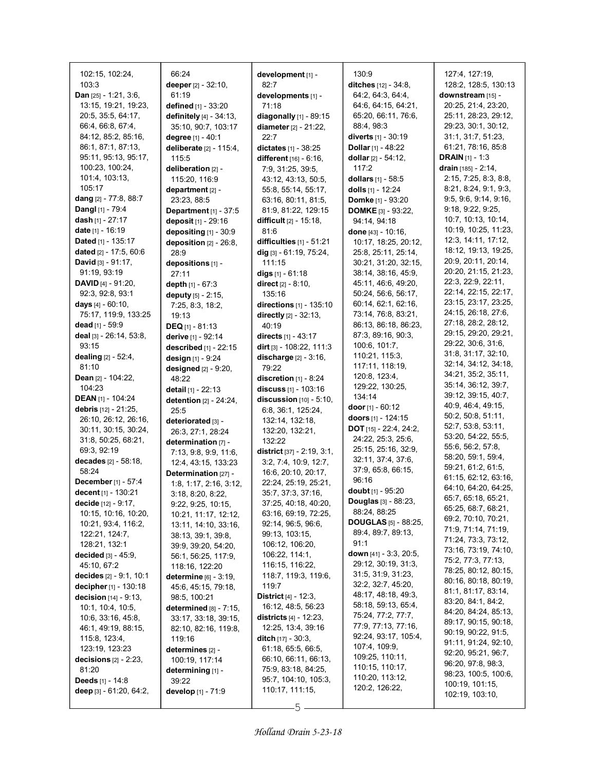102:15, 102:24, 103:3
**Dan** [25] - 1:21, 3:6, 13:15, 19:21, 19:23, 20:5, 35:5, 64:17, 66:4, 66:8, 67:4, 84:12, 85:2, 85:16, 86:1, 87:1, 87:13, 95:11, 95:13, 95:17, 100:23, 100:24, 101:4, 103:13, 105:17
**dang** [2] - 77:8, 88:7
**Dangl** [1] - 79:4
**dash** [1] - 27:17
**date** [1] - 16:19
**Dated** [1] - 135:17
**dated** [2] - 17:5, 60:6
**David** [3] - 91:17, 91:19, 93:19
**DAVID** [4] - 91:20, 92:3, 92:8, 93:1
**days** [4] - 60:10, 75:17, 119:9, 133:25
**dead** [1] - 59:9
**deal** [3] - 26:14, 53:8, 93:15
**dealing** [2] - 52:4, 81:10
**Dean** [2] - 104:22, 104:23
**DEAN** [1] - 104:24
**debris** [12] - 21:25, 26:10, 26:12, 26:16, 30:11, 30:15, 30:24, 31:8, 50:25, 68:21, 69:3, 92:19
**decades** [2] - 58:18, 58:24
**December** [1] - 57:4
**decent** [1] - 130:21
**decide** [12] - 9:17, 10:15, 10:16, 10:20, 10:21, 93:4, 116:2, 122:21, 124:7, 128:21, 132:1
**decided** [3] - 45:9, 45:10, 67:2
**decides** [2] - 9:1, 10:1
**decipher** [1] - 130:18
**decision** [14] - 9:13, 10:1, 10:4, 10:5, 10:6, 33:16, 45:8, 46:1, 49:19, 88:15, 115:8, 123:4, 123:19, 123:23
**decisions** [2] - 2:23, 81:20
**Deeds** [1] - 14:8
**deep** [3] - 61:20, 64:2, 66:24
**deeper** [2] - 32:10, 61:19
**defined** [1] - 33:20
**definitely** [4] - 34:13, 35:10, 90:7, 103:17
**degree** [1] - 40:1
**deliberate** [2] - 115:4, 115:5
**deliberation** [2] - 115:20, 116:9
**department** [2] - 23:23, 88:5
**Department** [1] - 37:5
**deposit** [1] - 29:16
**depositing** [1] - 30:9
**deposition** [2] - 26:8, 28:9
**depositions** [1] - 27:11
**depth** [1] - 67:3
**deputy** [5] - 2:15, 7:25, 8:3, 18:2, 19:13
**DEQ** [1] - 81:13
**derive** [1] - 92:14
**described** [1] - 22:15
**design** [1] - 9:24
**designed** [2] - 9:20, 48:22
**detail** [1] - 22:13
**detention** [2] - 24:24, 25:5
**deteriorated** [3] - 26:3, 27:1, 28:24
**determination** [7] - 7:13, 9:8, 9:9, 11:6, 12:4, 43:15, 133:23
**Determination** [27] - 1:8, 1:17, 2:16, 3:12, 3:18, 8:20, 8:22, 9:22, 9:25, 10:15, 10:21, 11:17, 12:12, 13:11, 14:10, 33:16, 38:13, 39:1, 39:8, 39:9, 39:20, 54:20, 56:1, 56:25, 117:9, 118:16, 122:20
**determine** [6] - 3:19, 45:6, 45:15, 79:18, 98:5, 100:21
**determined** [8] - 7:15, 33:17, 33:18, 39:15, 82:10, 82:16, 119:8, 119:16
**determines** [2] - 100:19, 117:14
**determining** [1] - 39:22
**develop** [1] - 71:9
**development** [1] - 82:7
**developments** [1] - 71:18
**diagonally** [1] - 89:15
**diameter** [2] - 21:22, 22:7
**dictates** [1] - 38:25
**different** [16] - 6:16, 7:9, 31:25, 39:5, 43:12, 43:13, 50:5, 55:8, 55:14, 55:17, 63:16, 80:11, 81:5, 81:9, 81:22, 129:15
**difficult** [2] - 15:18, 81:6
**difficulties** [1] - 51:21
**dig** [3] - 61:19, 75:24, 111:15
**digs** [1] - 61:18
**direct** [2] - 8:10, 135:16
**directions** [1] - 135:10
**directly** [2] - 32:13, 40:19
**directs** [1] - 43:17
**dirt** [3] - 108:22, 111:3
**discharge** [2] - 3:16, 79:22
**discretion** [1] - 8:24
**discuss** [1] - 103:16
**discussion** [10] - 5:10, 6:8, 36:1, 125:24, 132:14, 132:18, 132:20, 132:21, 132:22
**district** [37] - 2:19, 3:1, 3:2, 7:4, 10:9, 12:7, 16:6, 20:10, 20:17, 22:24, 25:19, 25:21, 35:7, 37:3, 37:16, 37:25, 40:18, 40:20, 63:16, 69:19, 72:25, 92:14, 96:5, 96:6, 99:13, 103:15, 106:12, 106:20, 106:22, 114:1, 116:15, 116:22, 118:7, 119:3, 119:6, 119:7
**District** [4] - 12:3, 16:12, 48:5, 56:23
**districts** [4] - 12:23, 12:25, 13:4, 39:16
**ditch** [17] - 30:3, 61:18, 65:5, 66:5, 66:10, 66:11, 66:13, 75:9, 83:18, 84:25, 95:7, 104:10, 105:3, 110:17, 111:15, 130:9
**ditches** [12] - 34:8, 64:2, 64:3, 64:4, 64:6, 64:15, 64:21, 65:20, 66:11, 76:6, 88:4, 98:3
**diverts** [1] - 30:19
**Dollar** [1] - 48:22
**dollar** [2] - 54:12, 117:2
**dollars** [1] - 58:5
**dolls** [1] - 12:24
**Domke** [1] - 93:20
**DOMKE** [3] - 93:22, 94:14, 94:18
**done** [43] - 10:16, 10:17, 18:25, 20:12, 25:8, 25:11, 25:14, 30:21, 31:20, 32:15, 38:14, 38:16, 45:9, 45:11, 46:6, 49:20, 50:24, 56:6, 56:17, 60:14, 62:1, 62:16, 73:14, 76:8, 83:21, 86:13, 86:18, 86:23, 87:3, 89:16, 90:3, 100:6, 101:7, 110:21, 115:3, 117:11, 118:19, 120:8, 123:4, 129:22, 130:25, 134:14
**door** [1] - 60:12
**doors** [1] - 124:15
**DOT** [15] - 22:4, 24:2, 24:22, 25:3, 25:6, 25:15, 25:16, 32:9, 32:11, 37:4, 37:6, 37:9, 65:8, 66:15, 96:16
**doubt** [1] - 95:20
**Douglas** [3] - 88:23, 88:24, 88:25
**DOUGLAS** [5] - 88:25, 89:4, 89:7, 89:13, 91:1
**down** [41] - 3:3, 20:5, 29:12, 30:19, 31:3, 31:5, 31:9, 31:23, 32:2, 32:7, 45:20, 48:17, 48:18, 49:3, 58:18, 59:13, 65:4, 75:24, 77:2, 77:7, 77:9, 77:13, 77:16, 92:24, 93:17, 105:4, 107:4, 109:9, 109:25, 110:11, 110:15, 110:17, 110:20, 113:12, 120:2, 126:22, 127:4, 127:19, 128:2, 128:5, 130:13
**downstream** [15] - 20:25, 21:4, 23:20, 25:11, 28:23, 29:12, 29:23, 30:1, 30:12, 31:1, 31:7, 51:23, 61:21, 78:16, 85:8
**DRAIN** [1] - 1:3
**drain** [185] - 2:14, 2:15, 7:25, 8:3, 8:8, 8:21, 8:24, 9:1, 9:3, 9:5, 9:6, 9:14, 9:16, 9:18, 9:22, 9:25, 10:7, 10:13, 10:14, 10:19, 10:25, 11:23, 12:3, 14:11, 17:12, 18:12, 19:13, 19:25, 20:9, 20:11, 20:14, 20:20, 21:15, 21:23, 22:3, 22:9, 22:11, 22:14, 22:15, 22:17, 23:15, 23:17, 23:25, 24:15, 26:18, 27:6, 27:18, 28:2, 28:12, 29:15, 29:20, 29:21, 29:22, 30:6, 31:6, 31:8, 31:17, 32:10, 32:14, 34:12, 34:18, 34:21, 35:2, 35:11, 35:14, 36:12, 39:7, 39:12, 39:15, 40:7, 40:9, 46:4, 49:15, 50:2, 50:8, 51:11, 52:7, 53:8, 53:11, 53:20, 54:22, 55:5, 55:6, 56:2, 57:8, 58:20, 59:1, 59:4, 59:21, 61:2, 61:5, 61:15, 62:13, 63:16, 64:10, 64:20, 64:25, 65:7, 65:18, 65:21, 65:25, 68:7, 68:21, 69:2, 70:10, 70:21, 71:9, 71:14, 71:19, 71:24, 73:3, 73:12, 73:16, 73:19, 74:10, 75:2, 77:3, 77:13, 78:25, 80:12, 80:15, 80:16, 80:18, 80:19, 81:1, 81:17, 83:14, 83:20, 84:1, 84:2, 84:20, 84:24, 85:13, 89:17, 90:15, 90:18, 90:19, 90:22, 91:5, 91:11, 91:24, 92:10, 92:20, 95:21, 96:7, 96:20, 97:8, 98:3, 98:23, 100:5, 100:6, 100:19, 101:15, 102:19, 103:10,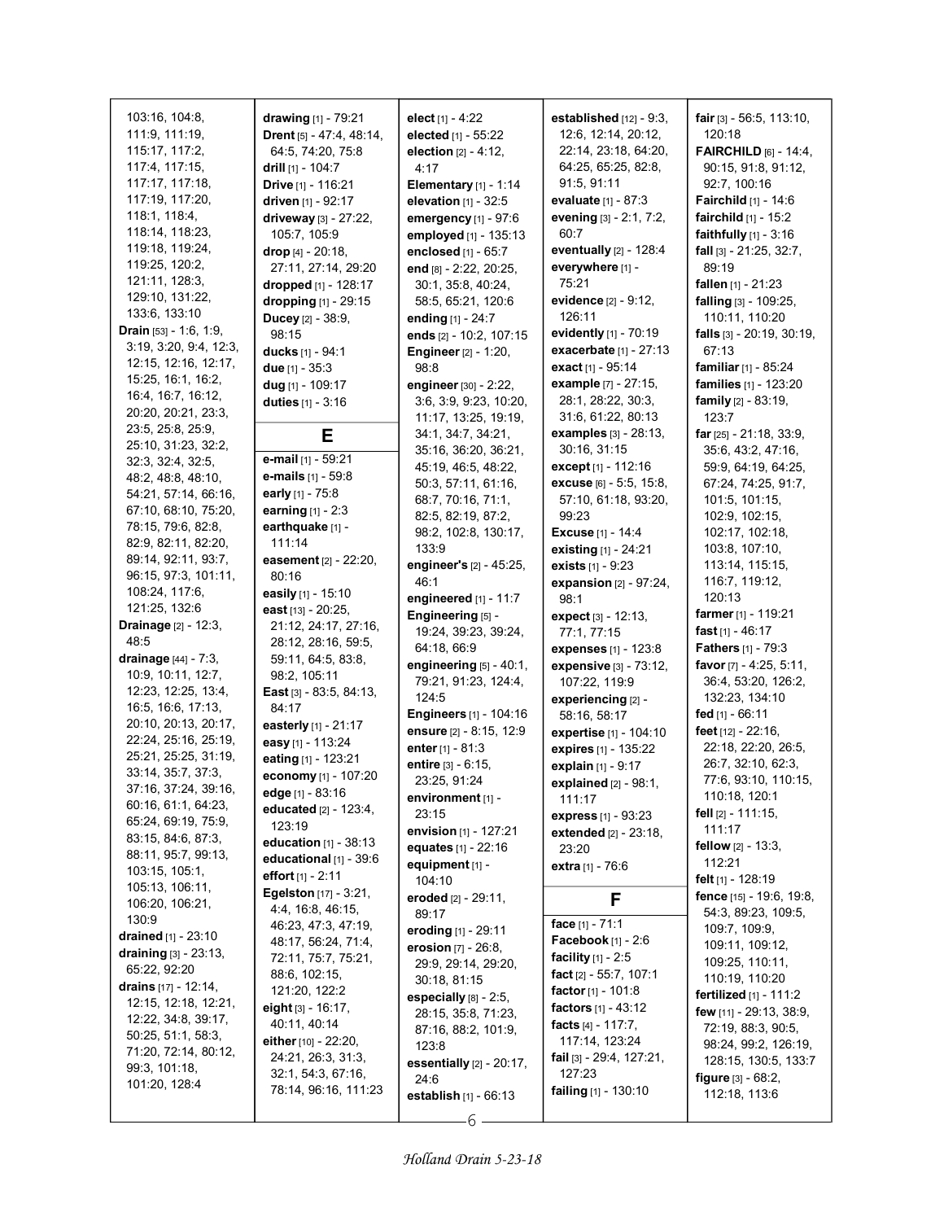103:16, 104:8, 111:9, 111:19, 115:17, 117:2, 117:4, 117:15, 117:17, 117:18, 117:19, 117:20, 118:1, 118:4, 118:14, 118:23, 119:18, 119:24, 119:25, 120:2, 121:11, 128:3, 129:10, 131:22, 133:6, 133:10

**Drain** [53] - 1:6, 1:9, 3:19, 3:20, 9:4, 12:3, 12:15, 12:16, 12:17, 15:25, 16:1, 16:2, 16:4, 16:7, 16:12, 20:20, 20:21, 23:3, 23:5, 25:8, 25:9, 25:10, 31:23, 32:2, 32:3, 32:4, 32:5, 48:2, 48:8, 48:10, 54:21, 57:14, 66:16, 67:10, 68:10, 75:20, 78:15, 79:6, 82:8, 82:9, 82:11, 82:20, 89:14, 92:11, 93:7, 96:15, 97:3, 101:11, 108:24, 117:6, 121:25, 132:6

**Drainage** [2] - 12:3, 48:5

**drainage** [44] - 7:3, 10:9, 10:11, 12:7, 12:23, 12:25, 13:4, 16:5, 16:6, 17:13, 20:10, 20:13, 20:17, 22:24, 25:16, 25:19, 25:21, 25:25, 31:19, 33:14, 35:7, 37:3, 37:16, 37:24, 39:16, 60:16, 61:1, 64:23, 65:24, 69:19, 75:9, 83:15, 84:6, 87:3, 88:11, 95:7, 99:13, 103:15, 105:1, 105:13, 106:11, 106:20, 106:21, 130:9

**drained** [1] - 23:10

**draining** [3] - 23:13, 65:22, 92:20

**drains** [17] - 12:14, 12:15, 12:18, 12:21, 12:22, 34:8, 39:17, 50:25, 51:1, 58:3, 71:20, 72:14, 80:12, 99:3, 101:18, 101:20, 128:4

**drawing** [1] - 79:21

**Drent** [5] - 47:4, 48:14, 64:5, 74:20, 75:8

**drill** [1] - 104:7

**Drive** [1] - 116:21

**driven** [1] - 92:17

**driveway** [3] - 27:22, 105:7, 105:9

**drop** [4] - 20:18, 27:11, 27:14, 29:20

**dropped** [1] - 128:17

**dropping** [1] - 29:15

**Ducey** [2] - 38:9, 98:15

**ducks** [1] - 94:1

**due** [1] - 35:3

**dug** [1] - 109:17

**duties** [1] - 3:16

## E

**e-mail** [1] - 59:21

**e-mails** [1] - 59:8

**early** [1] - 75:8

**earning** [1] - 2:3

**earthquake** [1] - 111:14

**easement** [2] - 22:20, 80:16

**easily** [1] - 15:10

**east** [13] - 20:25, 21:12, 24:17, 27:16, 28:12, 28:16, 59:5, 59:11, 64:5, 83:8, 98:2, 105:11

**East** [3] - 83:5, 84:13, 84:17

**easterly** [1] - 21:17

**easy** [1] - 113:24

**eating** [1] - 123:21

**economy** [1] - 107:20

**edge** [1] - 83:16

**educated** [2] - 123:4, 123:19

**education** [1] - 38:13

**educational** [1] - 39:6

**effort** [1] - 2:11

**Egelston** [17] - 3:21, 4:4, 16:8, 46:15, 46:23, 47:3, 47:19, 48:17, 56:24, 71:4, 72:11, 75:7, 75:21, 88:6, 102:15, 121:20, 122:2

**eight** [3] - 16:17, 40:11, 40:14

**either** [10] - 22:20, 24:21, 26:3, 31:3, 32:1, 54:3, 67:16, 78:14, 96:16, 111:23

**elect** [1] - 4:22

**elected** [1] - 55:22

**election** [2] - 4:12, 4:17

**Elementary** [1] - 1:14

**elevation** [1] - 32:5

**emergency** [1] - 97:6

**employed** [1] - 135:13

**enclosed** [1] - 65:7

**end** [8] - 2:22, 20:25, 30:1, 35:8, 40:24, 58:5, 65:21, 120:6

**ending** [1] - 24:7

**ends** [2] - 10:2, 107:15

**Engineer** [2] - 1:20, 98:8

**engineer** [30] - 2:22, 3:6, 3:9, 9:23, 10:20, 11:17, 13:25, 19:19, 34:1, 34:7, 34:21, 35:16, 36:20, 36:21, 45:19, 46:5, 48:22, 50:3, 57:11, 61:16, 68:7, 70:16, 71:1, 82:5, 82:19, 87:2, 98:2, 102:8, 130:17, 133:9

**engineer's** [2] - 45:25, 46:1

**engineered** [1] - 11:7

**Engineering** [5] - 19:24, 39:23, 39:24, 64:18, 66:9

**engineering** [5] - 40:1, 79:21, 91:23, 124:4, 124:5

**Engineers** [1] - 104:16

**ensure** [2] - 8:15, 12:9

**enter** [1] - 81:3

**entire** [3] - 6:15, 23:25, 91:24

**environment** [1] - 23:15

**envision** [1] - 127:21

**equates** [1] - 22:16

**equipment** [1] - 104:10

**eroded** [2] - 29:11, 89:17

**eroding** [1] - 29:11

**erosion** [7] - 26:8, 29:9, 29:14, 29:20, 30:18, 81:15

**especially** [8] - 2:5, 28:15, 35:8, 71:23, 87:16, 88:2, 101:9, 123:8

**essentially** [2] - 20:17, 24:6

**establish** [1] - 66:13

**established** [12] - 9:3, 12:6, 12:14, 20:12, 22:14, 23:18, 64:20, 64:25, 65:25, 82:8, 91:5, 91:11

**evaluate** [1] - 87:3

**evening** [3] - 2:1, 7:2, 60:7

**eventually** [2] - 128:4

**everywhere** [1] - 75:21

**evidence** [2] - 9:12, 126:11

**evidently** [1] - 70:19

**exacerbate** [1] - 27:13

**exact** [1] - 95:14

**example** [7] - 27:15, 28:1, 28:22, 30:3, 31:6, 61:22, 80:13

**examples** [3] - 28:13, 30:16, 31:15

**except** [1] - 112:16

**excuse** [6] - 5:5, 15:8, 57:10, 61:18, 93:20, 99:23

**Excuse** [1] - 14:4

**existing** [1] - 24:21

**exists** [1] - 9:23

**expansion** [2] - 97:24, 98:1

**expect** [3] - 12:13, 77:1, 77:15

**expenses** [1] - 123:8

**expensive** [3] - 73:12, 107:22, 119:9

**experiencing** [2] - 58:16, 58:17

**expertise** [1] - 104:10

**expires** [1] - 135:22

**explain** [1] - 9:17

**explained** [2] - 98:1, 111:17

**express** [1] - 93:23

**extended** [2] - 23:18, 23:20

**extra** [1] - 76:6

## F

**face** [1] - 71:1

**Facebook** [1] - 2:6

**facility** [1] - 2:5

**fact** [2] - 55:7, 107:1

**factor** [1] - 101:8

**factors** [1] - 43:12

**facts** [4] - 117:7, 117:14, 123:24

**fail** [3] - 29:4, 127:21, 127:23

**failing** [1] - 130:10

**fair** [3] - 56:5, 113:10, 120:18

**FAIRCHILD** [6] - 14:4, 90:15, 91:8, 91:12, 92:7, 100:16

**Fairchild** [1] - 14:6

**fairchild** [1] - 15:2

**faithfully** [1] - 3:16

**fall** [3] - 21:25, 32:7, 89:19

**fallen** [1] - 21:23

**falling** [3] - 109:25, 110:11, 110:20

**falls** [3] - 20:19, 30:19, 67:13

**familiar** [1] - 85:24

**families** [1] - 123:20

**family** [2] - 83:19, 123:7

**far** [25] - 21:18, 33:9, 35:6, 43:2, 47:16, 59:9, 64:19, 64:25, 67:24, 74:25, 91:7, 101:5, 101:15, 102:9, 102:15, 102:17, 102:18, 103:8, 107:10, 113:14, 115:15, 116:7, 119:12, 120:13

**farmer** [1] - 119:21

**fast** [1] - 46:17

**Fathers** [1] - 79:3

**favor** [7] - 4:25, 5:11, 36:4, 53:20, 126:2, 132:23, 134:10

**fed** [1] - 66:11

**feet** [12] - 22:16, 22:18, 22:20, 26:5, 26:7, 32:10, 62:3, 77:6, 93:10, 110:15, 110:18, 120:1

**fell** [2] - 111:15, 111:17

**fellow** [2] - 13:3, 112:21

**felt** [1] - 128:19

**fence** [15] - 19:6, 19:8, 54:3, 89:23, 109:5, 109:7, 109:9, 109:11, 109:12, 109:25, 110:11, 110:19, 110:20

**fertilized** [1] - 111:2

**few** [11] - 29:13, 38:9, 72:19, 88:3, 90:5, 98:24, 99:2, 126:19, 128:15, 130:5, 133:7

**figure** [3] - 68:2, 112:18, 113:6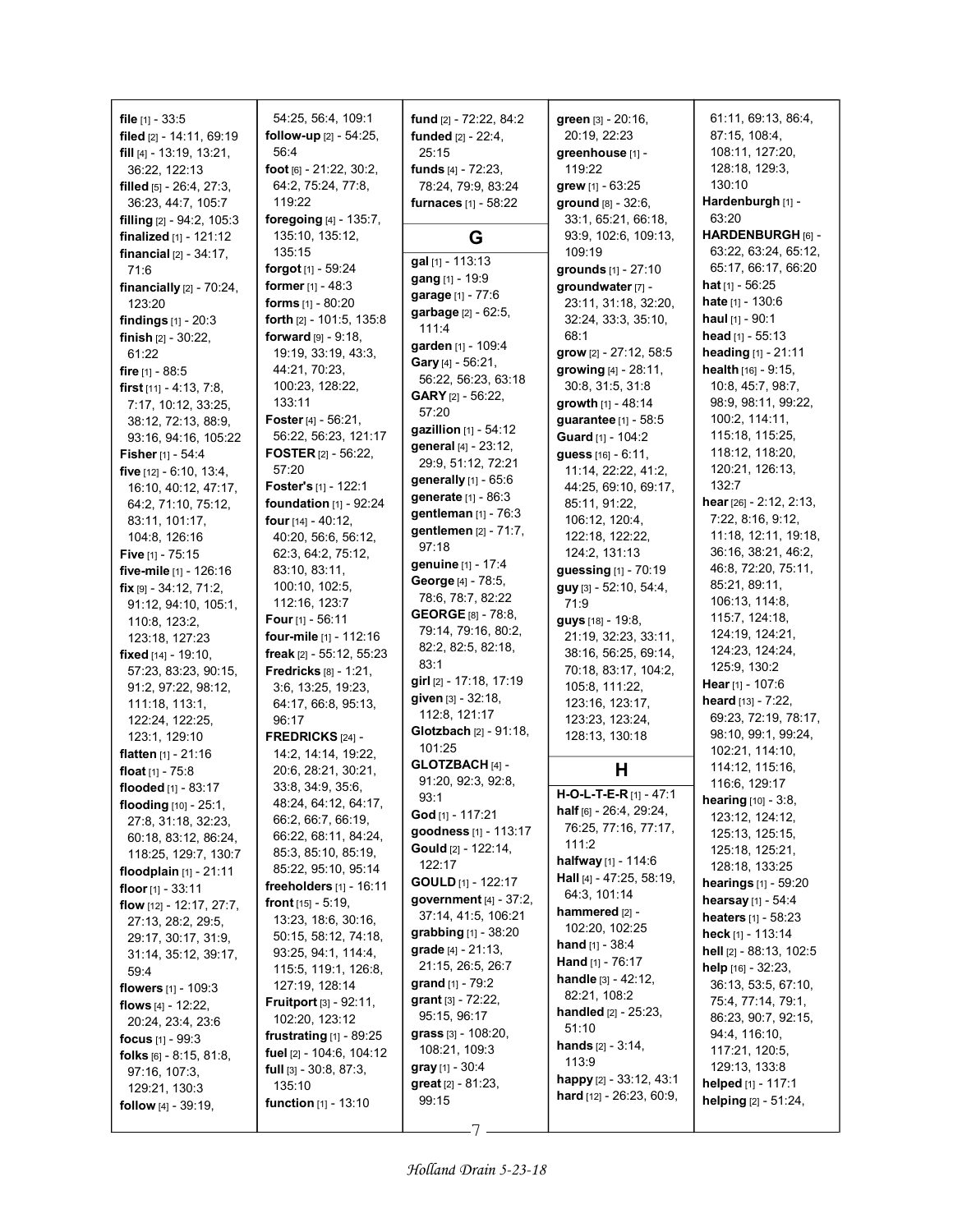**file** [1] - 33:5
**filed** [2] - 14:11, 69:19
**fill** [4] - 13:19, 13:21, 36:22, 122:13
**filled** [5] - 26:4, 27:3, 36:23, 44:7, 105:7
**filling** [2] - 94:2, 105:3
**finalized** [1] - 121:12
**financial** [2] - 34:17, 71:6
**financially** [2] - 70:24, 123:20
**findings** [1] - 20:3
**finish** [2] - 30:22, 61:22
**fire** [1] - 88:5
**first** [11] - 4:13, 7:8, 7:17, 10:12, 33:25, 38:12, 72:13, 88:9, 93:16, 94:16, 105:22
**Fisher** [1] - 54:4
**five** [12] - 6:10, 13:4, 16:10, 40:12, 47:17, 64:2, 71:10, 75:12, 83:11, 101:17, 104:8, 126:16
**Five** [1] - 75:15
**five-mile** [1] - 126:16
**fix** [9] - 34:12, 71:2, 91:12, 94:10, 105:1, 110:8, 123:2, 123:18, 127:23
**fixed** [14] - 19:10, 57:23, 83:23, 90:15, 91:2, 97:22, 98:12, 111:18, 113:1, 122:24, 122:25, 123:1, 129:10
**flatten** [1] - 21:16
**float** [1] - 75:8
**flooded** [1] - 83:17
**flooding** [10] - 25:1, 27:8, 31:18, 32:23, 60:18, 83:12, 86:24, 118:25, 129:7, 130:7
**floodplain** [1] - 21:11
**floor** [1] - 33:11
**flow** [12] - 12:17, 27:7, 27:13, 28:2, 29:5, 29:17, 30:17, 31:9, 31:14, 35:12, 39:17, 59:4
**flowers** [1] - 109:3
**flows** [4] - 12:22, 20:24, 23:4, 23:6
**focus** [1] - 99:3
**folks** [6] - 8:15, 81:8, 97:16, 107:3, 129:21, 130:3
**follow** [4] - 39:19, 54:25, 56:4, 109:1
**follow-up** [2] - 54:25, 56:4
**foot** [6] - 21:22, 30:2, 64:2, 75:24, 77:8, 119:22
**foregoing** [4] - 135:7, 135:10, 135:12, 135:15
**forgot** [1] - 59:24
**former** [1] - 48:3
**forms** [1] - 80:20
**forth** [2] - 101:5, 135:8
**forward** [9] - 9:18, 19:19, 33:19, 43:3, 44:21, 70:23, 100:23, 128:22, 133:11
**Foster** [4] - 56:21, 56:22, 56:23, 121:17
**FOSTER** [2] - 56:22, 57:20
**Foster's** [1] - 122:1
**foundation** [1] - 92:24
**four** [14] - 40:12, 40:20, 56:6, 56:12, 62:3, 64:2, 75:12, 83:10, 83:11, 100:10, 102:5, 112:16, 123:7
**Four** [1] - 56:11
**four-mile** [1] - 112:16
**freak** [2] - 55:12, 55:23
**Fredricks** [8] - 1:21, 3:6, 13:25, 19:23, 64:17, 66:8, 95:13, 96:17
**FREDRICKS** [24] - 14:2, 14:14, 19:22, 20:6, 28:21, 30:21, 33:8, 34:9, 35:6, 48:24, 64:12, 64:17, 66:2, 66:7, 66:19, 66:22, 68:11, 84:24, 85:3, 85:10, 85:19, 85:22, 95:10, 95:14
**freeholders** [1] - 16:11
**front** [15] - 5:19, 13:23, 18:6, 30:16, 50:15, 58:12, 74:18, 93:25, 94:1, 114:4, 115:5, 119:1, 126:8, 127:19, 128:14
**Fruitport** [3] - 92:11, 102:20, 123:12
**frustrating** [1] - 89:25
**fuel** [2] - 104:6, 104:12
**full** [3] - 30:8, 87:3, 135:10
**function** [1] - 13:10
**fund** [2] - 72:22, 84:2
**funded** [2] - 22:4, 25:15
**funds** [4] - 72:23, 78:24, 79:9, 83:24
**furnaces** [1] - 58:22

## G

**gal** [1] - 113:13
**gang** [1] - 19:9
**garage** [1] - 77:6
**garbage** [2] - 62:5, 111:4
**garden** [1] - 109:4
**Gary** [4] - 56:21, 56:22, 56:23, 63:18
**GARY** [2] - 56:22, 57:20
**gazillion** [1] - 54:12
**general** [4] - 23:12, 29:9, 51:12, 72:21
**generally** [1] - 65:6
**generate** [1] - 86:3
**gentleman** [1] - 76:3
**gentlemen** [2] - 71:7, 97:18
**genuine** [1] - 17:4
**George** [4] - 78:5, 78:6, 78:7, 82:22
**GEORGE** [8] - 78:8, 79:14, 79:16, 80:2, 82:2, 82:5, 82:18, 83:1
**girl** [2] - 17:18, 17:19
**given** [3] - 32:18, 112:8, 121:17
**Glotzbach** [2] - 91:18, 101:25
**GLOTZBACH** [4] - 91:20, 92:3, 92:8, 93:1
**God** [1] - 117:21
**goodness** [1] - 113:17
**Gould** [2] - 122:14, 122:17
**GOULD** [1] - 122:17
**government** [4] - 37:2, 37:14, 41:5, 106:21
**grabbing** [1] - 38:20
**grade** [4] - 21:13, 21:15, 26:5, 26:7
**grand** [1] - 79:2
**grant** [3] - 72:22, 95:15, 96:17
**grass** [3] - 108:20, 108:21, 109:3
**gray** [1] - 30:4
**great** [2] - 81:23, 99:15
**green** [3] - 20:16, 20:19, 22:23
**greenhouse** [1] - 119:22
**grew** [1] - 63:25
**ground** [8] - 32:6, 33:1, 65:21, 66:18, 93:9, 102:6, 109:13, 109:19
**grounds** [1] - 27:10
**groundwater** [7] - 23:11, 31:18, 32:20, 32:24, 33:3, 35:10, 68:1
**grow** [2] - 27:12, 58:5
**growing** [4] - 28:11, 30:8, 31:5, 31:8
**growth** [1] - 48:14
**guarantee** [1] - 58:5
**Guard** [1] - 104:2
**guess** [16] - 6:11, 11:14, 22:22, 41:2, 44:25, 69:10, 69:17, 85:11, 91:22, 106:12, 120:4, 122:18, 122:22, 124:2, 131:13
**guessing** [1] - 70:19
**guy** [3] - 52:10, 54:4, 71:9
**guys** [18] - 19:8, 21:19, 32:23, 33:11, 38:16, 56:25, 69:14, 70:18, 83:17, 104:2, 105:8, 111:22, 123:16, 123:17, 123:23, 123:24, 128:13, 130:18

## H

**H-O-L-T-E-R** [1] - 47:1
**half** [6] - 26:4, 29:24, 76:25, 77:16, 77:17, 111:2
**halfway** [1] - 114:6
**Hall** [4] - 47:25, 58:19, 64:3, 101:14
**hammered** [2] - 102:20, 102:25
**hand** [1] - 38:4
**Hand** [1] - 76:17
**handle** [3] - 42:12, 82:21, 108:2
**handled** [2] - 25:23, 51:10
**hands** [2] - 3:14, 113:9
**happy** [2] - 33:12, 43:1
**hard** [12] - 26:23, 60:9, 61:11, 69:13, 86:4, 87:15, 108:4, 108:11, 127:20, 128:18, 129:3, 130:10
**Hardenburgh** [1] - 63:20
**HARDENBURGH** [6] - 63:22, 63:24, 65:12, 65:17, 66:17, 66:20
**hat** [1] - 56:25
**hate** [1] - 130:6
**haul** [1] - 90:1
**head** [1] - 55:13
**heading** [1] - 21:11
**health** [16] - 9:15, 10:8, 45:7, 98:7, 98:9, 98:11, 99:22, 100:2, 114:11, 115:18, 115:25, 118:12, 118:20, 120:21, 126:13, 132:7
**hear** [26] - 2:12, 2:13, 7:22, 8:16, 9:12, 11:18, 12:11, 19:18, 36:16, 38:21, 46:2, 46:8, 72:20, 75:11, 85:21, 89:11, 106:13, 114:8, 115:7, 124:18, 124:19, 124:21, 124:23, 124:24, 125:9, 130:2
**Hear** [1] - 107:6
**heard** [13] - 7:22, 69:23, 72:19, 78:17, 98:10, 99:1, 99:24, 102:21, 114:10, 114:12, 115:16, 116:6, 129:17
**hearing** [10] - 3:8, 123:12, 124:12, 125:13, 125:15, 125:18, 125:21, 128:18, 133:25
**hearings** [1] - 59:20
**hearsay** [1] - 54:4
**heaters** [1] - 58:23
**heck** [1] - 113:14
**hell** [2] - 88:13, 102:5
**help** [16] - 32:23, 36:13, 53:5, 67:10, 75:4, 77:14, 79:1, 86:23, 90:7, 92:15, 94:4, 116:10, 117:21, 120:5, 129:13, 133:8
**helped** [1] - 117:1
**helping** [2] - 51:24,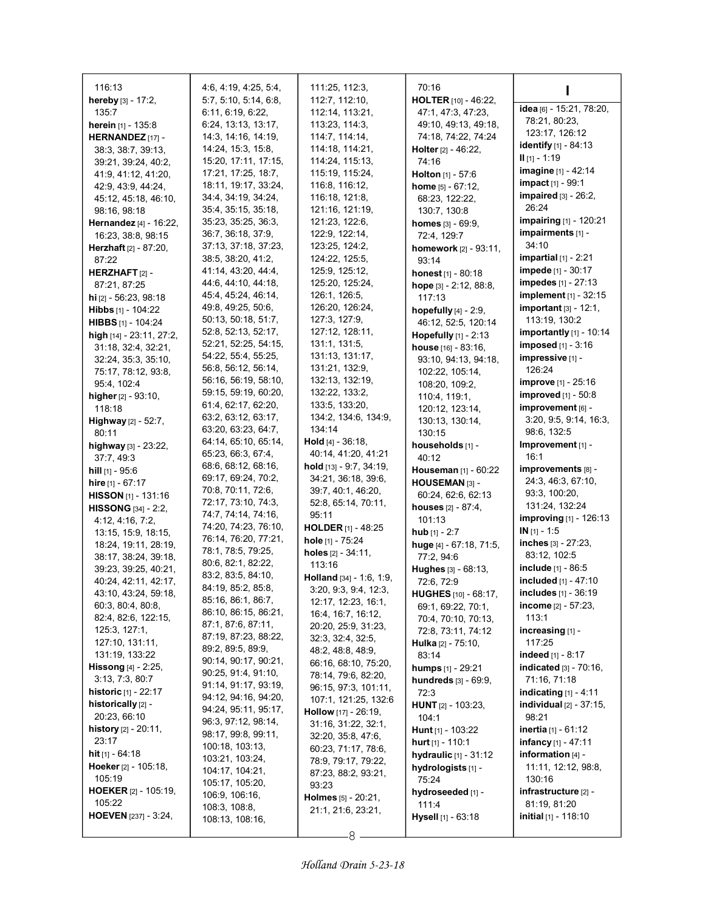116:13
**hereby** [3] - 17:2, 135:7
**herein** [1] - 135:8
**HERNANDEZ** [17] - 38:3, 38:7, 39:13, 39:21, 39:24, 40:2, 41:9, 41:12, 41:20, 42:9, 43:9, 44:24, 45:12, 45:18, 46:10, 98:16, 98:18
**Hernandez** [4] - 16:22, 16:23, 38:8, 98:15
**Herzhaft** [2] - 87:20, 87:22
**HERZHAFT** [2] - 87:21, 87:25
**hi** [2] - 56:23, 98:18
**Hibbs** [1] - 104:22
**HIBBS** [1] - 104:24
**high** [14] - 23:11, 27:2, 31:18, 32:4, 32:21, 32:24, 35:3, 35:10, 75:17, 78:12, 93:8, 95:4, 102:4
**higher** [2] - 93:10, 118:18
**Highway** [2] - 52:7, 80:11
**highway** [3] - 23:22, 37:7, 49:3
**hill** [1] - 95:6
**hire** [1] - 67:17
**HISSON** [1] - 131:16
**HISSONG** [34] - 2:2, 4:12, 4:16, 7:2, 13:15, 15:9, 18:15, 18:24, 19:11, 28:19, 38:17, 38:24, 39:18, 39:23, 39:25, 40:21, 40:24, 42:11, 42:17, 43:10, 43:24, 59:18, 60:3, 80:4, 80:8, 82:4, 82:6, 122:15, 125:3, 127:1, 127:10, 131:11, 131:19, 133:22
**Hissong** [4] - 2:25, 3:13, 7:3, 80:7
**historic** [1] - 22:17
**historically** [2] - 20:23, 66:10
**history** [2] - 20:11, 23:17
**hit** [1] - 64:18
**Hoeker** [2] - 105:18, 105:19
**HOEKER** [2] - 105:19, 105:22
**HOEVEN** [237] - 3:24, 4:6, 4:19, 4:25, 5:4, 5:7, 5:10, 5:14, 6:8, 6:11, 6:19, 6:22, 6:24, 13:13, 13:17, 14:3, 14:16, 14:19, 14:24, 15:3, 15:8, 15:20, 17:11, 17:15, 17:21, 17:25, 18:7, 18:11, 19:17, 33:24, 34:4, 34:19, 34:24, 35:4, 35:15, 35:18, 35:23, 35:25, 36:3, 36:7, 36:18, 37:9, 37:13, 37:18, 37:23, 38:5, 38:20, 41:7, 41:14, 43:20, 44:4, 44:6, 44:10, 44:18, 45:4, 45:24, 46:14, 49:8, 49:25, 50:6, 50:13, 50:18, 51:7, 52:8, 52:13, 52:17, 52:21, 52:25, 54:15, 54:22, 55:4, 55:25, 56:8, 56:12, 56:14, 56:16, 56:19, 58:10, 59:15, 59:19, 60:20, 61:4, 62:17, 62:20, 63:2, 63:12, 63:17, 63:20, 63:23, 64:7, 64:14, 65:10, 65:14, 65:23, 66:3, 67:4, 68:6, 68:12, 68:16, 69:17, 69:24, 70:2, 70:8, 70:11, 72:6, 72:17, 73:10, 74:3, 74:7, 74:14, 74:16, 74:20, 74:23, 76:10, 76:14, 76:20, 77:21, 78:1, 78:5, 79:25, 80:6, 82:1, 82:22, 83:2, 83:5, 84:10, 84:19, 85:2, 85:8, 85:16, 86:1, 86:7, 86:10, 86:15, 86:21, 87:1, 87:6, 87:11, 87:19, 87:23, 88:22, 89:2, 89:5, 89:9, 90:14, 90:17, 90:21, 90:25, 91:4, 91:10, 91:14, 91:17, 93:19, 94:12, 94:16, 94:20, 94:24, 95:11, 95:17, 96:3, 97:12, 98:14, 98:17, 99:8, 99:11, 100:18, 103:13, 103:21, 103:24, 104:17, 104:21, 105:17, 105:20, 106:9, 106:16, 108:3, 108:8, 108:13, 108:16, 111:25, 112:3, 112:7, 112:10, 112:14, 113:21, 113:23, 114:3, 114:7, 114:14, 114:18, 114:21, 114:24, 115:13, 115:19, 115:24, 116:8, 116:12, 116:18, 121:8, 121:16, 121:19, 121:23, 122:6, 122:9, 122:14, 123:25, 124:2, 124:22, 125:5, 125:9, 125:12, 125:20, 125:24, 126:1, 126:5, 126:20, 126:24, 127:3, 127:9, 127:12, 128:11, 131:1, 131:5, 131:13, 131:17, 131:21, 132:9, 132:13, 132:19, 132:22, 133:2, 133:5, 133:20, 134:2, 134:6, 134:9, 134:14
**Hold** [4] - 36:18, 40:14, 41:20, 41:21
**hold** [13] - 9:7, 34:19, 34:21, 36:18, 39:6, 39:7, 40:1, 46:20, 52:8, 65:14, 70:11, 95:11
**HOLDER** [1] - 48:25
**hole** [1] - 75:24
**holes** [2] - 34:11, 113:16
**Holland** [34] - 1:6, 1:9, 3:20, 9:3, 9:4, 12:3, 12:17, 12:23, 16:1, 16:4, 16:7, 16:12, 20:20, 25:9, 31:23, 32:3, 32:4, 32:5, 48:2, 48:8, 48:9, 66:16, 68:10, 75:20, 78:14, 79:6, 82:20, 96:15, 97:3, 101:11, 107:1, 121:25, 132:6
**Hollow** [17] - 26:19, 31:16, 31:22, 32:1, 32:20, 35:8, 47:6, 60:23, 71:17, 78:6, 78:9, 79:17, 79:22, 87:23, 88:2, 93:21, 93:23
**Holmes** [5] - 20:21, 21:1, 21:6, 23:21, 70:16
**HOLTER** [10] - 46:22, 47:1, 47:3, 47:23, 49:10, 49:13, 49:18, 74:18, 74:22, 74:24
**Holter** [2] - 46:22, 74:16
**Holton** [1] - 57:6
**home** [5] - 67:12, 68:23, 122:22, 130:7, 130:8
**homes** [3] - 69:9, 72:4, 129:7
**homework** [2] - 93:11, 93:14
**honest** [1] - 80:18
**hope** [3] - 2:12, 88:8, 117:13
**hopefully** [4] - 2:9, 46:12, 52:5, 120:14
**Hopefully** [1] - 2:13
**house** [16] - 83:16, 93:10, 94:13, 94:18, 102:22, 105:14, 108:20, 109:2, 110:4, 119:1, 120:12, 123:14, 130:13, 130:14, 130:15
**households** [1] - 40:12
**Houseman** [1] - 60:22
**HOUSEMAN** [3] - 60:24, 62:6, 62:13
**houses** [2] - 87:4, 101:13
**hub** [1] - 2:7
**huge** [4] - 67:18, 71:5, 77:2, 94:6
**Hughes** [3] - 68:13, 72:6, 72:9
**HUGHES** [10] - 68:17, 69:1, 69:22, 70:1, 70:4, 70:10, 70:13, 72:8, 73:11, 74:12
**Hulka** [2] - 75:10, 83:14
**humps** [1] - 29:21
**hundreds** [3] - 69:9, 72:3
**HUNT** [2] - 103:23, 104:1
**Hunt** [1] - 103:22
**hurt** [1] - 110:1
**hydraulic** [1] - 31:12
**hydrologists** [1] - 75:24
**hydroseeded** [1] - 111:4
**Hysell** [1] - 63:18

# I

**idea** [6] - 15:21, 78:20, 78:21, 80:23, 123:17, 126:12
**identify** [1] - 84:13
**II** [1] - 1:19
**imagine** [1] - 42:14
**impact** [1] - 99:1
**impaired** [3] - 26:2, 26:24
**impairing** [1] - 120:21
**impairments** [1] - 34:10
**impartial** [1] - 2:21
**impede** [1] - 30:17
**impedes** [1] - 27:13
**implement** [1] - 32:15
**important** [3] - 12:1, 113:19, 130:2
**importantly** [1] - 10:14
**imposed** [1] - 3:16
**impressive** [1] - 126:24
**improve** [1] - 25:16
**improved** [1] - 50:8
**improvement** [6] - 3:20, 9:5, 9:14, 16:3, 98:6, 132:5
**Improvement** [1] - 16:1
**improvements** [8] - 24:3, 46:3, 67:10, 93:3, 100:20, 131:24, 132:24
**improving** [1] - 126:13
**IN** [1] - 1:5
**inches** [3] - 27:23, 83:12, 102:5
**include** [1] - 86:5
**included** [1] - 47:10
**includes** [1] - 36:19
**income** [2] - 57:23, 113:1
**increasing** [1] - 117:25
**indeed** [1] - 8:17
**indicated** [3] - 70:16, 71:16, 71:18
**indicating** [1] - 4:11
**individual** [2] - 37:15, 98:21
**inertia** [1] - 61:12
**infancy** [1] - 47:11
**information** [4] - 11:11, 12:12, 98:8, 130:16
**infrastructure** [2] - 81:19, 81:20
**initial** [1] - 118:10

*Holland Drain 5-23-18*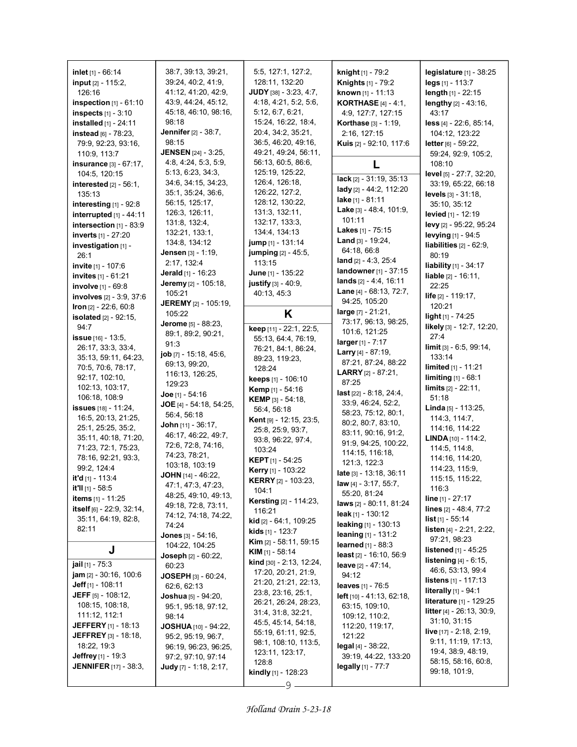**inlet** [1] - 66:14
**input** [2] - 115:2, 126:16
**inspection** [1] - 61:10
**inspects** [1] - 3:10
**installed** [1] - 24:11
**instead** [6] - 78:23, 79:9, 92:23, 93:16, 110:9, 113:7
**insurance** [3] - 67:17, 104:5, 120:15
**interested** [2] - 56:1, 135:13
**interesting** [1] - 92:8
**interrupted** [1] - 44:11
**intersection** [1] - 83:9
**inverts** [1] - 27:20
**investigation** [1] - 26:1
**invite** [1] - 107:6
**invites** [1] - 61:21
**involve** [1] - 69:8
**involves** [2] - 3:9, 37:6
**Iron** [2] - 22:6, 60:8
**isolated** [2] - 92:15, 94:7
**issue** [16] - 13:5, 26:17, 33:3, 33:4, 35:13, 59:11, 64:23, 70:5, 70:6, 78:17, 92:17, 102:10, 102:13, 103:17, 106:18, 108:9
**issues** [18] - 11:24, 16:5, 20:13, 21:25, 25:1, 25:25, 35:2, 35:11, 40:18, 71:20, 71:23, 72:1, 75:23, 78:16, 92:21, 93:3, 99:2, 124:4
**it'd** [1] - 113:4
**it'll** [1] - 58:5
**items** [1] - 11:25
**itself** [6] - 22:9, 32:14, 35:11, 64:19, 82:8, 82:11

## J

**jail** [1] - 75:3
**jam** [2] - 30:16, 100:6
**Jeff** [1] - 108:11
**JEFF** [5] - 108:12, 108:15, 108:18, 111:12, 112:1
**JEFFERY** [1] - 18:13
**JEFFREY** [3] - 18:18, 18:22, 19:3
**Jeffrey** [1] - 19:3
**JENNIFER** [17] - 38:3, 38:7, 39:13, 39:21, 39:24, 40:2, 41:9, 41:12, 41:20, 42:9, 43:9, 44:24, 45:12, 45:18, 46:10, 98:16, 98:18
**Jennifer** [2] - 38:7, 98:15
**JENSEN** [24] - 3:25, 4:8, 4:24, 5:3, 5:9, 5:13, 6:23, 34:3, 34:6, 34:15, 34:23, 35:1, 35:24, 36:6, 56:15, 125:17, 126:3, 126:11, 131:8, 132:4, 132:21, 133:1, 134:8, 134:12
**Jensen** [3] - 1:19, 2:17, 132:4
**Jerald** [1] - 16:23
**Jeremy** [2] - 105:18, 105:21
**JEREMY** [2] - 105:19, 105:22
**Jerome** [5] - 88:23, 89:1, 89:2, 90:21, 91:3
**job** [7] - 15:18, 45:6, 69:13, 99:20, 116:13, 126:25, 129:23
**Joe** [1] - 54:16
**JOE** [4] - 54:18, 54:25, 56:4, 56:18
**John** [11] - 36:17, 46:17, 46:22, 49:7, 72:6, 72:8, 74:16, 74:23, 78:21, 103:18, 103:19
**JOHN** [14] - 46:22, 47:1, 47:3, 47:23, 48:25, 49:10, 49:13, 49:18, 72:8, 73:11, 74:12, 74:18, 74:22, 74:24
**Jones** [3] - 54:16, 104:22, 104:25
**Joseph** [2] - 60:22, 60:23
**JOSEPH** [3] - 60:24, 62:6, 62:13
**Joshua** [5] - 94:20, 95:1, 95:18, 97:12, 98:14
**JOSHUA** [10] - 94:22, 95:2, 95:19, 96:7, 96:19, 96:23, 96:25, 97:2, 97:10, 97:14
**Judy** [7] - 1:18, 2:17, 5:5, 127:1, 127:2, 128:11, 132:20
**JUDY** [38] - 3:23, 4:7, 4:18, 4:21, 5:2, 5:6, 5:12, 6:7, 6:21, 15:24, 16:22, 18:4, 20:4, 34:2, 35:21, 36:5, 46:20, 49:16, 49:21, 49:24, 56:11, 56:13, 60:5, 86:6, 125:19, 125:22, 126:4, 126:18, 126:22, 127:2, 128:12, 130:22, 131:3, 132:11, 132:17, 133:3, 134:4, 134:13
**jump** [1] - 131:14
**jumping** [2] - 45:5, 113:15
**June** [1] - 135:22
**justify** [3] - 40:9, 40:13, 45:3

## K

**keep** [11] - 22:1, 22:5, 55:13, 64:4, 76:19, 76:21, 84:1, 86:24, 89:23, 119:23, 128:24
**keeps** [1] - 106:10
**Kemp** [1] - 54:16
**KEMP** [3] - 54:18, 56:4, 56:18
**Kent** [9] - 12:15, 23:5, 25:8, 25:9, 93:7, 93:8, 96:22, 97:4, 103:24
**KEPT** [1] - 54:25
**Kerry** [1] - 103:22
**KERRY** [2] - 103:23, 104:1
**Kersting** [2] - 114:23, 116:21
**kid** [2] - 64:1, 109:25
**kids** [1] - 123:7
**Kim** [2] - 58:11, 59:15
**KIM** [1] - 58:14
**kind** [30] - 2:13, 12:24, 17:20, 20:21, 21:9, 21:20, 21:21, 22:13, 23:8, 23:16, 25:1, 26:21, 26:24, 28:23, 31:4, 31:8, 32:21, 45:5, 45:14, 54:18, 55:19, 61:11, 92:5, 98:1, 108:10, 113:5, 123:11, 123:17, 128:8
**kindly** [1] - 128:23
**knight** [1] - 79:2
**Knights** [1] - 79:2
**known** [1] - 11:13
**KORTHASE** [4] - 4:1, 4:9, 127:7, 127:15
**Korthase** [3] - 1:19, 2:16, 127:15
**Kuis** [2] - 92:10, 117:6

## L

**lack** [2] - 31:19, 35:13
**lady** [2] - 44:2, 112:20
**lake** [1] - 81:11
**Lake** [3] - 48:4, 101:9, 101:11
**Lakes** [1] - 75:15
**Land** [3] - 19:24, 64:18, 66:8
**land** [2] - 4:3, 25:4
**landowner** [1] - 37:15
**lands** [2] - 4:4, 16:11
**Lane** [4] - 68:13, 72:7, 94:25, 105:20
**large** [7] - 21:21, 73:17, 96:13, 98:25, 101:6, 121:25
**larger** [1] - 7:17
**Larry** [4] - 87:19, 87:21, 87:24, 88:22
**LARRY** [2] - 87:21, 87:25
**last** [22] - 8:18, 24:4, 33:9, 46:24, 52:2, 58:23, 75:12, 80:1, 80:2, 80:7, 83:10, 83:11, 90:16, 91:2, 91:9, 94:25, 100:22, 114:15, 116:18, 121:3, 122:3
**late** [3] - 13:18, 36:11
**law** [4] - 3:17, 55:7, 55:20, 81:24
**laws** [2] - 80:11, 81:24
**leak** [1] - 130:12
**leaking** [1] - 130:13
**leaning** [1] - 131:2
**learned** [1] - 88:3
**least** [2] - 16:10, 56:9
**leave** [2] - 47:14, 94:12
**leaves** [1] - 76:5
**left** [10] - 41:13, 62:18, 63:15, 109:10, 109:12, 110:2, 112:20, 119:17, 121:22
**legal** [4] - 38:22, 39:19, 44:22, 133:20
**legally** [1] - 77:7
**legislature** [1] - 38:25
**legs** [1] - 113:7
**length** [1] - 22:15
**lengthy** [2] - 43:16, 43:17
**less** [4] - 22:6, 85:14, 104:12, 123:22
**letter** [6] - 59:22, 59:24, 92:9, 105:2, 108:10
**level** [5] - 27:7, 32:20, 33:19, 65:22, 66:18
**levels** [3] - 31:18, 35:10, 35:12
**levied** [1] - 12:19
**levy** [2] - 95:22, 95:24
**levying** [1] - 94:5
**liabilities** [2] - 62:9, 80:19
**liability** [1] - 34:17
**liable** [2] - 16:11, 22:25
**life** [2] - 119:17, 120:21
**light** [1] - 74:25
**likely** [3] - 12:7, 12:20, 27:4
**limit** [3] - 6:5, 99:14, 133:14
**limited** [1] - 11:21
**limiting** [1] - 68:1
**limits** [2] - 22:11, 51:18
**Linda** [5] - 113:25, 114:3, 114:7, 114:16, 114:22
**LINDA** [10] - 114:2, 114:5, 114:8, 114:16, 114:20, 114:23, 115:9, 115:15, 115:22, 116:3
**line** [1] - 27:17
**lines** [2] - 48:4, 77:2
**list** [1] - 55:14
**listen** [4] - 2:21, 2:22, 97:21, 98:23
**listened** [1] - 45:25
**listening** [4] - 6:15, 46:6, 53:13, 99:4
**listens** [1] - 117:13
**literally** [1] - 94:1
**literature** [1] - 129:25
**litter** [4] - 26:13, 30:9, 31:10, 31:15
**live** [17] - 2:18, 2:19, 9:11, 11:19, 17:13, 19:4, 38:9, 48:19, 58:15, 58:16, 60:8, 99:18, 101:9,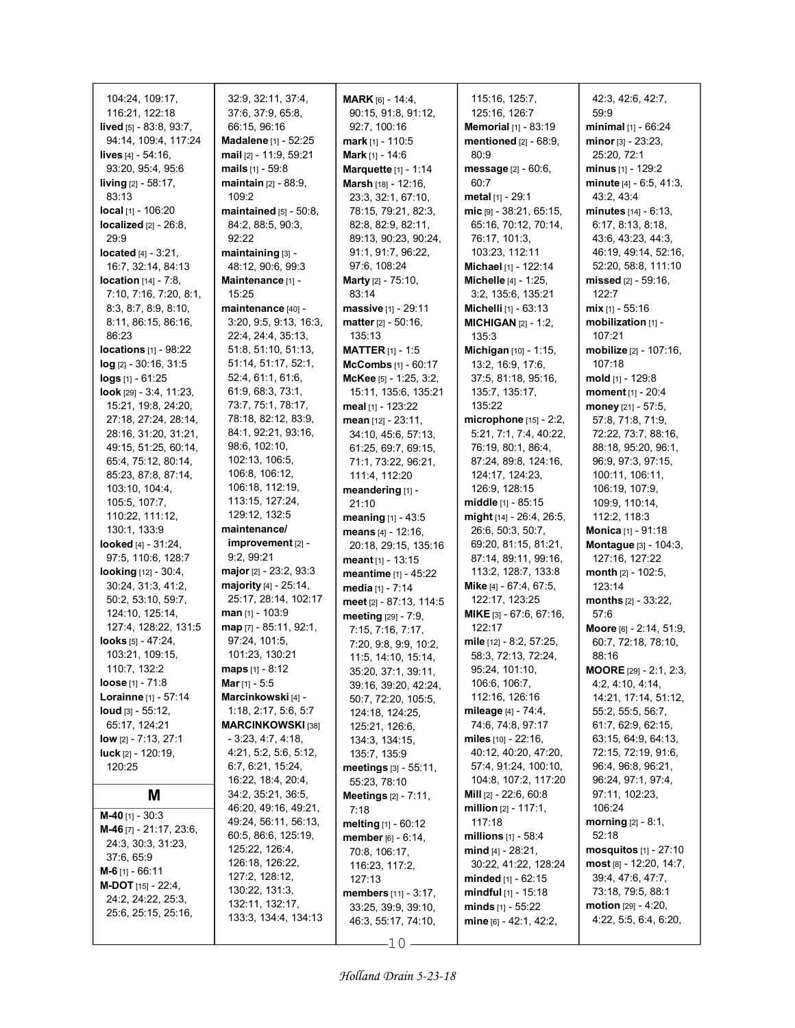104:24, 109:17, 116:21, 122:18
**lived** [5] - 83:8, 93:7, 94:14, 109:4, 117:24
**lives** [4] - 54:16, 93:20, 95:4, 95:6
**living** [2] - 58:17, 83:13
**local** [1] - 106:20
**localized** [2] - 26:8, 29:9
**located** [4] - 3:21, 16:7, 32:14, 84:13
**location** [14] - 7:8, 7:10, 7:16, 7:20, 8:1, 8:3, 8:7, 8:9, 8:10, 8:11, 86:15, 86:16, 86:23
**locations** [1] - 98:22
**log** [2] - 30:16, 31:5
**logs** [1] - 61:25
**look** [29] - 3:4, 11:23, 15:21, 19:8, 24:20, 27:18, 27:24, 28:14, 28:16, 31:20, 31:21, 49:15, 51:25, 60:14, 65:4, 75:12, 80:14, 85:23, 87:8, 87:14, 103:10, 104:4, 105:5, 107:7, 110:22, 111:12, 130:1, 133:9
**looked** [4] - 31:24, 97:5, 110:6, 128:7
**looking** [12] - 30:4, 30:24, 31:3, 41:2, 50:2, 53:10, 59:7, 124:10, 125:14, 127:4, 128:22, 131:5
**looks** [5] - 47:24, 103:21, 109:15, 110:7, 132:2
**loose** [1] - 71:8
**Lorainne** [1] - 57:14
**loud** [3] - 55:12, 65:17, 124:21
**low** [2] - 7:13, 27:1
**luck** [2] - 120:19, 120:25

## M

**M-40** [1] - 30:3
**M-46** [7] - 21:17, 23:6, 24:3, 30:3, 31:23, 37:6, 65:9
**M-6** [1] - 66:11
**M-DOT** [15] - 22:4, 24:2, 24:22, 25:3, 25:6, 25:15, 25:16, 32:9, 32:11, 37:4, 37:6, 37:9, 65:8, 66:15, 96:16
**Madalene** [1] - 52:25
**mail** [2] - 11:9, 59:21
**mails** [1] - 59:8
**maintain** [2] - 88:9, 109:2
**maintained** [5] - 50:8, 84:2, 88:5, 90:3, 92:22
**maintaining** [3] - 48:12, 90:6, 99:3
**Maintenance** [1] - 15:25
**maintenance** [40] - 3:20, 9:5, 9:13, 16:3, 22:4, 24:4, 35:13, 51:8, 51:10, 51:13, 51:14, 51:17, 52:1, 52:4, 61:1, 61:6, 61:9, 68:3, 73:1, 73:7, 75:1, 78:17, 78:18, 82:12, 83:9, 84:1, 92:21, 93:16, 98:6, 102:10, 102:13, 106:5, 106:8, 106:12, 106:18, 112:19, 113:15, 127:24, 129:12, 132:5
**maintenance/ improvement** [2] - 9:2, 99:21
**major** [2] - 23:2, 93:3
**majority** [4] - 25:14, 25:17, 28:14, 102:17
**man** [1] - 103:9
**map** [7] - 85:11, 92:1, 97:24, 101:5, 101:23, 130:21
**maps** [1] - 8:12
**Mar** [1] - 5:5
**Marcinkowski** [4] - 1:18, 2:17, 5:6, 5:7
**MARCINKOWSKI** [38] - 3:23, 4:7, 4:18, 4:21, 5:2, 5:6, 5:12, 6:7, 6:21, 15:24, 16:22, 18:4, 20:4, 34:2, 35:21, 36:5, 46:20, 49:16, 49:21, 49:24, 56:11, 56:13, 60:5, 86:6, 125:19, 125:22, 126:4, 126:18, 126:22, 127:2, 128:12, 130:22, 131:3, 132:11, 132:17, 133:3, 134:4, 134:13
**MARK** [6] - 14:4, 90:15, 91:8, 91:12, 92:7, 100:16
**mark** [1] - 110:5
**Mark** [1] - 14:6
**Marquette** [1] - 1:14
**Marsh** [18] - 12:16, 23:3, 32:1, 67:10, 78:15, 79:21, 82:3, 82:8, 82:9, 82:11, 89:13, 90:23, 90:24, 91:1, 91:7, 96:22, 97:6, 108:24
**Marty** [2] - 75:10, 83:14
**massive** [1] - 29:11
**matter** [2] - 50:16, 135:13
**MATTER** [1] - 1:5
**McCombs** [1] - 60:17
**McKee** [5] - 1:25, 3:2, 15:11, 135:6, 135:21
**meal** [1] - 123:22
**mean** [12] - 23:11, 34:10, 45:6, 57:13, 61:25, 69:7, 69:15, 71:1, 73:22, 96:21, 111:4, 112:20
**meandering** [1] - 21:10
**meaning** [1] - 43:5
**means** [4] - 12:16, 20:18, 29:15, 135:16
**meant** [1] - 13:15
**meantime** [1] - 45:22
**media** [1] - 7:14
**meet** [2] - 87:13, 114:5
**meeting** [29] - 7:9, 7:15, 7:16, 7:17, 7:20, 9:8, 9:9, 10:2, 11:5, 14:10, 15:14, 35:20, 37:1, 39:11, 39:16, 39:20, 42:24, 50:7, 72:20, 105:5, 124:18, 124:25, 125:21, 126:6, 134:3, 134:15, 135:7, 135:9
**meetings** [3] - 55:11, 55:23, 78:10
**Meetings** [2] - 7:11, 7:18
**melting** [1] - 60:12
**member** [6] - 6:14, 70:8, 106:17, 116:23, 117:2, 127:13
**members** [11] - 3:17, 33:25, 39:9, 39:10, 46:3, 55:17, 74:10, 115:16, 125:7, 125:16, 126:7
**Memorial** [1] - 83:19
**mentioned** [2] - 68:9, 80:9
**message** [2] - 60:6, 60:7
**metal** [1] - 29:1
**mic** [9] - 38:21, 65:15, 65:16, 70:12, 70:14, 76:17, 101:3, 103:23, 112:11
**Michael** [1] - 122:14
**Michelle** [4] - 1:25, 3:2, 135:6, 135:21
**Michelli** [1] - 63:13
**MICHIGAN** [2] - 1:2, 135:3
**Michigan** [10] - 1:15, 13:2, 16:9, 17:6, 37:5, 81:18, 95:16, 135:7, 135:17, 135:22
**microphone** [15] - 2:2, 5:21, 7:1, 7:4, 40:22, 76:19, 80:1, 86:4, 87:24, 89:8, 124:16, 124:17, 124:23, 126:9, 128:15
**middle** [1] - 85:15
**might** [14] - 26:4, 26:5, 26:6, 50:3, 50:7, 69:20, 81:15, 81:21, 87:14, 89:11, 99:16, 113:2, 128:7, 133:8
**Mike** [4] - 67:4, 67:5, 122:17, 123:25
**MIKE** [3] - 67:6, 67:16, 122:17
**mile** [12] - 8:2, 57:25, 58:3, 72:13, 72:24, 95:24, 101:10, 106:6, 106:7, 112:16, 126:16
**mileage** [4] - 74:4, 74:6, 74:8, 97:17
**miles** [10] - 22:16, 40:12, 40:20, 47:20, 57:4, 91:24, 100:10, 104:8, 107:2, 117:20
**Mill** [2] - 22:6, 60:8
**million** [2] - 117:1, 117:18
**millions** [1] - 58:4
**mind** [4] - 28:21, 30:22, 41:22, 128:24
**minded** [1] - 62:15
**mindful** [1] - 15:18
**minds** [1] - 55:22
**mine** [6] - 42:1, 42:2, 42:3, 42:6, 42:7, 59:9
**minimal** [1] - 66:24
**minor** [3] - 23:23, 25:20, 72:1
**minus** [1] - 129:2
**minute** [4] - 6:5, 41:3, 43:2, 43:4
**minutes** [14] - 6:13, 6:17, 8:13, 8:18, 43:6, 43:23, 44:3, 46:19, 49:14, 52:16, 52:20, 58:8, 111:10
**missed** [2] - 59:16, 122:7
**mix** [1] - 55:16
**mobilization** [1] - 107:21
**mobilize** [2] - 107:16, 107:18
**mold** [1] - 129:8
**moment** [1] - 20:4
**money** [21] - 57:5, 57:8, 71:8, 71:9, 72:22, 73:7, 88:16, 88:18, 95:20, 96:1, 96:9, 97:3, 97:15, 100:11, 106:11, 106:19, 107:9, 109:9, 110:14, 112:2, 118:3
**Monica** [1] - 91:18
**Montague** [3] - 104:3, 127:16, 127:22
**month** [2] - 102:5, 123:14
**months** [2] - 33:22, 57:6
**Moore** [6] - 2:14, 51:9, 60:7, 72:18, 78:10, 88:16
**MOORE** [29] - 2:1, 2:3, 4:2, 4:10, 4:14, 14:21, 17:14, 51:12, 55:2, 55:5, 56:7, 61:7, 62:9, 62:15, 63:15, 64:9, 64:13, 72:15, 72:19, 91:6, 96:4, 96:8, 96:21, 96:24, 97:1, 97:4, 97:11, 102:23, 106:24
**morning** [2] - 8:1, 52:18
**mosquitos** [1] - 27:10
**most** [8] - 12:20, 14:7, 39:4, 47:6, 47:7, 73:18, 79:5, 88:1
**motion** [29] - 4:20, 4:22, 5:5, 6:4, 6:20,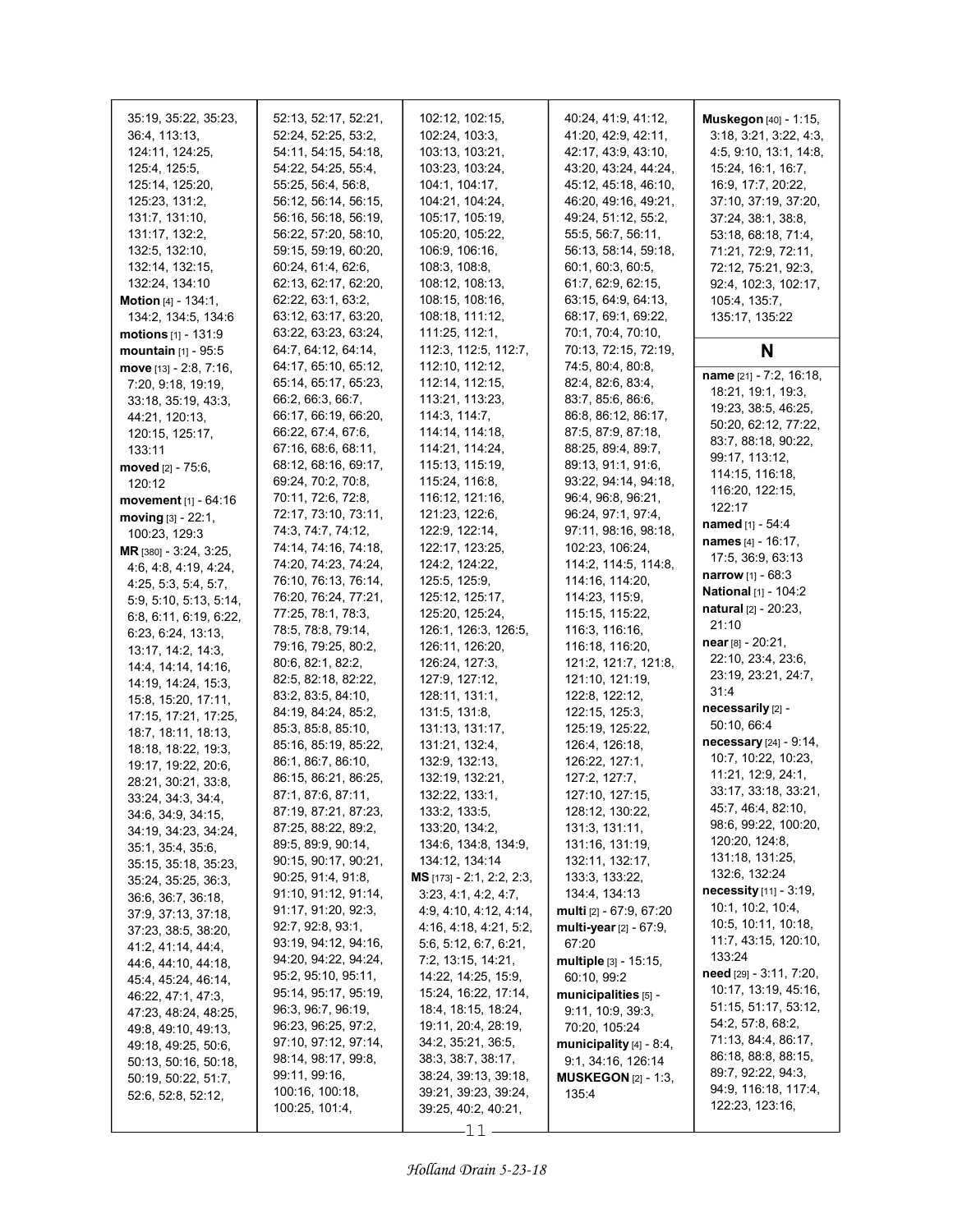35:19, 35:22, 35:23, 36:4, 113:13, 124:11, 124:25, 125:4, 125:5, 125:14, 125:20, 125:23, 131:2, 131:7, 131:10, 131:17, 132:2, 132:5, 132:10, 132:14, 132:15, 132:24, 134:10

**Motion** [4] - 134:1, 134:2, 134:5, 134:6

**motions** [1] - 131:9

**mountain** [1] - 95:5

**move** [13] - 2:8, 7:16, 7:20, 9:18, 19:19, 33:18, 35:19, 43:3, 44:21, 120:13, 120:15, 125:17, 133:11

**moved** [2] - 75:6, 120:12

**movement** [1] - 64:16

**moving** [3] - 22:1, 100:23, 129:3

**MR** [380] - 3:24, 3:25, 4:6, 4:8, 4:19, 4:24, 4:25, 5:3, 5:4, 5:7, 5:9, 5:10, 5:13, 5:14, 6:8, 6:11, 6:19, 6:22, 6:23, 6:24, 13:13, 13:17, 14:2, 14:3, 14:4, 14:14, 14:16, 14:19, 14:24, 15:3, 15:8, 15:20, 17:11, 17:15, 17:21, 17:25, 18:7, 18:11, 18:13, 18:18, 18:22, 19:3, 19:17, 19:22, 20:6, 28:21, 30:21, 33:8, 33:24, 34:3, 34:4, 34:6, 34:9, 34:15, 34:19, 34:23, 34:24, 35:1, 35:4, 35:6, 35:15, 35:18, 35:23, 35:24, 35:25, 36:3, 36:6, 36:7, 36:18, 37:9, 37:13, 37:18, 37:23, 38:5, 38:20, 41:2, 41:14, 44:4, 44:6, 44:10, 44:18, 45:4, 45:24, 46:14, 46:22, 47:1, 47:3, 47:23, 48:24, 48:25, 49:8, 49:10, 49:13, 49:18, 49:25, 50:6, 50:13, 50:16, 50:18, 50:19, 50:22, 51:7, 52:6, 52:8, 52:12, 52:13, 52:17, 52:21, 52:24, 52:25, 53:2, 54:11, 54:15, 54:18, 54:22, 54:25, 55:4, 55:25, 56:4, 56:8, 56:12, 56:14, 56:15, 56:16, 56:18, 56:19, 56:22, 57:20, 58:10, 59:15, 59:19, 60:20, 60:24, 61:4, 62:6, 62:13, 62:17, 62:20, 62:22, 63:1, 63:2, 63:12, 63:17, 63:20, 63:22, 63:23, 63:24, 64:7, 64:12, 64:14, 64:17, 65:10, 65:12, 65:14, 65:17, 65:23, 66:2, 66:3, 66:7, 66:17, 66:19, 66:20, 66:22, 67:4, 67:6, 67:16, 68:6, 68:11, 68:12, 68:16, 69:17, 69:24, 70:2, 70:8, 70:11, 72:6, 72:8, 72:17, 73:10, 73:11, 74:3, 74:7, 74:12, 74:14, 74:16, 74:18, 74:20, 74:23, 74:24, 76:10, 76:13, 76:14, 76:20, 76:24, 77:21, 77:25, 78:1, 78:3, 78:5, 78:8, 79:14, 79:16, 79:25, 80:2, 80:6, 82:1, 82:2, 82:5, 82:18, 82:22, 83:2, 83:5, 84:10, 84:19, 84:24, 85:2, 85:3, 85:8, 85:10, 85:16, 85:19, 85:22, 86:1, 86:7, 86:10, 86:15, 86:21, 86:25, 87:1, 87:6, 87:11, 87:19, 87:21, 87:23, 87:25, 88:22, 89:2, 89:5, 89:9, 90:14, 90:15, 90:17, 90:21, 90:25, 91:4, 91:8, 91:10, 91:12, 91:14, 91:17, 91:20, 92:3, 92:7, 92:8, 93:1, 93:19, 94:12, 94:16, 94:20, 94:22, 94:24, 95:2, 95:10, 95:11, 95:14, 95:17, 95:19, 96:3, 96:7, 96:19, 96:23, 96:25, 97:2, 97:10, 97:12, 97:14, 98:14, 98:17, 99:8, 99:11, 99:16, 100:16, 100:18, 100:25, 101:4, 102:12, 102:15, 102:24, 103:3, 103:13, 103:21, 103:23, 103:24, 104:1, 104:17, 104:21, 104:24, 105:17, 105:19, 105:20, 105:22, 106:9, 106:16, 108:3, 108:8, 108:12, 108:13, 108:15, 108:16, 108:18, 111:12, 111:25, 112:1, 112:3, 112:5, 112:7, 112:10, 112:12, 112:14, 112:15, 113:21, 113:23, 114:3, 114:7, 114:14, 114:18, 114:21, 114:24, 115:13, 115:19, 115:24, 116:8, 116:12, 121:16, 121:23, 122:6, 122:9, 122:14, 122:17, 123:25, 124:2, 124:22, 125:5, 125:9, 125:12, 125:17, 125:20, 125:24, 126:1, 126:3, 126:5, 126:11, 126:20, 126:24, 127:3, 127:9, 127:12, 128:11, 131:1, 131:5, 131:8, 131:13, 131:17, 131:21, 132:4, 132:9, 132:13, 132:19, 132:21, 132:22, 133:1, 133:2, 133:5, 133:20, 134:2, 134:6, 134:8, 134:9, 134:12, 134:14

**MS** [173] - 2:1, 2:2, 2:3, 3:23, 4:1, 4:2, 4:7, 4:9, 4:10, 4:12, 4:14, 4:16, 4:18, 4:21, 5:2, 5:6, 5:12, 6:7, 6:21, 7:2, 13:15, 14:21, 14:22, 14:25, 15:9, 15:24, 16:22, 17:14, 18:4, 18:15, 18:24, 19:11, 20:4, 28:19, 34:2, 35:21, 36:5, 38:3, 38:7, 38:17, 38:24, 39:13, 39:18, 39:21, 39:23, 39:24, 39:25, 40:2, 40:21, 40:24, 41:9, 41:12, 41:20, 42:9, 42:11, 42:17, 43:9, 43:10, 43:20, 43:24, 44:24, 45:12, 45:18, 46:10, 46:20, 49:16, 49:21, 49:24, 51:12, 55:2, 55:5, 56:7, 56:11, 56:13, 58:14, 59:18, 60:1, 60:3, 60:5, 61:7, 62:9, 62:15, 63:15, 64:9, 64:13, 68:17, 69:1, 69:22, 70:1, 70:4, 70:10, 70:13, 72:15, 72:19, 74:5, 80:4, 80:8, 82:4, 82:6, 83:4, 83:7, 85:6, 86:6, 86:8, 86:12, 86:17, 87:5, 87:9, 87:18, 88:25, 89:4, 89:7, 89:13, 91:1, 91:6, 93:22, 94:14, 94:18, 96:4, 96:8, 96:21, 96:24, 97:1, 97:4, 97:11, 98:16, 98:18, 102:23, 106:24, 114:2, 114:5, 114:8, 114:16, 114:20, 114:23, 115:9, 115:15, 115:22, 116:3, 116:16, 116:18, 116:20, 121:2, 121:7, 121:8, 121:10, 121:19, 122:8, 122:12, 122:15, 125:3, 125:19, 125:22, 126:4, 126:18, 126:22, 127:1, 127:2, 127:7, 127:10, 127:15, 128:12, 130:22, 131:3, 131:11, 131:16, 131:19, 132:11, 132:17, 133:3, 133:22, 134:4, 134:13

**multi** [2] - 67:9, 67:20

**multi-year** [2] - 67:9, 67:20

**multiple** [3] - 15:15, 60:10, 99:2

**municipalities** [5] - 9:11, 10:9, 39:3, 70:20, 105:24

**municipality** [4] - 8:4, 9:1, 34:16, 126:14

**MUSKEGON** [2] - 1:3, 135:4

**Muskegon** [40] - 1:15, 3:18, 3:21, 3:22, 4:3, 4:5, 9:10, 13:1, 14:8, 15:24, 16:1, 16:7, 16:9, 17:7, 20:22, 37:10, 37:19, 37:20, 37:24, 38:1, 38:8, 53:18, 68:18, 71:4, 71:21, 72:9, 72:11, 72:12, 75:21, 92:3, 92:4, 102:3, 102:17, 105:4, 135:7, 135:17, 135:22

## N

**name** [21] - 7:2, 16:18, 18:21, 19:1, 19:3, 19:23, 38:5, 46:25, 50:20, 62:12, 77:22, 83:7, 88:18, 90:22, 99:17, 113:12, 114:15, 116:18, 116:20, 122:15, 122:17

**named** [1] - 54:4

**names** [4] - 16:17, 17:5, 36:9, 63:13

**narrow** [1] - 68:3

**National** [1] - 104:2

**natural** [2] - 20:23, 21:10

**near** [8] - 20:21, 22:10, 23:4, 23:6, 23:19, 23:21, 24:7, 31:4

**necessarily** [2] - 50:10, 66:4

**necessary** [24] - 9:14, 10:7, 10:22, 10:23, 11:21, 12:9, 24:1, 33:17, 33:18, 33:21, 45:7, 46:4, 82:10, 98:6, 99:22, 100:20, 120:20, 124:8, 131:18, 131:25, 132:6, 132:24

**necessity** [11] - 3:19, 10:1, 10:2, 10:4, 10:5, 10:11, 10:18, 11:7, 43:15, 120:10, 133:24

**need** [29] - 3:11, 7:20, 10:17, 13:19, 45:16, 51:15, 51:17, 53:12, 54:2, 57:8, 68:2, 71:13, 84:4, 86:17, 86:18, 88:8, 88:15, 89:7, 92:22, 94:3, 94:9, 116:18, 117:4, 122:23, 123:16,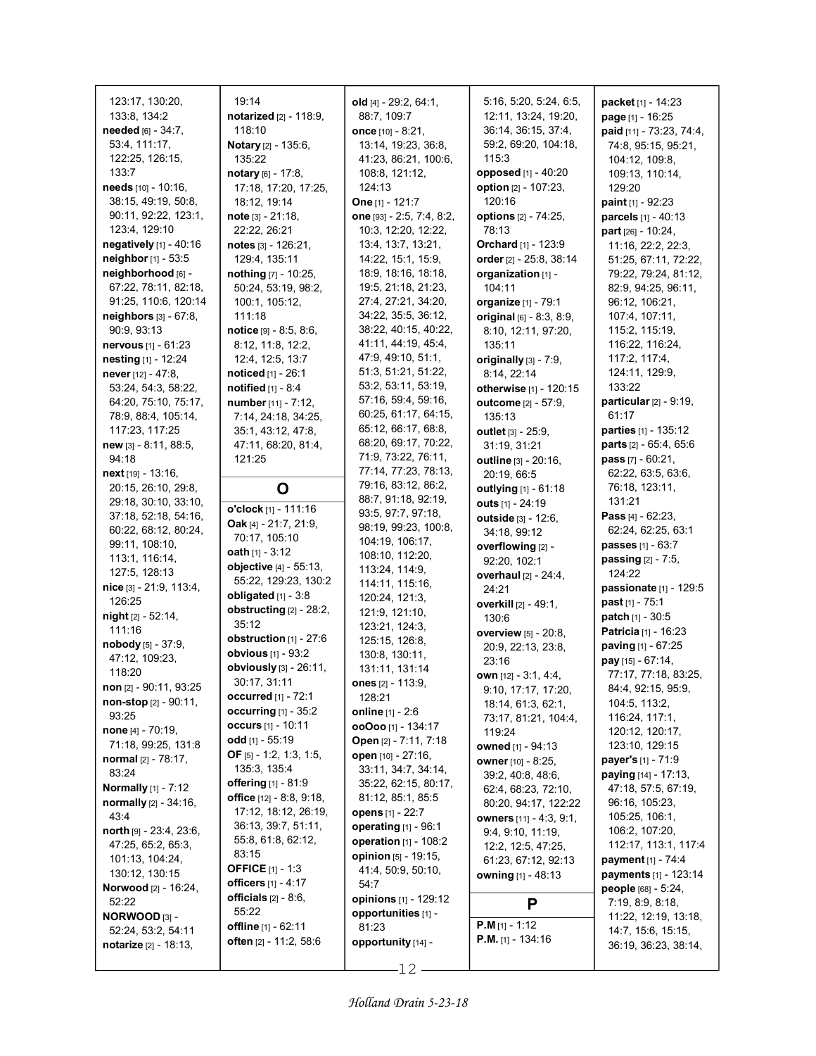123:17, 130:20, 133:8, 134:2
**needed** [6] - 34:7, 53:4, 111:17, 122:25, 126:15, 133:7
**needs** [10] - 10:16, 38:15, 49:19, 50:8, 90:11, 92:22, 123:1, 123:4, 129:10
**negatively** [1] - 40:16
**neighbor** [1] - 53:5
**neighborhood** [6] - 67:22, 78:11, 82:18, 91:25, 110:6, 120:14
**neighbors** [3] - 67:8, 90:9, 93:13
**nervous** [1] - 61:23
**nesting** [1] - 12:24
**never** [12] - 47:8, 53:24, 54:3, 58:22, 64:20, 75:10, 75:17, 78:9, 88:4, 105:14, 117:23, 117:25
**new** [3] - 8:11, 88:5, 94:18
**next** [19] - 13:16, 20:15, 26:10, 29:8, 29:18, 30:10, 33:10, 37:18, 52:18, 54:16, 60:22, 68:12, 80:24, 99:11, 108:10, 113:1, 116:14, 127:5, 128:13
**nice** [3] - 21:9, 113:4, 126:25
**night** [2] - 52:14, 111:16
**nobody** [5] - 37:9, 47:12, 109:23, 118:20
**non** [2] - 90:11, 93:25
**non-stop** [2] - 90:11, 93:25
**none** [4] - 70:19, 71:18, 99:25, 131:8
**normal** [2] - 78:17, 83:24
**Normally** [1] - 7:12
**normally** [2] - 34:16, 43:4
**north** [9] - 23:4, 23:6, 47:25, 65:2, 65:3, 101:13, 104:24, 130:12, 130:15
**Norwood** [2] - 16:24, 52:22
**NORWOOD** [3] - 52:24, 53:2, 54:11
**notarize** [2] - 18:13, 19:14
**notarized** [2] - 118:9, 118:10
**Notary** [2] - 135:6, 135:22
**notary** [6] - 17:8, 17:18, 17:20, 17:25, 18:12, 19:14
**note** [3] - 21:18, 22:22, 26:21
**notes** [3] - 126:21, 129:4, 135:11
**nothing** [7] - 10:25, 50:24, 53:19, 98:2, 100:1, 105:12, 111:18
**notice** [9] - 8:5, 8:6, 8:12, 11:8, 12:2, 12:4, 12:5, 13:7
**noticed** [1] - 26:1
**notified** [1] - 8:4
**number** [11] - 7:12, 7:14, 24:18, 34:25, 35:1, 43:12, 47:8, 47:11, 68:20, 81:4, 121:25

## O

**o'clock** [1] - 111:16
**Oak** [4] - 21:7, 21:9, 70:17, 105:10
**oath** [1] - 3:12
**objective** [4] - 55:13, 55:22, 129:23, 130:2
**obligated** [1] - 3:8
**obstructing** [2] - 28:2, 35:12
**obstruction** [1] - 27:6
**obvious** [1] - 93:2
**obviously** [3] - 26:11, 30:17, 31:11
**occurred** [1] - 72:1
**occurring** [1] - 35:2
**occurs** [1] - 10:11
**odd** [1] - 55:19
**OF** [5] - 1:2, 1:3, 1:5, 135:3, 135:4
**offering** [1] - 81:9
**office** [12] - 8:8, 9:18, 17:12, 18:12, 26:19, 36:13, 39:7, 51:11, 55:8, 61:8, 62:12, 83:15
**OFFICE** [1] - 1:3
**officers** [1] - 4:17
**officials** [2] - 8:6, 55:22
**offline** [1] - 62:11
**often** [2] - 11:2, 58:6
**old** [4] - 29:2, 64:1, 88:7, 109:7
**once** [10] - 8:21, 13:14, 19:23, 36:8, 41:23, 86:21, 100:6, 108:8, 121:12, 124:13
**One** [1] - 121:7
**one** [93] - 2:5, 7:4, 8:2, 10:3, 12:20, 12:22, 13:4, 13:7, 13:21, 14:22, 15:1, 15:9, 18:9, 18:16, 18:18, 19:5, 21:18, 21:23, 27:4, 27:21, 34:20, 34:22, 35:5, 36:12, 38:22, 40:15, 40:22, 41:11, 44:19, 45:4, 47:9, 49:10, 51:1, 51:3, 51:21, 51:22, 53:2, 53:11, 53:19, 57:16, 59:4, 59:16, 60:25, 61:17, 64:15, 65:12, 66:17, 68:8, 68:20, 69:17, 70:22, 71:9, 73:22, 76:11, 77:14, 77:23, 78:13, 79:16, 83:12, 86:2, 88:7, 91:18, 92:19, 93:5, 97:7, 97:18, 98:19, 99:23, 100:8, 104:19, 106:17, 108:10, 112:20, 113:24, 114:9, 114:11, 115:16, 120:24, 121:3, 121:9, 121:10, 123:21, 124:3, 125:15, 126:8, 130:8, 130:11, 131:11, 131:14
**ones** [2] - 113:9, 128:21
**online** [1] - 2:6
**ooOoo** [1] - 134:17
**Open** [2] - 7:11, 7:18
**open** [10] - 27:16, 33:11, 34:7, 34:14, 35:22, 62:15, 80:17, 81:12, 85:1, 85:5
**opens** [1] - 22:7
**operating** [1] - 96:1
**operation** [1] - 108:2
**opinion** [5] - 19:15, 41:4, 50:9, 50:10, 54:7
**opinions** [1] - 129:12
**opportunities** [1] - 81:23
**opportunity** [14] - 5:16, 5:20, 5:24, 6:5, 12:11, 13:24, 19:20, 36:14, 36:15, 37:4, 59:2, 69:20, 104:18, 115:3
**opposed** [1] - 40:20
**option** [2] - 107:23, 120:16
**options** [2] - 74:25, 78:13
**Orchard** [1] - 123:9
**order** [2] - 25:8, 38:14
**organization** [1] - 104:11
**organize** [1] - 79:1
**original** [6] - 8:3, 8:9, 8:10, 12:11, 97:20, 135:11
**originally** [3] - 7:9, 8:14, 22:14
**otherwise** [1] - 120:15
**outcome** [2] - 57:9, 135:13
**outlet** [3] - 25:9, 31:19, 31:21
**outline** [3] - 20:16, 20:19, 66:5
**outlying** [1] - 61:18
**outs** [1] - 24:19
**outside** [3] - 12:6, 34:18, 99:12
**overflowing** [2] - 92:20, 102:1
**overhaul** [2] - 24:4, 24:21
**overkill** [2] - 49:1, 130:6
**overview** [5] - 20:8, 20:9, 22:13, 23:8, 23:16
**own** [12] - 3:1, 4:4, 9:10, 17:17, 17:20, 18:14, 61:3, 62:1, 73:17, 81:21, 104:4, 119:24
**owned** [1] - 94:13
**owner** [10] - 8:25, 39:2, 40:8, 48:6, 62:4, 68:23, 72:10, 80:20, 94:17, 122:22
**owners** [11] - 4:3, 9:1, 9:4, 9:10, 11:19, 12:2, 12:5, 47:25, 61:23, 67:12, 92:13
**owning** [1] - 48:13

## P

**P.M** [1] - 1:12
**P.M.** [1] - 134:16
**packet** [1] - 14:23
**page** [1] - 16:25
**paid** [11] - 73:23, 74:4, 74:8, 95:15, 95:21, 104:12, 109:8, 109:13, 110:14, 129:20
**paint** [1] - 92:23
**parcels** [1] - 40:13
**part** [26] - 10:24, 11:16, 22:2, 22:3, 51:25, 67:11, 72:22, 79:22, 79:24, 81:12, 82:9, 94:25, 96:11, 96:12, 106:21, 107:4, 107:11, 115:2, 115:19, 116:22, 116:24, 117:2, 117:4, 124:11, 129:9, 133:22
**particular** [2] - 9:19, 61:17
**parties** [1] - 135:12
**parts** [2] - 65:4, 65:6
**pass** [7] - 60:21, 62:22, 63:5, 63:6, 76:18, 123:11, 131:21
**Pass** [4] - 62:23, 62:24, 62:25, 63:1
**passes** [1] - 63:7
**passing** [2] - 7:5, 124:22
**passionate** [1] - 129:5
**past** [1] - 75:1
**patch** [1] - 30:5
**Patricia** [1] - 16:23
**paving** [1] - 67:25
**pay** [15] - 67:14, 77:17, 77:18, 83:25, 84:4, 92:15, 95:9, 104:5, 113:2, 116:24, 117:1, 120:12, 120:17, 123:10, 129:15
**payer's** [1] - 71:9
**paying** [14] - 17:13, 47:18, 57:5, 67:19, 96:16, 105:23, 105:25, 106:1, 106:2, 107:20, 112:17, 113:1, 117:4
**payment** [1] - 74:4
**payments** [1] - 123:14
**people** [68] - 5:24, 7:19, 8:9, 8:18, 11:22, 12:19, 13:18, 14:7, 15:6, 15:15, 36:19, 36:23, 38:14,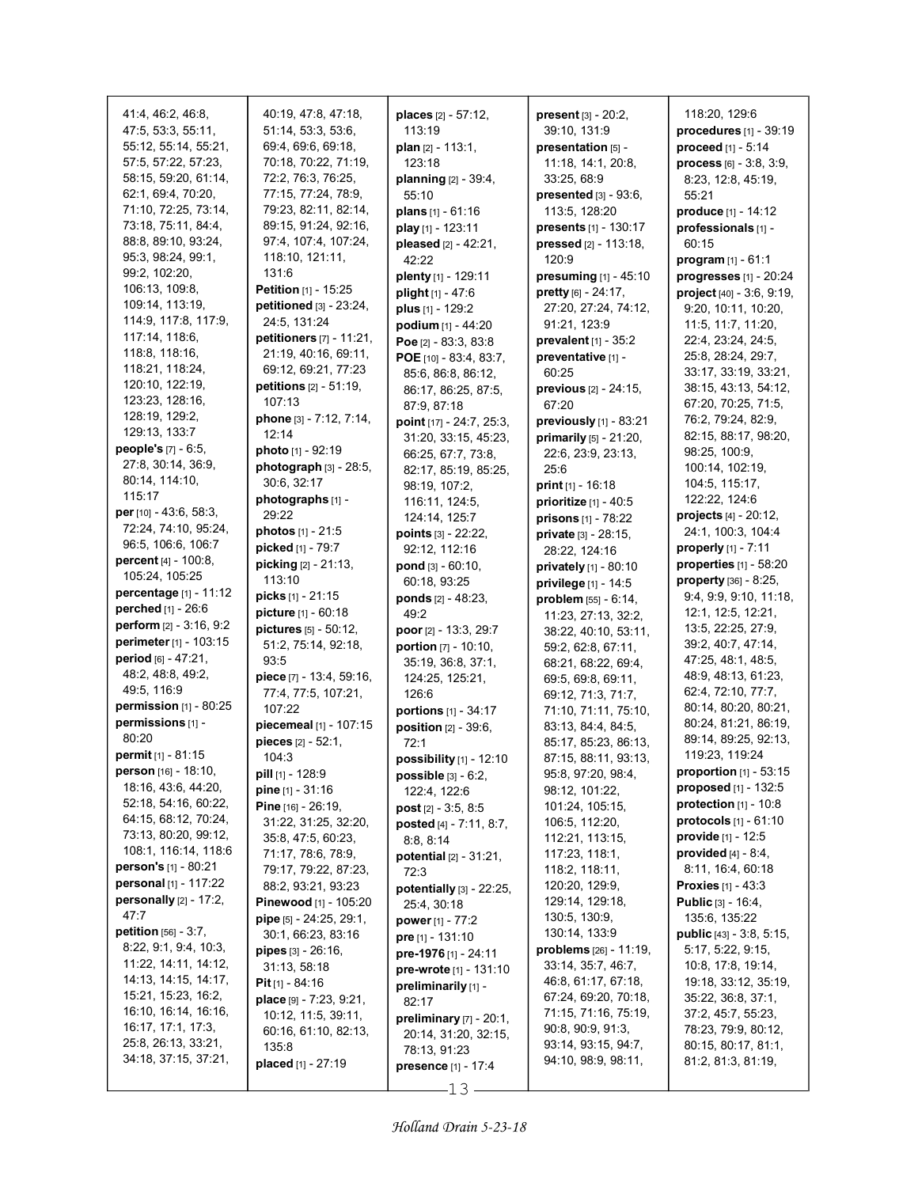41:4, 46:2, 46:8, 47:5, 53:3, 55:11, 55:12, 55:14, 55:21, 57:5, 57:22, 57:23, 58:15, 59:20, 61:14, 62:1, 69:4, 70:20, 71:10, 72:25, 73:14, 73:18, 75:11, 84:4, 88:8, 89:10, 93:24, 95:3, 98:24, 99:1, 99:2, 102:20, 106:13, 109:8, 109:14, 113:19, 114:9, 117:8, 117:9, 117:14, 118:6, 118:8, 118:16, 118:21, 118:24, 120:10, 122:19, 123:23, 128:16, 128:19, 129:2, 129:13, 133:7

**people's** [7] - 6:5, 27:8, 30:14, 36:9, 80:14, 114:10, 115:17

**per** [10] - 43:6, 58:3, 72:24, 74:10, 95:24, 96:5, 106:6, 106:7

**percent** [4] - 100:8, 105:24, 105:25

**percentage** [1] - 11:12

**perched** [1] - 26:6

**perform** [2] - 3:16, 9:2

**perimeter** [1] - 103:15

**period** [6] - 47:21, 48:2, 48:8, 49:2, 49:5, 116:9

**permission** [1] - 80:25

**permissions** [1] - 80:20

**permit** [1] - 81:15

**person** [16] - 18:10, 18:16, 43:6, 44:20, 52:18, 54:16, 60:22, 64:15, 68:12, 70:24, 73:13, 80:20, 99:12, 108:1, 116:14, 118:6

**person's** [1] - 80:21

**personal** [1] - 117:22

**personally** [2] - 17:2, 47:7

**petition** [56] - 3:7, 8:22, 9:1, 9:4, 10:3, 11:22, 14:11, 14:12, 14:13, 14:15, 14:17, 15:21, 15:23, 16:2, 16:10, 16:14, 16:16, 16:17, 17:1, 17:3, 25:8, 26:13, 33:21, 34:18, 37:15, 37:21, 40:19, 47:8, 47:18, 51:14, 53:3, 53:6, 69:4, 69:6, 69:18, 70:18, 70:22, 71:19, 72:2, 76:3, 76:25, 77:15, 77:24, 78:9, 79:23, 82:11, 82:14, 89:15, 91:24, 92:16, 97:4, 107:4, 107:24, 118:10, 121:11, 131:6

**Petition** [1] - 15:25

**petitioned** [3] - 23:24, 24:5, 131:24

**petitioners** [7] - 11:21, 21:19, 40:16, 69:11, 69:12, 69:21, 77:23

**petitions** [2] - 51:19, 107:13

**phone** [3] - 7:12, 7:14, 12:14

**photo** [1] - 92:19

**photograph** [3] - 28:5, 30:6, 32:17

**photographs** [1] - 29:22

**photos** [1] - 21:5

**picked** [1] - 79:7

**picking** [2] - 21:13, 113:10

**picks** [1] - 21:15

**picture** [1] - 60:18

**pictures** [5] - 50:12, 51:2, 75:14, 92:18, 93:5

**piece** [7] - 13:4, 59:16, 77:4, 77:5, 107:21, 107:22

**piecemeal** [1] - 107:15

**pieces** [2] - 52:1, 104:3

**pill** [1] - 128:9

**pine** [1] - 31:16

**Pine** [16] - 26:19, 31:22, 31:25, 32:20, 35:8, 47:5, 60:23, 71:17, 78:6, 78:9, 79:17, 79:22, 87:23, 88:2, 93:21, 93:23

**Pinewood** [1] - 105:20

**pipe** [5] - 24:25, 29:1, 30:1, 66:23, 83:16

**pipes** [3] - 26:16, 31:13, 58:18

**Pit** [1] - 84:16

**place** [9] - 7:23, 9:21, 10:12, 11:5, 39:11, 60:16, 61:10, 82:13, 135:8

**placed** [1] - 27:19

**places** [2] - 57:12, 113:19

**plan** [2] - 113:1, 123:18

**planning** [2] - 39:4, 55:10

**plans** [1] - 61:16

**play** [1] - 123:11

**pleased** [2] - 42:21, 42:22

**plenty** [1] - 129:11

**plight** [1] - 47:6

**plus** [1] - 129:2

**podium** [1] - 44:20

**Poe** [2] - 83:3, 83:8

**POE** [10] - 83:4, 83:7, 85:6, 86:8, 86:12, 86:17, 86:25, 87:5, 87:9, 87:18

**point** [17] - 24:7, 25:3, 31:20, 33:15, 45:23, 66:25, 67:7, 73:8, 82:17, 85:19, 85:25, 98:19, 107:2, 116:11, 124:5, 124:14, 125:7

**points** [3] - 22:22, 92:12, 112:16

**pond** [3] - 60:10, 60:18, 93:25

**ponds** [2] - 48:23, 49:2

**poor** [2] - 13:3, 29:7

**portion** [7] - 10:10, 35:19, 36:8, 37:1, 124:25, 125:21, 126:6

**portions** [1] - 34:17

**position** [2] - 39:6, 72:1

**possibility** [1] - 12:10

**possible** [3] - 6:2, 122:4, 122:6

**post** [2] - 3:5, 8:5

**posted** [4] - 7:11, 8:7, 8:8, 8:14

**potential** [2] - 31:21, 72:3

**potentially** [3] - 22:25, 25:4, 30:18

**power** [1] - 77:2

**pre** [1] - 131:10

**pre-1976** [1] - 24:11

**pre-wrote** [1] - 131:10

**preliminarily** [1] - 82:17

**preliminary** [7] - 20:1, 20:14, 31:20, 32:15, 78:13, 91:23

**presence** [1] - 17:4

**present** [3] - 20:2, 39:10, 131:9

**presentation** [5] - 11:18, 14:1, 20:8, 33:25, 68:9

**presented** [3] - 93:6, 113:5, 128:20

**presents** [1] - 130:17

**pressed** [2] - 113:18, 120:9

**presuming** [1] - 45:10

**pretty** [6] - 24:17, 27:20, 27:24, 74:12, 91:21, 123:9

**prevalent** [1] - 35:2

**preventative** [1] - 60:25

**previous** [2] - 24:15, 67:20

**previously** [1] - 83:21

**primarily** [5] - 21:20, 22:6, 23:9, 23:13, 25:6

**print** [1] - 16:18

**prioritize** [1] - 40:5

**prisons** [1] - 78:22

**private** [3] - 28:15, 28:22, 124:16

**privately** [1] - 80:10

**privilege** [1] - 14:5

**problem** [55] - 6:14, 11:23, 27:13, 32:2, 38:22, 40:10, 53:11, 59:2, 62:8, 67:11, 68:21, 68:22, 69:4, 69:5, 69:8, 69:11, 69:12, 71:3, 71:7, 71:10, 71:11, 75:10, 83:13, 84:4, 84:5, 85:17, 85:23, 86:13, 87:15, 88:11, 93:13, 95:8, 97:20, 98:4, 98:12, 101:22, 101:24, 105:15, 106:5, 112:20, 112:21, 113:15, 117:23, 118:1, 118:2, 118:11, 120:20, 129:9, 129:14, 129:18, 130:5, 130:9, 130:14, 133:9

**problems** [26] - 11:19, 33:14, 35:7, 46:7, 46:8, 61:17, 67:18, 67:24, 69:20, 70:18, 71:15, 71:16, 75:19, 90:8, 90:9, 91:3, 93:14, 93:15, 94:7, 94:10, 98:9, 98:11, 118:20, 129:6

**procedures** [1] - 39:19

**proceed** [1] - 5:14

**process** [6] - 3:8, 3:9, 8:23, 12:8, 45:19, 55:21

**produce** [1] - 14:12

**professionals** [1] - 60:15

**program** [1] - 61:1

**progresses** [1] - 20:24

**project** [40] - 3:6, 9:19, 9:20, 10:11, 10:20, 11:5, 11:7, 11:20, 22:4, 23:24, 24:5, 25:8, 28:24, 29:7, 33:17, 33:19, 33:21, 38:15, 43:13, 54:12, 67:20, 70:25, 71:5, 76:2, 79:24, 82:9, 82:15, 88:17, 98:20, 98:25, 100:9, 100:14, 102:19, 104:5, 115:17, 122:22, 124:6

**projects** [4] - 20:12, 24:1, 100:3, 104:4

**properly** [1] - 7:11

**properties** [1] - 58:20

**property** [36] - 8:25, 9:4, 9:9, 9:10, 11:18, 12:1, 12:5, 12:21, 13:5, 22:25, 27:9, 39:2, 40:7, 47:14, 47:25, 48:1, 48:5, 48:9, 48:13, 61:23, 62:4, 72:10, 77:7, 80:14, 80:20, 80:21, 80:24, 81:21, 86:19, 89:14, 89:25, 92:13, 119:23, 119:24

**proportion** [1] - 53:15

**proposed** [1] - 132:5

**protection** [1] - 10:8

**protocols** [1] - 61:10

**provide** [1] - 12:5

**provided** [4] - 8:4, 8:11, 16:4, 60:18

**Proxies** [1] - 43:3

**Public** [3] - 16:4, 135:6, 135:22

**public** [43] - 3:8, 5:15, 5:17, 5:22, 9:15, 10:8, 17:8, 19:14, 19:18, 33:12, 35:19, 35:22, 36:8, 37:1, 37:2, 45:7, 55:23, 78:23, 79:9, 80:12, 80:15, 80:17, 81:1, 81:2, 81:3, 81:19,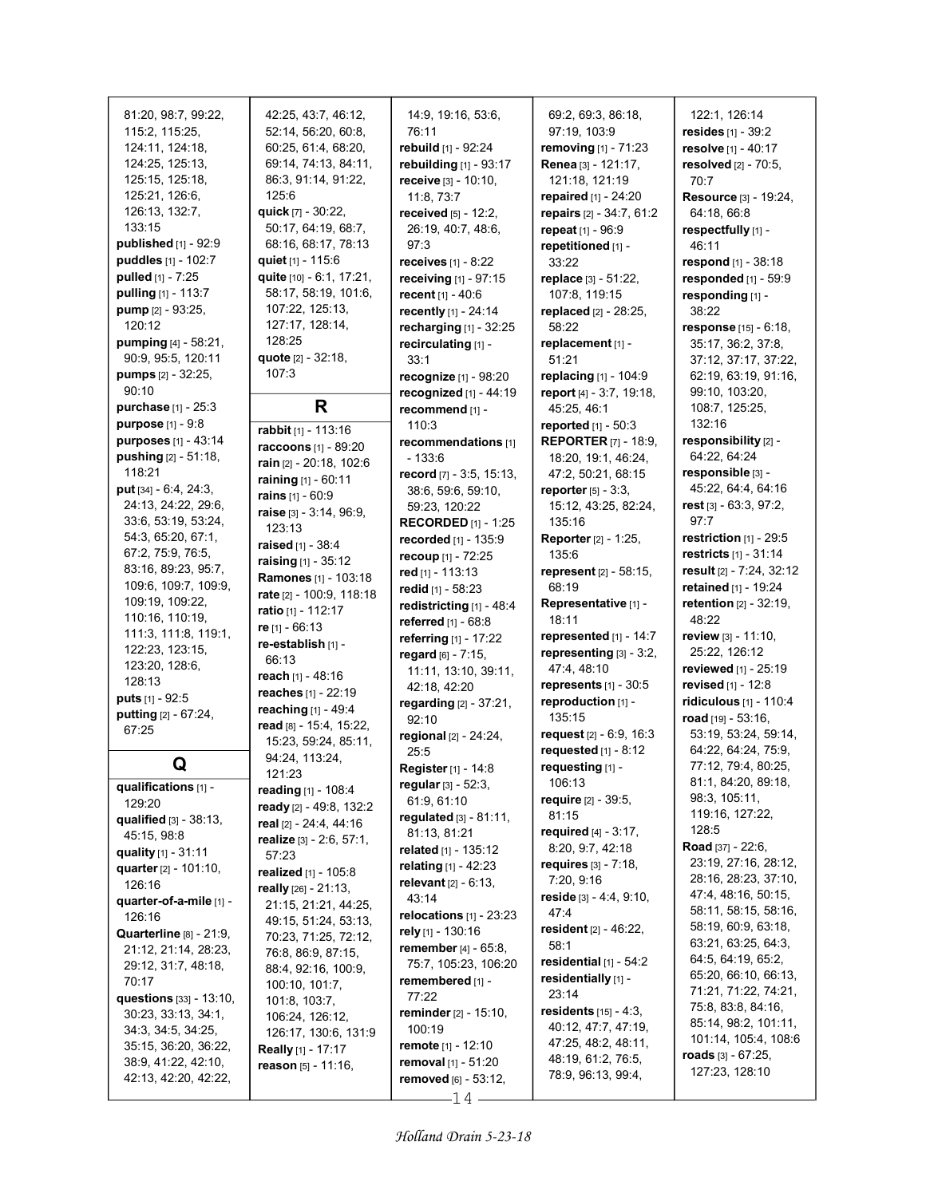81:20, 98:7, 99:22, 115:2, 115:25, 124:11, 124:18, 124:25, 125:13, 125:15, 125:18, 125:21, 126:6, 126:13, 132:7, 133:15
**published** [1] - 92:9
**puddles** [1] - 102:7
**pulled** [1] - 7:25
**pulling** [1] - 113:7
**pump** [2] - 93:25, 120:12
**pumping** [4] - 58:21, 90:9, 95:5, 120:11
**pumps** [2] - 32:25, 90:10
**purchase** [1] - 25:3
**purpose** [1] - 9:8
**purposes** [1] - 43:14
**pushing** [2] - 51:18, 118:21
**put** [34] - 6:4, 24:3, 24:13, 24:22, 29:6, 33:6, 53:19, 53:24, 54:3, 65:20, 67:1, 67:2, 75:9, 76:5, 83:16, 89:23, 95:7, 109:6, 109:7, 109:9, 109:19, 109:22, 110:16, 110:19, 111:3, 111:8, 119:1, 122:23, 123:15, 123:20, 128:6, 128:13
**puts** [1] - 92:5
**putting** [2] - 67:24, 67:25

## Q

**qualifications** [1] - 129:20
**qualified** [3] - 38:13, 45:15, 98:8
**quality** [1] - 31:11
**quarter** [2] - 101:10, 126:16
**quarter-of-a-mile** [1] - 126:16
**Quarterline** [8] - 21:9, 21:12, 21:14, 28:23, 29:12, 31:7, 48:18, 70:17
**questions** [33] - 13:10, 30:23, 33:13, 34:1, 34:3, 34:5, 34:25, 35:15, 36:20, 36:22, 38:9, 41:22, 42:10, 42:13, 42:20, 42:22, 42:25, 43:7, 46:12, 52:14, 56:20, 60:8, 60:25, 61:4, 68:20, 69:14, 74:13, 84:11, 86:3, 91:14, 91:22, 125:6
**quick** [7] - 30:22, 50:17, 64:19, 68:7, 68:16, 68:17, 78:13
**quiet** [1] - 115:6
**quite** [10] - 6:1, 17:21, 58:17, 58:19, 101:6, 107:22, 125:13, 127:17, 128:14, 128:25
**quote** [2] - 32:18, 107:3

## R

**rabbit** [1] - 113:16
**raccoons** [1] - 89:20
**rain** [2] - 20:18, 102:6
**raining** [1] - 60:11
**rains** [1] - 60:9
**raise** [3] - 3:14, 96:9, 123:13
**raised** [1] - 38:4
**raising** [1] - 35:12
**Ramones** [1] - 103:18
**rate** [2] - 100:9, 118:18
**ratio** [1] - 112:17
**re** [1] - 66:13
**re-establish** [1] - 66:13
**reach** [1] - 48:16
**reaches** [1] - 22:19
**reaching** [1] - 49:4
**read** [8] - 15:4, 15:22, 15:23, 59:24, 85:11, 94:24, 113:24, 121:23
**reading** [1] - 108:4
**ready** [2] - 49:8, 132:2
**real** [2] - 24:4, 44:16
**realize** [3] - 2:6, 57:1, 57:23
**realized** [1] - 105:8
**really** [26] - 21:13, 21:15, 21:21, 44:25, 49:15, 51:24, 53:13, 70:23, 71:25, 72:12, 76:8, 86:9, 87:15, 88:4, 92:16, 100:9, 100:10, 101:7, 101:8, 103:7, 106:24, 126:12, 126:17, 130:6, 131:9
**Really** [1] - 17:17
**reason** [5] - 11:16, 14:9, 19:16, 53:6, 76:11
**rebuild** [1] - 92:24
**rebuilding** [1] - 93:17
**receive** [3] - 10:10, 11:8, 73:7
**received** [5] - 12:2, 26:19, 40:7, 48:6, 97:3
**receives** [1] - 8:22
**receiving** [1] - 97:15
**recent** [1] - 40:6
**recently** [1] - 24:14
**recharging** [1] - 32:25
**recirculating** [1] - 33:1
**recognize** [1] - 98:20
**recognized** [1] - 44:19
**recommend** [1] - 110:3
**recommendations** [1] - 133:6
**record** [7] - 3:5, 15:13, 38:6, 59:6, 59:10, 59:23, 120:22
**RECORDED** [1] - 1:25
**recorded** [1] - 135:9
**recoup** [1] - 72:25
**red** [1] - 113:13
**redid** [1] - 58:23
**redistricting** [1] - 48:4
**referred** [1] - 68:8
**referring** [1] - 17:22
**regard** [6] - 7:15, 11:11, 13:10, 39:11, 42:18, 42:20
**regarding** [2] - 37:21, 92:10
**regional** [2] - 24:24, 25:5
**Register** [1] - 14:8
**regular** [3] - 52:3, 61:9, 61:10
**regulated** [3] - 81:11, 81:13, 81:21
**related** [1] - 135:12
**relating** [1] - 42:23
**relevant** [2] - 6:13, 43:14
**relocations** [1] - 23:23
**rely** [1] - 130:16
**remember** [4] - 65:8, 75:7, 105:23, 106:20
**remembered** [1] - 77:22
**reminder** [2] - 15:10, 100:19
**remote** [1] - 12:10
**removal** [1] - 51:20
**removed** [6] - 53:12, 69:2, 69:3, 86:18, 97:19, 103:9
**removing** [1] - 71:23
**Renea** [3] - 121:17, 121:18, 121:19
**repaired** [1] - 24:20
**repairs** [2] - 34:7, 61:2
**repeat** [1] - 96:9
**repetitioned** [1] - 33:22
**replace** [3] - 51:22, 107:8, 119:15
**replaced** [2] - 28:25, 58:22
**replacement** [1] - 51:21
**replacing** [1] - 104:9
**report** [4] - 3:7, 19:18, 45:25, 46:1
**reported** [1] - 50:3
**REPORTER** [7] - 18:9, 18:20, 19:1, 46:24, 47:2, 50:21, 68:15
**reporter** [5] - 3:3, 15:12, 43:25, 82:24, 135:16
**Reporter** [2] - 1:25, 135:6
**represent** [2] - 58:15, 68:19
**Representative** [1] - 18:11
**represented** [1] - 14:7
**representing** [3] - 3:2, 47:4, 48:10
**represents** [1] - 30:5
**reproduction** [1] - 135:15
**request** [2] - 6:9, 16:3
**requested** [1] - 8:12
**requesting** [1] - 106:13
**require** [2] - 39:5, 81:15
**required** [4] - 3:17, 8:20, 9:7, 42:18
**requires** [3] - 7:18, 7:20, 9:16
**reside** [3] - 4:4, 9:10, 47:4
**resident** [2] - 46:22, 58:1
**residential** [1] - 54:2
**residentially** [1] - 23:14
**residents** [15] - 4:3, 40:12, 47:7, 47:19, 47:25, 48:2, 48:11, 48:19, 61:2, 76:5, 78:9, 96:13, 99:4, 122:1, 126:14
**resides** [1] - 39:2
**resolve** [1] - 40:17
**resolved** [2] - 70:5, 70:7
**Resource** [3] - 19:24, 64:18, 66:8
**respectfully** [1] - 46:11
**respond** [1] - 38:18
**responded** [1] - 59:9
**responding** [1] - 38:22
**response** [15] - 6:18, 35:17, 36:2, 37:8, 37:12, 37:17, 37:22, 62:19, 63:19, 91:16, 99:10, 103:20, 108:7, 125:25, 132:16
**responsibility** [2] - 64:22, 64:24
**responsible** [3] - 45:22, 64:4, 64:16
**rest** [3] - 63:3, 97:2, 97:7
**restriction** [1] - 29:5
**restricts** [1] - 31:14
**result** [2] - 7:24, 32:12
**retained** [1] - 19:24
**retention** [2] - 32:19, 48:22
**review** [3] - 11:10, 25:22, 126:12
**reviewed** [1] - 25:19
**revised** [1] - 12:8
**ridiculous** [1] - 110:4
**road** [19] - 53:16, 53:19, 53:24, 59:14, 64:22, 64:24, 75:9, 77:12, 79:4, 80:25, 81:1, 84:20, 89:18, 98:3, 105:11, 119:16, 127:22, 128:5
**Road** [37] - 22:6, 23:19, 27:16, 28:12, 28:16, 28:23, 37:10, 47:4, 48:16, 50:15, 58:11, 58:15, 58:16, 58:19, 60:9, 63:18, 63:21, 63:25, 64:3, 64:5, 64:19, 65:2, 65:20, 66:10, 66:13, 71:21, 71:22, 74:21, 75:8, 83:8, 84:16, 85:14, 98:2, 101:11, 101:14, 105:4, 108:6
**roads** [3] - 67:25, 127:23, 128:10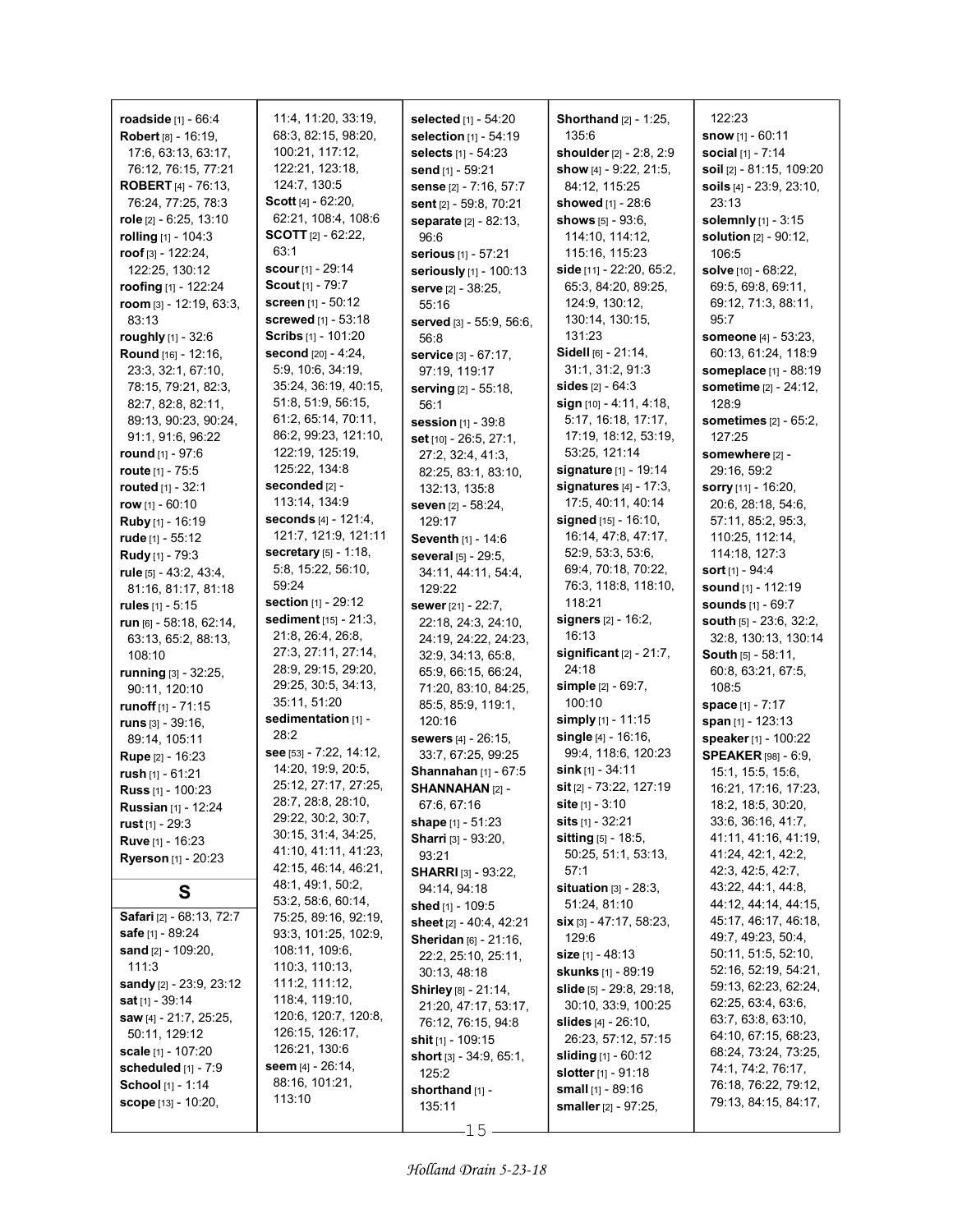**roadside** [1] - 66:4
**Robert** [8] - 16:19, 17:6, 63:13, 63:17, 76:12, 76:15, 77:21
**ROBERT** [4] - 76:13, 76:24, 77:25, 78:3
**role** [2] - 6:25, 13:10
**rolling** [1] - 104:3
**roof** [3] - 122:24, 122:25, 130:12
**roofing** [1] - 122:24
**room** [3] - 12:19, 63:3, 83:13
**roughly** [1] - 32:6
**Round** [16] - 12:16, 23:3, 32:1, 67:10, 78:15, 79:21, 82:3, 82:7, 82:8, 82:11, 89:13, 90:23, 90:24, 91:1, 91:6, 96:22
**round** [1] - 97:6
**route** [1] - 75:5
**routed** [1] - 32:1
**row** [1] - 60:10
**Ruby** [1] - 16:19
**rude** [1] - 55:12
**Rudy** [1] - 79:3
**rule** [5] - 43:2, 43:4, 81:16, 81:17, 81:18
**rules** [1] - 5:15
**run** [6] - 58:18, 62:14, 63:13, 65:2, 88:13, 108:10
**running** [3] - 32:25, 90:11, 120:10
**runoff** [1] - 71:15
**runs** [3] - 39:16, 89:14, 105:11
**Rupe** [2] - 16:23
**rush** [1] - 61:21
**Russ** [1] - 100:23
**Russian** [1] - 12:24
**rust** [1] - 29:3
**Ruve** [1] - 16:23
**Ryerson** [1] - 20:23

## S

**Safari** [2] - 68:13, 72:7
**safe** [1] - 89:24
**sand** [2] - 109:20, 111:3
**sandy** [2] - 23:9, 23:12
**sat** [1] - 39:14
**saw** [4] - 21:7, 25:25, 50:11, 129:12
**scale** [1] - 107:20
**scheduled** [1] - 7:9
**School** [1] - 1:14
**scope** [13] - 10:20, 11:4, 11:20, 33:19, 68:3, 82:15, 98:20, 100:21, 117:12, 122:21, 123:18, 124:7, 130:5
**Scott** [4] - 62:20, 62:21, 108:4, 108:6
**SCOTT** [2] - 62:22, 63:1
**scour** [1] - 29:14
**Scout** [1] - 79:7
**screen** [1] - 50:12
**screwed** [1] - 53:18
**Scribs** [1] - 101:20
**second** [20] - 4:24, 5:9, 10:6, 34:19, 35:24, 36:19, 40:15, 51:8, 51:9, 56:15, 61:2, 65:14, 70:11, 86:2, 99:23, 121:10, 122:19, 125:19, 125:22, 134:8
**seconded** [2] - 113:14, 134:9
**seconds** [4] - 121:4, 121:7, 121:9, 121:11
**secretary** [5] - 1:18, 5:8, 15:22, 56:10, 59:24
**section** [1] - 29:12
**sediment** [15] - 21:3, 21:8, 26:4, 26:8, 27:3, 27:11, 27:14, 28:9, 29:15, 29:20, 29:25, 30:5, 34:13, 35:11, 51:20
**sedimentation** [1] - 28:2
**see** [53] - 7:22, 14:12, 14:20, 19:9, 20:5, 25:12, 27:17, 27:25, 28:7, 28:8, 28:10, 29:22, 30:2, 30:7, 30:15, 31:4, 34:25, 41:10, 41:11, 41:23, 42:15, 46:14, 46:21, 48:1, 49:1, 50:2, 53:2, 58:6, 60:14, 75:25, 89:16, 92:19, 93:3, 101:25, 102:9, 108:11, 109:6, 110:3, 110:13, 111:2, 111:12, 118:4, 119:10, 120:6, 120:7, 120:8, 126:15, 126:17, 126:21, 130:6
**seem** [4] - 26:14, 88:16, 101:21, 113:10
**selected** [1] - 54:20
**selection** [1] - 54:19
**selects** [1] - 54:23
**send** [1] - 59:21
**sense** [2] - 7:16, 57:7
**sent** [2] - 59:8, 70:21
**separate** [2] - 82:13, 96:6
**serious** [1] - 57:21
**seriously** [1] - 100:13
**serve** [2] - 38:25, 55:16
**served** [3] - 55:9, 56:6, 56:8
**service** [3] - 67:17, 97:19, 119:17
**serving** [2] - 55:18, 56:1
**session** [1] - 39:8
**set** [10] - 26:5, 27:1, 27:2, 32:4, 41:3, 82:25, 83:1, 83:10, 132:13, 135:8
**seven** [2] - 58:24, 129:17
**Seventh** [1] - 14:6
**several** [5] - 29:5, 34:11, 44:11, 54:4, 129:22
**sewer** [21] - 22:7, 22:18, 24:3, 24:10, 24:19, 24:22, 24:23, 32:9, 34:13, 65:8, 65:9, 66:15, 66:24, 71:20, 83:10, 84:25, 85:5, 85:9, 119:1, 120:16
**sewers** [4] - 26:15, 33:7, 67:25, 99:25
**Shannahan** [1] - 67:5
**SHANNAHAN** [2] - 67:6, 67:16
**shape** [1] - 51:23
**Sharri** [3] - 93:20, 93:21
**SHARRI** [3] - 93:22, 94:14, 94:18
**shed** [1] - 109:5
**sheet** [2] - 40:4, 42:21
**Sheridan** [6] - 21:16, 22:2, 25:10, 25:11, 30:13, 48:18
**Shirley** [8] - 21:14, 21:20, 47:17, 53:17, 76:12, 76:15, 94:8
**shit** [1] - 109:15
**short** [3] - 34:9, 65:1, 125:2
**shorthand** [1] - 135:11
**Shorthand** [2] - 1:25, 135:6
**shoulder** [2] - 2:8, 2:9
**show** [4] - 9:22, 21:5, 84:12, 115:25
**showed** [1] - 28:6
**shows** [5] - 93:6, 114:10, 114:12, 115:16, 115:23
**side** [11] - 22:20, 65:2, 65:3, 84:20, 89:25, 124:9, 130:12, 130:14, 130:15, 131:23
**Sidell** [6] - 21:14, 31:1, 31:2, 91:3
**sides** [2] - 64:3
**sign** [10] - 4:11, 4:18, 5:17, 16:18, 17:17, 17:19, 18:12, 53:19, 53:25, 121:14
**signature** [1] - 19:14
**signatures** [4] - 17:3, 17:5, 40:11, 40:14
**signed** [15] - 16:10, 16:14, 47:8, 47:17, 52:9, 53:3, 53:6, 69:4, 70:18, 70:22, 76:3, 118:8, 118:10, 118:21
**signers** [2] - 16:2, 16:13
**significant** [2] - 21:7, 24:18
**simple** [2] - 69:7, 100:10
**simply** [1] - 11:15
**single** [4] - 16:16, 99:4, 118:6, 120:23
**sink** [1] - 34:11
**sit** [2] - 73:22, 127:19
**site** [1] - 3:10
**sits** [1] - 32:21
**sitting** [5] - 18:5, 50:25, 51:1, 53:13, 57:1
**situation** [3] - 28:3, 51:24, 81:10
**six** [3] - 47:17, 58:23, 129:6
**size** [1] - 48:13
**skunks** [1] - 89:19
**slide** [5] - 29:8, 29:18, 30:10, 33:9, 100:25
**slides** [4] - 26:10, 26:23, 57:12, 57:15
**sliding** [1] - 60:12
**slotter** [1] - 91:18
**small** [1] - 89:16
**smaller** [2] - 97:25, 122:23
**snow** [1] - 60:11
**social** [1] - 7:14
**soil** [2] - 81:15, 109:20
**soils** [4] - 23:9, 23:10, 23:13
**solemnly** [1] - 3:15
**solution** [2] - 90:12, 106:5
**solve** [10] - 68:22, 69:5, 69:8, 69:11, 69:12, 71:3, 88:11, 95:7
**someone** [4] - 53:23, 60:13, 61:24, 118:9
**someplace** [1] - 88:19
**sometime** [2] - 24:12, 128:9
**sometimes** [2] - 65:2, 127:25
**somewhere** [2] - 29:16, 59:2
**sorry** [11] - 16:20, 20:6, 28:18, 54:6, 57:11, 85:2, 95:3, 110:25, 112:14, 114:18, 127:3
**sort** [1] - 94:4
**sound** [1] - 112:19
**sounds** [1] - 69:7
**south** [5] - 23:6, 32:2, 32:8, 130:13, 130:14
**South** [5] - 58:11, 60:8, 63:21, 67:5, 108:5
**space** [1] - 7:17
**span** [1] - 123:13
**speaker** [1] - 100:22
**SPEAKER** [98] - 6:9, 15:1, 15:5, 15:6, 16:21, 17:16, 17:23, 18:2, 18:5, 30:20, 33:6, 36:16, 41:7, 41:11, 41:16, 41:19, 41:24, 42:1, 42:2, 42:3, 42:5, 42:7, 43:22, 44:1, 44:8, 44:12, 44:14, 44:15, 45:17, 46:17, 46:18, 49:7, 49:23, 50:4, 50:11, 51:5, 52:10, 52:16, 52:19, 54:21, 59:13, 62:23, 62:24, 62:25, 63:4, 63:6, 63:7, 63:8, 63:10, 64:10, 67:15, 68:23, 68:24, 73:24, 73:25, 74:1, 74:2, 76:17, 76:18, 76:22, 79:12, 79:13, 84:15, 84:17,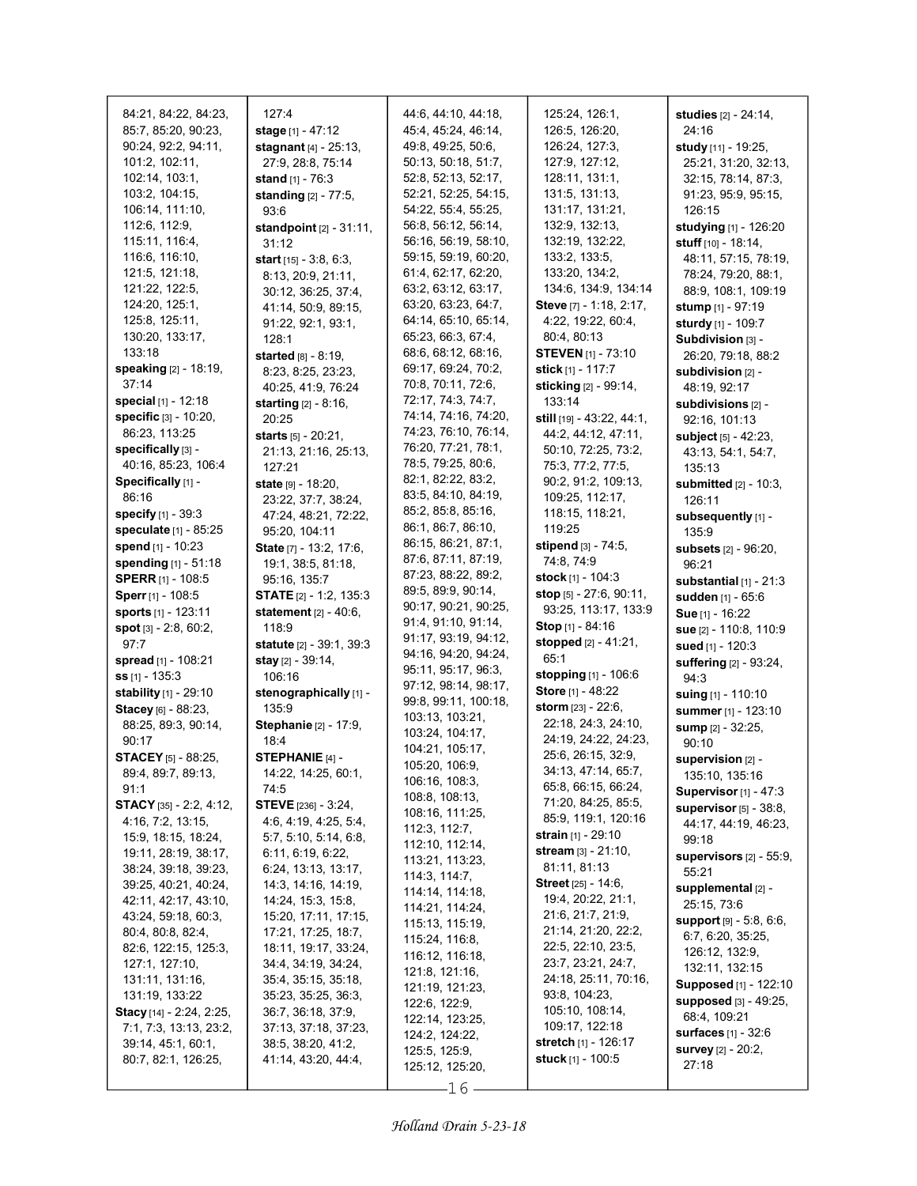84:21, 84:22, 84:23, 85:7, 85:20, 90:23, 90:24, 92:2, 94:11, 101:2, 102:11, 102:14, 103:1, 103:2, 104:15, 106:14, 111:10, 112:6, 112:9, 115:11, 116:4, 116:6, 116:10, 121:5, 121:18, 121:22, 122:5, 124:20, 125:1, 125:8, 125:11, 130:20, 133:17, 133:18

**speaking** [2] - 18:19, 37:14

**special** [1] - 12:18

**specific** [3] - 10:20, 86:23, 113:25

**specifically** [3] - 40:16, 85:23, 106:4

**Specifically** [1] - 86:16

**specify** [1] - 39:3

**speculate** [1] - 85:25

**spend** [1] - 10:23

**spending** [1] - 51:18

**SPERR** [1] - 108:5

**Sperr** [1] - 108:5

**sports** [1] - 123:11

**spot** [3] - 2:8, 60:2, 97:7

**spread** [1] - 108:21

**ss** [1] - 135:3

**stability** [1] - 29:10

**Stacey** [6] - 88:23, 88:25, 89:3, 90:14, 90:17

**STACEY** [5] - 88:25, 89:4, 89:7, 89:13, 91:1

**STACY** [35] - 2:2, 4:12, 4:16, 7:2, 13:15, 15:9, 18:15, 18:24, 19:11, 28:19, 38:17, 38:24, 39:18, 39:23, 39:25, 40:21, 40:24, 42:11, 42:17, 43:10, 43:24, 59:18, 60:3, 80:4, 80:8, 82:4, 82:6, 122:15, 125:3, 127:1, 127:10, 131:11, 131:16, 131:19, 133:22

**Stacy** [14] - 2:24, 2:25, 7:1, 7:3, 13:13, 23:2, 39:14, 45:1, 60:1, 80:7, 82:1, 126:25, 127:4

**stage** [1] - 47:12

**stagnant** [4] - 25:13, 27:9, 28:8, 75:14

**stand** [1] - 76:3

**standing** [2] - 77:5, 93:6

**standpoint** [2] - 31:11, 31:12

**start** [15] - 3:8, 6:3, 8:13, 20:9, 21:11, 30:12, 36:25, 37:4, 41:14, 50:9, 89:15, 91:22, 92:1, 93:1, 128:1

**started** [8] - 8:19, 8:23, 8:25, 23:23, 40:25, 41:9, 76:24

**starting** [2] - 8:16, 20:25

**starts** [5] - 20:21, 21:13, 21:16, 25:13, 127:21

**state** [9] - 18:20, 23:22, 37:7, 38:24, 47:24, 48:21, 72:22, 95:20, 104:11

**State** [7] - 13:2, 17:6, 19:1, 38:5, 81:18, 95:16, 135:7

**STATE** [2] - 1:2, 135:3

**statement** [2] - 40:6, 118:9

**statute** [2] - 39:1, 39:3

**stay** [2] - 39:14, 106:16

**stenographically** [1] - 135:9

**Stephanie** [2] - 17:9, 18:4

**STEPHANIE** [4] - 14:22, 14:25, 60:1, 74:5

**STEVE** [236] - 3:24, 4:6, 4:19, 4:25, 5:4, 5:7, 5:10, 5:14, 6:8, 6:11, 6:19, 6:22, 6:24, 13:13, 13:17, 14:3, 14:16, 14:19, 14:24, 15:3, 15:8, 15:20, 17:11, 17:15, 17:21, 17:25, 18:7, 18:11, 19:17, 33:24, 34:4, 34:19, 34:24, 35:4, 35:15, 35:18, 35:23, 35:25, 36:3, 36:7, 36:18, 37:9, 37:13, 37:18, 37:23, 38:5, 38:20, 41:2, 41:14, 43:20, 44:4, 44:6, 44:10, 44:18, 45:4, 45:24, 46:14, 49:8, 49:25, 50:6, 50:13, 50:18, 51:7, 52:8, 52:13, 52:17, 52:21, 52:25, 54:15, 54:22, 55:4, 55:25, 56:8, 56:12, 56:14, 56:16, 56:19, 58:10, 59:15, 59:19, 60:20, 61:4, 62:17, 62:20, 63:2, 63:12, 63:17, 63:20, 63:23, 64:7, 64:14, 65:10, 65:14, 65:23, 66:3, 67:4, 68:6, 68:12, 68:16, 69:17, 69:24, 70:2, 70:8, 70:11, 72:6, 72:17, 74:3, 74:7, 74:14, 74:16, 74:20, 74:23, 76:10, 76:14, 76:20, 77:21, 78:1, 78:5, 79:25, 80:6, 82:1, 82:22, 83:2, 83:5, 84:10, 84:19, 85:2, 85:8, 85:16, 86:1, 86:7, 86:10, 86:15, 86:21, 87:1, 87:6, 87:11, 87:19, 87:23, 88:22, 89:2, 89:5, 89:9, 90:14, 90:17, 90:21, 90:25, 91:4, 91:10, 91:14, 91:17, 93:19, 94:12, 94:16, 94:20, 94:24, 95:11, 95:17, 96:3, 97:12, 98:14, 98:17, 99:8, 99:11, 100:18, 103:13, 103:21, 103:24, 104:17, 104:21, 105:17, 105:20, 106:9, 106:16, 108:3, 108:8, 108:13, 108:16, 111:25, 112:3, 112:7, 112:10, 112:14, 113:21, 113:23, 114:3, 114:7, 114:14, 114:18, 114:21, 114:24, 115:13, 115:19, 115:24, 116:8, 116:12, 116:18, 121:8, 121:16, 121:19, 121:23, 122:6, 122:9, 122:14, 123:25, 124:2, 124:22, 125:5, 125:9, 125:12, 125:20, 125:24, 126:1, 126:5, 126:20, 126:24, 127:3, 127:9, 127:12, 128:11, 131:1, 131:5, 131:13, 131:17, 131:21, 132:9, 132:13, 132:19, 132:22, 133:2, 133:5, 133:20, 134:2, 134:6, 134:9, 134:14

**Steve** [7] - 1:18, 2:17, 4:22, 19:22, 60:4, 80:4, 80:13

**STEVEN** [1] - 73:10

**stick** [1] - 117:7

**sticking** [2] - 99:14, 133:14

**still** [19] - 43:22, 44:1, 44:2, 44:12, 47:11, 50:10, 72:25, 73:2, 75:3, 77:2, 77:5, 90:2, 91:2, 109:13, 109:25, 112:17, 118:15, 118:21, 119:25

**stipend** [3] - 74:5, 74:8, 74:9

**stock** [1] - 104:3

**stop** [5] - 27:6, 90:11, 93:25, 113:17, 133:9

**Stop** [1] - 84:16

**stopped** [2] - 41:21, 65:1

**stopping** [1] - 106:6

**Store** [1] - 48:22

**storm** [23] - 22:6, 22:18, 24:3, 24:10, 24:19, 24:22, 24:23, 25:6, 26:15, 32:9, 34:13, 47:14, 65:7, 65:8, 66:15, 66:24, 71:20, 84:25, 85:5, 85:9, 119:1, 120:16

**strain** [1] - 29:10

**stream** [3] - 21:10, 81:11, 81:13

**Street** [25] - 14:6, 19:4, 20:22, 21:1, 21:6, 21:7, 21:9, 21:14, 21:20, 22:2, 22:5, 22:10, 23:5, 23:7, 23:21, 24:7, 24:18, 25:11, 70:16, 93:8, 104:23, 105:10, 108:14, 109:17, 122:18

**stretch** [1] - 126:17

**stuck** [1] - 100:5

**studies** [2] - 24:14, 24:16

**study** [11] - 19:25, 25:21, 31:20, 32:13, 32:15, 78:14, 87:3, 91:23, 95:9, 95:15, 126:15

**studying** [1] - 126:20

**stuff** [10] - 18:14, 48:11, 57:15, 78:19, 78:24, 79:20, 88:1, 88:9, 108:1, 109:19

**stump** [1] - 97:19

**sturdy** [1] - 109:7

**Subdivision** [3] - 26:20, 79:18, 88:2

**subdivision** [2] - 48:19, 92:17

**subdivisions** [2] - 92:16, 101:13

**subject** [5] - 42:23, 43:13, 54:1, 54:7, 135:13

**submitted** [2] - 10:3, 126:11

**subsequently** [1] - 135:9

**subsets** [2] - 96:20, 96:21

**substantial** [1] - 21:3

**sudden** [1] - 65:6

**Sue** [1] - 16:22

**sue** [2] - 110:8, 110:9

**sued** [1] - 120:3

**suffering** [2] - 93:24, 94:3

**suing** [1] - 110:10

**summer** [1] - 123:10

**sump** [2] - 32:25, 90:10

**supervision** [2] - 135:10, 135:16

**Supervisor** [1] - 47:3

**supervisor** [5] - 38:8, 44:17, 44:19, 46:23, 99:18

**supervisors** [2] - 55:9, 55:21

**supplemental** [2] - 25:15, 73:6

**support** [9] - 5:8, 6:6, 6:7, 6:20, 35:25, 126:12, 132:9, 132:11, 132:15

**Supposed** [1] - 122:10

**supposed** [3] - 49:25, 68:4, 109:21

**surfaces** [1] - 32:6

**survey** [2] - 20:2, 27:18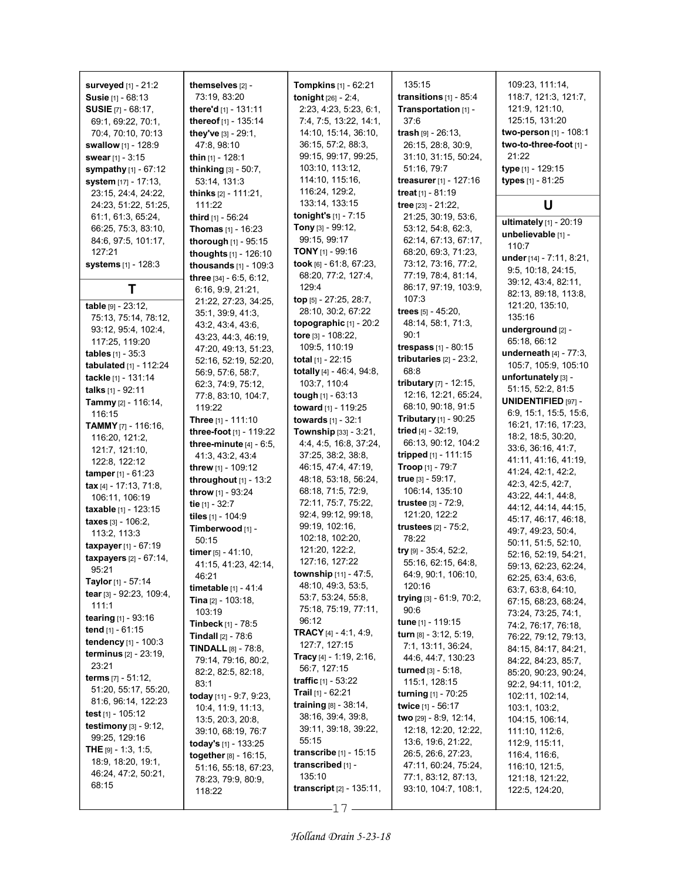**surveyed** [1] - 21:2
**Susie** [1] - 68:13
**SUSIE** [7] - 68:17, 69:1, 69:22, 70:1, 70:4, 70:10, 70:13
**swallow** [1] - 128:9
**swear** [1] - 3:15
**sympathy** [1] - 67:12
**system** [17] - 17:13, 23:15, 24:4, 24:22, 24:23, 51:22, 51:25, 61:1, 61:3, 65:24, 66:25, 75:3, 83:10, 84:6, 97:5, 101:17, 127:21
**systems** [1] - 128:3

## T

**table** [9] - 23:12, 75:13, 75:14, 78:12, 93:12, 95:4, 102:4, 117:25, 119:20
**tables** [1] - 35:3
**tabulated** [1] - 112:24
**tackle** [1] - 131:14
**talks** [1] - 92:11
**Tammy** [2] - 116:14, 116:15
**TAMMY** [7] - 116:16, 116:20, 121:2, 121:7, 121:10, 122:8, 122:12
**tamper** [1] - 61:23
**tax** [4] - 17:13, 71:8, 106:11, 106:19
**taxable** [1] - 123:15
**taxes** [3] - 106:2, 113:2, 113:3
**taxpayer** [1] - 67:19
**taxpayers** [2] - 67:14, 95:21
**Taylor** [1] - 57:14
**tear** [3] - 92:23, 109:4, 111:1
**tearing** [1] - 93:16
**tend** [1] - 61:15
**tendency** [1] - 100:3
**terminus** [2] - 23:19, 23:21
**terms** [7] - 51:12, 51:20, 55:17, 55:20, 81:6, 96:14, 122:23
**test** [1] - 105:12
**testimony** [3] - 9:12, 99:25, 129:16
**THE** [9] - 1:3, 1:5, 18:9, 18:20, 19:1, 46:24, 47:2, 50:21, 68:15
**themselves** [2] - 73:19, 83:20
**there'd** [1] - 131:11
**thereof** [1] - 135:14
**they've** [3] - 29:1, 47:8, 98:10
**thin** [1] - 128:1
**thinking** [3] - 50:7, 53:14, 131:3
**thinks** [2] - 111:21, 111:22
**third** [1] - 56:24
**Thomas** [1] - 16:23
**thorough** [1] - 95:15
**thoughts** [1] - 126:10
**thousands** [1] - 109:3
**three** [34] - 6:5, 6:12, 6:16, 9:9, 21:21, 21:22, 27:23, 34:25, 35:1, 39:9, 41:3, 43:2, 43:4, 43:6, 43:23, 44:3, 46:19, 47:20, 49:13, 51:23, 52:16, 52:19, 52:20, 56:9, 57:6, 58:7, 62:3, 74:9, 75:12, 77:8, 83:10, 104:7, 119:22
**Three** [1] - 111:10
**three-foot** [1] - 119:22
**three-minute** [4] - 6:5, 41:3, 43:2, 43:4
**threw** [1] - 109:12
**throughout** [1] - 13:2
**throw** [1] - 93:24
**tie** [1] - 32:7
**tiles** [1] - 104:9
**Timberwood** [1] - 50:15
**timer** [5] - 41:10, 41:15, 41:23, 42:14, 46:21
**timetable** [1] - 41:4
**Tina** [2] - 103:18, 103:19
**Tinbeck** [1] - 78:5
**Tindall** [2] - 78:6
**TINDALL** [8] - 78:8, 79:14, 79:16, 80:2, 82:2, 82:5, 82:18, 83:1
**today** [11] - 9:7, 9:23, 10:4, 11:9, 11:13, 13:5, 20:3, 20:8, 39:10, 68:19, 76:7
**today's** [1] - 133:25
**together** [8] - 16:15, 51:16, 55:18, 67:23, 78:23, 79:9, 80:9, 118:22
**Tompkins** [1] - 62:21
**tonight** [26] - 2:4, 2:23, 4:23, 5:23, 6:1, 7:4, 7:5, 13:22, 14:1, 14:10, 15:14, 36:10, 36:15, 57:2, 88:3, 99:15, 99:17, 99:25, 103:10, 113:12, 114:10, 115:16, 116:24, 129:2, 133:14, 133:15
**tonight's** [1] - 7:15
**Tony** [3] - 99:12, 99:15, 99:17
**TONY** [1] - 99:16
**took** [6] - 61:8, 67:23, 68:20, 77:2, 127:4, 129:4
**top** [5] - 27:25, 28:7, 28:10, 30:2, 67:22
**topographic** [1] - 20:2
**tore** [3] - 108:22, 109:5, 110:19
**total** [1] - 22:15
**totally** [4] - 46:4, 94:8, 103:7, 110:4
**tough** [1] - 63:13
**toward** [1] - 119:25
**towards** [1] - 32:1
**Township** [33] - 3:21, 4:4, 4:5, 16:8, 37:24, 37:25, 38:2, 38:8, 46:15, 47:4, 47:19, 48:18, 53:18, 56:24, 68:18, 71:5, 72:9, 72:11, 75:7, 75:22, 92:4, 99:12, 99:18, 99:19, 102:16, 102:18, 102:20, 121:20, 122:2, 127:16, 127:22
**township** [11] - 47:5, 48:10, 49:3, 53:5, 53:7, 53:24, 55:8, 75:18, 75:19, 77:11, 96:12
**TRACY** [4] - 4:1, 4:9, 127:7, 127:15
**Tracy** [4] - 1:19, 2:16, 56:7, 127:15
**traffic** [1] - 53:22
**Trail** [1] - 62:21
**training** [8] - 38:14, 38:16, 39:4, 39:8, 39:11, 39:18, 39:22, 55:15
**transcribe** [1] - 15:15
**transcribed** [1] - 135:10
**transcript** [2] - 135:11, 135:15
**transitions** [1] - 85:4
**Transportation** [1] - 37:6
**trash** [9] - 26:13, 26:15, 28:8, 30:9, 31:10, 31:15, 50:24, 51:16, 79:7
**treasurer** [1] - 127:16
**treat** [1] - 81:19
**tree** [23] - 21:22, 21:25, 30:19, 53:6, 53:12, 54:8, 62:3, 62:14, 67:13, 67:17, 68:20, 69:3, 71:23, 73:12, 73:16, 77:2, 77:19, 78:4, 81:14, 86:17, 97:19, 103:9, 107:3
**trees** [5] - 45:20, 48:14, 58:1, 71:3, 90:1
**trespass** [1] - 80:15
**tributaries** [2] - 23:2, 68:8
**tributary** [7] - 12:15, 12:16, 12:21, 65:24, 68:10, 90:18, 91:5
**Tributary** [1] - 90:25
**tried** [4] - 32:19, 66:13, 90:12, 104:2
**tripped** [1] - 111:15
**Troop** [1] - 79:7
**true** [3] - 59:17, 106:14, 135:10
**trustee** [3] - 72:9, 121:20, 122:2
**trustees** [2] - 75:2, 78:22
**try** [9] - 35:4, 52:2, 55:16, 62:15, 64:8, 64:9, 90:1, 106:10, 120:16
**trying** [3] - 61:9, 70:2, 90:6
**tune** [1] - 119:15
**turn** [8] - 3:12, 5:19, 7:1, 13:11, 36:24, 44:6, 44:7, 130:23
**turned** [3] - 5:18, 115:1, 128:15
**turning** [1] - 70:25
**twice** [1] - 56:17
**two** [29] - 8:9, 12:14, 12:18, 12:20, 12:22, 13:6, 19:6, 21:22, 26:5, 26:6, 27:23, 47:11, 60:24, 75:24, 77:1, 83:12, 87:13, 93:10, 104:7, 108:1, 109:23, 111:14, 118:7, 121:3, 121:7, 121:9, 121:10, 125:15, 131:20
**two-person** [1] - 108:1
**two-to-three-foot** [1] - 21:22
**type** [1] - 129:15
**types** [1] - 81:25

## U

**ultimately** [1] - 20:19
**unbelievable** [1] - 110:7
**under** [14] - 7:11, 8:21, 9:5, 10:18, 24:15, 39:12, 43:4, 82:11, 82:13, 89:18, 113:8, 121:20, 135:10, 135:16
**underground** [2] - 65:18, 66:12
**underneath** [4] - 77:3, 105:7, 105:9, 105:10
**unfortunately** [3] - 51:15, 52:2, 81:5
**UNIDENTIFIED** [97] - 6:9, 15:1, 15:5, 15:6, 16:21, 17:16, 17:23, 18:2, 18:5, 30:20, 33:6, 36:16, 41:7, 41:11, 41:16, 41:19, 41:24, 42:1, 42:2, 42:3, 42:5, 42:7, 43:22, 44:1, 44:8, 44:12, 44:14, 44:15, 45:17, 46:17, 46:18, 49:7, 49:23, 50:4, 50:11, 51:5, 52:10, 52:16, 52:19, 54:21, 59:13, 62:23, 62:24, 62:25, 63:4, 63:6, 63:7, 63:8, 64:10, 67:15, 68:23, 68:24, 73:24, 73:25, 74:1, 74:2, 76:17, 76:18, 76:22, 79:12, 79:13, 84:15, 84:17, 84:21, 84:22, 84:23, 85:7, 85:20, 90:23, 90:24, 92:2, 94:11, 101:2, 102:11, 102:14, 103:1, 103:2, 104:15, 106:14, 111:10, 112:6, 112:9, 115:11, 116:4, 116:6, 116:10, 121:5, 121:18, 121:22, 122:5, 124:20,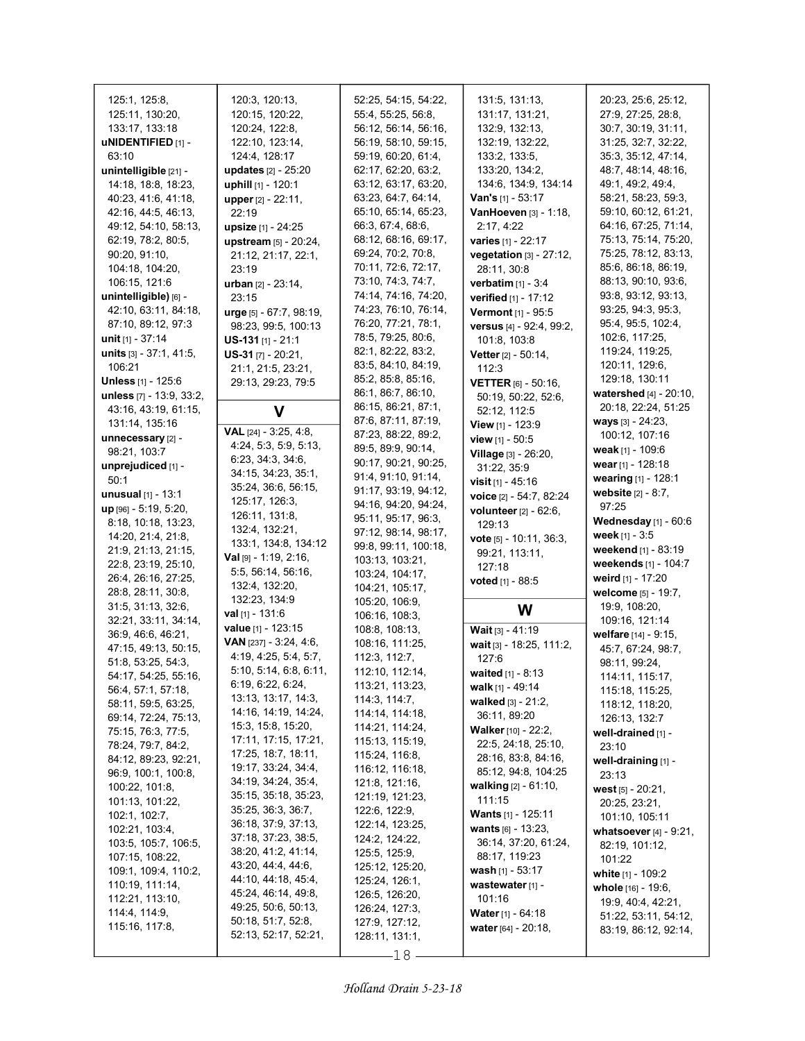125:1, 125:8, 125:11, 130:20, 133:17, 133:18
**uNIDENTIFIED** [1] - 63:10
**unintelligible** [21] - 14:18, 18:8, 18:23, 40:23, 41:6, 41:18, 42:16, 44:5, 46:13, 49:12, 54:10, 58:13, 62:19, 78:2, 80:5, 90:20, 91:10, 104:18, 104:20, 106:15, 121:6
**unintelligible)** [6] - 42:10, 63:11, 84:18, 87:10, 89:12, 97:3
**unit** [1] - 37:14
**units** [3] - 37:1, 41:5, 106:21
**Unless** [1] - 125:6
**unless** [7] - 13:9, 33:2, 43:16, 43:19, 61:15, 131:14, 135:16
**unnecessary** [2] - 98:21, 103:7
**unprejudiced** [1] - 50:1
**unusual** [1] - 13:1
**up** [96] - 5:19, 5:20, 8:18, 10:18, 13:23, 14:20, 21:4, 21:8, 21:9, 21:13, 21:15, 22:8, 23:19, 25:10, 26:4, 26:16, 27:25, 28:8, 28:11, 30:8, 31:5, 31:13, 32:6, 32:21, 33:11, 34:14, 36:9, 46:6, 46:21, 47:15, 49:13, 50:15, 51:8, 53:25, 54:3, 54:17, 54:25, 55:16, 56:4, 57:1, 57:18, 58:11, 59:5, 63:25, 69:14, 72:24, 75:13, 75:15, 76:3, 77:5, 78:24, 79:7, 84:2, 84:12, 89:23, 92:21, 96:9, 100:1, 100:8, 100:22, 101:8, 101:13, 101:22, 102:1, 102:7, 102:21, 103:4, 103:5, 105:7, 106:5, 107:15, 108:22, 109:1, 109:4, 110:2, 110:19, 111:14, 112:21, 113:10, 114:4, 114:9, 115:16, 117:8, 120:3, 120:13, 120:15, 120:22, 120:24, 122:8, 122:10, 123:14, 124:4, 128:17
**updates** [2] - 25:20
**uphill** [1] - 120:1
**upper** [2] - 22:11, 22:19
**upsize** [1] - 24:25
**upstream** [5] - 20:24, 21:12, 21:17, 22:1, 23:19
**urban** [2] - 23:14, 23:15
**urge** [5] - 67:7, 98:19, 98:23, 99:5, 100:13
**US-131** [1] - 21:1
**US-31** [7] - 20:21, 21:1, 21:5, 23:21, 29:13, 29:23, 79:5

## V

**VAL** [24] - 3:25, 4:8, 4:24, 5:3, 5:9, 5:13, 6:23, 34:3, 34:6, 34:15, 34:23, 35:1, 35:24, 36:6, 56:15, 125:17, 126:3, 126:11, 131:8, 132:4, 132:21, 133:1, 134:8, 134:12
**Val** [9] - 1:19, 2:16, 5:5, 56:14, 56:16, 132:4, 132:20, 132:23, 134:9
**val** [1] - 131:6
**value** [1] - 123:15
**VAN** [237] - 3:24, 4:6, 4:19, 4:25, 5:4, 5:7, 5:10, 5:14, 6:8, 6:11, 6:19, 6:22, 6:24, 13:13, 13:17, 14:3, 14:16, 14:19, 14:24, 15:3, 15:8, 15:20, 17:11, 17:15, 17:21, 17:25, 18:7, 18:11, 19:17, 33:24, 34:4, 34:19, 34:24, 35:4, 35:15, 35:18, 35:23, 35:25, 36:3, 36:7, 36:18, 37:9, 37:13, 37:18, 37:23, 38:5, 38:20, 41:2, 41:14, 43:20, 44:4, 44:6, 44:10, 44:18, 45:4, 45:24, 46:14, 49:8, 49:25, 50:6, 50:13, 50:18, 51:7, 52:8, 52:13, 52:17, 52:21, 52:25, 54:15, 54:22, 55:4, 55:25, 56:8, 56:12, 56:14, 56:16, 56:19, 58:10, 59:15, 59:19, 60:20, 61:4, 62:17, 62:20, 63:2, 63:12, 63:17, 63:20, 63:23, 64:7, 64:14, 65:10, 65:14, 65:23, 66:3, 67:4, 68:6, 68:12, 68:16, 69:17, 69:24, 70:2, 70:8, 70:11, 72:6, 72:17, 73:10, 74:3, 74:7, 74:14, 74:16, 74:20, 74:23, 76:10, 76:14, 76:20, 77:21, 78:1, 78:5, 79:25, 80:6, 82:1, 82:22, 83:2, 83:5, 84:10, 84:19, 85:2, 85:8, 85:16, 86:1, 86:7, 86:10, 86:15, 86:21, 87:1, 87:6, 87:11, 87:19, 87:23, 88:22, 89:2, 89:5, 89:9, 90:14, 90:17, 90:21, 90:25, 91:4, 91:10, 91:14, 91:17, 93:19, 94:12, 94:16, 94:20, 94:24, 95:11, 95:17, 96:3, 97:12, 98:14, 98:17, 99:8, 99:11, 100:18, 103:13, 103:21, 103:24, 104:17, 104:21, 105:17, 105:20, 106:9, 106:16, 108:3, 108:8, 108:13, 108:16, 111:25, 112:3, 112:7, 112:10, 112:14, 113:21, 113:23, 114:3, 114:7, 114:14, 114:18, 114:21, 114:24, 115:13, 115:19, 115:24, 116:8, 116:12, 116:18, 121:8, 121:16, 121:19, 121:23, 122:6, 122:9, 122:14, 123:25, 124:2, 124:22, 125:5, 125:9, 125:12, 125:20, 125:24, 126:1, 126:5, 126:20, 126:24, 127:3, 127:9, 127:12, 128:11, 131:1, 131:5, 131:13, 131:17, 131:21, 132:9, 132:13, 132:19, 132:22, 133:2, 133:5, 133:20, 134:2, 134:6, 134:9, 134:14
**Van's** [1] - 53:17
**VanHoeven** [3] - 1:18, 2:17, 4:22
**varies** [1] - 22:17
**vegetation** [3] - 27:12, 28:11, 30:8
**verbatim** [1] - 3:4
**verified** [1] - 17:12
**Vermont** [1] - 95:5
**versus** [4] - 92:4, 99:2, 101:8, 103:8
**Vetter** [2] - 50:14, 112:3
**VETTER** [6] - 50:16, 50:19, 50:22, 52:6, 52:12, 112:5
**View** [1] - 123:9
**view** [1] - 50:5
**Village** [3] - 26:20, 31:22, 35:9
**visit** [1] - 45:16
**voice** [2] - 54:7, 82:24
**volunteer** [2] - 62:6, 129:13
**vote** [5] - 10:11, 36:3, 99:21, 113:11, 127:18
**voted** [1] - 88:5

## W

**Wait** [3] - 41:19
**wait** [3] - 18:25, 111:2, 127:6
**waited** [1] - 8:13
**walk** [1] - 49:14
**walked** [3] - 21:2, 36:11, 89:20
**Walker** [10] - 22:2, 22:5, 24:18, 25:10, 28:16, 83:8, 84:16, 85:12, 94:8, 104:25
**walking** [2] - 61:10, 111:15
**Wants** [1] - 125:11
**wants** [6] - 13:23, 36:14, 37:20, 61:24, 88:17, 119:23
**wash** [1] - 53:17
**wastewater** [1] - 101:16
**Water** [1] - 64:18
**water** [64] - 20:18, 20:23, 25:6, 25:12, 27:9, 27:25, 28:8, 30:7, 30:19, 31:11, 31:25, 32:7, 32:22, 35:3, 35:12, 47:14, 48:7, 48:14, 48:16, 49:1, 49:2, 49:4, 58:21, 58:23, 59:3, 59:10, 60:12, 61:21, 64:16, 67:25, 71:14, 75:13, 75:14, 75:20, 75:25, 78:12, 83:13, 85:6, 86:18, 86:19, 88:13, 90:10, 93:6, 93:8, 93:12, 93:13, 93:25, 94:3, 95:3, 95:4, 95:5, 102:4, 102:6, 117:25, 119:24, 119:25, 120:11, 129:6, 129:18, 130:11
**watershed** [4] - 20:10, 20:18, 22:24, 51:25
**ways** [3] - 24:23, 100:12, 107:16
**weak** [1] - 109:6
**wear** [1] - 128:18
**wearing** [1] - 128:1
**website** [2] - 8:7, 97:25
**Wednesday** [1] - 60:6
**week** [1] - 3:5
**weekend** [1] - 83:19
**weekends** [1] - 104:7
**weird** [1] - 17:20
**welcome** [5] - 19:7, 19:9, 108:20, 109:16, 121:14
**welfare** [14] - 9:15, 45:7, 67:24, 98:7, 98:11, 99:24, 114:11, 115:17, 115:18, 115:25, 118:12, 118:20, 126:13, 132:7
**well-drained** [1] - 23:10
**well-draining** [1] - 23:13
**west** [5] - 20:21, 20:25, 23:21, 101:10, 105:11
**whatsoever** [4] - 9:21, 82:19, 101:12, 101:22
**white** [1] - 109:2
**whole** [16] - 19:6, 19:9, 40:4, 42:21, 51:22, 53:11, 54:12, 83:19, 86:12, 92:14,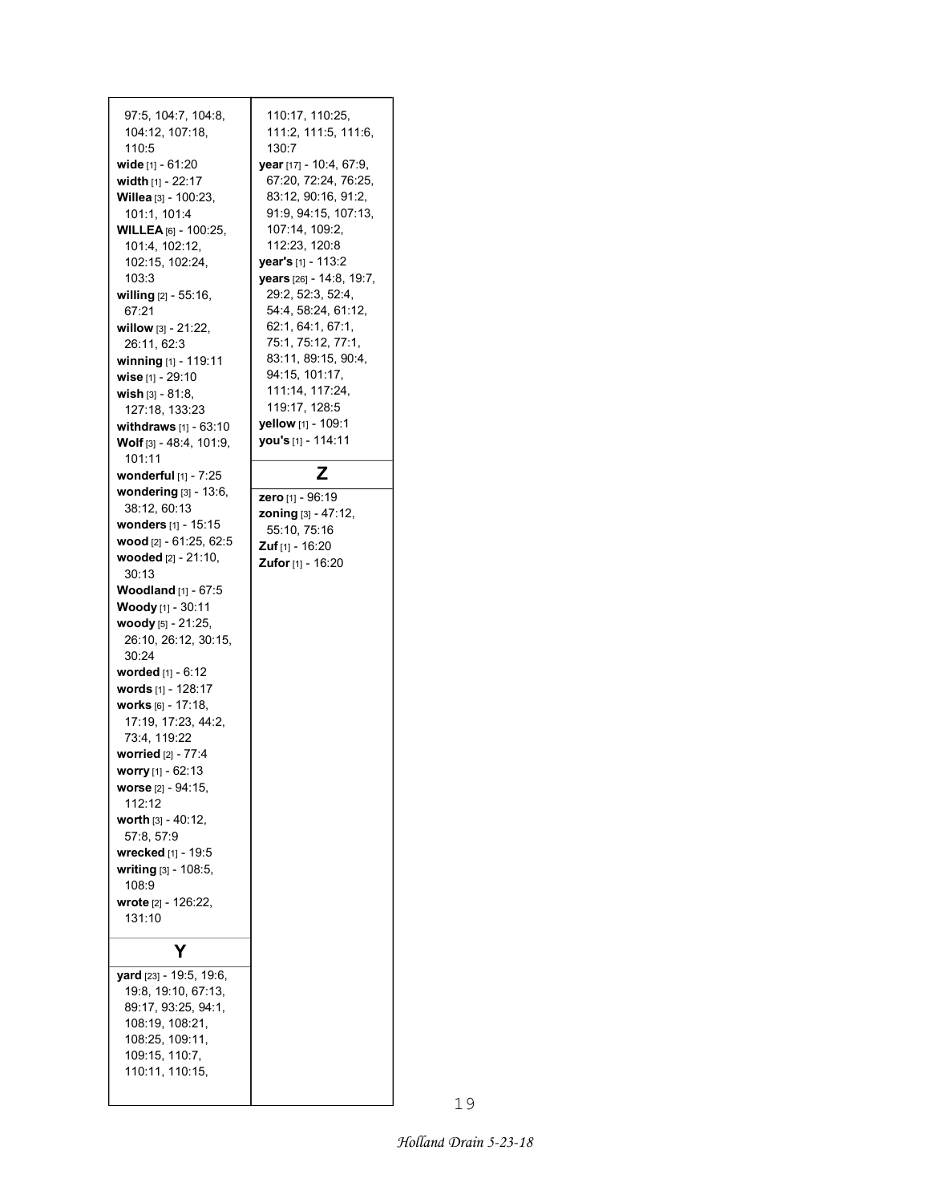97:5, 104:7, 104:8, 104:12, 107:18, 110:5

**wide** [1] - 61:20

**width** [1] - 22:17

**Willea** [3] - 100:23, 101:1, 101:4

**WILLEA** [6] - 100:25, 101:4, 102:12, 102:15, 102:24, 103:3

**willing** [2] - 55:16, 67:21

**willow** [3] - 21:22, 26:11, 62:3

**winning** [1] - 119:11

**wise** [1] - 29:10

**wish** [3] - 81:8, 127:18, 133:23

**withdraws** [1] - 63:10

**Wolf** [3] - 48:4, 101:9, 101:11

**wonderful** [1] - 7:25

**wondering** [3] - 13:6, 38:12, 60:13

**wonders** [1] - 15:15

**wood** [2] - 61:25, 62:5

**wooded** [2] - 21:10, 30:13

**Woodland** [1] - 67:5

**Woody** [1] - 30:11

**woody** [5] - 21:25, 26:10, 26:12, 30:15, 30:24

**worded** [1] - 6:12

**words** [1] - 128:17

**works** [6] - 17:18, 17:19, 17:23, 44:2, 73:4, 119:22

**worried** [2] - 77:4

**worry** [1] - 62:13

**worse** [2] - 94:15, 112:12

**worth** [3] - 40:12, 57:8, 57:9

**wrecked** [1] - 19:5

**writing** [3] - 108:5, 108:9

**wrote** [2] - 126:22, 131:10

## Y

**yard** [23] - 19:5, 19:6, 19:8, 19:10, 67:13, 89:17, 93:25, 94:1, 108:19, 108:21, 108:25, 109:11, 109:15, 110:7, 110:11, 110:15, 110:17, 110:25, 111:2, 111:5, 111:6, 130:7

**year** [17] - 10:4, 67:9, 67:20, 72:24, 76:25, 83:12, 90:16, 91:2, 91:9, 94:15, 107:13, 107:14, 109:2, 112:23, 120:8

**year's** [1] - 113:2

**years** [26] - 14:8, 19:7, 29:2, 52:3, 52:4, 54:4, 58:24, 61:12, 62:1, 64:1, 67:1, 75:1, 75:12, 77:1, 83:11, 89:15, 90:4, 94:15, 101:17, 111:14, 117:24, 119:17, 128:5

**yellow** [1] - 109:1

**you's** [1] - 114:11

## Z

**zero** [1] - 96:19

**zoning** [3] - 47:12, 55:10, 75:16

**Zuf** [1] - 16:20

**Zufor** [1] - 16:20